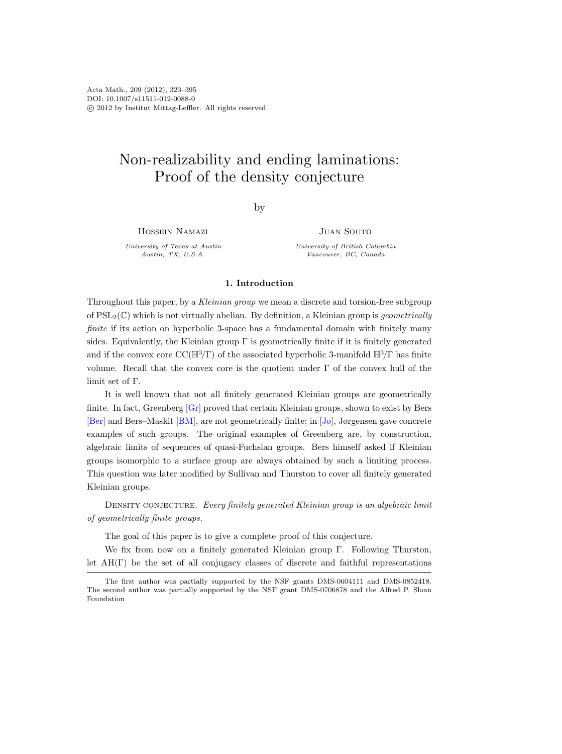Acta Math., 209 (2012), 323–395
DOI: 10.1007/s11511-012-0088-0
© 2012 by Institut Mittag-Leffler. All rights reserved

# Non-realizability and ending laminations: Proof of the density conjecture

by

Hossein Namazi
*University of Texas at Austin*
*Austin, TX, U.S.A.*

Juan Souto
*University of British Columbia*
*Vancouver, BC, Canada*

## 1. Introduction

Throughout this paper, by a *Kleinian group* we mean a discrete and torsion-free subgroup of $\mathrm{PSL}_2(\mathbb{C})$ which is not virtually abelian. By definition, a Kleinian group is *geometrically finite* if its action on hyperbolic 3-space has a fundamental domain with finitely many sides. Equivalently, the Kleinian group $\Gamma$ is geometrically finite if it is finitely generated and if the convex core $\mathrm{CC}(\mathbb{H}^3/\Gamma)$ of the associated hyperbolic 3-manifold $\mathbb{H}^3/\Gamma$ has finite volume. Recall that the convex core is the quotient under $\Gamma$ of the convex hull of the limit set of $\Gamma$.

It is well known that not all finitely generated Kleinian groups are geometrically finite. In fact, Greenberg [Gr] proved that certain Kleinian groups, shown to exist by Bers [Ber] and Bers–Maskit [BM], are not geometrically finite; in [Jø], Jørgensen gave concrete examples of such groups. The original examples of Greenberg are, by construction, algebraic limits of sequences of quasi-Fuchsian groups. Bers himself asked if Kleinian groups isomorphic to a surface group are always obtained by such a limiting process. This question was later modified by Sullivan and Thurston to cover all finitely generated Kleinian groups.

Density conjecture. *Every finitely generated Kleinian group is an algebraic limit of geometrically finite groups.*

The goal of this paper is to give a complete proof of this conjecture.

We fix from now on a finitely generated Kleinian group $\Gamma$. Following Thurston, let $\mathrm{AH}(\Gamma)$ be the set of all conjugacy classes of discrete and faithful representations

The first author was partially supported by the NSF grants DMS-0604111 and DMS-0852418. The second author was partially supported by the NSF grant DMS-0706878 and the Alfred P. Sloan Foundation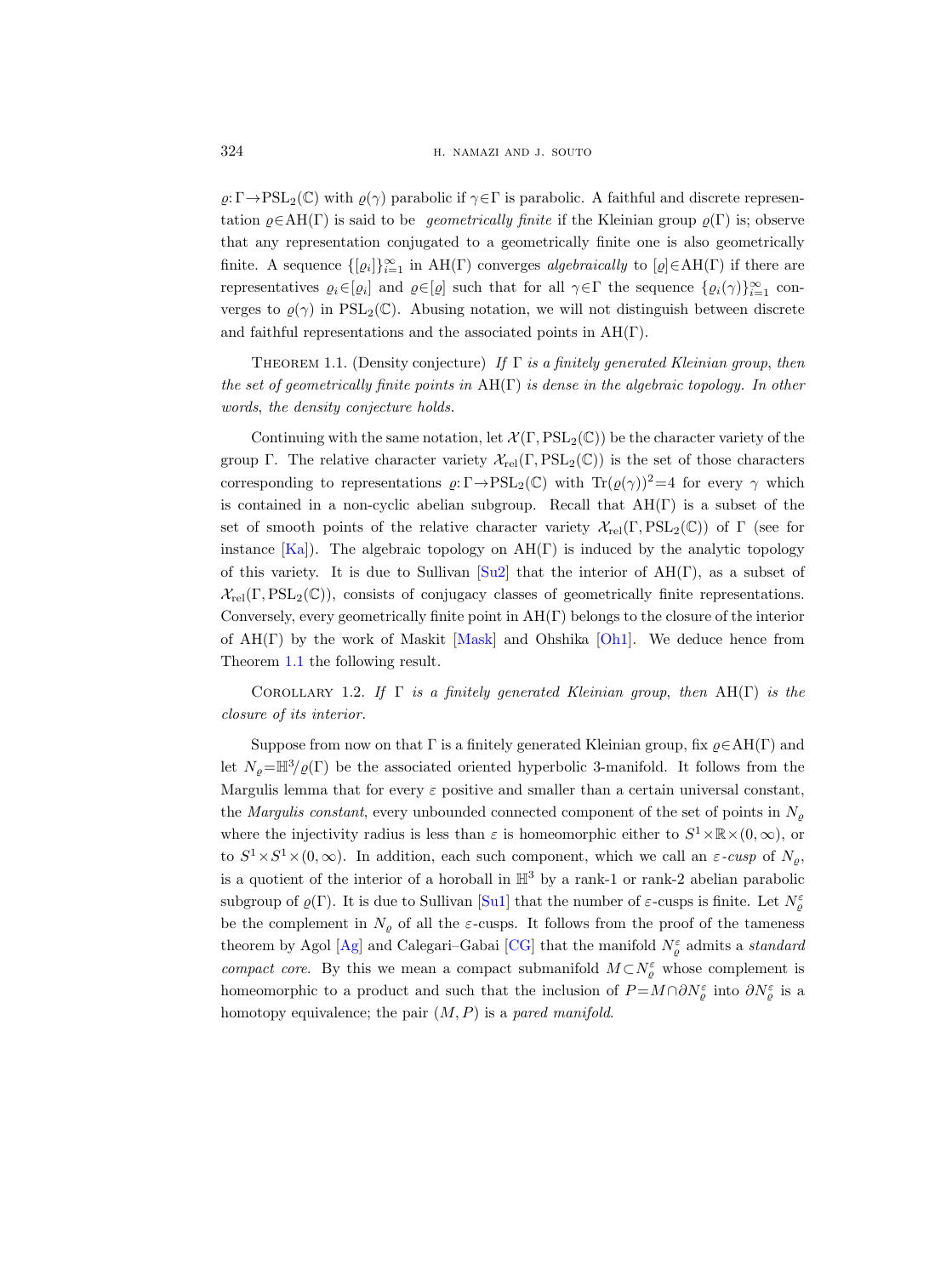$\varrho:\Gamma\to\mathrm{PSL}_2(\mathbb{C})$ with $\varrho(\gamma)$ parabolic if $\gamma\in\Gamma$ is parabolic. A faithful and discrete representation $\varrho\in\mathrm{AH}(\Gamma)$ is said to be *geometrically finite* if the Kleinian group $\varrho(\Gamma)$ is; observe that any representation conjugated to a geometrically finite one is also geometrically finite. A sequence $\{[\varrho_i]\}_{i=1}^{\infty}$ in $\mathrm{AH}(\Gamma)$ converges *algebraically* to $[\varrho]\in\mathrm{AH}(\Gamma)$ if there are representatives $\varrho_i\in[\varrho_i]$ and $\varrho\in[\varrho]$ such that for all $\gamma\in\Gamma$ the sequence $\{\varrho_i(\gamma)\}_{i=1}^{\infty}$ converges to $\varrho(\gamma)$ in $\mathrm{PSL}_2(\mathbb{C})$. Abusing notation, we will not distinguish between discrete and faithful representations and the associated points in $\mathrm{AH}(\Gamma)$.

Theorem 1.1. (Density conjecture) *If $\Gamma$ is a finitely generated Kleinian group, then the set of geometrically finite points in $\mathrm{AH}(\Gamma)$ is dense in the algebraic topology. In other words, the density conjecture holds.*

Continuing with the same notation, let $\mathcal{X}(\Gamma,\mathrm{PSL}_2(\mathbb{C}))$ be the character variety of the group $\Gamma$. The relative character variety $\mathcal{X}_{\mathrm{rel}}(\Gamma,\mathrm{PSL}_2(\mathbb{C}))$ is the set of those characters corresponding to representations $\varrho:\Gamma\to\mathrm{PSL}_2(\mathbb{C})$ with $\mathrm{Tr}(\varrho(\gamma))^2=4$ for every $\gamma$ which is contained in a non-cyclic abelian subgroup. Recall that $\mathrm{AH}(\Gamma)$ is a subset of the set of smooth points of the relative character variety $\mathcal{X}_{\mathrm{rel}}(\Gamma,\mathrm{PSL}_2(\mathbb{C}))$ of $\Gamma$ (see for instance [Ka]). The algebraic topology on $\mathrm{AH}(\Gamma)$ is induced by the analytic topology of this variety. It is due to Sullivan [Su2] that the interior of $\mathrm{AH}(\Gamma)$, as a subset of $\mathcal{X}_{\mathrm{rel}}(\Gamma,\mathrm{PSL}_2(\mathbb{C}))$, consists of conjugacy classes of geometrically finite representations. Conversely, every geometrically finite point in $\mathrm{AH}(\Gamma)$ belongs to the closure of the interior of $\mathrm{AH}(\Gamma)$ by the work of Maskit [Mask] and Ohshika [Oh1]. We deduce hence from Theorem 1.1 the following result.

Corollary 1.2. *If $\Gamma$ is a finitely generated Kleinian group, then $\mathrm{AH}(\Gamma)$ is the closure of its interior.*

Suppose from now on that $\Gamma$ is a finitely generated Kleinian group, fix $\varrho\in\mathrm{AH}(\Gamma)$ and let $N_\varrho=\mathbb{H}^3/\varrho(\Gamma)$ be the associated oriented hyperbolic 3-manifold. It follows from the Margulis lemma that for every $\varepsilon$ positive and smaller than a certain universal constant, the *Margulis constant*, every unbounded connected component of the set of points in $N_\varrho$ where the injectivity radius is less than $\varepsilon$ is homeomorphic either to $S^1\times\mathbb{R}\times(0,\infty)$, or to $S^1\times S^1\times(0,\infty)$. In addition, each such component, which we call an *$\varepsilon$-cusp* of $N_\varrho$, is a quotient of the interior of a horoball in $\mathbb{H}^3$ by a rank-1 or rank-2 abelian parabolic subgroup of $\varrho(\Gamma)$. It is due to Sullivan [Su1] that the number of $\varepsilon$-cusps is finite. Let $N_\varrho^\varepsilon$ be the complement in $N_\varrho$ of all the $\varepsilon$-cusps. It follows from the proof of the tameness theorem by Agol [Ag] and Calegari–Gabai [CG] that the manifold $N_\varrho^\varepsilon$ admits a *standard compact core*. By this we mean a compact submanifold $M\subset N_\varrho^\varepsilon$ whose complement is homeomorphic to a product and such that the inclusion of $P=M\cap\partial N_\varrho^\varepsilon$ into $\partial N_\varrho^\varepsilon$ is a homotopy equivalence; the pair $(M,P)$ is a *pared manifold*.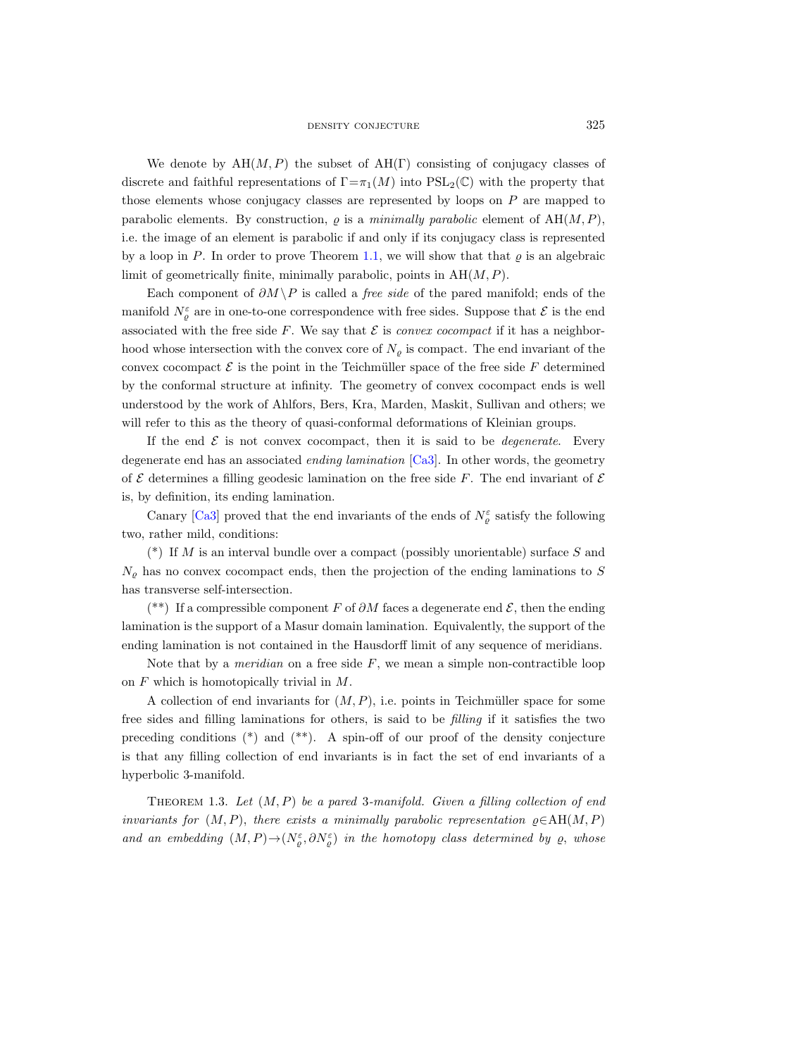We denote by $\mathrm{AH}(M,P)$ the subset of $\mathrm{AH}(\Gamma)$ consisting of conjugacy classes of discrete and faithful representations of $\Gamma=\pi_1(M)$ into $\mathrm{PSL}_2(\mathbb{C})$ with the property that those elements whose conjugacy classes are represented by loops on $P$ are mapped to parabolic elements. By construction, $\varrho$ is a *minimally parabolic* element of $\mathrm{AH}(M,P)$, i.e. the image of an element is parabolic if and only if its conjugacy class is represented by a loop in $P$. In order to prove Theorem 1.1, we will show that that $\varrho$ is an algebraic limit of geometrically finite, minimally parabolic, points in $\mathrm{AH}(M,P)$.

Each component of $\partial M\setminus P$ is called a *free side* of the pared manifold; ends of the manifold $N_\varrho^\varepsilon$ are in one-to-one correspondence with free sides. Suppose that $\mathcal{E}$ is the end associated with the free side $F$. We say that $\mathcal{E}$ is *convex cocompact* if it has a neighborhood whose intersection with the convex core of $N_\varrho$ is compact. The end invariant of the convex cocompact $\mathcal{E}$ is the point in the Teichmüller space of the free side $F$ determined by the conformal structure at infinity. The geometry of convex cocompact ends is well understood by the work of Ahlfors, Bers, Kra, Marden, Maskit, Sullivan and others; we will refer to this as the theory of quasi-conformal deformations of Kleinian groups.

If the end $\mathcal{E}$ is not convex cocompact, then it is said to be *degenerate*. Every degenerate end has an associated *ending lamination* [Ca3]. In other words, the geometry of $\mathcal{E}$ determines a filling geodesic lamination on the free side $F$. The end invariant of $\mathcal{E}$ is, by definition, its ending lamination.

Canary [Ca3] proved that the end invariants of the ends of $N_\varrho^\varepsilon$ satisfy the following two, rather mild, conditions:

(*) If $M$ is an interval bundle over a compact (possibly unorientable) surface $S$ and $N_\varrho$ has no convex cocompact ends, then the projection of the ending laminations to $S$ has transverse self-intersection.

(**) If a compressible component $F$ of $\partial M$ faces a degenerate end $\mathcal{E}$, then the ending lamination is the support of a Masur domain lamination. Equivalently, the support of the ending lamination is not contained in the Hausdorff limit of any sequence of meridians.

Note that by a *meridian* on a free side $F$, we mean a simple non-contractible loop on $F$ which is homotopically trivial in $M$.

A collection of end invariants for $(M,P)$, i.e. points in Teichmüller space for some free sides and filling laminations for others, is said to be *filling* if it satisfies the two preceding conditions (*) and (**). A spin-off of our proof of the density conjecture is that any filling collection of end invariants is in fact the set of end invariants of a hyperbolic 3-manifold.

Theorem 1.3. *Let $(M,P)$ be a pared 3-manifold. Given a filling collection of end invariants for $(M,P)$, there exists a minimally parabolic representation $\varrho\in\mathrm{AH}(M,P)$ and an embedding $(M,P)\to(N_\varrho^\varepsilon,\partial N_\varrho^\varepsilon)$ in the homotopy class determined by $\varrho$, whose*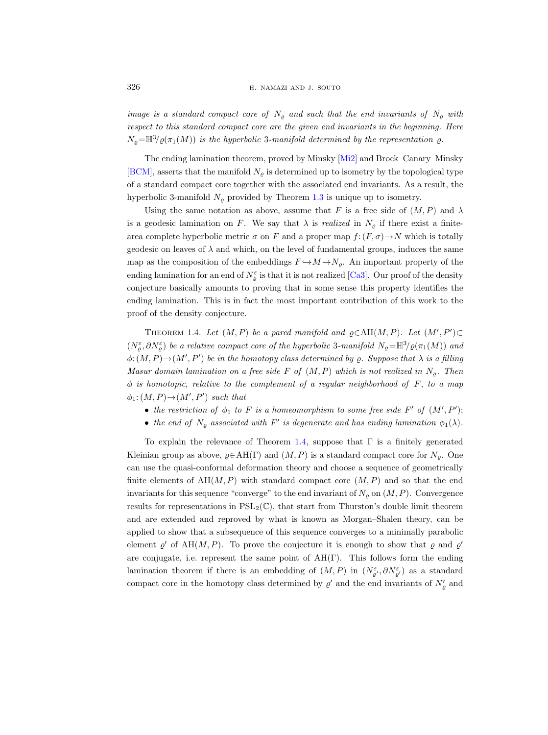*image is a standard compact core of $N_\varrho$ and such that the end invariants of $N_\varrho$ with respect to this standard compact core are the given end invariants in the beginning. Here $N_\varrho = \mathbb{H}^3/\varrho(\pi_1(M))$ is the hyperbolic 3-manifold determined by the representation $\varrho$.*

The ending lamination theorem, proved by Minsky [Mi2] and Brock–Canary–Minsky [BCM], asserts that the manifold $N_\varrho$ is determined up to isometry by the topological type of a standard compact core together with the associated end invariants. As a result, the hyperbolic 3-manifold $N_\varrho$ provided by Theorem 1.3 is unique up to isometry.

Using the same notation as above, assume that $F$ is a free side of $(M,P)$ and $\lambda$ is a geodesic lamination on $F$. We say that $\lambda$ is *realized* in $N_\varrho$ if there exist a finite-area complete hyperbolic metric $\sigma$ on $F$ and a proper map $f\colon (F,\sigma)\to N$ which is totally geodesic on leaves of $\lambda$ and which, on the level of fundamental groups, induces the same map as the composition of the embeddings $F\hookrightarrow M\to N_\varrho$. An important property of the ending lamination for an end of $N_\varrho^\varepsilon$ is that it is not realized [Ca3]. Our proof of the density conjecture basically amounts to proving that in some sense this property identifies the ending lamination. This is in fact the most important contribution of this work to the proof of the density conjecture.

Theorem 1.4. *Let $(M,P)$ be a pared manifold and $\varrho\in \mathrm{AH}(M,P)$. Let $(M',P')\subset (N_\varrho^\varepsilon, \partial N_\varrho^\varepsilon)$ be a relative compact core of the hyperbolic 3-manifold $N_\varrho = \mathbb{H}^3/\varrho(\pi_1(M))$ and $\phi\colon (M,P)\to(M',P')$ be in the homotopy class determined by $\varrho$. Suppose that $\lambda$ is a filling Masur domain lamination on a free side $F$ of $(M,P)$ which is not realized in $N_\varrho$. Then $\phi$ is homotopic, relative to the complement of a regular neighborhood of $F$, to a map $\phi_1\colon (M,P)\to(M',P')$ such that*

- *the restriction of $\phi_1$ to $F$ is a homeomorphism to some free side $F'$ of $(M',P')$;*
- *the end of $N_\varrho$ associated with $F'$ is degenerate and has ending lamination $\phi_1(\lambda)$.*

To explain the relevance of Theorem 1.4, suppose that $\Gamma$ is a finitely generated Kleinian group as above, $\varrho\in\mathrm{AH}(\Gamma)$ and $(M,P)$ is a standard compact core for $N_\varrho$. One can use the quasi-conformal deformation theory and choose a sequence of geometrically finite elements of $\mathrm{AH}(M,P)$ with standard compact core $(M,P)$ and so that the end invariants for this sequence "converge" to the end invariant of $N_\varrho$ on $(M,P)$. Convergence results for representations in $\mathrm{PSL}_2(\mathbb{C})$, that start from Thurston's double limit theorem and are extended and reproved by what is known as Morgan–Shalen theory, can be applied to show that a subsequence of this sequence converges to a minimally parabolic element $\varrho'$ of $\mathrm{AH}(M,P)$. To prove the conjecture it is enough to show that $\varrho$ and $\varrho'$ are conjugate, i.e. represent the same point of $\mathrm{AH}(\Gamma)$. This follows form the ending lamination theorem if there is an embedding of $(M,P)$ in $(N_{\varrho'}^\varepsilon, \partial N_{\varrho'}^\varepsilon)$ as a standard compact core in the homotopy class determined by $\varrho'$ and the end invariants of $N'_\varrho$ and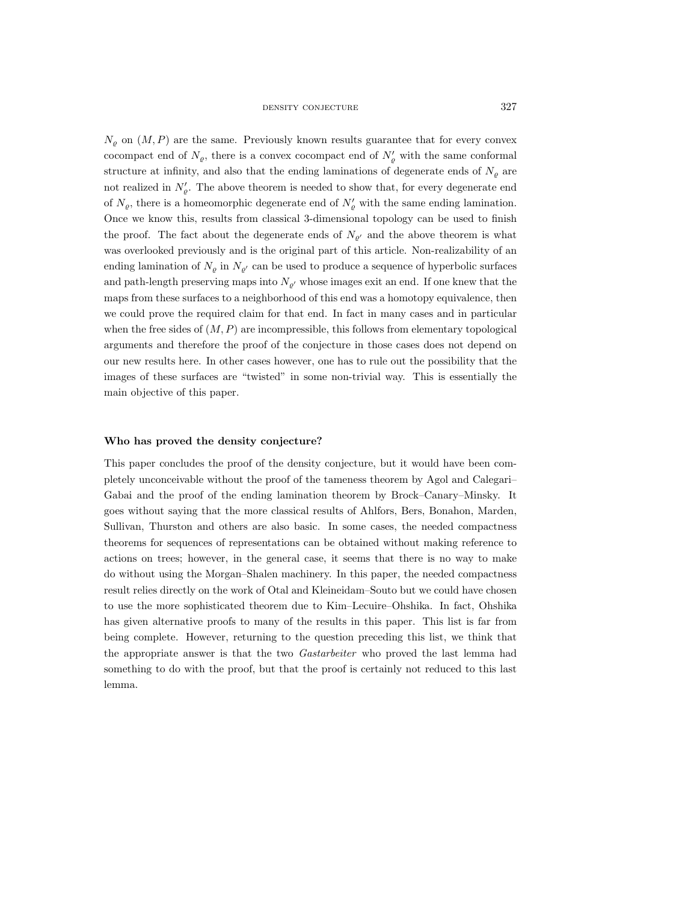$N_\varrho$ on $(M,P)$ are the same. Previously known results guarantee that for every convex cocompact end of $N_\varrho$, there is a convex cocompact end of $N'_\varrho$ with the same conformal structure at infinity, and also that the ending laminations of degenerate ends of $N_\varrho$ are not realized in $N'_\varrho$. The above theorem is needed to show that, for every degenerate end of $N_\varrho$, there is a homeomorphic degenerate end of $N'_\varrho$ with the same ending lamination. Once we know this, results from classical 3-dimensional topology can be used to finish the proof. The fact about the degenerate ends of $N_{\varrho'}$ and the above theorem is what was overlooked previously and is the original part of this article. Non-realizability of an ending lamination of $N_\varrho$ in $N_{\varrho'}$ can be used to produce a sequence of hyperbolic surfaces and path-length preserving maps into $N_{\varrho'}$ whose images exit an end. If one knew that the maps from these surfaces to a neighborhood of this end was a homotopy equivalence, then we could prove the required claim for that end. In fact in many cases and in particular when the free sides of $(M,P)$ are incompressible, this follows from elementary topological arguments and therefore the proof of the conjecture in those cases does not depend on our new results here. In other cases however, one has to rule out the possibility that the images of these surfaces are "twisted" in some non-trivial way. This is essentially the main objective of this paper.

**Who has proved the density conjecture?**

This paper concludes the proof of the density conjecture, but it would have been completely unconceivable without the proof of the tameness theorem by Agol and Calegari–Gabai and the proof of the ending lamination theorem by Brock–Canary–Minsky. It goes without saying that the more classical results of Ahlfors, Bers, Bonahon, Marden, Sullivan, Thurston and others are also basic. In some cases, the needed compactness theorems for sequences of representations can be obtained without making reference to actions on trees; however, in the general case, it seems that there is no way to make do without using the Morgan–Shalen machinery. In this paper, the needed compactness result relies directly on the work of Otal and Kleineidam–Souto but we could have chosen to use the more sophisticated theorem due to Kim–Lecuire–Ohshika. In fact, Ohshika has given alternative proofs to many of the results in this paper. This list is far from being complete. However, returning to the question preceding this list, we think that the appropriate answer is that the two *Gastarbeiter* who proved the last lemma had something to do with the proof, but that the proof is certainly not reduced to this last lemma.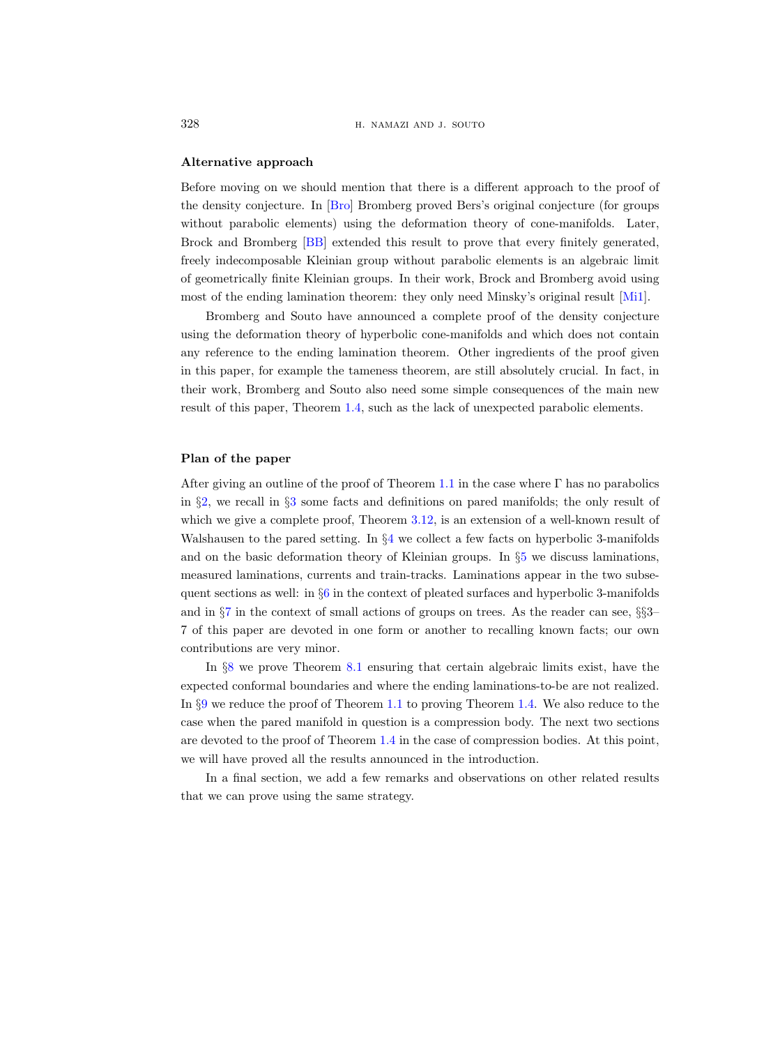#### Alternative approach

Before moving on we should mention that there is a different approach to the proof of the density conjecture. In [Bro] Bromberg proved Bers's original conjecture (for groups without parabolic elements) using the deformation theory of cone-manifolds. Later, Brock and Bromberg [BB] extended this result to prove that every finitely generated, freely indecomposable Kleinian group without parabolic elements is an algebraic limit of geometrically finite Kleinian groups. In their work, Brock and Bromberg avoid using most of the ending lamination theorem: they only need Minsky's original result [Mi1].

Bromberg and Souto have announced a complete proof of the density conjecture using the deformation theory of hyperbolic cone-manifolds and which does not contain any reference to the ending lamination theorem. Other ingredients of the proof given in this paper, for example the tameness theorem, are still absolutely crucial. In fact, in their work, Bromberg and Souto also need some simple consequences of the main new result of this paper, Theorem 1.4, such as the lack of unexpected parabolic elements.

#### Plan of the paper

After giving an outline of the proof of Theorem 1.1 in the case where $\Gamma$ has no parabolics in §2, we recall in §3 some facts and definitions on pared manifolds; the only result of which we give a complete proof, Theorem 3.12, is an extension of a well-known result of Walshausen to the pared setting. In §4 we collect a few facts on hyperbolic 3-manifolds and on the basic deformation theory of Kleinian groups. In §5 we discuss laminations, measured laminations, currents and train-tracks. Laminations appear in the two subsequent sections as well: in §6 in the context of pleated surfaces and hyperbolic 3-manifolds and in §7 in the context of small actions of groups on trees. As the reader can see, §§3–7 of this paper are devoted in one form or another to recalling known facts; our own contributions are very minor.

In §8 we prove Theorem 8.1 ensuring that certain algebraic limits exist, have the expected conformal boundaries and where the ending laminations-to-be are not realized. In §9 we reduce the proof of Theorem 1.1 to proving Theorem 1.4. We also reduce to the case when the pared manifold in question is a compression body. The next two sections are devoted to the proof of Theorem 1.4 in the case of compression bodies. At this point, we will have proved all the results announced in the introduction.

In a final section, we add a few remarks and observations on other related results that we can prove using the same strategy.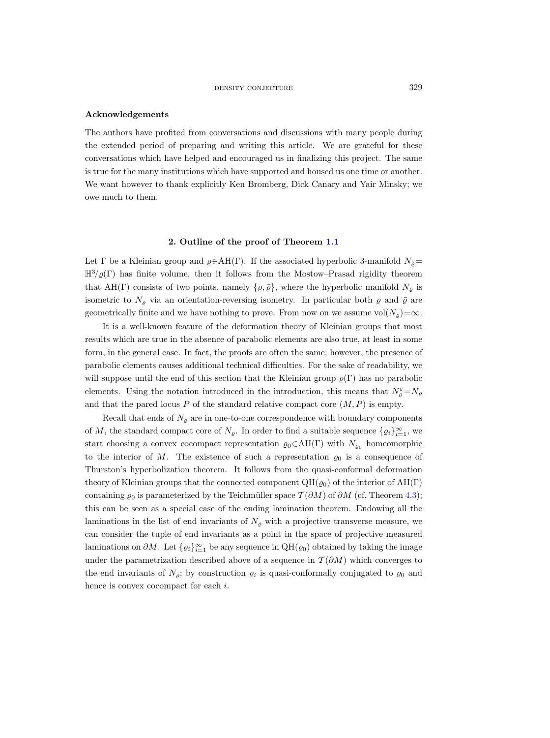## Acknowledgements

The authors have profited from conversations and discussions with many people during the extended period of preparing and writing this article. We are grateful for these conversations which have helped and encouraged us in finalizing this project. The same is true for the many institutions which have supported and housed us one time or another. We want however to thank explicitly Ken Bromberg, Dick Canary and Yair Minsky; we owe much to them.

## 2. Outline of the proof of Theorem 1.1

Let $\Gamma$ be a Kleinian group and $\varrho \in \mathrm{AH}(\Gamma)$. If the associated hyperbolic 3-manifold $N_\varrho = \mathbb{H}^3/\varrho(\Gamma)$ has finite volume, then it follows from the Mostow–Prasad rigidity theorem that $\mathrm{AH}(\Gamma)$ consists of two points, namely $\{\varrho, \bar{\varrho}\}$, where the hyperbolic manifold $N_{\bar{\varrho}}$ is isometric to $N_\varrho$ via an orientation-reversing isometry. In particular both $\varrho$ and $\bar{\varrho}$ are geometrically finite and we have nothing to prove. From now on we assume $\mathrm{vol}(N_\varrho) = \infty$.

It is a well-known feature of the deformation theory of Kleinian groups that most results which are true in the absence of parabolic elements are also true, at least in some form, in the general case. In fact, the proofs are often the same; however, the presence of parabolic elements causes additional technical difficulties. For the sake of readability, we will suppose until the end of this section that the Kleinian group $\varrho(\Gamma)$ has no parabolic elements. Using the notation introduced in the introduction, this means that $N_\varrho^\varepsilon = N_\varrho$ and that the pared locus $P$ of the standard relative compact core $(M, P)$ is empty.

Recall that ends of $N_\varrho$ are in one-to-one correspondence with boundary components of $M$, the standard compact core of $N_\varrho$. In order to find a suitable sequence $\{\varrho_i\}_{i=1}^\infty$, we start choosing a convex cocompact representation $\varrho_0 \in \mathrm{AH}(\Gamma)$ with $N_{\varrho_0}$ homeomorphic to the interior of $M$. The existence of such a representation $\varrho_0$ is a consequence of Thurston's hyperbolization theorem. It follows from the quasi-conformal deformation theory of Kleinian groups that the connected component $\mathrm{QH}(\varrho_0)$ of the interior of $\mathrm{AH}(\Gamma)$ containing $\varrho_0$ is parameterized by the Teichmüller space $\mathcal{T}(\partial M)$ of $\partial M$ (cf. Theorem 4.3); this can be seen as a special case of the ending lamination theorem. Endowing all the laminations in the list of end invariants of $N_\varrho$ with a projective transverse measure, we can consider the tuple of end invariants as a point in the space of projective measured laminations on $\partial M$. Let $\{\varrho_i\}_{i=1}^\infty$ be any sequence in $\mathrm{QH}(\varrho_0)$ obtained by taking the image under the parametrization described above of a sequence in $\mathcal{T}(\partial M)$ which converges to the end invariants of $N_\varrho$; by construction $\varrho_i$ is quasi-conformally conjugated to $\varrho_0$ and hence is convex cocompact for each $i$.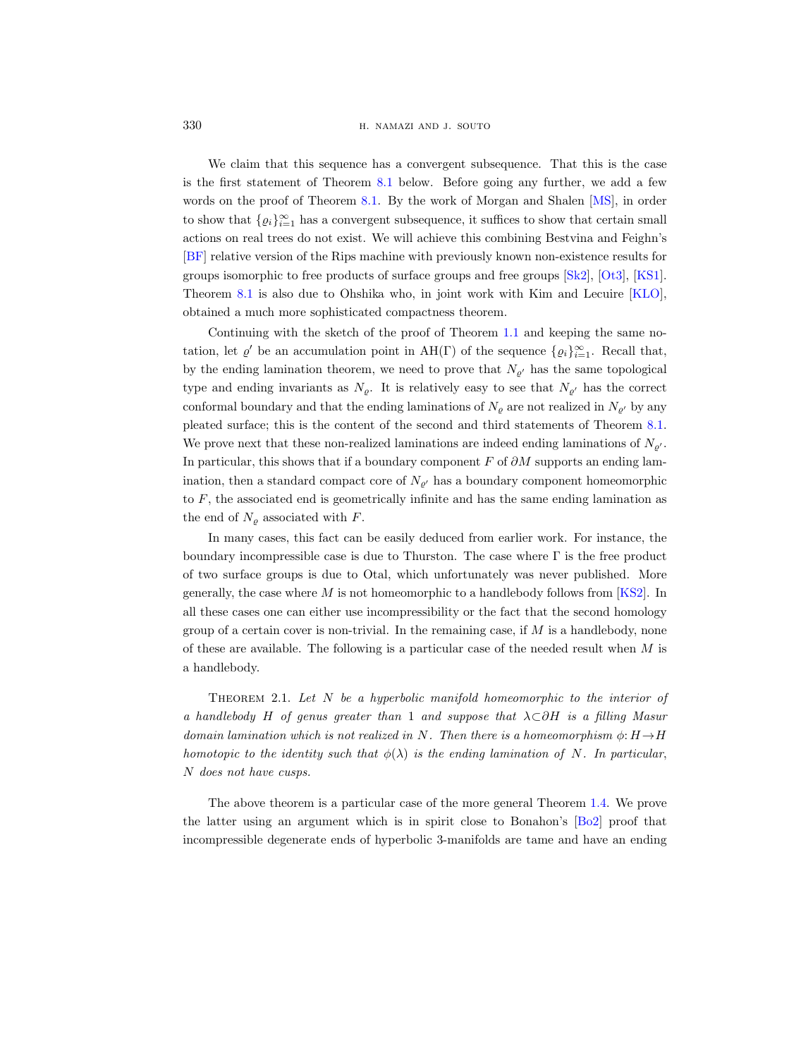We claim that this sequence has a convergent subsequence. That this is the case is the first statement of Theorem 8.1 below. Before going any further, we add a few words on the proof of Theorem 8.1. By the work of Morgan and Shalen [MS], in order to show that $\{\varrho_i\}_{i=1}^\infty$ has a convergent subsequence, it suffices to show that certain small actions on real trees do not exist. We will achieve this combining Bestvina and Feighn's [BF] relative version of the Rips machine with previously known non-existence results for groups isomorphic to free products of surface groups and free groups [Sk2], [Ot3], [KS1]. Theorem 8.1 is also due to Ohshika who, in joint work with Kim and Lecuire [KLO], obtained a much more sophisticated compactness theorem.

Continuing with the sketch of the proof of Theorem 1.1 and keeping the same notation, let $\varrho'$ be an accumulation point in $\mathrm{AH}(\Gamma)$ of the sequence $\{\varrho_i\}_{i=1}^\infty$. Recall that, by the ending lamination theorem, we need to prove that $N_{\varrho'}$ has the same topological type and ending invariants as $N_\varrho$. It is relatively easy to see that $N_{\varrho'}$ has the correct conformal boundary and that the ending laminations of $N_\varrho$ are not realized in $N_{\varrho'}$ by any pleated surface; this is the content of the second and third statements of Theorem 8.1. We prove next that these non-realized laminations are indeed ending laminations of $N_{\varrho'}$. In particular, this shows that if a boundary component $F$ of $\partial M$ supports an ending lamination, then a standard compact core of $N_{\varrho'}$ has a boundary component homeomorphic to $F$, the associated end is geometrically infinite and has the same ending lamination as the end of $N_\varrho$ associated with $F$.

In many cases, this fact can be easily deduced from earlier work. For instance, the boundary incompressible case is due to Thurston. The case where $\Gamma$ is the free product of two surface groups is due to Otal, which unfortunately was never published. More generally, the case where $M$ is not homeomorphic to a handlebody follows from [KS2]. In all these cases one can either use incompressibility or the fact that the second homology group of a certain cover is non-trivial. In the remaining case, if $M$ is a handlebody, none of these are available. The following is a particular case of the needed result when $M$ is a handlebody.

**Theorem 2.1.** *Let $N$ be a hyperbolic manifold homeomorphic to the interior of a handlebody $H$ of genus greater than 1 and suppose that $\lambda\subset\partial H$ is a filling Masur domain lamination which is not realized in $N$. Then there is a homeomorphism $\phi: H\to H$ homotopic to the identity such that $\phi(\lambda)$ is the ending lamination of $N$. In particular, $N$ does not have cusps.*

The above theorem is a particular case of the more general Theorem 1.4. We prove the latter using an argument which is in spirit close to Bonahon's [Bo2] proof that incompressible degenerate ends of hyperbolic 3-manifolds are tame and have an ending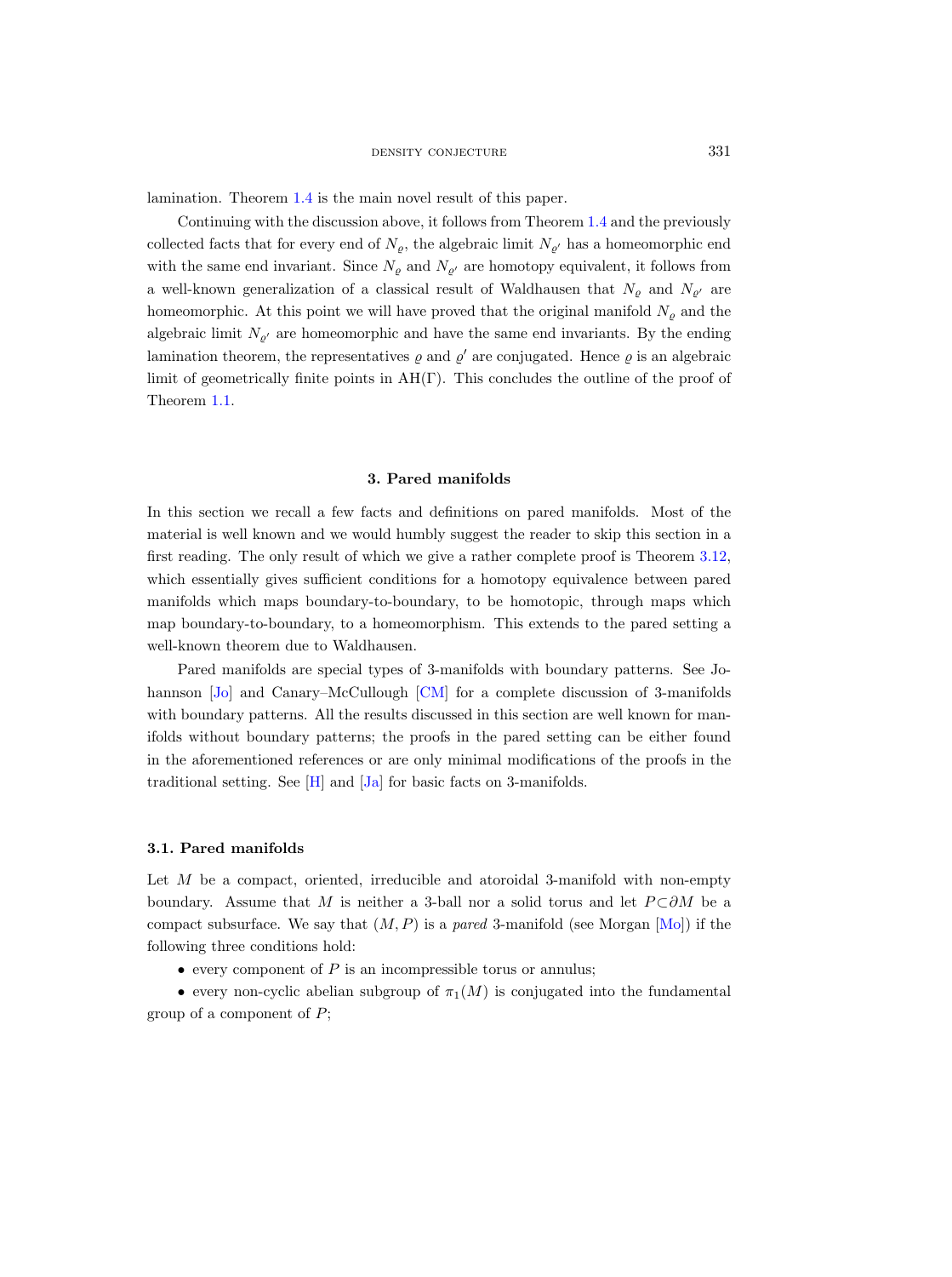lamination. Theorem 1.4 is the main novel result of this paper.

Continuing with the discussion above, it follows from Theorem 1.4 and the previously collected facts that for every end of $N_\varrho$, the algebraic limit $N_{\varrho'}$ has a homeomorphic end with the same end invariant. Since $N_\varrho$ and $N_{\varrho'}$ are homotopy equivalent, it follows from a well-known generalization of a classical result of Waldhausen that $N_\varrho$ and $N_{\varrho'}$ are homeomorphic. At this point we will have proved that the original manifold $N_\varrho$ and the algebraic limit $N_{\varrho'}$ are homeomorphic and have the same end invariants. By the ending lamination theorem, the representatives $\varrho$ and $\varrho'$ are conjugated. Hence $\varrho$ is an algebraic limit of geometrically finite points in $\mathrm{AH}(\Gamma)$. This concludes the outline of the proof of Theorem 1.1.

## 3. Pared manifolds

In this section we recall a few facts and definitions on pared manifolds. Most of the material is well known and we would humbly suggest the reader to skip this section in a first reading. The only result of which we give a rather complete proof is Theorem 3.12, which essentially gives sufficient conditions for a homotopy equivalence between pared manifolds which maps boundary-to-boundary, to be homotopic, through maps which map boundary-to-boundary, to a homeomorphism. This extends to the pared setting a well-known theorem due to Waldhausen.

Pared manifolds are special types of 3-manifolds with boundary patterns. See Johannson [Jo] and Canary–McCullough [CM] for a complete discussion of 3-manifolds with boundary patterns. All the results discussed in this section are well known for manifolds without boundary patterns; the proofs in the pared setting can be either found in the aforementioned references or are only minimal modifications of the proofs in the traditional setting. See [H] and [Ja] for basic facts on 3-manifolds.

### 3.1. Pared manifolds

Let $M$ be a compact, oriented, irreducible and atoroidal 3-manifold with non-empty boundary. Assume that $M$ is neither a 3-ball nor a solid torus and let $P\subset\partial M$ be a compact subsurface. We say that $(M,P)$ is a *pared* 3-manifold (see Morgan [Mo]) if the following three conditions hold:

- every component of $P$ is an incompressible torus or annulus;
- every non-cyclic abelian subgroup of $\pi_1(M)$ is conjugated into the fundamental group of a component of $P$;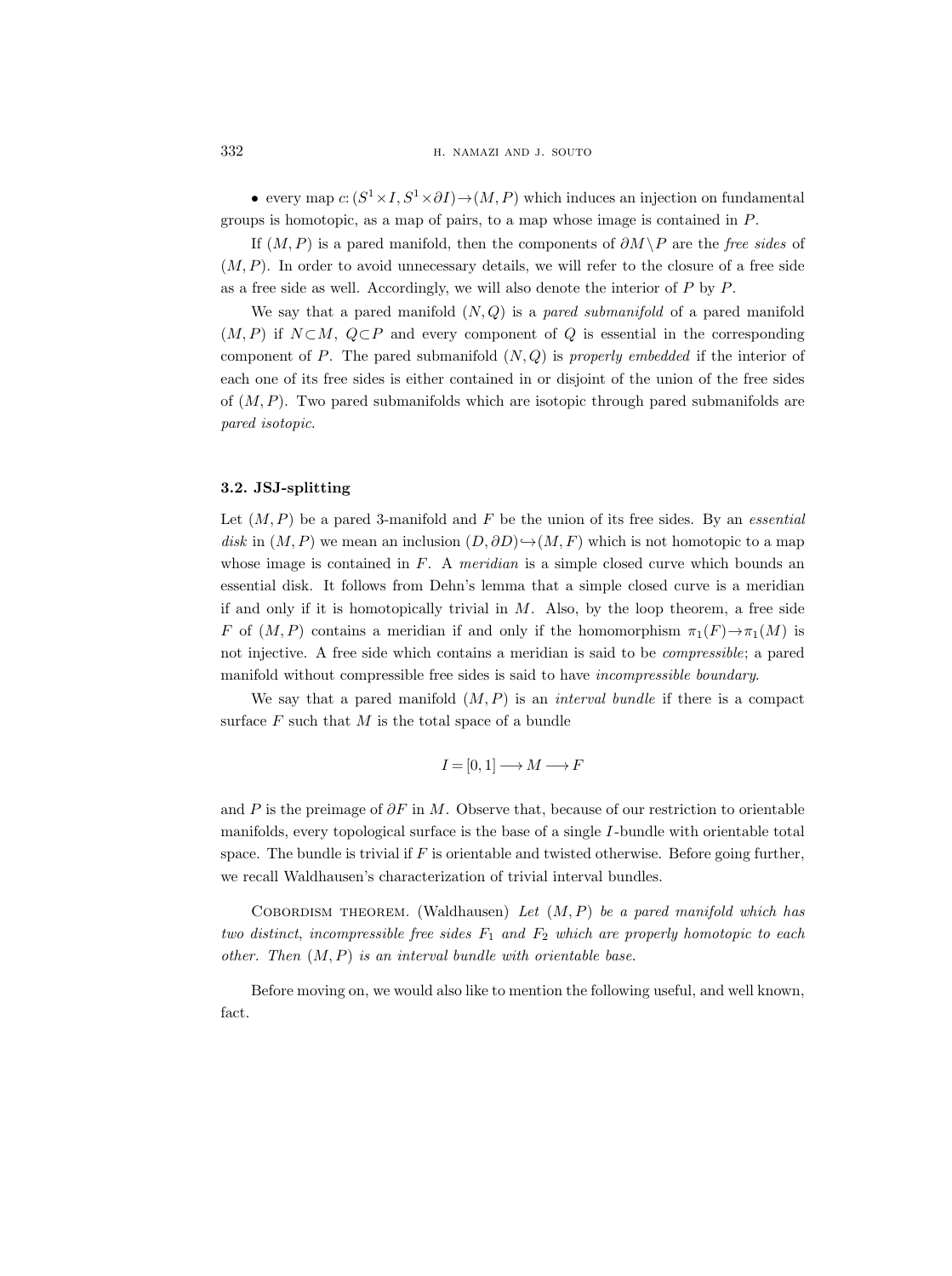- every map $c: (S^1 \times I, S^1 \times \partial I) \to (M, P)$ which induces an injection on fundamental groups is homotopic, as a map of pairs, to a map whose image is contained in $P$.

If $(M, P)$ is a pared manifold, then the components of $\partial M \setminus P$ are the *free sides* of $(M, P)$. In order to avoid unnecessary details, we will refer to the closure of a free side as a free side as well. Accordingly, we will also denote the interior of $P$ by $P$.

We say that a pared manifold $(N, Q)$ is a *pared submanifold* of a pared manifold $(M, P)$ if $N \subset M$, $Q \subset P$ and every component of $Q$ is essential in the corresponding component of $P$. The pared submanifold $(N, Q)$ is *properly embedded* if the interior of each one of its free sides is either contained in or disjoint of the union of the free sides of $(M, P)$. Two pared submanifolds which are isotopic through pared submanifolds are *pared isotopic*.

### 3.2. JSJ-splitting

Let $(M, P)$ be a pared 3-manifold and $F$ be the union of its free sides. By an *essential disk* in $(M, P)$ we mean an inclusion $(D, \partial D) \hookrightarrow (M, F)$ which is not homotopic to a map whose image is contained in $F$. A *meridian* is a simple closed curve which bounds an essential disk. It follows from Dehn's lemma that a simple closed curve is a meridian if and only if it is homotopically trivial in $M$. Also, by the loop theorem, a free side $F$ of $(M, P)$ contains a meridian if and only if the homomorphism $\pi_1(F) \to \pi_1(M)$ is not injective. A free side which contains a meridian is said to be *compressible*; a pared manifold without compressible free sides is said to have *incompressible boundary*.

We say that a pared manifold $(M, P)$ is an *interval bundle* if there is a compact surface $F$ such that $M$ is the total space of a bundle

$$I = [0, 1] \longrightarrow M \longrightarrow F$$

and $P$ is the preimage of $\partial F$ in $M$. Observe that, because of our restriction to orientable manifolds, every topological surface is the base of a single $I$-bundle with orientable total space. The bundle is trivial if $F$ is orientable and twisted otherwise. Before going further, we recall Waldhausen's characterization of trivial interval bundles.

Cobordism theorem. (Waldhausen) *Let $(M, P)$ be a pared manifold which has two distinct, incompressible free sides $F_1$ and $F_2$ which are properly homotopic to each other. Then $(M, P)$ is an interval bundle with orientable base.*

Before moving on, we would also like to mention the following useful, and well known, fact.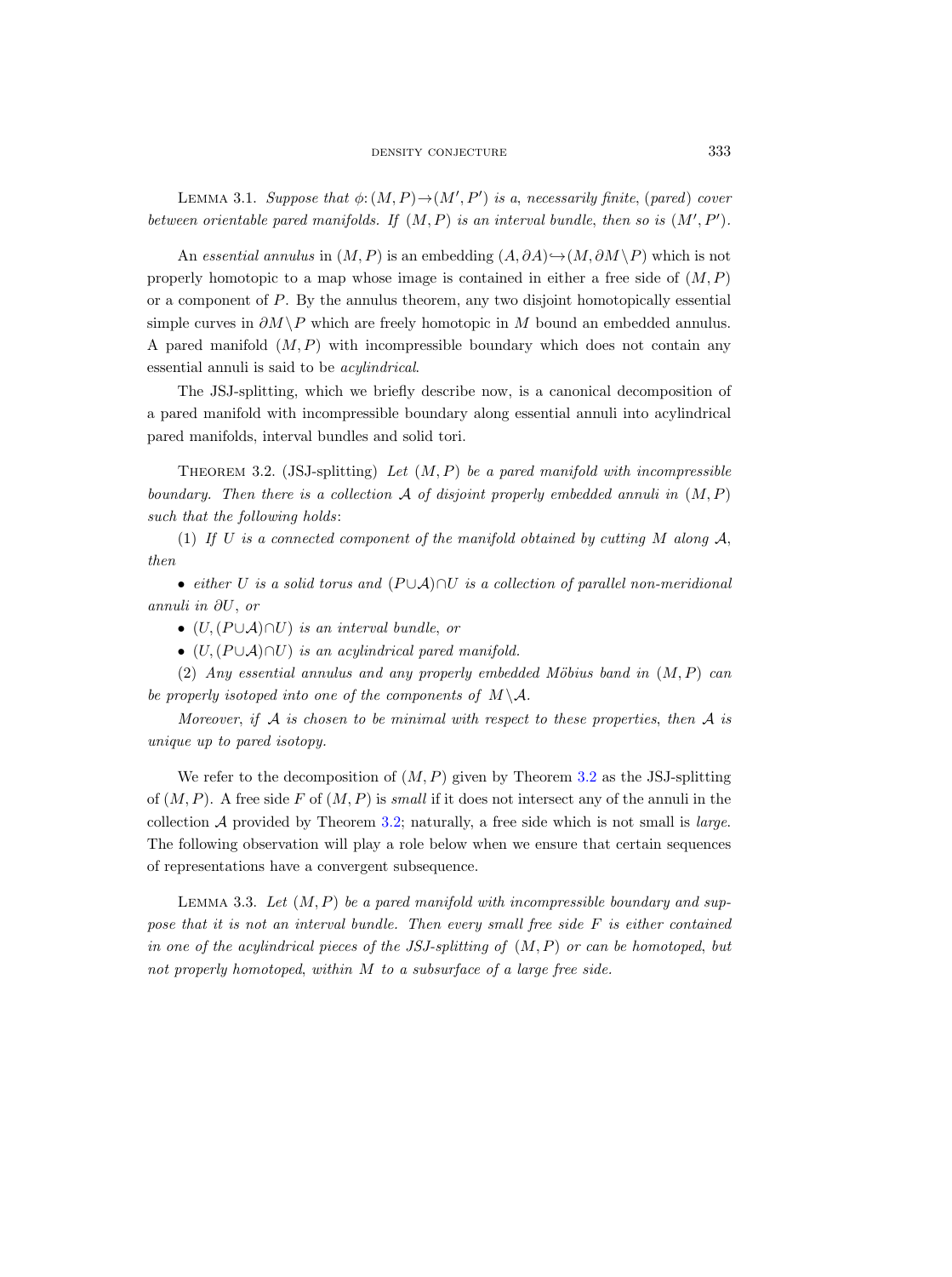Lemma 3.1. *Suppose that $\phi\colon (M,P)\to(M',P')$ is a, necessarily finite, (pared) cover between orientable pared manifolds. If $(M,P)$ is an interval bundle, then so is $(M',P')$.*

An *essential annulus* in $(M,P)$ is an embedding $(A,\partial A)\hookrightarrow(M,\partial M\setminus P)$ which is not properly homotopic to a map whose image is contained in either a free side of $(M,P)$ or a component of $P$. By the annulus theorem, any two disjoint homotopically essential simple curves in $\partial M\setminus P$ which are freely homotopic in $M$ bound an embedded annulus. A pared manifold $(M,P)$ with incompressible boundary which does not contain any essential annuli is said to be *acylindrical*.

The JSJ-splitting, which we briefly describe now, is a canonical decomposition of a pared manifold with incompressible boundary along essential annuli into acylindrical pared manifolds, interval bundles and solid tori.

Theorem 3.2. (JSJ-splitting) *Let $(M,P)$ be a pared manifold with incompressible boundary. Then there is a collection $\mathcal{A}$ of disjoint properly embedded annuli in $(M,P)$ such that the following holds*:

(1) *If $U$ is a connected component of the manifold obtained by cutting $M$ along $\mathcal{A}$, then*

- *either $U$ is a solid torus and $(P\cup\mathcal{A})\cap U$ is a collection of parallel non-meridional annuli in $\partial U$, or*
- *$(U,(P\cup\mathcal{A})\cap U)$ is an interval bundle, or*
- *$(U,(P\cup\mathcal{A})\cap U)$ is an acylindrical pared manifold.*

(2) *Any essential annulus and any properly embedded Möbius band in $(M,P)$ can be properly isotoped into one of the components of $M\setminus\mathcal{A}$.*

*Moreover, if $\mathcal{A}$ is chosen to be minimal with respect to these properties, then $\mathcal{A}$ is unique up to pared isotopy.*

We refer to the decomposition of $(M,P)$ given by Theorem 3.2 as the JSJ-splitting of $(M,P)$. A free side $F$ of $(M,P)$ is *small* if it does not intersect any of the annuli in the collection $\mathcal{A}$ provided by Theorem 3.2; naturally, a free side which is not small is *large*. The following observation will play a role below when we ensure that certain sequences of representations have a convergent subsequence.

Lemma 3.3. *Let $(M,P)$ be a pared manifold with incompressible boundary and suppose that it is not an interval bundle. Then every small free side $F$ is either contained in one of the acylindrical pieces of the JSJ-splitting of $(M,P)$ or can be homotoped, but not properly homotoped, within $M$ to a subsurface of a large free side.*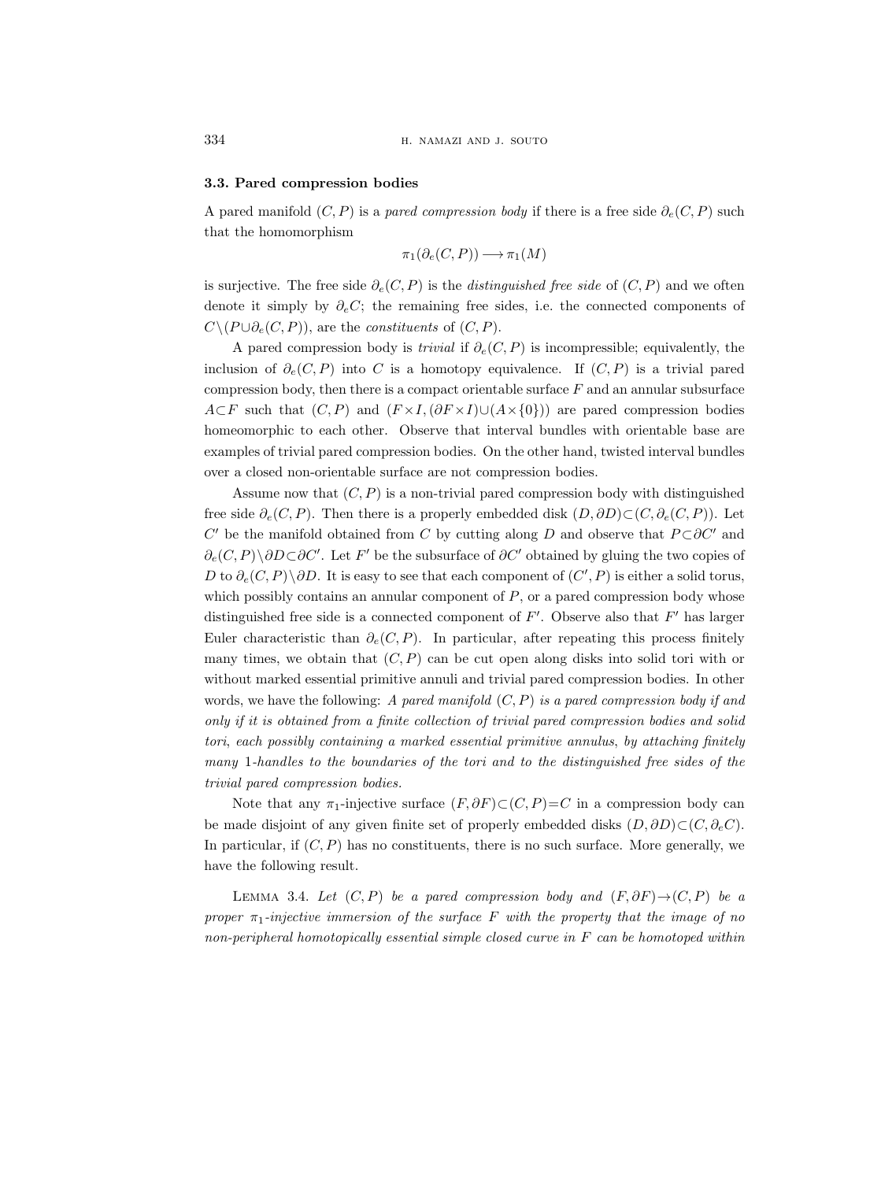### 3.3. Pared compression bodies

A pared manifold $(C, P)$ is a *pared compression body* if there is a free side $\partial_e(C, P)$ such that the homomorphism

$$\pi_1(\partial_e(C, P)) \longrightarrow \pi_1(M)$$

is surjective. The free side $\partial_e(C, P)$ is the *distinguished free side* of $(C, P)$ and we often denote it simply by $\partial_e C$; the remaining free sides, i.e. the connected components of $C \setminus (P \cup \partial_e(C, P))$, are the *constituents* of $(C, P)$.

A pared compression body is *trivial* if $\partial_e(C, P)$ is incompressible; equivalently, the inclusion of $\partial_e(C, P)$ into $C$ is a homotopy equivalence. If $(C, P)$ is a trivial pared compression body, then there is a compact orientable surface $F$ and an annular subsurface $A \subset F$ such that $(C, P)$ and $(F \times I, (\partial F \times I) \cup (A \times \{0\}))$ are pared compression bodies homeomorphic to each other. Observe that interval bundles with orientable base are examples of trivial pared compression bodies. On the other hand, twisted interval bundles over a closed non-orientable surface are not compression bodies.

Assume now that $(C, P)$ is a non-trivial pared compression body with distinguished free side $\partial_e(C, P)$. Then there is a properly embedded disk $(D, \partial D) \subset (C, \partial_e(C, P))$. Let $C'$ be the manifold obtained from $C$ by cutting along $D$ and observe that $P \subset \partial C'$ and $\partial_e(C, P) \setminus \partial D \subset \partial C'$. Let $F'$ be the subsurface of $\partial C'$ obtained by gluing the two copies of $D$ to $\partial_e(C, P) \setminus \partial D$. It is easy to see that each component of $(C', P)$ is either a solid torus, which possibly contains an annular component of $P$, or a pared compression body whose distinguished free side is a connected component of $F'$. Observe also that $F'$ has larger Euler characteristic than $\partial_e(C, P)$. In particular, after repeating this process finitely many times, we obtain that $(C, P)$ can be cut open along disks into solid tori with or without marked essential primitive annuli and trivial pared compression bodies. In other words, we have the following: *A pared manifold $(C, P)$ is a pared compression body if and only if it is obtained from a finite collection of trivial pared compression bodies and solid tori, each possibly containing a marked essential primitive annulus, by attaching finitely many 1-handles to the boundaries of the tori and to the distinguished free sides of the trivial pared compression bodies.*

Note that any $\pi_1$-injective surface $(F, \partial F) \subset (C, P) = C$ in a compression body can be made disjoint of any given finite set of properly embedded disks $(D, \partial D) \subset (C, \partial_e C)$. In particular, if $(C, P)$ has no constituents, there is no such surface. More generally, we have the following result.

Lemma 3.4. *Let $(C, P)$ be a pared compression body and $(F, \partial F) \to (C, P)$ be a proper $\pi_1$-injective immersion of the surface $F$ with the property that the image of no non-peripheral homotopically essential simple closed curve in $F$ can be homotoped within*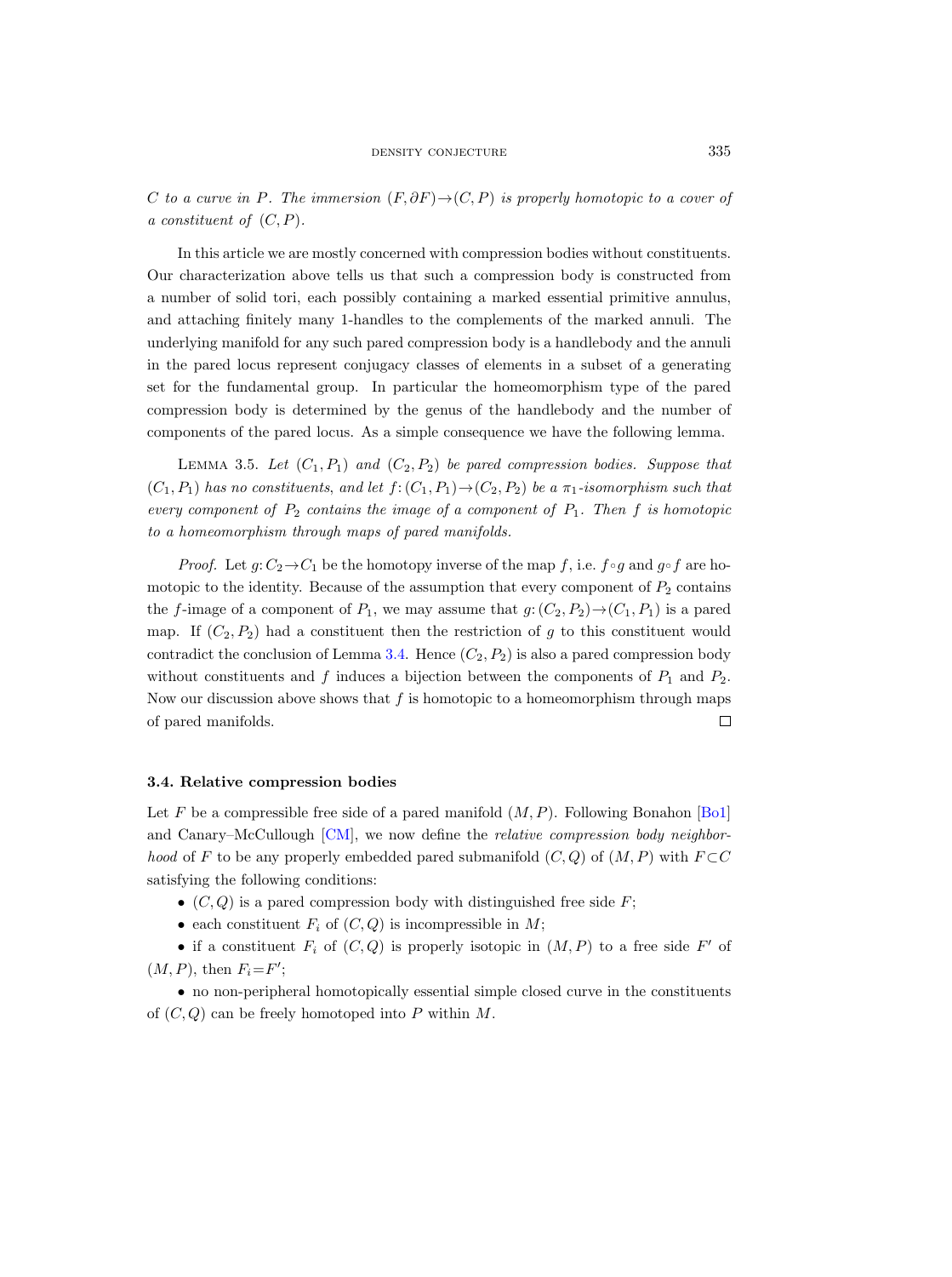*$C$ to a curve in $P$. The immersion $(F,\partial F)\to(C,P)$ is properly homotopic to a cover of a constituent of $(C,P)$.*

In this article we are mostly concerned with compression bodies without constituents. Our characterization above tells us that such a compression body is constructed from a number of solid tori, each possibly containing a marked essential primitive annulus, and attaching finitely many 1-handles to the complements of the marked annuli. The underlying manifold for any such pared compression body is a handlebody and the annuli in the pared locus represent conjugacy classes of elements in a subset of a generating set for the fundamental group. In particular the homeomorphism type of the pared compression body is determined by the genus of the handlebody and the number of components of the pared locus. As a simple consequence we have the following lemma.

LEMMA 3.5. *Let $(C_1,P_1)$ and $(C_2,P_2)$ be pared compression bodies. Suppose that $(C_1,P_1)$ has no constituents, and let $f\colon(C_1,P_1)\to(C_2,P_2)$ be a $\pi_1$-isomorphism such that every component of $P_2$ contains the image of a component of $P_1$. Then $f$ is homotopic to a homeomorphism through maps of pared manifolds.*

*Proof.* Let $g\colon C_2\to C_1$ be the homotopy inverse of the map $f$, i.e. $f\circ g$ and $g\circ f$ are homotopic to the identity. Because of the assumption that every component of $P_2$ contains the $f$-image of a component of $P_1$, we may assume that $g\colon(C_2,P_2)\to(C_1,P_1)$ is a pared map. If $(C_2,P_2)$ had a constituent then the restriction of $g$ to this constituent would contradict the conclusion of Lemma 3.4. Hence $(C_2,P_2)$ is also a pared compression body without constituents and $f$ induces a bijection between the components of $P_1$ and $P_2$. Now our discussion above shows that $f$ is homotopic to a homeomorphism through maps of pared manifolds. □

### 3.4. Relative compression bodies

Let $F$ be a compressible free side of a pared manifold $(M,P)$. Following Bonahon [Bo1] and Canary–McCullough [CM], we now define the *relative compression body neighborhood* of $F$ to be any properly embedded pared submanifold $(C,Q)$ of $(M,P)$ with $F\subset C$ satisfying the following conditions:

- $(C,Q)$ is a pared compression body with distinguished free side $F$;
- each constituent $F_i$ of $(C,Q)$ is incompressible in $M$;
- if a constituent $F_i$ of $(C,Q)$ is properly isotopic in $(M,P)$ to a free side $F'$ of $(M,P)$, then $F_i=F'$;
- no non-peripheral homotopically essential simple closed curve in the constituents of $(C,Q)$ can be freely homotoped into $P$ within $M$.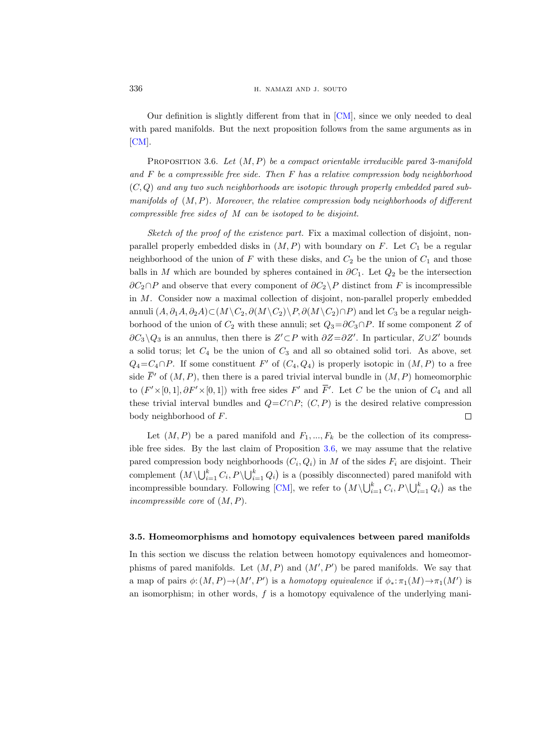Our definition is slightly different from that in [CM], since we only needed to deal with pared manifolds. But the next proposition follows from the same arguments as in [CM].

Proposition 3.6. *Let $(M,P)$ be a compact orientable irreducible pared 3-manifold and $F$ be a compressible free side. Then $F$ has a relative compression body neighborhood $(C,Q)$ and any two such neighborhoods are isotopic through properly embedded pared submanifolds of $(M,P)$. Moreover, the relative compression body neighborhoods of different compressible free sides of $M$ can be isotoped to be disjoint.*

*Sketch of the proof of the existence part.* Fix a maximal collection of disjoint, non-parallel properly embedded disks in $(M,P)$ with boundary on $F$. Let $C_1$ be a regular neighborhood of the union of $F$ with these disks, and $C_2$ be the union of $C_1$ and those balls in $M$ which are bounded by spheres contained in $\partial C_1$. Let $Q_2$ be the intersection $\partial C_2 \cap P$ and observe that every component of $\partial C_2 \setminus P$ distinct from $F$ is incompressible in $M$. Consider now a maximal collection of disjoint, non-parallel properly embedded annuli $(A, \partial_1 A, \partial_2 A) \subset (M \setminus C_2, \partial(M\setminus C_2)\setminus P, \partial(M \setminus C_2) \cap P)$ and let $C_3$ be a regular neighborhood of the union of $C_2$ with these annuli; set $Q_3 = \partial C_3 \cap P$. If some component $Z$ of $\partial C_3 \setminus Q_3$ is an annulus, then there is $Z' \subset P$ with $\partial Z = \partial Z'$. In particular, $Z \cup Z'$ bounds a solid torus; let $C_4$ be the union of $C_3$ and all so obtained solid tori. As above, set $Q_4 = C_4 \cap P$. If some constituent $F'$ of $(C_4, Q_4)$ is properly isotopic in $(M,P)$ to a free side $\overline{F}'$ of $(M,P)$, then there is a pared trivial interval bundle in $(M,P)$ homeomorphic to $(F' \times [0,1], \partial F' \times [0,1])$ with free sides $F'$ and $\overline{F}'$. Let $C$ be the union of $C_4$ and all these trivial interval bundles and $Q = C \cap P$; $(C,P)$ is the desired relative compression body neighborhood of $F$. □

Let $(M,P)$ be a pared manifold and $F_1, ..., F_k$ be the collection of its compressible free sides. By the last claim of Proposition 3.6, we may assume that the relative pared compression body neighborhoods $(C_i, Q_i)$ in $M$ of the sides $F_i$ are disjoint. Their complement $\left(M \setminus \bigcup_{i=1}^k C_i, P \setminus \bigcup_{i=1}^k Q_i\right)$ is a (possibly disconnected) pared manifold with incompressible boundary. Following [CM], we refer to $\left(M \setminus \bigcup_{i=1}^k C_i, P \setminus \bigcup_{i=1}^k Q_i\right)$ as the *incompressible core* of $(M,P)$.

### 3.5. Homeomorphisms and homotopy equivalences between pared manifolds

In this section we discuss the relation between homotopy equivalences and homeomorphisms of pared manifolds. Let $(M,P)$ and $(M',P')$ be pared manifolds. We say that a map of pairs $\phi: (M,P) \to (M',P')$ is a *homotopy equivalence* if $\phi_*: \pi_1(M) \to \pi_1(M')$ is an isomorphism; in other words, $f$ is a homotopy equivalence of the underlying mani-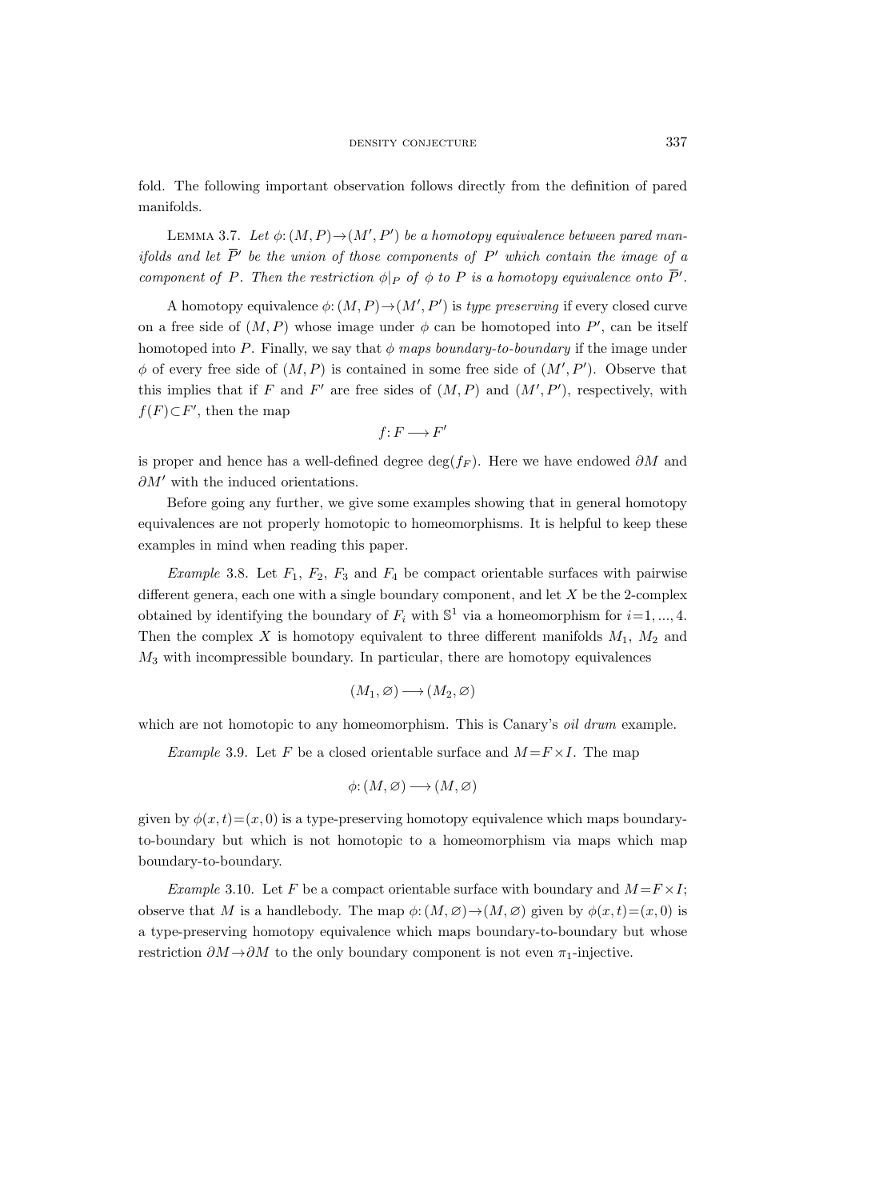fold. The following important observation follows directly from the definition of pared manifolds.

Lemma 3.7. *Let $\phi: (M, P) \to (M', P')$ be a homotopy equivalence between pared manifolds and let $\overline{P}'$ be the union of those components of $P'$ which contain the image of a component of $P$. Then the restriction $\phi|_P$ of $\phi$ to $P$ is a homotopy equivalence onto $\overline{P}'$.*

A homotopy equivalence $\phi: (M, P) \to (M', P')$ is *type preserving* if every closed curve on a free side of $(M, P)$ whose image under $\phi$ can be homotoped into $P'$, can be itself homotoped into $P$. Finally, we say that $\phi$ *maps boundary-to-boundary* if the image under $\phi$ of every free side of $(M, P)$ is contained in some free side of $(M', P')$. Observe that this implies that if $F$ and $F'$ are free sides of $(M, P)$ and $(M', P')$, respectively, with $f(F) \subset F'$, then the map

$$f: F \longrightarrow F'$$

is proper and hence has a well-defined degree $\deg(f_F)$. Here we have endowed $\partial M$ and $\partial M'$ with the induced orientations.

Before going any further, we give some examples showing that in general homotopy equivalences are not properly homotopic to homeomorphisms. It is helpful to keep these examples in mind when reading this paper.

*Example* 3.8. Let $F_1$, $F_2$, $F_3$ and $F_4$ be compact orientable surfaces with pairwise different genera, each one with a single boundary component, and let $X$ be the 2-complex obtained by identifying the boundary of $F_i$ with $\mathbb{S}^1$ via a homeomorphism for $i=1, ..., 4$. Then the complex $X$ is homotopy equivalent to three different manifolds $M_1$, $M_2$ and $M_3$ with incompressible boundary. In particular, there are homotopy equivalences

$$(M_1, \varnothing) \longrightarrow (M_2, \varnothing)$$

which are not homotopic to any homeomorphism. This is Canary's *oil drum* example.

*Example* 3.9. Let $F$ be a closed orientable surface and $M = F \times I$. The map

$$\phi: (M, \varnothing) \longrightarrow (M, \varnothing)$$

given by $\phi(x, t) = (x, 0)$ is a type-preserving homotopy equivalence which maps boundary-to-boundary but which is not homotopic to a homeomorphism via maps which map boundary-to-boundary.

*Example* 3.10. Let $F$ be a compact orientable surface with boundary and $M = F \times I$; observe that $M$ is a handlebody. The map $\phi: (M, \varnothing) \to (M, \varnothing)$ given by $\phi(x, t) = (x, 0)$ is a type-preserving homotopy equivalence which maps boundary-to-boundary but whose restriction $\partial M \to \partial M$ to the only boundary component is not even $\pi_1$-injective.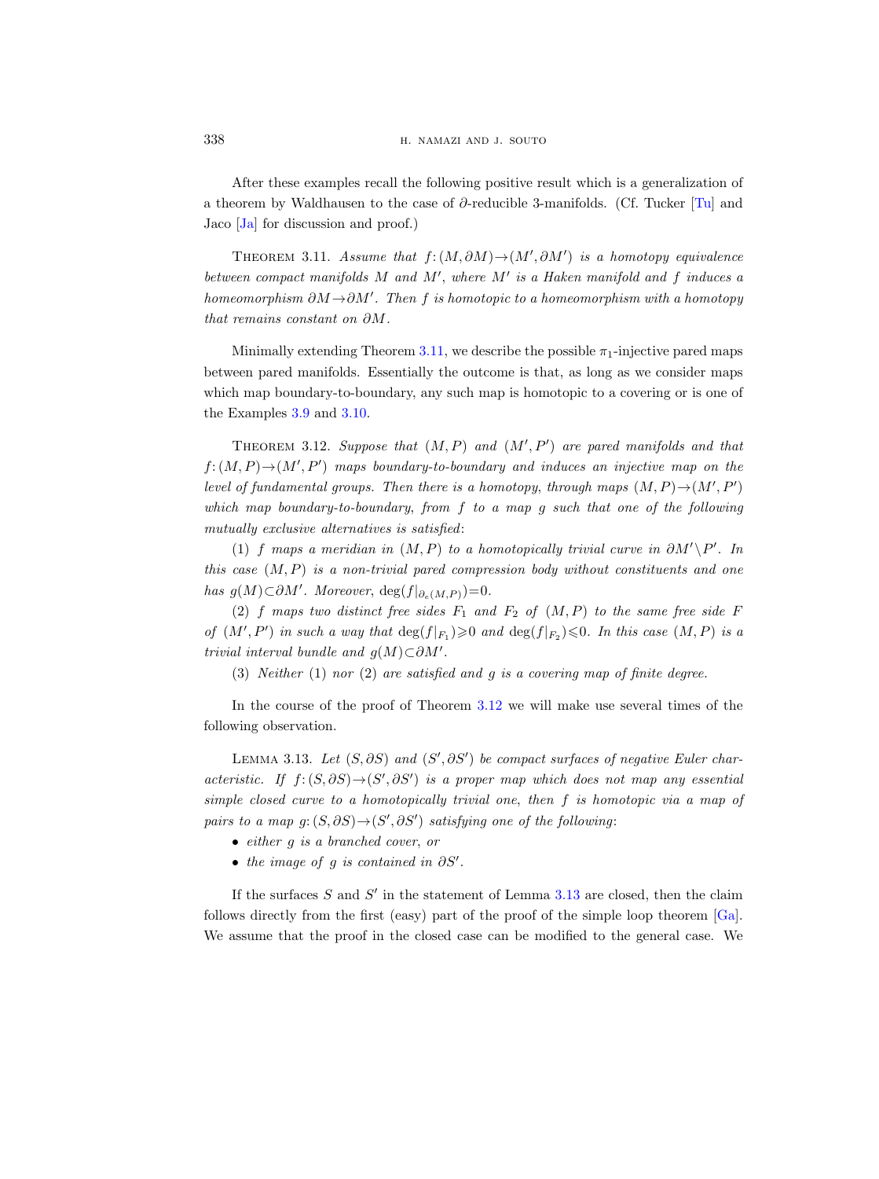After these examples recall the following positive result which is a generalization of a theorem by Waldhausen to the case of $\partial$-reducible 3-manifolds. (Cf. Tucker [Tu] and Jaco [Ja] for discussion and proof.)

Theorem 3.11. *Assume that $f\colon (M,\partial M)\to(M',\partial M')$ is a homotopy equivalence between compact manifolds $M$ and $M'$, where $M'$ is a Haken manifold and $f$ induces a homeomorphism $\partial M\to\partial M'$. Then $f$ is homotopic to a homeomorphism with a homotopy that remains constant on $\partial M$.*

Minimally extending Theorem 3.11, we describe the possible $\pi_1$-injective pared maps between pared manifolds. Essentially the outcome is that, as long as we consider maps which map boundary-to-boundary, any such map is homotopic to a covering or is one of the Examples 3.9 and 3.10.

Theorem 3.12. *Suppose that $(M,P)$ and $(M',P')$ are pared manifolds and that $f\colon (M,P)\to(M',P')$ maps boundary-to-boundary and induces an injective map on the level of fundamental groups. Then there is a homotopy, through maps $(M,P)\to(M',P')$ which map boundary-to-boundary, from $f$ to a map $g$ such that one of the following mutually exclusive alternatives is satisfied*:

(1) *$f$ maps a meridian in $(M,P)$ to a homotopically trivial curve in $\partial M'\setminus P'$. In this case $(M,P)$ is a non-trivial pared compression body without constituents and one has $g(M)\subset\partial M'$. Moreover, $\deg(f|_{\partial_e(M,P)})=0$.*

(2) *$f$ maps two distinct free sides $F_1$ and $F_2$ of $(M,P)$ to the same free side $F$ of $(M',P')$ in such a way that $\deg(f|_{F_1})\geqslant 0$ and $\deg(f|_{F_2})\leqslant 0$. In this case $(M,P)$ is a trivial interval bundle and $g(M)\subset\partial M'$.*

(3) *Neither (1) nor (2) are satisfied and $g$ is a covering map of finite degree.*

In the course of the proof of Theorem 3.12 we will make use several times of the following observation.

Lemma 3.13. *Let $(S,\partial S)$ and $(S',\partial S')$ be compact surfaces of negative Euler characteristic. If $f\colon (S,\partial S)\to(S',\partial S')$ is a proper map which does not map any essential simple closed curve to a homotopically trivial one, then $f$ is homotopic via a map of pairs to a map $g\colon (S,\partial S)\to(S',\partial S')$ satisfying one of the following*:

- *either $g$ is a branched cover, or*
- *the image of $g$ is contained in $\partial S'$.*

If the surfaces $S$ and $S'$ in the statement of Lemma 3.13 are closed, then the claim follows directly from the first (easy) part of the proof of the simple loop theorem [Ga]. We assume that the proof in the closed case can be modified to the general case. We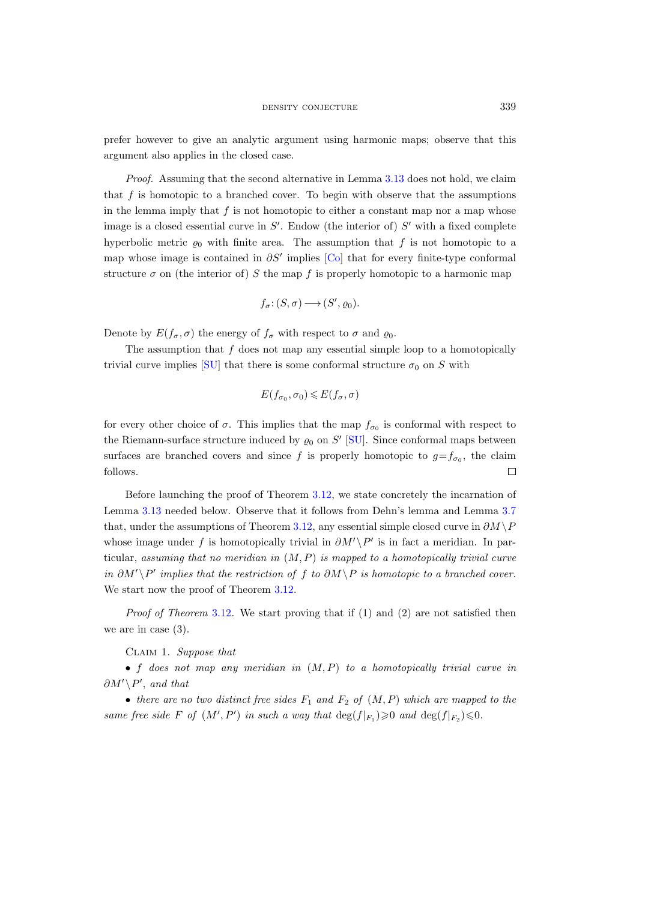prefer however to give an analytic argument using harmonic maps; observe that this argument also applies in the closed case.

*Proof.* Assuming that the second alternative in Lemma 3.13 does not hold, we claim that $f$ is homotopic to a branched cover. To begin with observe that the assumptions in the lemma imply that $f$ is not homotopic to either a constant map nor a map whose image is a closed essential curve in $S'$. Endow (the interior of) $S'$ with a fixed complete hyperbolic metric $\varrho_0$ with finite area. The assumption that $f$ is not homotopic to a map whose image is contained in $\partial S'$ implies [Co] that for every finite-type conformal structure $\sigma$ on (the interior of) $S$ the map $f$ is properly homotopic to a harmonic map

$$f_\sigma\colon (S, \sigma) \longrightarrow (S', \varrho_0).$$

Denote by $E(f_\sigma, \sigma)$ the energy of $f_\sigma$ with respect to $\sigma$ and $\varrho_0$.

The assumption that $f$ does not map any essential simple loop to a homotopically trivial curve implies [SU] that there is some conformal structure $\sigma_0$ on $S$ with

$$E(f_{\sigma_0}, \sigma_0) \leqslant E(f_\sigma, \sigma)$$

for every other choice of $\sigma$. This implies that the map $f_{\sigma_0}$ is conformal with respect to the Riemann-surface structure induced by $\varrho_0$ on $S'$ [SU]. Since conformal maps between surfaces are branched covers and since $f$ is properly homotopic to $g = f_{\sigma_0}$, the claim follows. □

Before launching the proof of Theorem 3.12, we state concretely the incarnation of Lemma 3.13 needed below. Observe that it follows from Dehn's lemma and Lemma 3.7 that, under the assumptions of Theorem 3.12, any essential simple closed curve in $\partial M \setminus P$ whose image under $f$ is homotopically trivial in $\partial M' \setminus P'$ is in fact a meridian. In particular, *assuming that no meridian in $(M, P)$ is mapped to a homotopically trivial curve in $\partial M' \setminus P'$ implies that the restriction of $f$ to $\partial M \setminus P$ is homotopic to a branched cover.* We start now the proof of Theorem 3.12.

*Proof of Theorem* 3.12. We start proving that if (1) and (2) are not satisfied then we are in case (3).

Claim 1. *Suppose that*

- *$f$ does not map any meridian in $(M, P)$ to a homotopically trivial curve in $\partial M' \setminus P'$, and that*
- *there are no two distinct free sides $F_1$ and $F_2$ of $(M, P)$ which are mapped to the same free side $F$ of $(M', P')$ in such a way that $\deg(f|_{F_1}) \geqslant 0$ and $\deg(f|_{F_2}) \leqslant 0$.*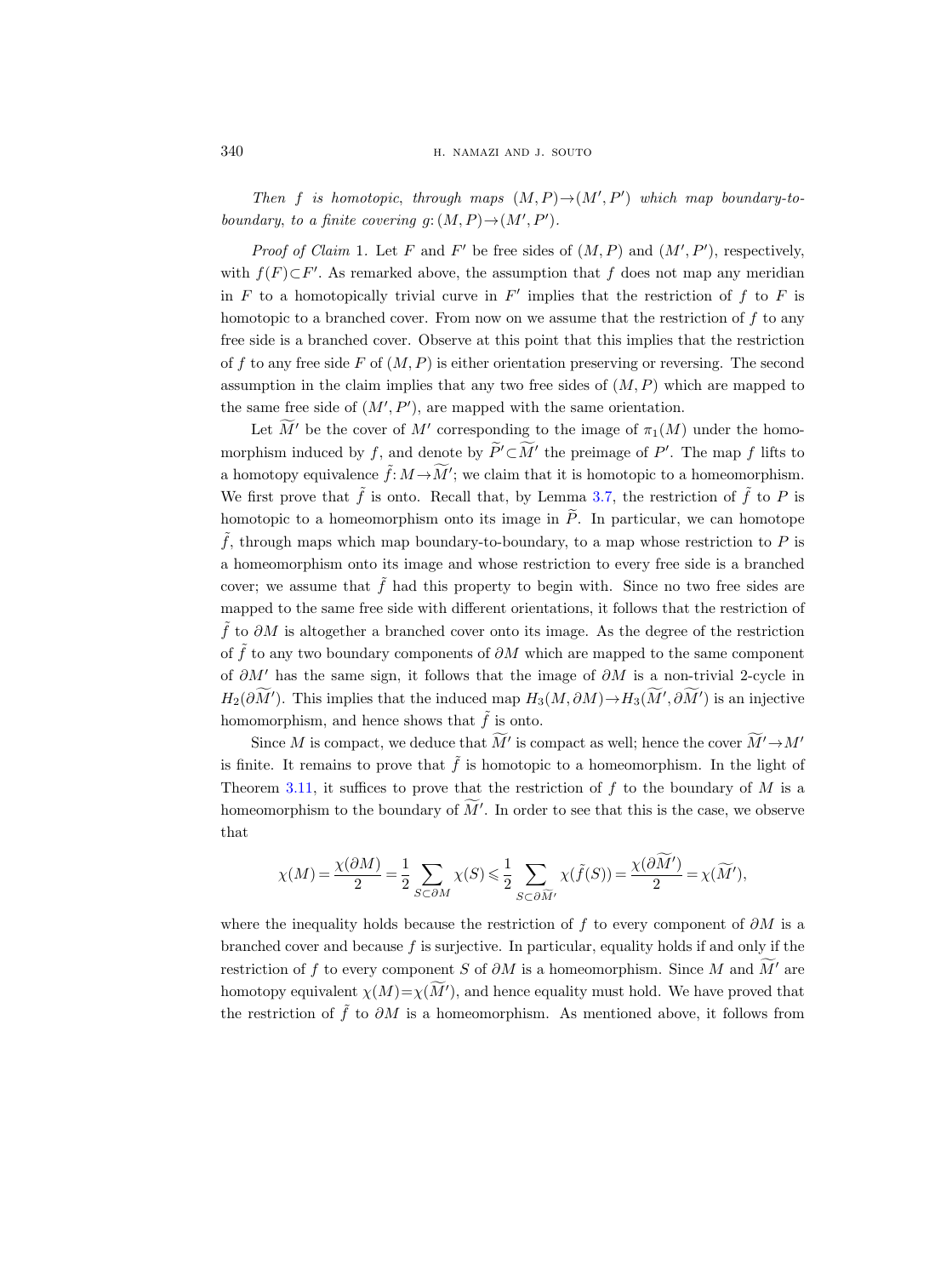*Then $f$ is homotopic, through maps $(M,P)\to(M',P')$ which map boundary-to-boundary, to a finite covering $g\colon(M,P)\to(M',P')$.*

*Proof of Claim* 1. Let $F$ and $F'$ be free sides of $(M,P)$ and $(M',P')$, respectively, with $f(F)\subset F'$. As remarked above, the assumption that $f$ does not map any meridian in $F$ to a homotopically trivial curve in $F'$ implies that the restriction of $f$ to $F$ is homotopic to a branched cover. From now on we assume that the restriction of $f$ to any free side is a branched cover. Observe at this point that this implies that the restriction of $f$ to any free side $F$ of $(M,P)$ is either orientation preserving or reversing. The second assumption in the claim implies that any two free sides of $(M,P)$ which are mapped to the same free side of $(M',P')$, are mapped with the same orientation.

Let $\widetilde{M}'$ be the cover of $M'$ corresponding to the image of $\pi_1(M)$ under the homomorphism induced by $f$, and denote by $\widetilde{P}'\subset\widetilde{M}'$ the preimage of $P'$. The map $f$ lifts to a homotopy equivalence $\tilde{f}\colon M\to\widetilde{M}'$; we claim that it is homotopic to a homeomorphism. We first prove that $\tilde{f}$ is onto. Recall that, by Lemma 3.7, the restriction of $\tilde{f}$ to $P$ is homotopic to a homeomorphism onto its image in $\widetilde{P}$. In particular, we can homotope $\tilde{f}$, through maps which map boundary-to-boundary, to a map whose restriction to $P$ is a homeomorphism onto its image and whose restriction to every free side is a branched cover; we assume that $\tilde{f}$ had this property to begin with. Since no two free sides are mapped to the same free side with different orientations, it follows that the restriction of $\tilde{f}$ to $\partial M$ is altogether a branched cover onto its image. As the degree of the restriction of $\tilde{f}$ to any two boundary components of $\partial M$ which are mapped to the same component of $\partial M'$ has the same sign, it follows that the image of $\partial M$ is a non-trivial 2-cycle in $H_2(\partial\widetilde{M}')$. This implies that the induced map $H_3(M,\partial M)\to H_3(\widetilde{M}',\partial\widetilde{M}')$ is an injective homomorphism, and hence shows that $\tilde{f}$ is onto.

Since $M$ is compact, we deduce that $\widetilde{M}'$ is compact as well; hence the cover $\widetilde{M}'\to M'$ is finite. It remains to prove that $\tilde{f}$ is homotopic to a homeomorphism. In the light of Theorem 3.11, it suffices to prove that the restriction of $f$ to the boundary of $M$ is a homeomorphism to the boundary of $\widetilde{M}'$. In order to see that this is the case, we observe that

$$\chi(M)=\frac{\chi(\partial M)}{2}=\frac{1}{2}\sum_{S\subset\partial M}\chi(S)\leqslant\frac{1}{2}\sum_{S\subset\partial\widetilde{M}'}\chi(\tilde{f}(S))=\frac{\chi(\partial\widetilde{M}')}{2}=\chi(\widetilde{M}'),$$

where the inequality holds because the restriction of $f$ to every component of $\partial M$ is a branched cover and because $f$ is surjective. In particular, equality holds if and only if the restriction of $f$ to every component $S$ of $\partial M$ is a homeomorphism. Since $M$ and $\widetilde{M}'$ are homotopy equivalent $\chi(M)=\chi(\widetilde{M}')$, and hence equality must hold. We have proved that the restriction of $\tilde{f}$ to $\partial M$ is a homeomorphism. As mentioned above, it follows from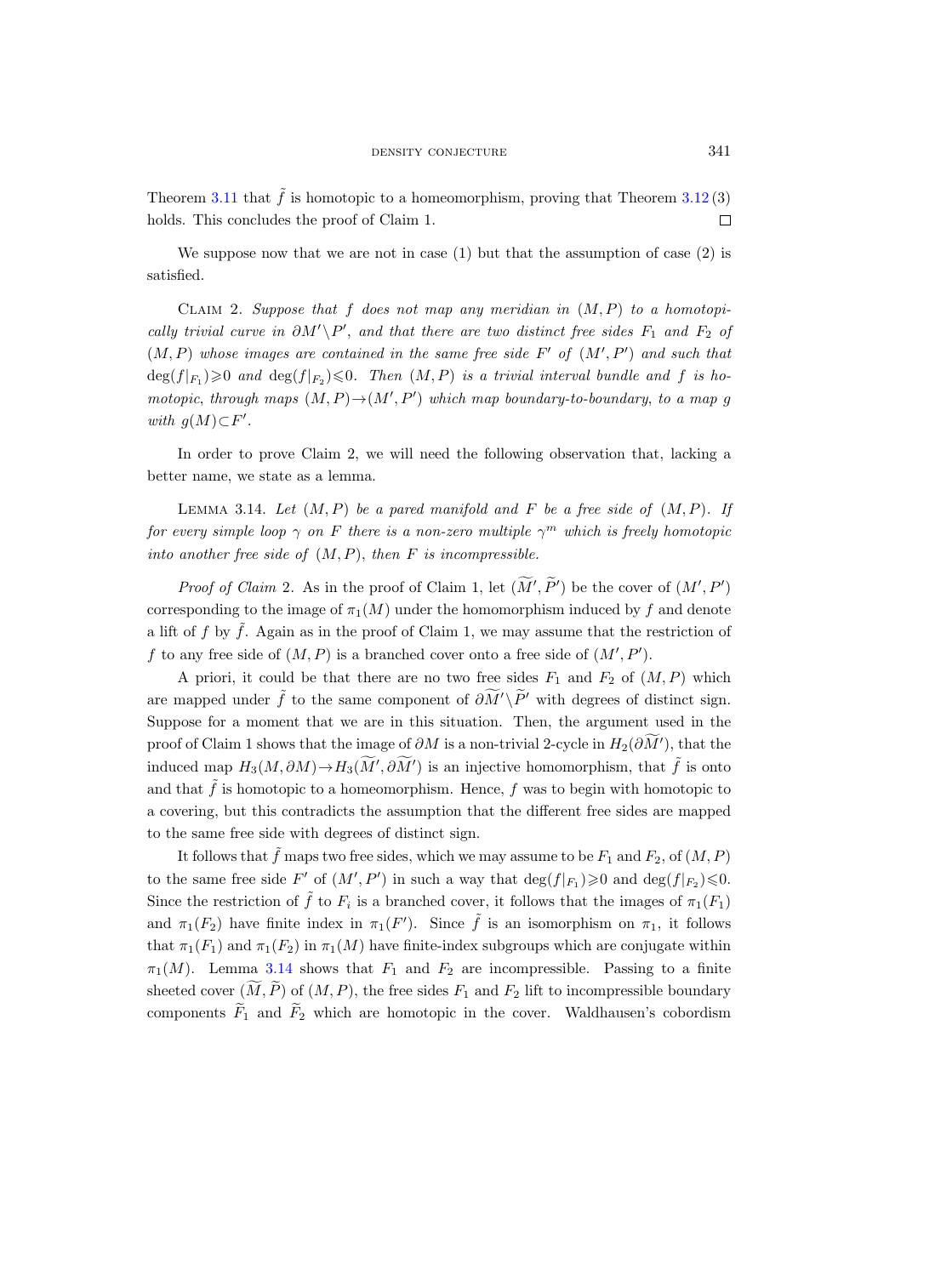Theorem 3.11 that $\tilde{f}$ is homotopic to a homeomorphism, proving that Theorem 3.12 (3) holds. This concludes the proof of Claim 1. □

We suppose now that we are not in case (1) but that the assumption of case (2) is satisfied.

Claim 2. *Suppose that $f$ does not map any meridian in $(M,P)$ to a homotopically trivial curve in $\partial M' \setminus P'$, and that there are two distinct free sides $F_1$ and $F_2$ of $(M,P)$ whose images are contained in the same free side $F'$ of $(M',P')$ and such that $\deg(f|_{F_1}) \geqslant 0$ and $\deg(f|_{F_2}) \leqslant 0$. Then $(M,P)$ is a trivial interval bundle and $f$ is homotopic, through maps $(M,P) \to (M',P')$ which map boundary-to-boundary, to a map $g$ with $g(M) \subset F'$.*

In order to prove Claim 2, we will need the following observation that, lacking a better name, we state as a lemma.

Lemma 3.14. *Let $(M,P)$ be a pared manifold and $F$ be a free side of $(M,P)$. If for every simple loop $\gamma$ on $F$ there is a non-zero multiple $\gamma^m$ which is freely homotopic into another free side of $(M,P)$, then $F$ is incompressible.*

*Proof of Claim* 2. As in the proof of Claim 1, let $(\widetilde{M}', \widetilde{P}')$ be the cover of $(M',P')$ corresponding to the image of $\pi_1(M)$ under the homomorphism induced by $f$ and denote a lift of $f$ by $\tilde{f}$. Again as in the proof of Claim 1, we may assume that the restriction of $f$ to any free side of $(M,P)$ is a branched cover onto a free side of $(M',P')$.

A priori, it could be that there are no two free sides $F_1$ and $F_2$ of $(M,P)$ which are mapped under $\tilde{f}$ to the same component of $\partial \widetilde{M}' \setminus \widetilde{P}'$ with degrees of distinct sign. Suppose for a moment that we are in this situation. Then, the argument used in the proof of Claim 1 shows that the image of $\partial M$ is a non-trivial 2-cycle in $H_2(\partial \widetilde{M}')$, that the induced map $H_3(M, \partial M) \to H_3(\widetilde{M}', \partial \widetilde{M}')$ is an injective homomorphism, that $\tilde{f}$ is onto and that $\tilde{f}$ is homotopic to a homeomorphism. Hence, $f$ was to begin with homotopic to a covering, but this contradicts the assumption that the different free sides are mapped to the same free side with degrees of distinct sign.

It follows that $\tilde{f}$ maps two free sides, which we may assume to be $F_1$ and $F_2$, of $(M,P)$ to the same free side $F'$ of $(M',P')$ in such a way that $\deg(f|_{F_1}) \geqslant 0$ and $\deg(f|_{F_2}) \leqslant 0$. Since the restriction of $\tilde{f}$ to $F_i$ is a branched cover, it follows that the images of $\pi_1(F_1)$ and $\pi_1(F_2)$ have finite index in $\pi_1(F')$. Since $\tilde{f}$ is an isomorphism on $\pi_1$, it follows that $\pi_1(F_1)$ and $\pi_1(F_2)$ in $\pi_1(M)$ have finite-index subgroups which are conjugate within $\pi_1(M)$. Lemma 3.14 shows that $F_1$ and $F_2$ are incompressible. Passing to a finite sheeted cover $(\widetilde{M}, \widetilde{P})$ of $(M,P)$, the free sides $F_1$ and $F_2$ lift to incompressible boundary components $\widetilde{F}_1$ and $\widetilde{F}_2$ which are homotopic in the cover. Waldhausen's cobordism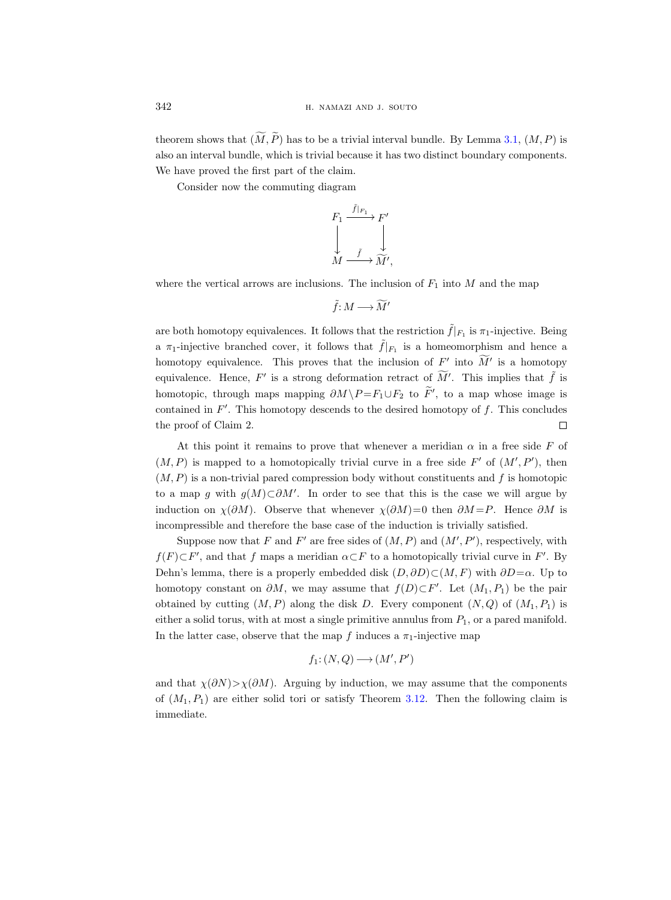theorem shows that $(\widetilde{M}, \widetilde{P})$ has to be a trivial interval bundle. By Lemma 3.1, $(M, P)$ is also an interval bundle, which is trivial because it has two distinct boundary components. We have proved the first part of the claim.

Consider now the commuting diagram

$$\begin{array}{ccc} F_1 & \xrightarrow{\tilde{f}|_{F_1}} & F' \\ \big\downarrow & & \big\downarrow \\ M & \xrightarrow{\tilde{f}} & \widetilde{M}', \end{array}$$

where the vertical arrows are inclusions. The inclusion of $F_1$ into $M$ and the map

$$\tilde{f}: M \longrightarrow \widetilde{M}'$$

are both homotopy equivalences. It follows that the restriction $\tilde{f}|_{F_1}$ is $\pi_1$-injective. Being a $\pi_1$-injective branched cover, it follows that $\tilde{f}|_{F_1}$ is a homeomorphism and hence a homotopy equivalence. This proves that the inclusion of $F'$ into $\widetilde{M}'$ is a homotopy equivalence. Hence, $F'$ is a strong deformation retract of $\widetilde{M}'$. This implies that $\tilde{f}$ is homotopic, through maps mapping $\partial M \setminus P = F_1 \cup F_2$ to $\widetilde{F}'$, to a map whose image is contained in $F'$. This homotopy descends to the desired homotopy of $f$. This concludes the proof of Claim 2. $\square$

At this point it remains to prove that whenever a meridian $\alpha$ in a free side $F$ of $(M, P)$ is mapped to a homotopically trivial curve in a free side $F'$ of $(M', P')$, then $(M, P)$ is a non-trivial pared compression body without constituents and $f$ is homotopic to a map $g$ with $g(M) \subset \partial M'$. In order to see that this is the case we will argue by induction on $\chi(\partial M)$. Observe that whenever $\chi(\partial M) = 0$ then $\partial M = P$. Hence $\partial M$ is incompressible and therefore the base case of the induction is trivially satisfied.

Suppose now that $F$ and $F'$ are free sides of $(M, P)$ and $(M', P')$, respectively, with $f(F) \subset F'$, and that $f$ maps a meridian $\alpha \subset F$ to a homotopically trivial curve in $F'$. By Dehn's lemma, there is a properly embedded disk $(D, \partial D) \subset (M, F)$ with $\partial D = \alpha$. Up to homotopy constant on $\partial M$, we may assume that $f(D) \subset F'$. Let $(M_1, P_1)$ be the pair obtained by cutting $(M, P)$ along the disk $D$. Every component $(N, Q)$ of $(M_1, P_1)$ is either a solid torus, with at most a single primitive annulus from $P_1$, or a pared manifold. In the latter case, observe that the map $f$ induces a $\pi_1$-injective map

$$f_1: (N, Q) \longrightarrow (M', P')$$

and that $\chi(\partial N) > \chi(\partial M)$. Arguing by induction, we may assume that the components of $(M_1, P_1)$ are either solid tori or satisfy Theorem 3.12. Then the following claim is immediate.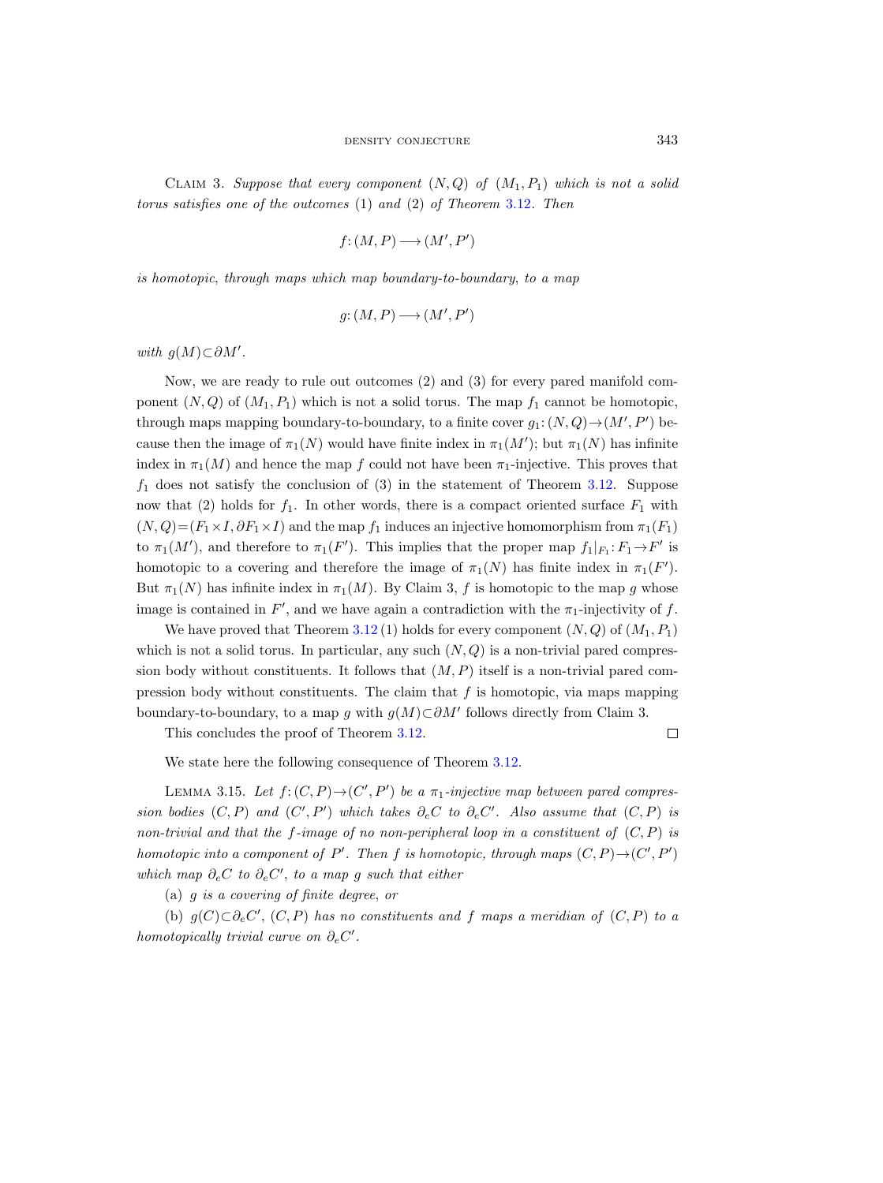Claim 3. *Suppose that every component* $(N,Q)$ *of* $(M_1,P_1)$ *which is not a solid torus satisfies one of the outcomes* (1) *and* (2) *of Theorem* 3.12. *Then*

$$f\colon (M,P)\longrightarrow (M',P')$$

*is homotopic, through maps which map boundary-to-boundary, to a map*

$$g\colon (M,P)\longrightarrow (M',P')$$

*with* $g(M)\subset\partial M'$.

Now, we are ready to rule out outcomes (2) and (3) for every pared manifold component $(N,Q)$ of $(M_1,P_1)$ which is not a solid torus. The map $f_1$ cannot be homotopic, through maps mapping boundary-to-boundary, to a finite cover $g_1\colon (N,Q)\to(M',P')$ because then the image of $\pi_1(N)$ would have finite index in $\pi_1(M')$; but $\pi_1(N)$ has infinite index in $\pi_1(M)$ and hence the map $f$ could not have been $\pi_1$-injective. This proves that $f_1$ does not satisfy the conclusion of (3) in the statement of Theorem 3.12. Suppose now that (2) holds for $f_1$. In other words, there is a compact oriented surface $F_1$ with $(N,Q)=(F_1\times I,\partial F_1\times I)$ and the map $f_1$ induces an injective homomorphism from $\pi_1(F_1)$ to $\pi_1(M')$, and therefore to $\pi_1(F')$. This implies that the proper map $f_1|_{F_1}\colon F_1\to F'$ is homotopic to a covering and therefore the image of $\pi_1(N)$ has finite index in $\pi_1(F')$. But $\pi_1(N)$ has infinite index in $\pi_1(M)$. By Claim 3, $f$ is homotopic to the map $g$ whose image is contained in $F'$, and we have again a contradiction with the $\pi_1$-injectivity of $f$.

We have proved that Theorem 3.12 (1) holds for every component $(N,Q)$ of $(M_1,P_1)$ which is not a solid torus. In particular, any such $(N,Q)$ is a non-trivial pared compression body without constituents. It follows that $(M,P)$ itself is a non-trivial pared compression body without constituents. The claim that $f$ is homotopic, via maps mapping boundary-to-boundary, to a map $g$ with $g(M)\subset\partial M'$ follows directly from Claim 3.

This concludes the proof of Theorem 3.12. □

We state here the following consequence of Theorem 3.12.

Lemma 3.15. *Let* $f\colon (C,P)\to(C',P')$ *be a* $\pi_1$*-injective map between pared compression bodies* $(C,P)$ *and* $(C',P')$ *which takes* $\partial_e C$ *to* $\partial_e C'$. *Also assume that* $(C,P)$ *is non-trivial and that the* $f$*-image of no non-peripheral loop in a constituent of* $(C,P)$ *is homotopic into a component of* $P'$. *Then* $f$ *is homotopic, through maps* $(C,P)\to(C',P')$ *which map* $\partial_e C$ *to* $\partial_e C'$, *to a map* $g$ *such that either*

(a) $g$ *is a covering of finite degree, or*

(b) $g(C)\subset\partial_e C'$, $(C,P)$ *has no constituents and* $f$ *maps a meridian of* $(C,P)$ *to a homotopically trivial curve on* $\partial_e C'$.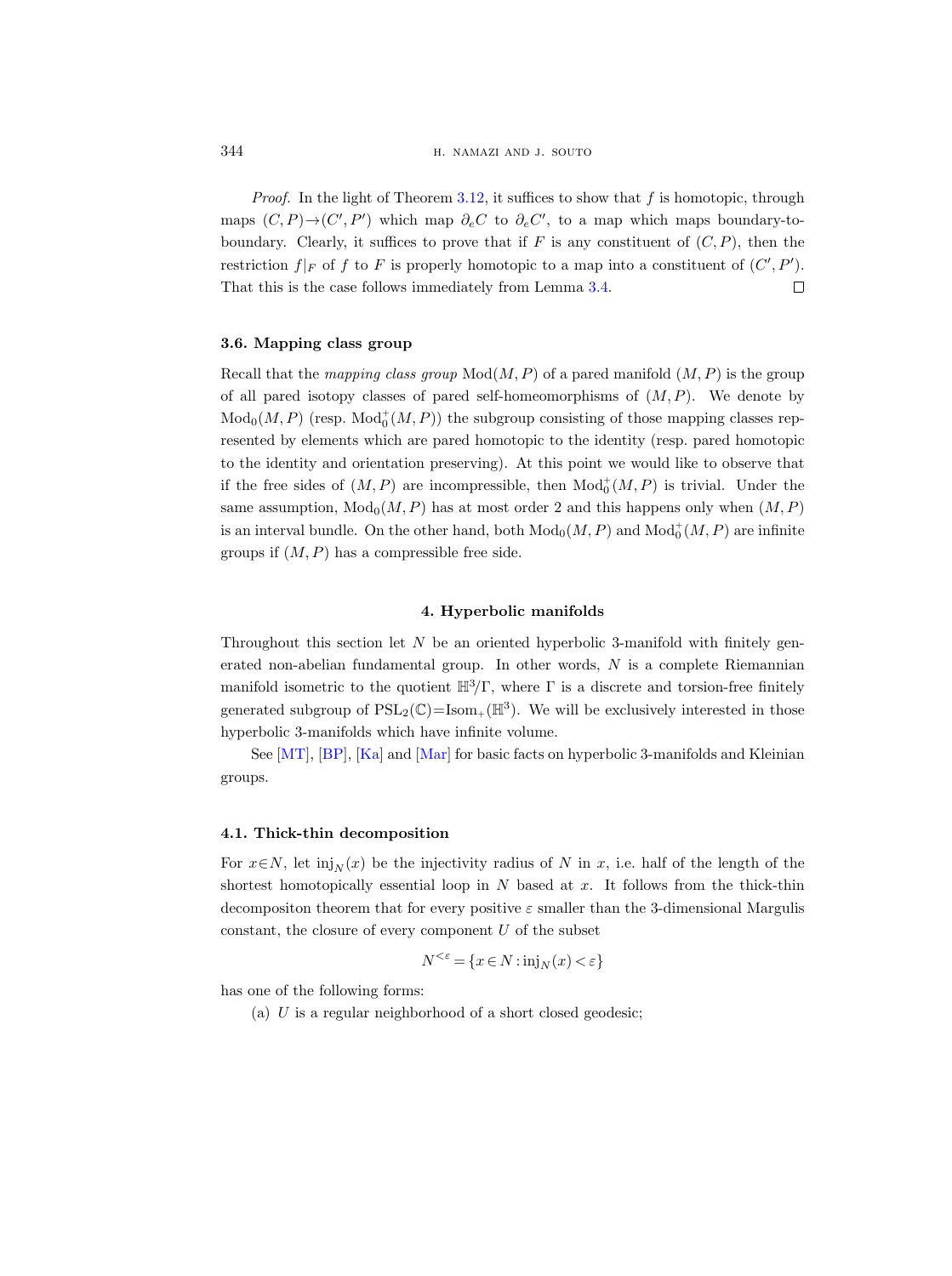*Proof.* In the light of Theorem 3.12, it suffices to show that $f$ is homotopic, through maps $(C,P)\to(C',P')$ which map $\partial_e C$ to $\partial_e C'$, to a map which maps boundary-to-boundary. Clearly, it suffices to prove that if $F$ is any constituent of $(C,P)$, then the restriction $f|_F$ of $f$ to $F$ is properly homotopic to a map into a constituent of $(C',P')$. That this is the case follows immediately from Lemma 3.4. □

### 3.6. Mapping class group

Recall that the *mapping class group* $\mathrm{Mod}(M,P)$ of a pared manifold $(M,P)$ is the group of all pared isotopy classes of pared self-homeomorphisms of $(M,P)$. We denote by $\mathrm{Mod}_0(M,P)$ (resp. $\mathrm{Mod}_0^+(M,P)$) the subgroup consisting of those mapping classes represented by elements which are pared homotopic to the identity (resp. pared homotopic to the identity and orientation preserving). At this point we would like to observe that if the free sides of $(M,P)$ are incompressible, then $\mathrm{Mod}_0^+(M,P)$ is trivial. Under the same assumption, $\mathrm{Mod}_0(M,P)$ has at most order 2 and this happens only when $(M,P)$ is an interval bundle. On the other hand, both $\mathrm{Mod}_0(M,P)$ and $\mathrm{Mod}_0^+(M,P)$ are infinite groups if $(M,P)$ has a compressible free side.

## 4. Hyperbolic manifolds

Throughout this section let $N$ be an oriented hyperbolic 3-manifold with finitely generated non-abelian fundamental group. In other words, $N$ is a complete Riemannian manifold isometric to the quotient $\mathbb{H}^3/\Gamma$, where $\Gamma$ is a discrete and torsion-free finitely generated subgroup of $\mathrm{PSL}_2(\mathbb{C})=\mathrm{Isom}_+(\mathbb{H}^3)$. We will be exclusively interested in those hyperbolic 3-manifolds which have infinite volume.

See [MT], [BP], [Ka] and [Mar] for basic facts on hyperbolic 3-manifolds and Kleinian groups.

### 4.1. Thick-thin decomposition

For $x\in N$, let $\mathrm{inj}_N(x)$ be the injectivity radius of $N$ in $x$, i.e. half of the length of the shortest homotopically essential loop in $N$ based at $x$. It follows from the thick-thin decompositon theorem that for every positive $\varepsilon$ smaller than the 3-dimensional Margulis constant, the closure of every component $U$ of the subset

$$N^{<\varepsilon}=\{x\in N:\mathrm{inj}_N(x)<\varepsilon\}$$

has one of the following forms:

(a) $U$ is a regular neighborhood of a short closed geodesic;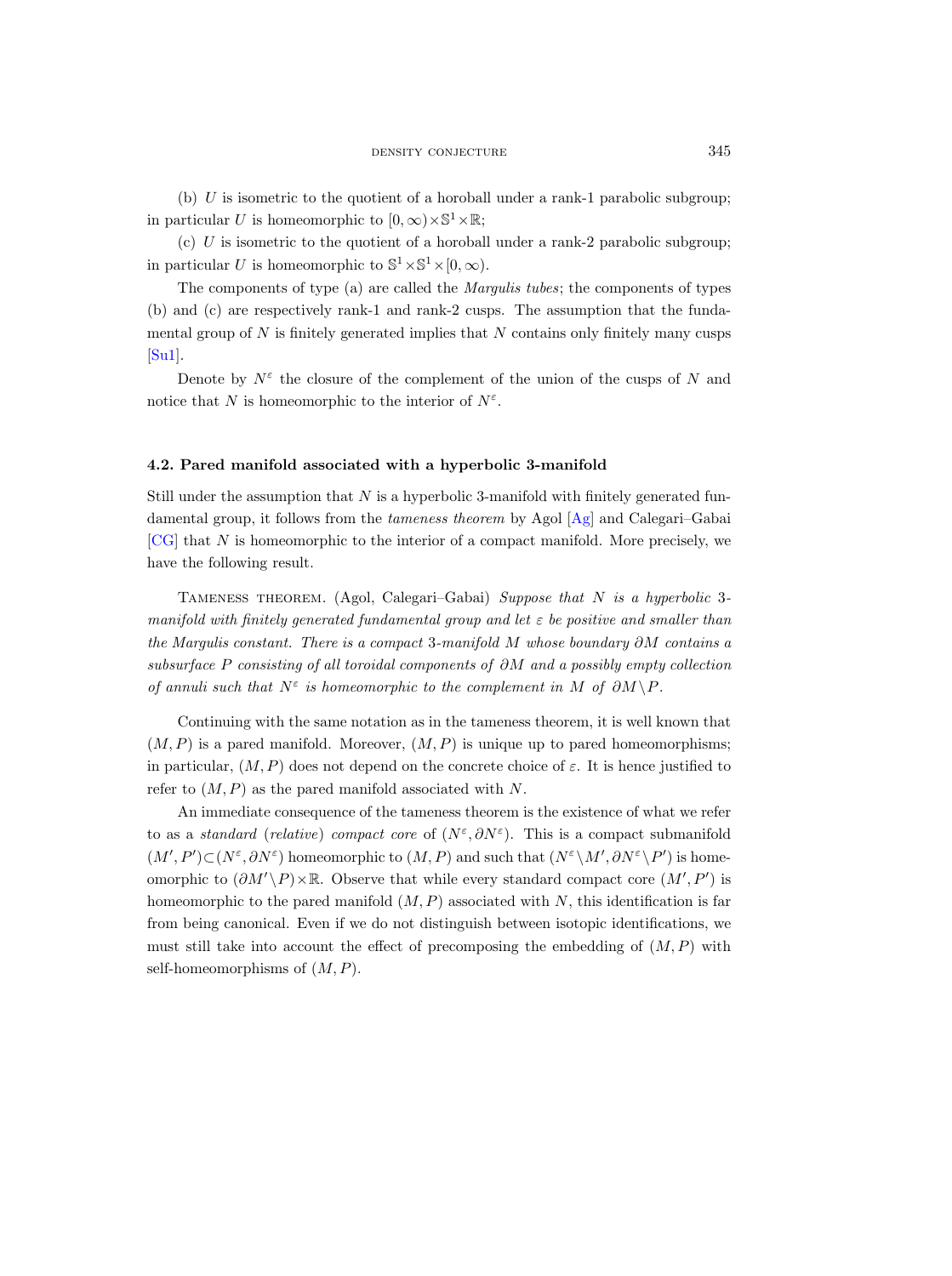(b) $U$ is isometric to the quotient of a horoball under a rank-1 parabolic subgroup; in particular $U$ is homeomorphic to $[0,\infty)\times\mathbb{S}^1\times\mathbb{R}$;

(c) $U$ is isometric to the quotient of a horoball under a rank-2 parabolic subgroup; in particular $U$ is homeomorphic to $\mathbb{S}^1\times\mathbb{S}^1\times[0,\infty)$.

The components of type (a) are called the *Margulis tubes*; the components of types (b) and (c) are respectively rank-1 and rank-2 cusps. The assumption that the fundamental group of $N$ is finitely generated implies that $N$ contains only finitely many cusps [Su1].

Denote by $N^\varepsilon$ the closure of the complement of the union of the cusps of $N$ and notice that $N$ is homeomorphic to the interior of $N^\varepsilon$.

### 4.2. Pared manifold associated with a hyperbolic 3-manifold

Still under the assumption that $N$ is a hyperbolic 3-manifold with finitely generated fundamental group, it follows from the *tameness theorem* by Agol [Ag] and Calegari–Gabai [CG] that $N$ is homeomorphic to the interior of a compact manifold. More precisely, we have the following result.

Tameness theorem. (Agol, Calegari–Gabai) *Suppose that $N$ is a hyperbolic 3-manifold with finitely generated fundamental group and let $\varepsilon$ be positive and smaller than the Margulis constant. There is a compact 3-manifold $M$ whose boundary $\partial M$ contains a subsurface $P$ consisting of all toroidal components of $\partial M$ and a possibly empty collection of annuli such that $N^\varepsilon$ is homeomorphic to the complement in $M$ of $\partial M\setminus P$.*

Continuing with the same notation as in the tameness theorem, it is well known that $(M,P)$ is a pared manifold. Moreover, $(M,P)$ is unique up to pared homeomorphisms; in particular, $(M,P)$ does not depend on the concrete choice of $\varepsilon$. It is hence justified to refer to $(M,P)$ as the pared manifold associated with $N$.

An immediate consequence of the tameness theorem is the existence of what we refer to as a *standard* (*relative*) *compact core* of $(N^\varepsilon,\partial N^\varepsilon)$. This is a compact submanifold $(M',P')\subset(N^\varepsilon,\partial N^\varepsilon)$ homeomorphic to $(M,P)$ and such that $(N^\varepsilon\setminus M',\partial N^\varepsilon\setminus P')$ is homeomorphic to $(\partial M'\setminus P)\times\mathbb{R}$. Observe that while every standard compact core $(M',P')$ is homeomorphic to the pared manifold $(M,P)$ associated with $N$, this identification is far from being canonical. Even if we do not distinguish between isotopic identifications, we must still take into account the effect of precomposing the embedding of $(M,P)$ with self-homeomorphisms of $(M,P)$.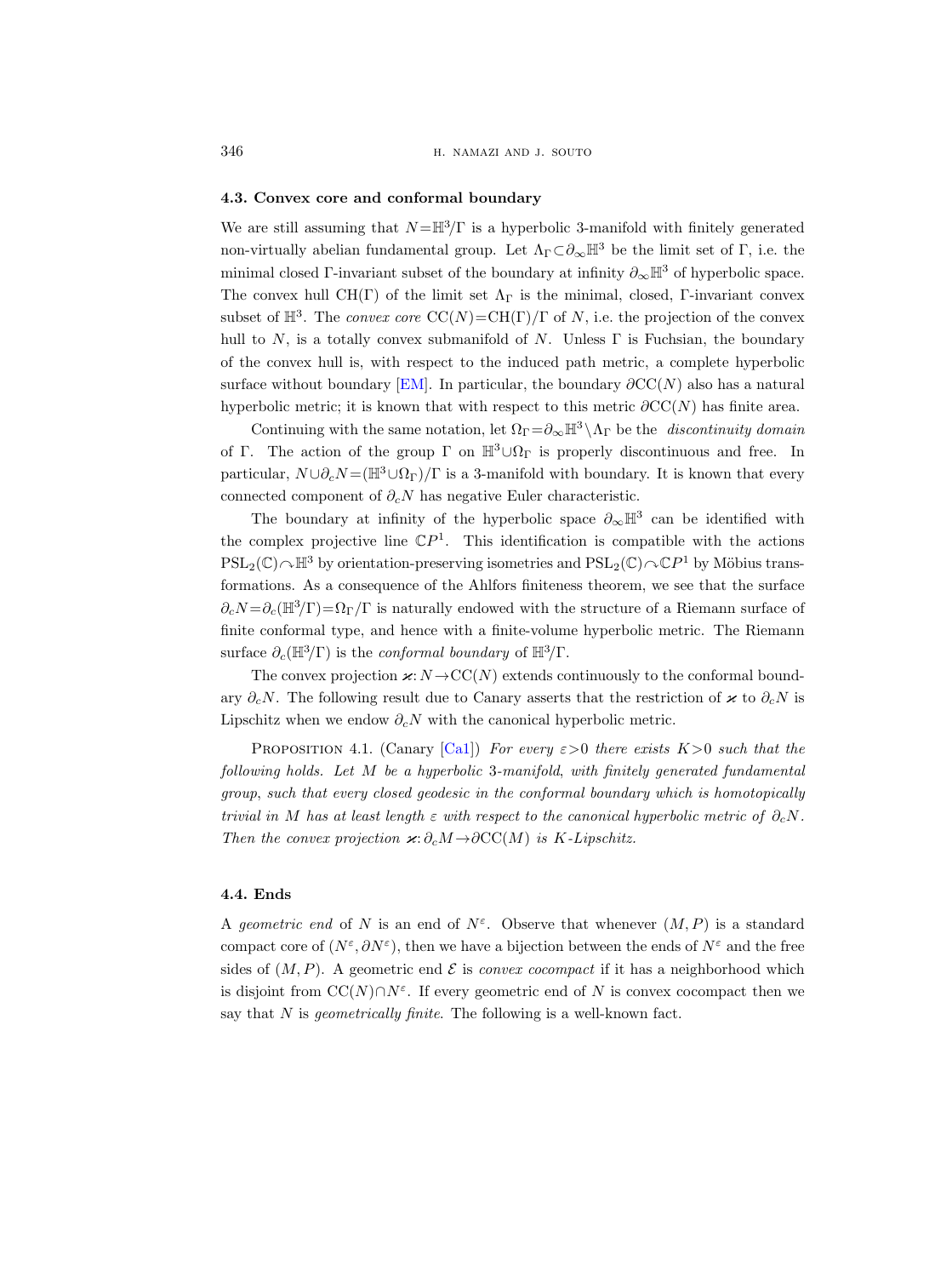### 4.3. Convex core and conformal boundary

We are still assuming that $N=\mathbb{H}^3/\Gamma$ is a hyperbolic 3-manifold with finitely generated non-virtually abelian fundamental group. Let $\Lambda_\Gamma\subset\partial_\infty\mathbb{H}^3$ be the limit set of $\Gamma$, i.e. the minimal closed $\Gamma$-invariant subset of the boundary at infinity $\partial_\infty\mathbb{H}^3$ of hyperbolic space. The convex hull $\mathrm{CH}(\Gamma)$ of the limit set $\Lambda_\Gamma$ is the minimal, closed, $\Gamma$-invariant convex subset of $\mathbb{H}^3$. The *convex core* $\mathrm{CC}(N)=\mathrm{CH}(\Gamma)/\Gamma$ of $N$, i.e. the projection of the convex hull to $N$, is a totally convex submanifold of $N$. Unless $\Gamma$ is Fuchsian, the boundary of the convex hull is, with respect to the induced path metric, a complete hyperbolic surface without boundary [EM]. In particular, the boundary $\partial\mathrm{CC}(N)$ also has a natural hyperbolic metric; it is known that with respect to this metric $\partial\mathrm{CC}(N)$ has finite area.

Continuing with the same notation, let $\Omega_\Gamma=\partial_\infty\mathbb{H}^3\setminus\Lambda_\Gamma$ be the *discontinuity domain* of $\Gamma$. The action of the group $\Gamma$ on $\mathbb{H}^3\cup\Omega_\Gamma$ is properly discontinuous and free. In particular, $N\cup\partial_c N=(\mathbb{H}^3\cup\Omega_\Gamma)/\Gamma$ is a 3-manifold with boundary. It is known that every connected component of $\partial_c N$ has negative Euler characteristic.

The boundary at infinity of the hyperbolic space $\partial_\infty\mathbb{H}^3$ can be identified with the complex projective line $\mathbb{C}P^1$. This identification is compatible with the actions $\mathrm{PSL}_2(\mathbb{C})\curvearrowright\mathbb{H}^3$ by orientation-preserving isometries and $\mathrm{PSL}_2(\mathbb{C})\curvearrowright\mathbb{C}P^1$ by Möbius transformations. As a consequence of the Ahlfors finiteness theorem, we see that the surface $\partial_c N=\partial_c(\mathbb{H}^3/\Gamma)=\Omega_\Gamma/\Gamma$ is naturally endowed with the structure of a Riemann surface of finite conformal type, and hence with a finite-volume hyperbolic metric. The Riemann surface $\partial_c(\mathbb{H}^3/\Gamma)$ is the *conformal boundary* of $\mathbb{H}^3/\Gamma$.

The convex projection $\varkappa\colon N\to\mathrm{CC}(N)$ extends continuously to the conformal boundary $\partial_c N$. The following result due to Canary asserts that the restriction of $\varkappa$ to $\partial_c N$ is Lipschitz when we endow $\partial_c N$ with the canonical hyperbolic metric.

Proposition 4.1. (Canary [Ca1]) *For every $\varepsilon>0$ there exists $K>0$ such that the following holds. Let $M$ be a hyperbolic 3-manifold, with finitely generated fundamental group, such that every closed geodesic in the conformal boundary which is homotopically trivial in $M$ has at least length $\varepsilon$ with respect to the canonical hyperbolic metric of $\partial_c N$. Then the convex projection $\varkappa\colon\partial_c M\to\partial\mathrm{CC}(M)$ is $K$-Lipschitz.*

### 4.4. Ends

A *geometric end* of $N$ is an end of $N^\varepsilon$. Observe that whenever $(M,P)$ is a standard compact core of $(N^\varepsilon,\partial N^\varepsilon)$, then we have a bijection between the ends of $N^\varepsilon$ and the free sides of $(M,P)$. A geometric end $\mathcal{E}$ is *convex cocompact* if it has a neighborhood which is disjoint from $\mathrm{CC}(N)\cap N^\varepsilon$. If every geometric end of $N$ is convex cocompact then we say that $N$ is *geometrically finite*. The following is a well-known fact.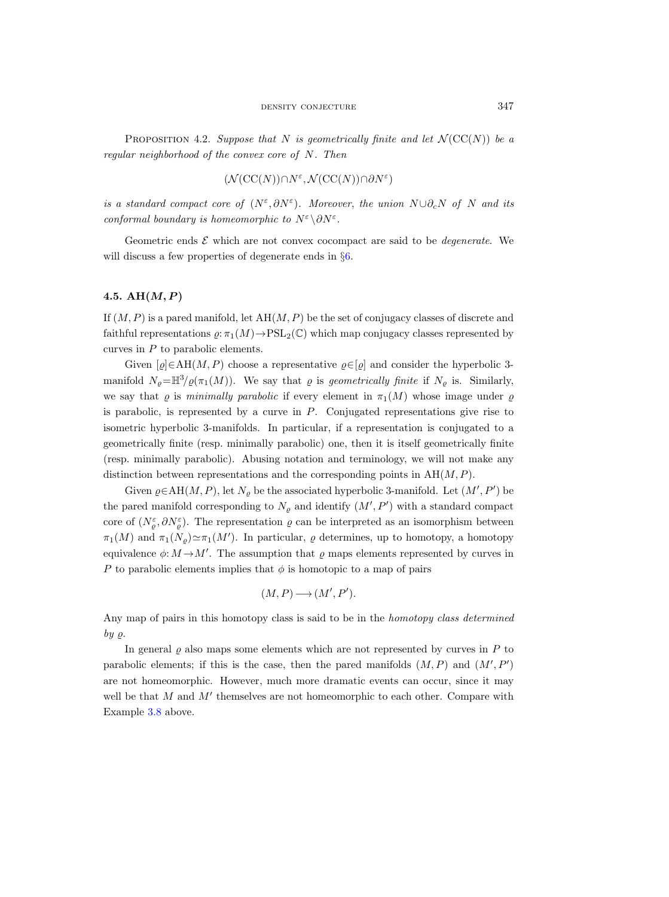PROPOSITION 4.2. *Suppose that $N$ is geometrically finite and let $\mathcal{N}(\mathrm{CC}(N))$ be a regular neighborhood of the convex core of $N$. Then*

$$(\mathcal{N}(\mathrm{CC}(N))\cap N^{\varepsilon}, \mathcal{N}(\mathrm{CC}(N))\cap \partial N^{\varepsilon})$$

*is a standard compact core of $(N^{\varepsilon}, \partial N^{\varepsilon})$. Moreover, the union $N\cup\partial_c N$ of $N$ and its conformal boundary is homeomorphic to $N^{\varepsilon}\setminus\partial N^{\varepsilon}$.*

Geometric ends $\mathcal{E}$ which are not convex cocompact are said to be *degenerate*. We will discuss a few properties of degenerate ends in §6.

### 4.5. AH$(M, P)$

If $(M, P)$ is a pared manifold, let $\mathrm{AH}(M, P)$ be the set of conjugacy classes of discrete and faithful representations $\varrho\colon\pi_1(M)\to\mathrm{PSL}_2(\mathbb{C})$ which map conjugacy classes represented by curves in $P$ to parabolic elements.

Given $[\varrho]\in\mathrm{AH}(M, P)$ choose a representative $\varrho\in[\varrho]$ and consider the hyperbolic 3-manifold $N_\varrho=\mathbb{H}^3/\varrho(\pi_1(M))$. We say that $\varrho$ is *geometrically finite* if $N_\varrho$ is. Similarly, we say that $\varrho$ is *minimally parabolic* if every element in $\pi_1(M)$ whose image under $\varrho$ is parabolic, is represented by a curve in $P$. Conjugated representations give rise to isometric hyperbolic 3-manifolds. In particular, if a representation is conjugated to a geometrically finite (resp. minimally parabolic) one, then it is itself geometrically finite (resp. minimally parabolic). Abusing notation and terminology, we will not make any distinction between representations and the corresponding points in $\mathrm{AH}(M, P)$.

Given $\varrho\in\mathrm{AH}(M, P)$, let $N_\varrho$ be the associated hyperbolic 3-manifold. Let $(M', P')$ be the pared manifold corresponding to $N_\varrho$ and identify $(M', P')$ with a standard compact core of $(N_\varrho^{\varepsilon}, \partial N_\varrho^{\varepsilon})$. The representation $\varrho$ can be interpreted as an isomorphism between $\pi_1(M)$ and $\pi_1(N_\varrho)\simeq\pi_1(M')$. In particular, $\varrho$ determines, up to homotopy, a homotopy equivalence $\phi\colon M\to M'$. The assumption that $\varrho$ maps elements represented by curves in $P$ to parabolic elements implies that $\phi$ is homotopic to a map of pairs

$$(M, P)\longrightarrow(M', P').$$

Any map of pairs in this homotopy class is said to be in the *homotopy class determined by $\varrho$*.

In general $\varrho$ also maps some elements which are not represented by curves in $P$ to parabolic elements; if this is the case, then the pared manifolds $(M, P)$ and $(M', P')$ are not homeomorphic. However, much more dramatic events can occur, since it may well be that $M$ and $M'$ themselves are not homeomorphic to each other. Compare with Example 3.8 above.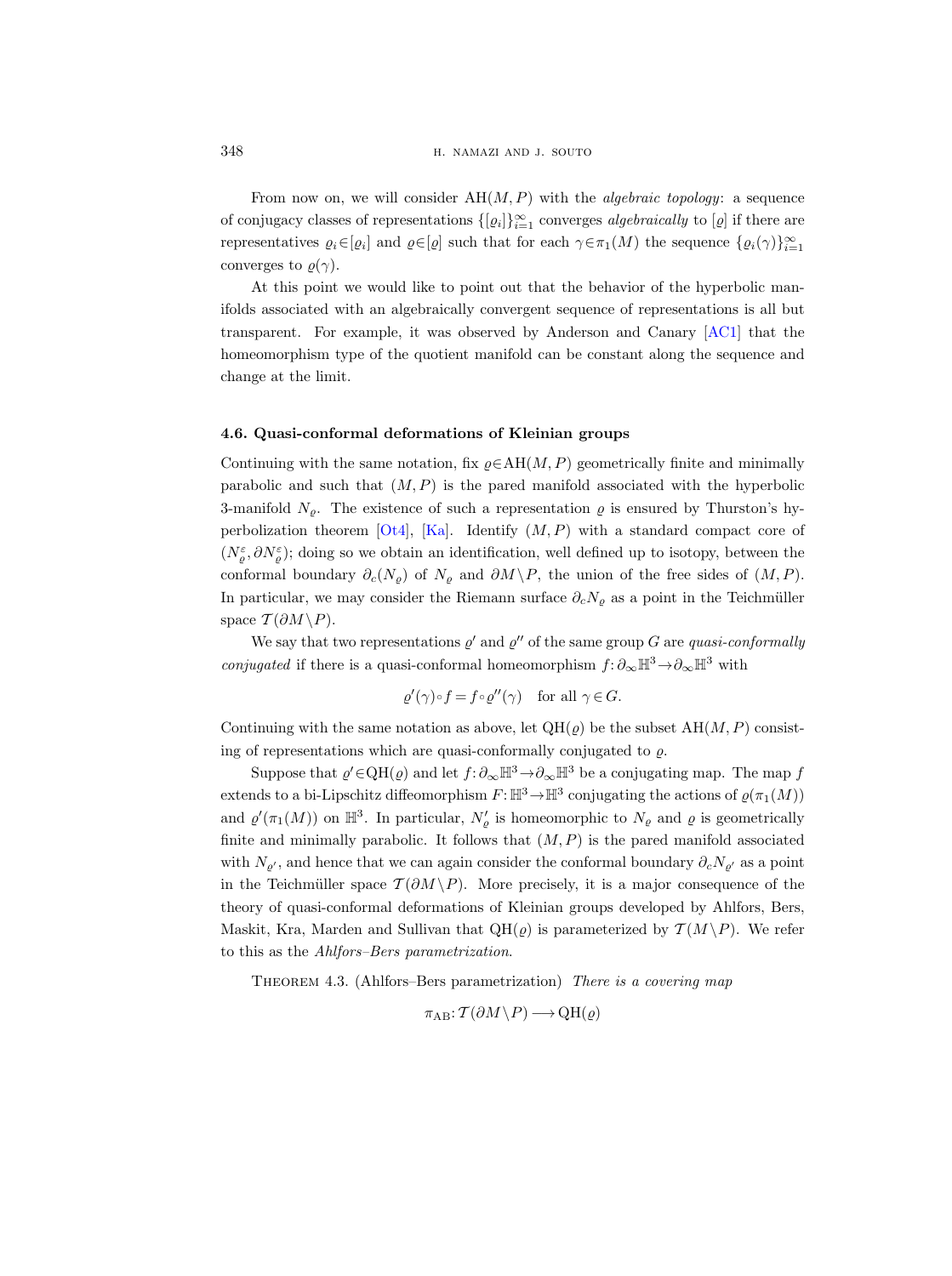From now on, we will consider $\mathrm{AH}(M,P)$ with the *algebraic topology*: a sequence of conjugacy classes of representations $\{[\varrho_i]\}_{i=1}^{\infty}$ converges *algebraically* to $[\varrho]$ if there are representatives $\varrho_i \in [\varrho_i]$ and $\varrho \in [\varrho]$ such that for each $\gamma \in \pi_1(M)$ the sequence $\{\varrho_i(\gamma)\}_{i=1}^{\infty}$ converges to $\varrho(\gamma)$.

At this point we would like to point out that the behavior of the hyperbolic manifolds associated with an algebraically convergent sequence of representations is all but transparent. For example, it was observed by Anderson and Canary [AC1] that the homeomorphism type of the quotient manifold can be constant along the sequence and change at the limit.

#### 4.6. Quasi-conformal deformations of Kleinian groups

Continuing with the same notation, fix $\varrho \in \mathrm{AH}(M,P)$ geometrically finite and minimally parabolic and such that $(M,P)$ is the pared manifold associated with the hyperbolic 3-manifold $N_\varrho$. The existence of such a representation $\varrho$ is ensured by Thurston's hyperbolization theorem [Ot4], [Ka]. Identify $(M,P)$ with a standard compact core of $(N_\varrho^\varepsilon, \partial N_\varrho^\varepsilon)$; doing so we obtain an identification, well defined up to isotopy, between the conformal boundary $\partial_c(N_\varrho)$ of $N_\varrho$ and $\partial M \setminus P$, the union of the free sides of $(M,P)$. In particular, we may consider the Riemann surface $\partial_c N_\varrho$ as a point in the Teichmüller space $\mathcal{T}(\partial M \setminus P)$.

We say that two representations $\varrho'$ and $\varrho''$ of the same group $G$ are *quasi-conformally conjugated* if there is a quasi-conformal homeomorphism $f: \partial_\infty \mathbb{H}^3 \to \partial_\infty \mathbb{H}^3$ with

$$\varrho'(\gamma) \circ f = f \circ \varrho''(\gamma) \quad \text{for all } \gamma \in G.$$

Continuing with the same notation as above, let $\mathrm{QH}(\varrho)$ be the subset $\mathrm{AH}(M,P)$ consisting of representations which are quasi-conformally conjugated to $\varrho$.

Suppose that $\varrho' \in \mathrm{QH}(\varrho)$ and let $f: \partial_\infty \mathbb{H}^3 \to \partial_\infty \mathbb{H}^3$ be a conjugating map. The map $f$ extends to a bi-Lipschitz diffeomorphism $F: \mathbb{H}^3 \to \mathbb{H}^3$ conjugating the actions of $\varrho(\pi_1(M))$ and $\varrho'(\pi_1(M))$ on $\mathbb{H}^3$. In particular, $N'_\varrho$ is homeomorphic to $N_\varrho$ and $\varrho$ is geometrically finite and minimally parabolic. It follows that $(M,P)$ is the pared manifold associated with $N_{\varrho'}$, and hence that we can again consider the conformal boundary $\partial_c N_{\varrho'}$ as a point in the Teichmüller space $\mathcal{T}(\partial M \setminus P)$. More precisely, it is a major consequence of the theory of quasi-conformal deformations of Kleinian groups developed by Ahlfors, Bers, Maskit, Kra, Marden and Sullivan that $\mathrm{QH}(\varrho)$ is parameterized by $\mathcal{T}(M \setminus P)$. We refer to this as the *Ahlfors–Bers parametrization*.

THEOREM 4.3. (Ahlfors–Bers parametrization) *There is a covering map*

$$\pi_{\mathrm{AB}}: \mathcal{T}(\partial M \setminus P) \longrightarrow \mathrm{QH}(\varrho)$$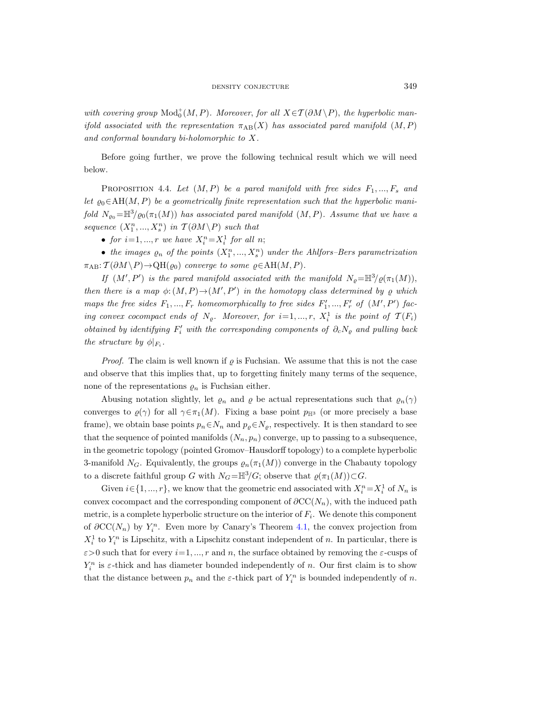*with covering group* $\mathrm{Mod}_0^+(M,P)$. *Moreover, for all* $X\in\mathcal{T}(\partial M\setminus P)$, *the hyperbolic manifold associated with the representation* $\pi_{\mathrm{AB}}(X)$ *has associated pared manifold* $(M,P)$ *and conformal boundary bi-holomorphic to* $X$.

Before going further, we prove the following technical result which we will need below.

Proposition 4.4. *Let* $(M,P)$ *be a pared manifold with free sides* $F_1,...,F_s$ *and let* $\varrho_0\in\mathrm{AH}(M,P)$ *be a geometrically finite representation such that the hyperbolic manifold* $N_{\varrho_0}=\mathbb{H}^3/\varrho_0(\pi_1(M))$ *has associated pared manifold* $(M,P)$. *Assume that we have a sequence* $(X_1^n,...,X_s^n)$ *in* $\mathcal{T}(\partial M\setminus P)$ *such that*

- *for* $i=1,...,r$ *we have* $X_i^n=X_i^1$ *for all* $n$;
- *the images* $\varrho_n$ *of the points* $(X_1^n,...,X_s^n)$ *under the Ahlfors–Bers parametrization* $\pi_{\mathrm{AB}}:\mathcal{T}(\partial M\setminus P)\to\mathrm{QH}(\varrho_0)$ *converge to some* $\varrho\in\mathrm{AH}(M,P)$.

*If* $(M',P')$ *is the pared manifold associated with the manifold* $N_\varrho=\mathbb{H}^3/\varrho(\pi_1(M))$, *then there is a map* $\phi:(M,P)\to(M',P')$ *in the homotopy class determined by* $\varrho$ *which maps the free sides* $F_1,...,F_r$ *homeomorphically to free sides* $F_1',...,F_r'$ *of* $(M',P')$ *facing convex cocompact ends of* $N_\varrho$. *Moreover, for* $i=1,...,r$, $X_i^1$ *is the point of* $\mathcal{T}(F_i)$ *obtained by identifying* $F_i'$ *with the corresponding components of* $\partial_c N_\varrho$ *and pulling back the structure by* $\phi|_{F_i}$.

*Proof.* The claim is well known if $\varrho$ is Fuchsian. We assume that this is not the case and observe that this implies that, up to forgetting finitely many terms of the sequence, none of the representations $\varrho_n$ is Fuchsian either.

Abusing notation slightly, let $\varrho_n$ and $\varrho$ be actual representations such that $\varrho_n(\gamma)$ converges to $\varrho(\gamma)$ for all $\gamma\in\pi_1(M)$. Fixing a base point $p_{\mathbb{H}^3}$ (or more precisely a base frame), we obtain base points $p_n\in N_n$ and $p_\varrho\in N_\varrho$, respectively. It is then standard to see that the sequence of pointed manifolds $(N_n,p_n)$ converge, up to passing to a subsequence, in the geometric topology (pointed Gromov–Hausdorff topology) to a complete hyperbolic 3-manifold $N_G$. Equivalently, the groups $\varrho_n(\pi_1(M))$ converge in the Chabauty topology to a discrete faithful group $G$ with $N_G=\mathbb{H}^3/G$; observe that $\varrho(\pi_1(M))\subset G$.

Given $i\in\{1,...,r\}$, we know that the geometric end associated with $X_i^n=X_i^1$ of $N_n$ is convex cocompact and the corresponding component of $\partial\mathrm{CC}(N_n)$, with the induced path metric, is a complete hyperbolic structure on the interior of $F_i$. We denote this component of $\partial\mathrm{CC}(N_n)$ by $Y_i^n$. Even more by Canary's Theorem 4.1, the convex projection from $X_i^1$ to $Y_i^n$ is Lipschitz, with a Lipschitz constant independent of $n$. In particular, there is $\varepsilon>0$ such that for every $i=1,...,r$ and $n$, the surface obtained by removing the $\varepsilon$-cusps of $Y_i^n$ is $\varepsilon$-thick and has diameter bounded independently of $n$. Our first claim is to show that the distance between $p_n$ and the $\varepsilon$-thick part of $Y_i^n$ is bounded independently of $n$.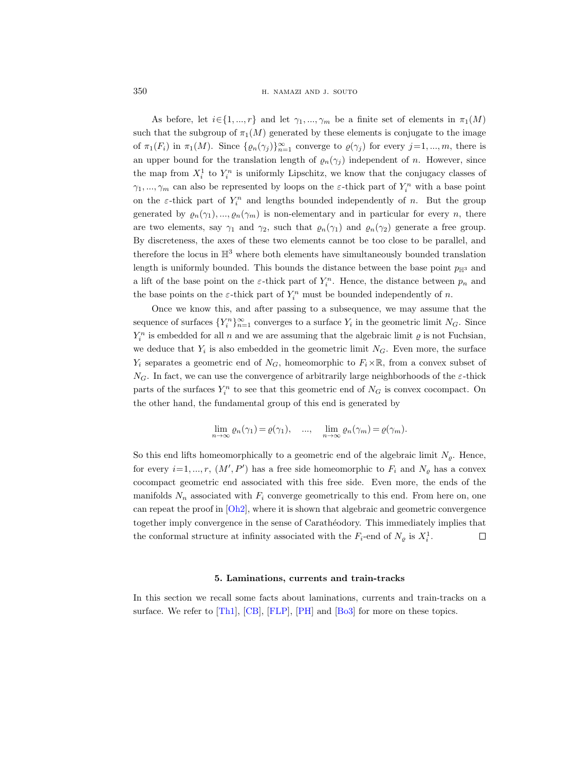As before, let $i \in \{1, ..., r\}$ and let $\gamma_1, ..., \gamma_m$ be a finite set of elements in $\pi_1(M)$ such that the subgroup of $\pi_1(M)$ generated by these elements is conjugate to the image of $\pi_1(F_i)$ in $\pi_1(M)$. Since $\{\varrho_n(\gamma_j)\}_{n=1}^{\infty}$ converge to $\varrho(\gamma_j)$ for every $j=1, ..., m$, there is an upper bound for the translation length of $\varrho_n(\gamma_j)$ independent of $n$. However, since the map from $X_i^1$ to $Y_i^n$ is uniformly Lipschitz, we know that the conjugacy classes of $\gamma_1, ..., \gamma_m$ can also be represented by loops on the $\varepsilon$-thick part of $Y_i^n$ with a base point on the $\varepsilon$-thick part of $Y_i^n$ and lengths bounded independently of $n$. But the group generated by $\varrho_n(\gamma_1), ..., \varrho_n(\gamma_m)$ is non-elementary and in particular for every $n$, there are two elements, say $\gamma_1$ and $\gamma_2$, such that $\varrho_n(\gamma_1)$ and $\varrho_n(\gamma_2)$ generate a free group. By discreteness, the axes of these two elements cannot be too close to be parallel, and therefore the locus in $\mathbb{H}^3$ where both elements have simultaneously bounded translation length is uniformly bounded. This bounds the distance between the base point $p_{\mathbb{H}^3}$ and a lift of the base point on the $\varepsilon$-thick part of $Y_i^n$. Hence, the distance between $p_n$ and the base points on the $\varepsilon$-thick part of $Y_i^n$ must be bounded independently of $n$.

Once we know this, and after passing to a subsequence, we may assume that the sequence of surfaces $\{Y_i^n\}_{n=1}^{\infty}$ converges to a surface $Y_i$ in the geometric limit $N_G$. Since $Y_i^n$ is embedded for all $n$ and we are assuming that the algebraic limit $\varrho$ is not Fuchsian, we deduce that $Y_i$ is also embedded in the geometric limit $N_G$. Even more, the surface $Y_i$ separates a geometric end of $N_G$, homeomorphic to $F_i \times \mathbb{R}$, from a convex subset of $N_G$. In fact, we can use the convergence of arbitrarily large neighborhoods of the $\varepsilon$-thick parts of the surfaces $Y_i^n$ to see that this geometric end of $N_G$ is convex cocompact. On the other hand, the fundamental group of this end is generated by

$$\lim_{n\to\infty} \varrho_n(\gamma_1) = \varrho(\gamma_1), \quad ..., \quad \lim_{n\to\infty} \varrho_n(\gamma_m) = \varrho(\gamma_m).$$

So this end lifts homeomorphically to a geometric end of the algebraic limit $N_\varrho$. Hence, for every $i=1, ..., r$, $(M', P')$ has a free side homeomorphic to $F_i$ and $N_\varrho$ has a convex cocompact geometric end associated with this free side. Even more, the ends of the manifolds $N_n$ associated with $F_i$ converge geometrically to this end. From here on, one can repeat the proof in [Oh2], where it is shown that algebraic and geometric convergence together imply convergence in the sense of Carathéodory. This immediately implies that the conformal structure at infinity associated with the $F_i$-end of $N_\varrho$ is $X_i^1$. □

## 5. Laminations, currents and train-tracks

In this section we recall some facts about laminations, currents and train-tracks on a surface. We refer to [Th1], [CB], [FLP], [PH] and [Bo3] for more on these topics.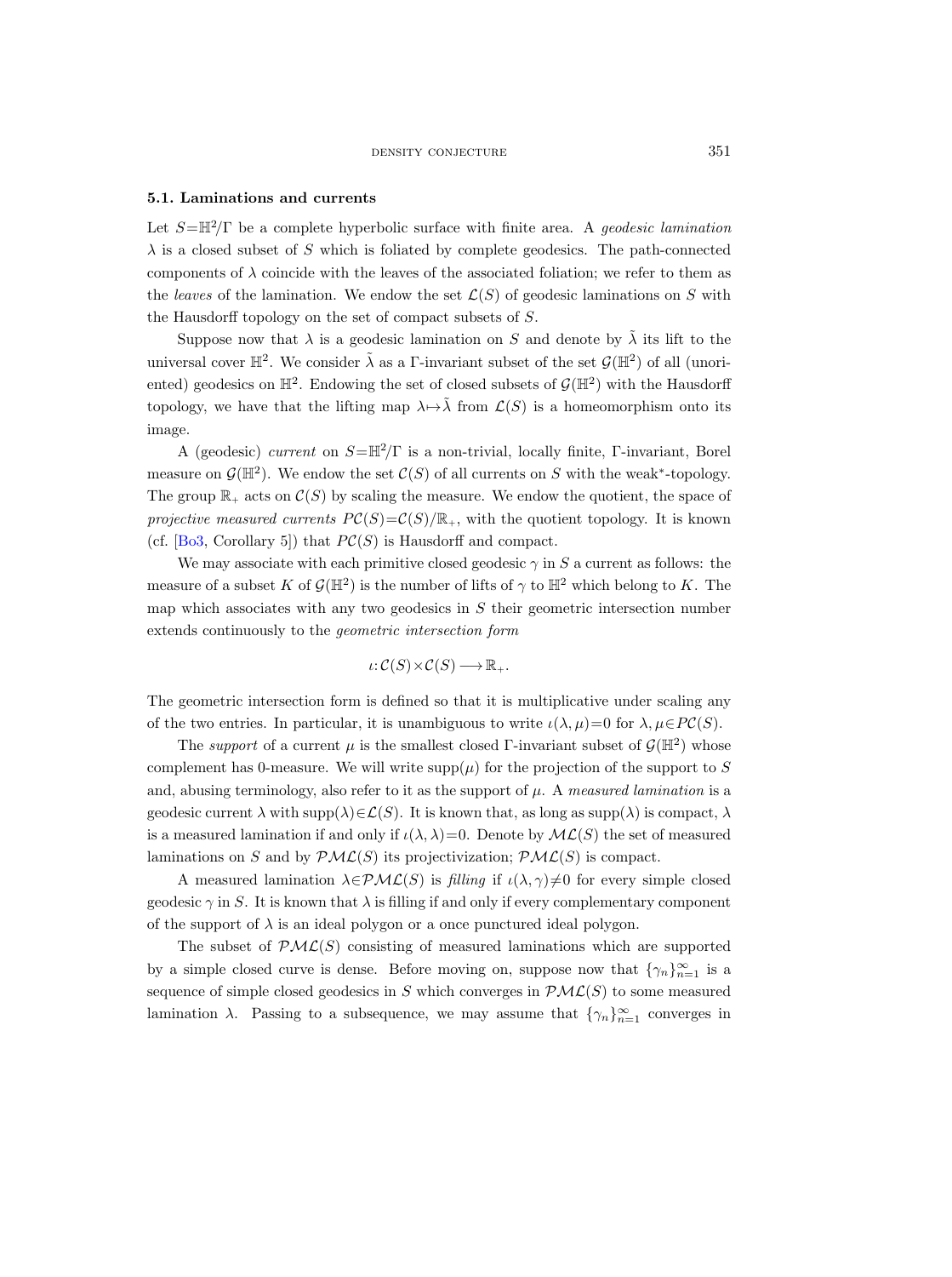### 5.1. Laminations and currents

Let $S=\mathbb{H}^2/\Gamma$ be a complete hyperbolic surface with finite area. A *geodesic lamination* $\lambda$ is a closed subset of $S$ which is foliated by complete geodesics. The path-connected components of $\lambda$ coincide with the leaves of the associated foliation; we refer to them as the *leaves* of the lamination. We endow the set $\mathcal{L}(S)$ of geodesic laminations on $S$ with the Hausdorff topology on the set of compact subsets of $S$.

Suppose now that $\lambda$ is a geodesic lamination on $S$ and denote by $\tilde{\lambda}$ its lift to the universal cover $\mathbb{H}^2$. We consider $\tilde{\lambda}$ as a $\Gamma$-invariant subset of the set $\mathcal{G}(\mathbb{H}^2)$ of all (unoriented) geodesics on $\mathbb{H}^2$. Endowing the set of closed subsets of $\mathcal{G}(\mathbb{H}^2)$ with the Hausdorff topology, we have that the lifting map $\lambda\mapsto\tilde{\lambda}$ from $\mathcal{L}(S)$ is a homeomorphism onto its image.

A (geodesic) *current* on $S=\mathbb{H}^2/\Gamma$ is a non-trivial, locally finite, $\Gamma$-invariant, Borel measure on $\mathcal{G}(\mathbb{H}^2)$. We endow the set $\mathcal{C}(S)$ of all currents on $S$ with the weak$^*$-topology. The group $\mathbb{R}_+$ acts on $\mathcal{C}(S)$ by scaling the measure. We endow the quotient, the space of *projective measured currents* $P\mathcal{C}(S)=\mathcal{C}(S)/\mathbb{R}_+$, with the quotient topology. It is known (cf. [Bo3, Corollary 5]) that $P\mathcal{C}(S)$ is Hausdorff and compact.

We may associate with each primitive closed geodesic $\gamma$ in $S$ a current as follows: the measure of a subset $K$ of $\mathcal{G}(\mathbb{H}^2)$ is the number of lifts of $\gamma$ to $\mathbb{H}^2$ which belong to $K$. The map which associates with any two geodesics in $S$ their geometric intersection number extends continuously to the *geometric intersection form*

$$\iota\colon \mathcal{C}(S)\times\mathcal{C}(S)\longrightarrow\mathbb{R}_+.$$

The geometric intersection form is defined so that it is multiplicative under scaling any of the two entries. In particular, it is unambiguous to write $\iota(\lambda,\mu)=0$ for $\lambda,\mu\in P\mathcal{C}(S)$.

The *support* of a current $\mu$ is the smallest closed $\Gamma$-invariant subset of $\mathcal{G}(\mathbb{H}^2)$ whose complement has 0-measure. We will write $\operatorname{supp}(\mu)$ for the projection of the support to $S$ and, abusing terminology, also refer to it as the support of $\mu$. A *measured lamination* is a geodesic current $\lambda$ with $\operatorname{supp}(\lambda)\in\mathcal{L}(S)$. It is known that, as long as $\operatorname{supp}(\lambda)$ is compact, $\lambda$ is a measured lamination if and only if $\iota(\lambda,\lambda)=0$. Denote by $\mathcal{ML}(S)$ the set of measured laminations on $S$ and by $\mathcal{PML}(S)$ its projectivization; $\mathcal{PML}(S)$ is compact.

A measured lamination $\lambda\in\mathcal{PML}(S)$ is *filling* if $\iota(\lambda,\gamma)\neq 0$ for every simple closed geodesic $\gamma$ in $S$. It is known that $\lambda$ is filling if and only if every complementary component of the support of $\lambda$ is an ideal polygon or a once punctured ideal polygon.

The subset of $\mathcal{PML}(S)$ consisting of measured laminations which are supported by a simple closed curve is dense. Before moving on, suppose now that $\{\gamma_n\}_{n=1}^{\infty}$ is a sequence of simple closed geodesics in $S$ which converges in $\mathcal{PML}(S)$ to some measured lamination $\lambda$. Passing to a subsequence, we may assume that $\{\gamma_n\}_{n=1}^{\infty}$ converges in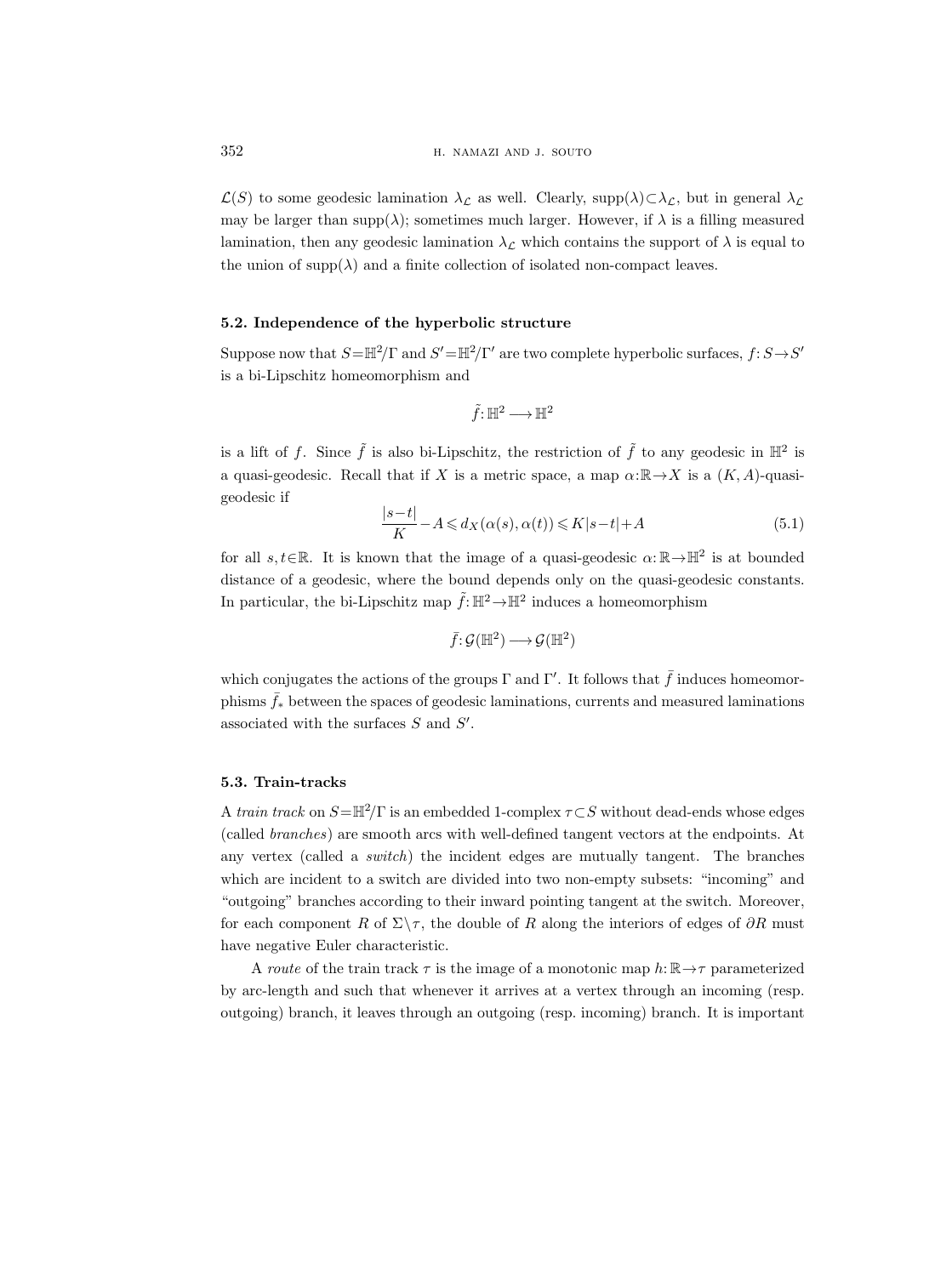$\mathcal{L}(S)$ to some geodesic lamination $\lambda_{\mathcal{L}}$ as well. Clearly, $\text{supp}(\lambda) \subset \lambda_{\mathcal{L}}$, but in general $\lambda_{\mathcal{L}}$ may be larger than $\text{supp}(\lambda)$; sometimes much larger. However, if $\lambda$ is a filling measured lamination, then any geodesic lamination $\lambda_{\mathcal{L}}$ which contains the support of $\lambda$ is equal to the union of $\text{supp}(\lambda)$ and a finite collection of isolated non-compact leaves.

### 5.2. Independence of the hyperbolic structure

Suppose now that $S = \mathbb{H}^2/\Gamma$ and $S' = \mathbb{H}^2/\Gamma'$ are two complete hyperbolic surfaces, $f: S \to S'$ is a bi-Lipschitz homeomorphism and

$$\tilde{f}: \mathbb{H}^2 \longrightarrow \mathbb{H}^2$$

is a lift of $f$. Since $\tilde{f}$ is also bi-Lipschitz, the restriction of $\tilde{f}$ to any geodesic in $\mathbb{H}^2$ is a quasi-geodesic. Recall that if $X$ is a metric space, a map $\alpha: \mathbb{R} \to X$ is a $(K, A)$-quasi-geodesic if

$$\frac{|s-t|}{K} - A \leqslant d_X(\alpha(s), \alpha(t)) \leqslant K|s-t| + A \tag{5.1}$$

for all $s, t \in \mathbb{R}$. It is known that the image of a quasi-geodesic $\alpha: \mathbb{R} \to \mathbb{H}^2$ is at bounded distance of a geodesic, where the bound depends only on the quasi-geodesic constants. In particular, the bi-Lipschitz map $\tilde{f}: \mathbb{H}^2 \to \mathbb{H}^2$ induces a homeomorphism

$$\bar{f}: \mathcal{G}(\mathbb{H}^2) \longrightarrow \mathcal{G}(\mathbb{H}^2)$$

which conjugates the actions of the groups $\Gamma$ and $\Gamma'$. It follows that $\bar{f}$ induces homeomorphisms $\bar{f}_*$ between the spaces of geodesic laminations, currents and measured laminations associated with the surfaces $S$ and $S'$.

### 5.3. Train-tracks

A *train track* on $S = \mathbb{H}^2/\Gamma$ is an embedded 1-complex $\tau \subset S$ without dead-ends whose edges (called *branches*) are smooth arcs with well-defined tangent vectors at the endpoints. At any vertex (called a *switch*) the incident edges are mutually tangent. The branches which are incident to a switch are divided into two non-empty subsets: "incoming" and "outgoing" branches according to their inward pointing tangent at the switch. Moreover, for each component $R$ of $\Sigma \setminus \tau$, the double of $R$ along the interiors of edges of $\partial R$ must have negative Euler characteristic.

A *route* of the train track $\tau$ is the image of a monotonic map $h: \mathbb{R} \to \tau$ parameterized by arc-length and such that whenever it arrives at a vertex through an incoming (resp. outgoing) branch, it leaves through an outgoing (resp. incoming) branch. It is important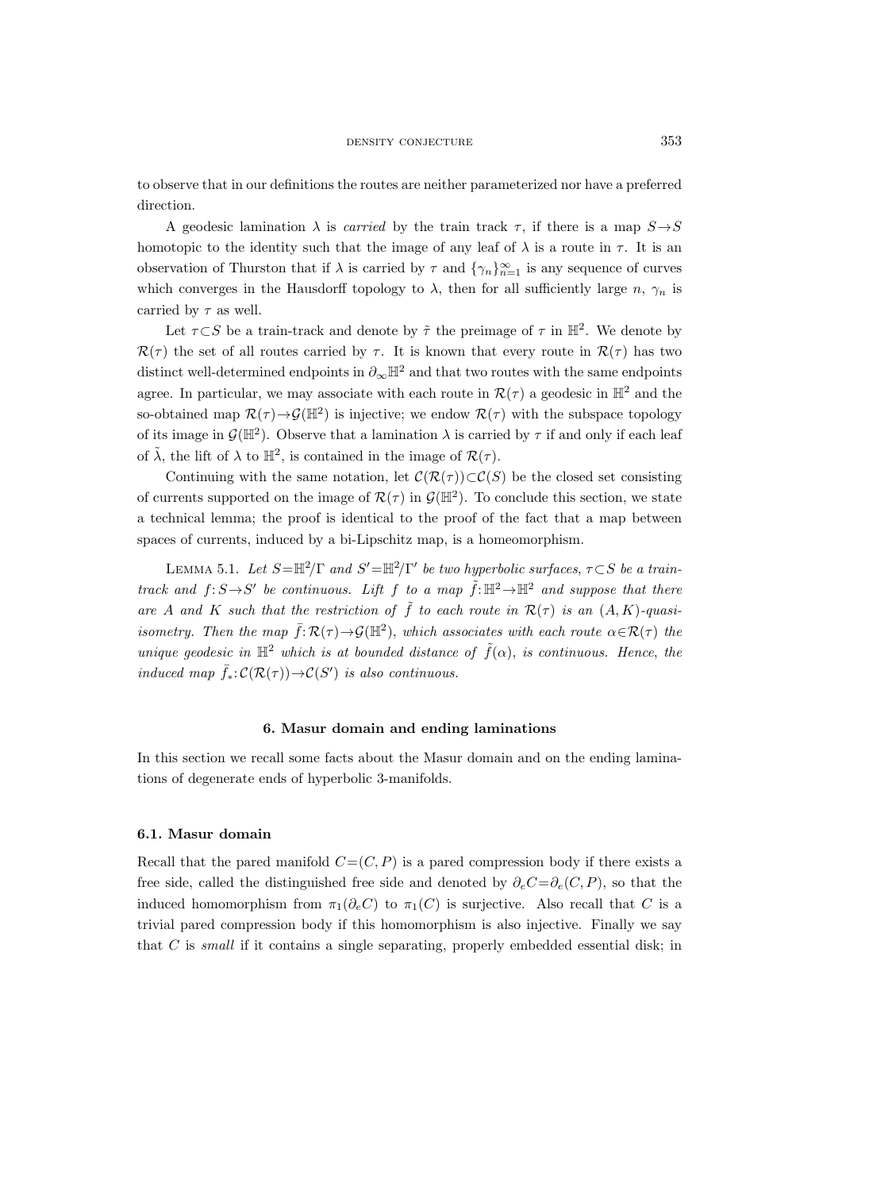to observe that in our definitions the routes are neither parameterized nor have a preferred direction.

A geodesic lamination $\lambda$ is *carried* by the train track $\tau$, if there is a map $S\to S$ homotopic to the identity such that the image of any leaf of $\lambda$ is a route in $\tau$. It is an observation of Thurston that if $\lambda$ is carried by $\tau$ and $\{\gamma_n\}_{n=1}^{\infty}$ is any sequence of curves which converges in the Hausdorff topology to $\lambda$, then for all sufficiently large $n$, $\gamma_n$ is carried by $\tau$ as well.

Let $\tau\subset S$ be a train-track and denote by $\tilde{\tau}$ the preimage of $\tau$ in $\mathbb{H}^2$. We denote by $\mathcal{R}(\tau)$ the set of all routes carried by $\tau$. It is known that every route in $\mathcal{R}(\tau)$ has two distinct well-determined endpoints in $\partial_\infty\mathbb{H}^2$ and that two routes with the same endpoints agree. In particular, we may associate with each route in $\mathcal{R}(\tau)$ a geodesic in $\mathbb{H}^2$ and the so-obtained map $\mathcal{R}(\tau)\to\mathcal{G}(\mathbb{H}^2)$ is injective; we endow $\mathcal{R}(\tau)$ with the subspace topology of its image in $\mathcal{G}(\mathbb{H}^2)$. Observe that a lamination $\lambda$ is carried by $\tau$ if and only if each leaf of $\tilde{\lambda}$, the lift of $\lambda$ to $\mathbb{H}^2$, is contained in the image of $\mathcal{R}(\tau)$.

Continuing with the same notation, let $\mathcal{C}(\mathcal{R}(\tau))\subset\mathcal{C}(S)$ be the closed set consisting of currents supported on the image of $\mathcal{R}(\tau)$ in $\mathcal{G}(\mathbb{H}^2)$. To conclude this section, we state a technical lemma; the proof is identical to the proof of the fact that a map between spaces of currents, induced by a bi-Lipschitz map, is a homeomorphism.

LEMMA 5.1. *Let $S=\mathbb{H}^2/\Gamma$ and $S'=\mathbb{H}^2/\Gamma'$ be two hyperbolic surfaces, $\tau\subset S$ be a train-track and $f\colon S\to S'$ be continuous. Lift $f$ to a map $\tilde{f}\colon\mathbb{H}^2\to\mathbb{H}^2$ and suppose that there are $A$ and $K$ such that the restriction of $\tilde{f}$ to each route in $\mathcal{R}(\tau)$ is an $(A,K)$-quasi-isometry. Then the map $\bar{f}\colon\mathcal{R}(\tau)\to\mathcal{G}(\mathbb{H}^2)$, which associates with each route $\alpha\in\mathcal{R}(\tau)$ the unique geodesic in $\mathbb{H}^2$ which is at bounded distance of $\tilde{f}(\alpha)$, is continuous. Hence, the induced map $\bar{f}_*\colon\mathcal{C}(\mathcal{R}(\tau))\to\mathcal{C}(S')$ is also continuous.*

## 6. Masur domain and ending laminations

In this section we recall some facts about the Masur domain and on the ending laminations of degenerate ends of hyperbolic 3-manifolds.

### 6.1. Masur domain

Recall that the pared manifold $C=(C,P)$ is a pared compression body if there exists a free side, called the distinguished free side and denoted by $\partial_e C=\partial_e(C,P)$, so that the induced homomorphism from $\pi_1(\partial_e C)$ to $\pi_1(C)$ is surjective. Also recall that $C$ is a trivial pared compression body if this homomorphism is also injective. Finally we say that $C$ is *small* if it contains a single separating, properly embedded essential disk; in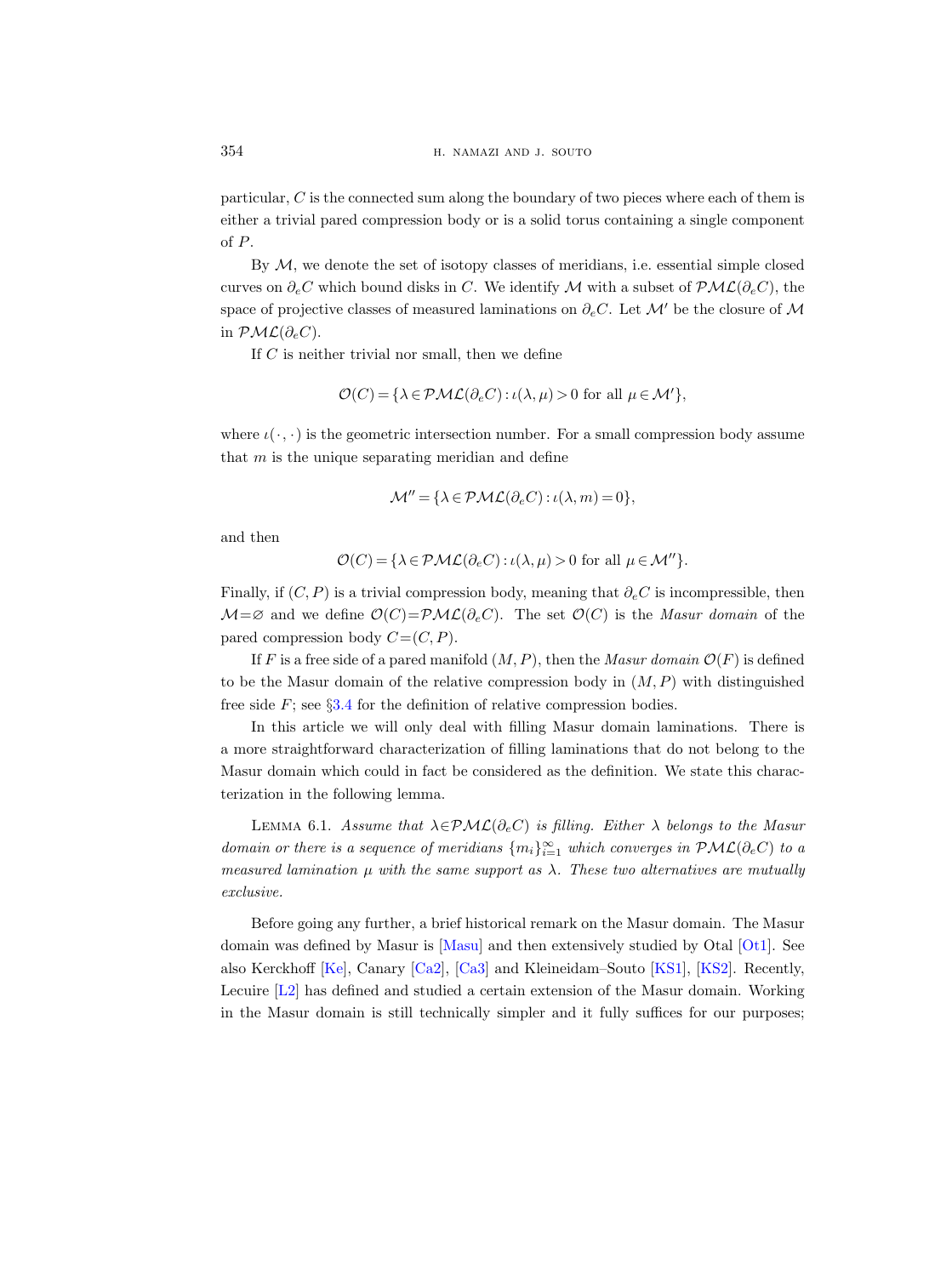particular, $C$ is the connected sum along the boundary of two pieces where each of them is either a trivial pared compression body or is a solid torus containing a single component of $P$.

By $\mathcal{M}$, we denote the set of isotopy classes of meridians, i.e. essential simple closed curves on $\partial_e C$ which bound disks in $C$. We identify $\mathcal{M}$ with a subset of $\mathcal{PML}(\partial_e C)$, the space of projective classes of measured laminations on $\partial_e C$. Let $\mathcal{M}'$ be the closure of $\mathcal{M}$ in $\mathcal{PML}(\partial_e C)$.

If $C$ is neither trivial nor small, then we define

$$\mathcal{O}(C) = \{\lambda \in \mathcal{PML}(\partial_e C) : \iota(\lambda, \mu) > 0 \text{ for all } \mu \in \mathcal{M}'\},$$

where $\iota(\cdot, \cdot)$ is the geometric intersection number. For a small compression body assume that $m$ is the unique separating meridian and define

$$\mathcal{M}'' = \{\lambda \in \mathcal{PML}(\partial_e C) : \iota(\lambda, m) = 0\},$$

and then

$$\mathcal{O}(C) = \{\lambda \in \mathcal{PML}(\partial_e C) : \iota(\lambda, \mu) > 0 \text{ for all } \mu \in \mathcal{M}''\}.$$

Finally, if $(C, P)$ is a trivial compression body, meaning that $\partial_e C$ is incompressible, then $\mathcal{M} = \varnothing$ and we define $\mathcal{O}(C) = \mathcal{PML}(\partial_e C)$. The set $\mathcal{O}(C)$ is the *Masur domain* of the pared compression body $C = (C, P)$.

If $F$ is a free side of a pared manifold $(M, P)$, then the *Masur domain* $\mathcal{O}(F)$ is defined to be the Masur domain of the relative compression body in $(M, P)$ with distinguished free side $F$; see §3.4 for the definition of relative compression bodies.

In this article we will only deal with filling Masur domain laminations. There is a more straightforward characterization of filling laminations that do not belong to the Masur domain which could in fact be considered as the definition. We state this characterization in the following lemma.

Lemma 6.1. *Assume that $\lambda \in \mathcal{PML}(\partial_e C)$ is filling. Either $\lambda$ belongs to the Masur domain or there is a sequence of meridians $\{m_i\}_{i=1}^{\infty}$ which converges in $\mathcal{PML}(\partial_e C)$ to a measured lamination $\mu$ with the same support as $\lambda$. These two alternatives are mutually exclusive.*

Before going any further, a brief historical remark on the Masur domain. The Masur domain was defined by Masur is [Masu] and then extensively studied by Otal [Ot1]. See also Kerckhoff [Ke], Canary [Ca2], [Ca3] and Kleineidam–Souto [KS1], [KS2]. Recently, Lecuire [L2] has defined and studied a certain extension of the Masur domain. Working in the Masur domain is still technically simpler and it fully suffices for our purposes;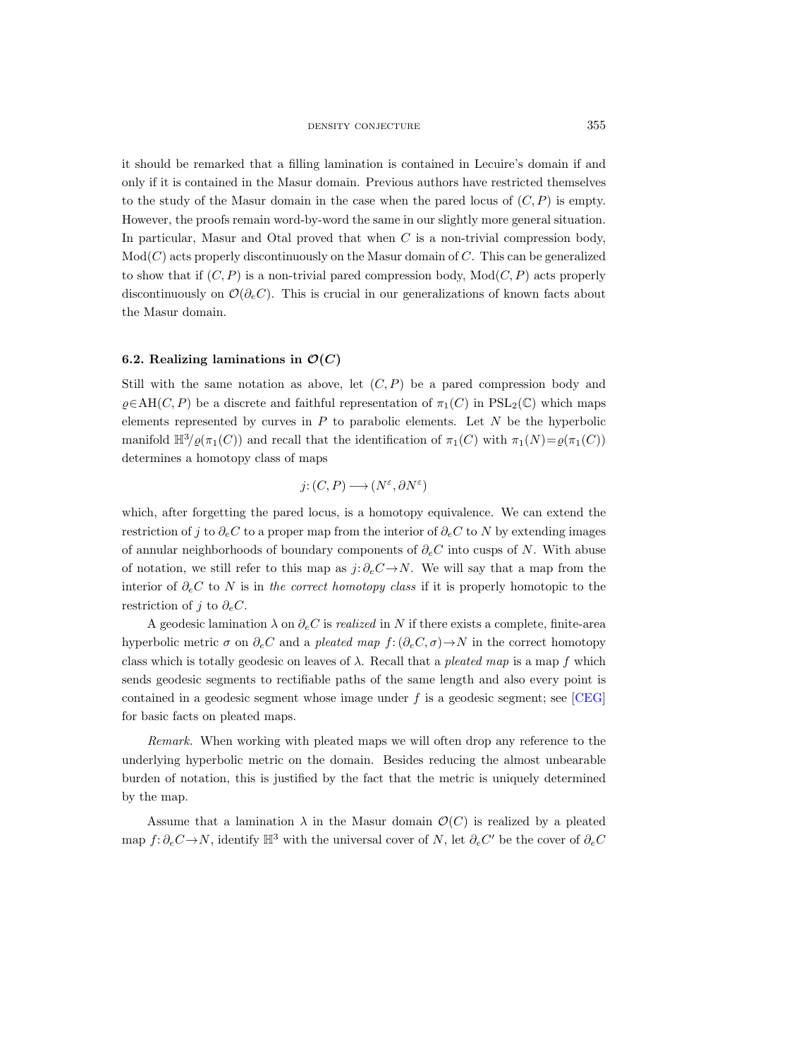it should be remarked that a filling lamination is contained in Lecuire's domain if and only if it is contained in the Masur domain. Previous authors have restricted themselves to the study of the Masur domain in the case when the pared locus of $(C,P)$ is empty. However, the proofs remain word-by-word the same in our slightly more general situation. In particular, Masur and Otal proved that when $C$ is a non-trivial compression body, $\mathrm{Mod}(C)$ acts properly discontinuously on the Masur domain of $C$. This can be generalized to show that if $(C,P)$ is a non-trivial pared compression body, $\mathrm{Mod}(C,P)$ acts properly discontinuously on $\mathcal{O}(\partial_e C)$. This is crucial in our generalizations of known facts about the Masur domain.

### 6.2. Realizing laminations in $\mathcal{O}(C)$

Still with the same notation as above, let $(C,P)$ be a pared compression body and $\varrho\in\mathrm{AH}(C,P)$ be a discrete and faithful representation of $\pi_1(C)$ in $\mathrm{PSL}_2(\mathbb{C})$ which maps elements represented by curves in $P$ to parabolic elements. Let $N$ be the hyperbolic manifold $\mathbb{H}^3/\varrho(\pi_1(C))$ and recall that the identification of $\pi_1(C)$ with $\pi_1(N)=\varrho(\pi_1(C))$ determines a homotopy class of maps

$$j\colon (C,P)\longrightarrow (N^\varepsilon,\partial N^\varepsilon)$$

which, after forgetting the pared locus, is a homotopy equivalence. We can extend the restriction of $j$ to $\partial_e C$ to a proper map from the interior of $\partial_e C$ to $N$ by extending images of annular neighborhoods of boundary components of $\partial_e C$ into cusps of $N$. With abuse of notation, we still refer to this map as $j\colon\partial_e C\to N$. We will say that a map from the interior of $\partial_e C$ to $N$ is in *the correct homotopy class* if it is properly homotopic to the restriction of $j$ to $\partial_e C$.

A geodesic lamination $\lambda$ on $\partial_e C$ is *realized* in $N$ if there exists a complete, finite-area hyperbolic metric $\sigma$ on $\partial_e C$ and a *pleated map* $f\colon(\partial_e C,\sigma)\to N$ in the correct homotopy class which is totally geodesic on leaves of $\lambda$. Recall that a *pleated map* is a map $f$ which sends geodesic segments to rectifiable paths of the same length and also every point is contained in a geodesic segment whose image under $f$ is a geodesic segment; see [CEG] for basic facts on pleated maps.

*Remark.* When working with pleated maps we will often drop any reference to the underlying hyperbolic metric on the domain. Besides reducing the almost unbearable burden of notation, this is justified by the fact that the metric is uniquely determined by the map.

Assume that a lamination $\lambda$ in the Masur domain $\mathcal{O}(C)$ is realized by a pleated map $f\colon\partial_e C\to N$, identify $\mathbb{H}^3$ with the universal cover of $N$, let $\partial_e C'$ be the cover of $\partial_e C$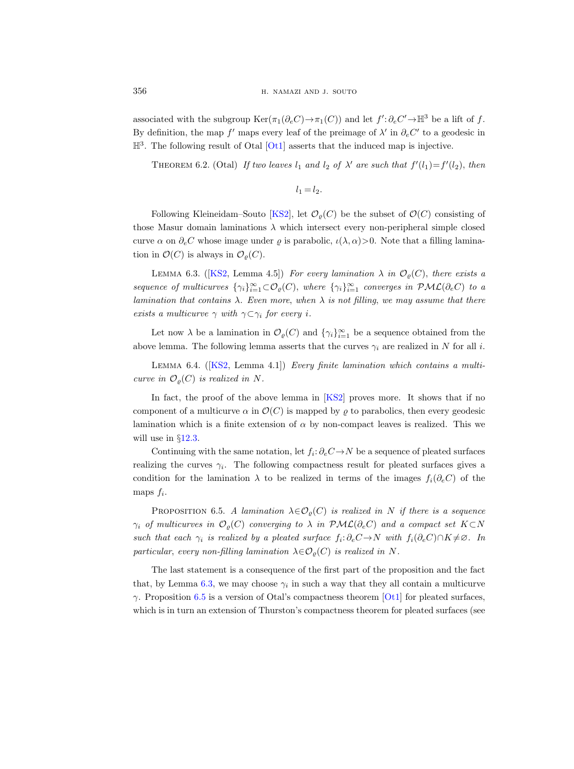associated with the subgroup $\mathrm{Ker}(\pi_1(\partial_e C)\to\pi_1(C))$ and let $f'\colon\partial_e C'\to\mathbb{H}^3$ be a lift of $f$. By definition, the map $f'$ maps every leaf of the preimage of $\lambda'$ in $\partial_e C'$ to a geodesic in $\mathbb{H}^3$. The following result of Otal [Ot1] asserts that the induced map is injective.

Theorem 6.2. (Otal) *If two leaves $l_1$ and $l_2$ of $\lambda'$ are such that $f'(l_1)=f'(l_2)$, then*

$$l_1=l_2.$$

Following Kleineidam–Souto [KS2], let $\mathcal{O}_\varrho(C)$ be the subset of $\mathcal{O}(C)$ consisting of those Masur domain laminations $\lambda$ which intersect every non-peripheral simple closed curve $\alpha$ on $\partial_e C$ whose image under $\varrho$ is parabolic, $\iota(\lambda,\alpha)>0$. Note that a filling lamination in $\mathcal{O}(C)$ is always in $\mathcal{O}_\varrho(C)$.

Lemma 6.3. ([KS2, Lemma 4.5]) *For every lamination $\lambda$ in $\mathcal{O}_\varrho(C)$, there exists a sequence of multicurves $\{\gamma_i\}_{i=1}^\infty\subset\mathcal{O}_\varrho(C)$, where $\{\gamma_i\}_{i=1}^\infty$ converges in $\mathcal{PML}(\partial_e C)$ to a lamination that contains $\lambda$. Even more, when $\lambda$ is not filling, we may assume that there exists a multicurve $\gamma$ with $\gamma\subset\gamma_i$ for every $i$.*

Let now $\lambda$ be a lamination in $\mathcal{O}_\varrho(C)$ and $\{\gamma_i\}_{i=1}^\infty$ be a sequence obtained from the above lemma. The following lemma asserts that the curves $\gamma_i$ are realized in $N$ for all $i$.

Lemma 6.4. ([KS2, Lemma 4.1]) *Every finite lamination which contains a multicurve in $\mathcal{O}_\varrho(C)$ is realized in $N$.*

In fact, the proof of the above lemma in [KS2] proves more. It shows that if no component of a multicurve $\alpha$ in $\mathcal{O}(C)$ is mapped by $\varrho$ to parabolics, then every geodesic lamination which is a finite extension of $\alpha$ by non-compact leaves is realized. This we will use in §12.3.

Continuing with the same notation, let $f_i\colon\partial_e C\to N$ be a sequence of pleated surfaces realizing the curves $\gamma_i$. The following compactness result for pleated surfaces gives a condition for the lamination $\lambda$ to be realized in terms of the images $f_i(\partial_e C)$ of the maps $f_i$.

Proposition 6.5. *A lamination $\lambda\in\mathcal{O}_\varrho(C)$ is realized in $N$ if there is a sequence $\gamma_i$ of multicurves in $\mathcal{O}_\varrho(C)$ converging to $\lambda$ in $\mathcal{PML}(\partial_e C)$ and a compact set $K\subset N$ such that each $\gamma_i$ is realized by a pleated surface $f_i\colon\partial_e C\to N$ with $f_i(\partial_e C)\cap K\neq\varnothing$. In particular, every non-filling lamination $\lambda\in\mathcal{O}_\varrho(C)$ is realized in $N$.*

The last statement is a consequence of the first part of the proposition and the fact that, by Lemma 6.3, we may choose $\gamma_i$ in such a way that they all contain a multicurve $\gamma$. Proposition 6.5 is a version of Otal's compactness theorem [Ot1] for pleated surfaces, which is in turn an extension of Thurston's compactness theorem for pleated surfaces (see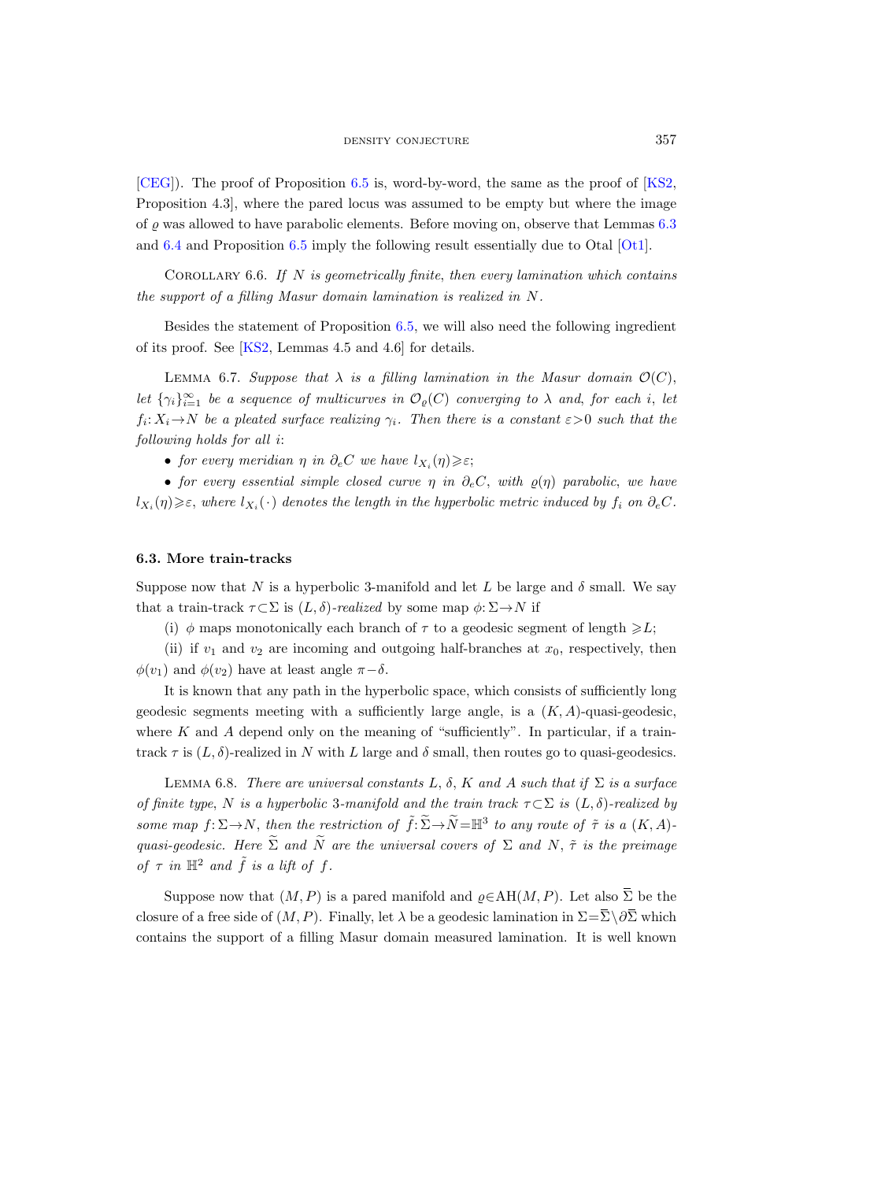[CEG]). The proof of Proposition 6.5 is, word-by-word, the same as the proof of [KS2, Proposition 4.3], where the pared locus was assumed to be empty but where the image of $\varrho$ was allowed to have parabolic elements. Before moving on, observe that Lemmas 6.3 and 6.4 and Proposition 6.5 imply the following result essentially due to Otal [Ot1].

Corollary 6.6. *If $N$ is geometrically finite, then every lamination which contains the support of a filling Masur domain lamination is realized in $N$.*

Besides the statement of Proposition 6.5, we will also need the following ingredient of its proof. See [KS2, Lemmas 4.5 and 4.6] for details.

Lemma 6.7. *Suppose that $\lambda$ is a filling lamination in the Masur domain $\mathcal{O}(C)$, let $\{\gamma_i\}_{i=1}^{\infty}$ be a sequence of multicurves in $\mathcal{O}_\varrho(C)$ converging to $\lambda$ and, for each $i$, let $f_i: X_i \to N$ be a pleated surface realizing $\gamma_i$. Then there is a constant $\varepsilon>0$ such that the following holds for all $i$:*

- *for every meridian $\eta$ in $\partial_e C$ we have $l_{X_i}(\eta) \geqslant \varepsilon$;*
- *for every essential simple closed curve $\eta$ in $\partial_e C$, with $\varrho(\eta)$ parabolic, we have $l_{X_i}(\eta) \geqslant \varepsilon$, where $l_{X_i}(\cdot)$ denotes the length in the hyperbolic metric induced by $f_i$ on $\partial_e C$.*

### 6.3. More train-tracks

Suppose now that $N$ is a hyperbolic 3-manifold and let $L$ be large and $\delta$ small. We say that a train-track $\tau \subset \Sigma$ is *$(L,\delta)$-realized* by some map $\phi: \Sigma \to N$ if

(i) $\phi$ maps monotonically each branch of $\tau$ to a geodesic segment of length $\geqslant L$;

(ii) if $v_1$ and $v_2$ are incoming and outgoing half-branches at $x_0$, respectively, then $\phi(v_1)$ and $\phi(v_2)$ have at least angle $\pi - \delta$.

It is known that any path in the hyperbolic space, which consists of sufficiently long geodesic segments meeting with a sufficiently large angle, is a $(K,A)$-quasi-geodesic, where $K$ and $A$ depend only on the meaning of "sufficiently". In particular, if a train-track $\tau$ is $(L,\delta)$-realized in $N$ with $L$ large and $\delta$ small, then routes go to quasi-geodesics.

Lemma 6.8. *There are universal constants $L$, $\delta$, $K$ and $A$ such that if $\Sigma$ is a surface of finite type, $N$ is a hyperbolic 3-manifold and the train track $\tau \subset \Sigma$ is $(L,\delta)$-realized by some map $f: \Sigma \to N$, then the restriction of $\tilde{f}: \widetilde{\Sigma} \to \widetilde{N} = \mathbb{H}^3$ to any route of $\tilde{\tau}$ is a $(K,A)$-quasi-geodesic. Here $\widetilde{\Sigma}$ and $\widetilde{N}$ are the universal covers of $\Sigma$ and $N$, $\tilde{\tau}$ is the preimage of $\tau$ in $\mathbb{H}^2$ and $\tilde{f}$ is a lift of $f$.*

Suppose now that $(M,P)$ is a pared manifold and $\varrho \in \mathrm{AH}(M,P)$. Let also $\overline{\Sigma}$ be the closure of a free side of $(M,P)$. Finally, let $\lambda$ be a geodesic lamination in $\Sigma = \overline{\Sigma} \setminus \partial \overline{\Sigma}$ which contains the support of a filling Masur domain measured lamination. It is well known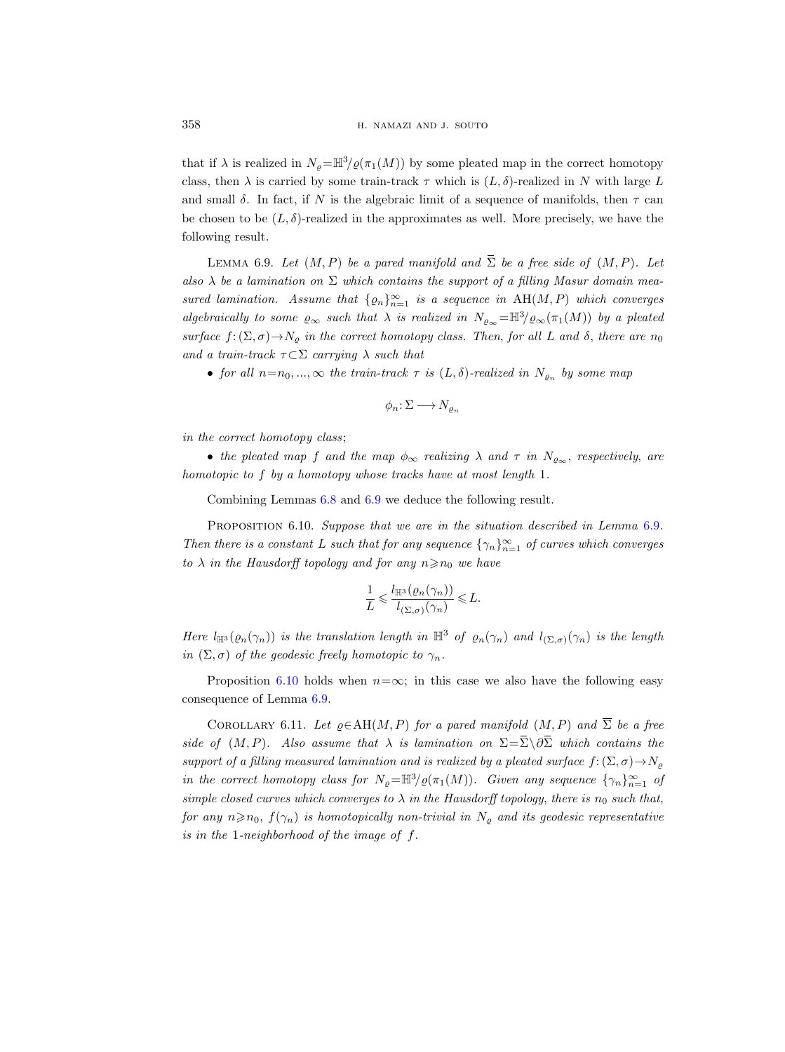that if $\lambda$ is realized in $N_\varrho=\mathbb{H}^3/\varrho(\pi_1(M))$ by some pleated map in the correct homotopy class, then $\lambda$ is carried by some train-track $\tau$ which is $(L,\delta)$-realized in $N$ with large $L$ and small $\delta$. In fact, if $N$ is the algebraic limit of a sequence of manifolds, then $\tau$ can be chosen to be $(L,\delta)$-realized in the approximates as well. More precisely, we have the following result.

Lemma 6.9. *Let $(M,P)$ be a pared manifold and $\overline{\Sigma}$ be a free side of $(M,P)$. Let also $\lambda$ be a lamination on $\Sigma$ which contains the support of a filling Masur domain measured lamination. Assume that $\{\varrho_n\}_{n=1}^\infty$ is a sequence in $\mathrm{AH}(M,P)$ which converges algebraically to some $\varrho_\infty$ such that $\lambda$ is realized in $N_{\varrho_\infty}=\mathbb{H}^3/\varrho_\infty(\pi_1(M))$ by a pleated surface $f\colon(\Sigma,\sigma)\to N_\varrho$ in the correct homotopy class. Then, for all $L$ and $\delta$, there are $n_0$ and a train-track $\tau\subset\Sigma$ carrying $\lambda$ such that*

- *for all $n=n_0,...,\infty$ the train-track $\tau$ is $(L,\delta)$-realized in $N_{\varrho_n}$ by some map*

$$\phi_n\colon\Sigma\longrightarrow N_{\varrho_n}$$

*in the correct homotopy class*;

- *the pleated map $f$ and the map $\phi_\infty$ realizing $\lambda$ and $\tau$ in $N_{\varrho_\infty}$, respectively, are homotopic to $f$ by a homotopy whose tracks have at most length* 1.

Combining Lemmas 6.8 and 6.9 we deduce the following result.

Proposition 6.10. *Suppose that we are in the situation described in Lemma 6.9. Then there is a constant $L$ such that for any sequence $\{\gamma_n\}_{n=1}^\infty$ of curves which converges to $\lambda$ in the Hausdorff topology and for any $n\geqslant n_0$ we have*

$$\frac{1}{L}\leqslant\frac{l_{\mathbb{H}^3}(\varrho_n(\gamma_n))}{l_{(\Sigma,\sigma)}(\gamma_n)}\leqslant L.$$

*Here $l_{\mathbb{H}^3}(\varrho_n(\gamma_n))$ is the translation length in $\mathbb{H}^3$ of $\varrho_n(\gamma_n)$ and $l_{(\Sigma,\sigma)}(\gamma_n)$ is the length in $(\Sigma,\sigma)$ of the geodesic freely homotopic to $\gamma_n$.*

Proposition 6.10 holds when $n=\infty$; in this case we also have the following easy consequence of Lemma 6.9.

Corollary 6.11. *Let $\varrho\in\mathrm{AH}(M,P)$ for a pared manifold $(M,P)$ and $\overline{\Sigma}$ be a free side of $(M,P)$. Also assume that $\lambda$ is lamination on $\Sigma=\overline{\Sigma}\setminus\partial\overline{\Sigma}$ which contains the support of a filling measured lamination and is realized by a pleated surface $f\colon(\Sigma,\sigma)\to N_\varrho$ in the correct homotopy class for $N_\varrho=\mathbb{H}^3/\varrho(\pi_1(M))$. Given any sequence $\{\gamma_n\}_{n=1}^\infty$ of simple closed curves which converges to $\lambda$ in the Hausdorff topology, there is $n_0$ such that, for any $n\geqslant n_0$, $f(\gamma_n)$ is homotopically non-trivial in $N_\varrho$ and its geodesic representative is in the* 1*-neighborhood of the image of $f$.*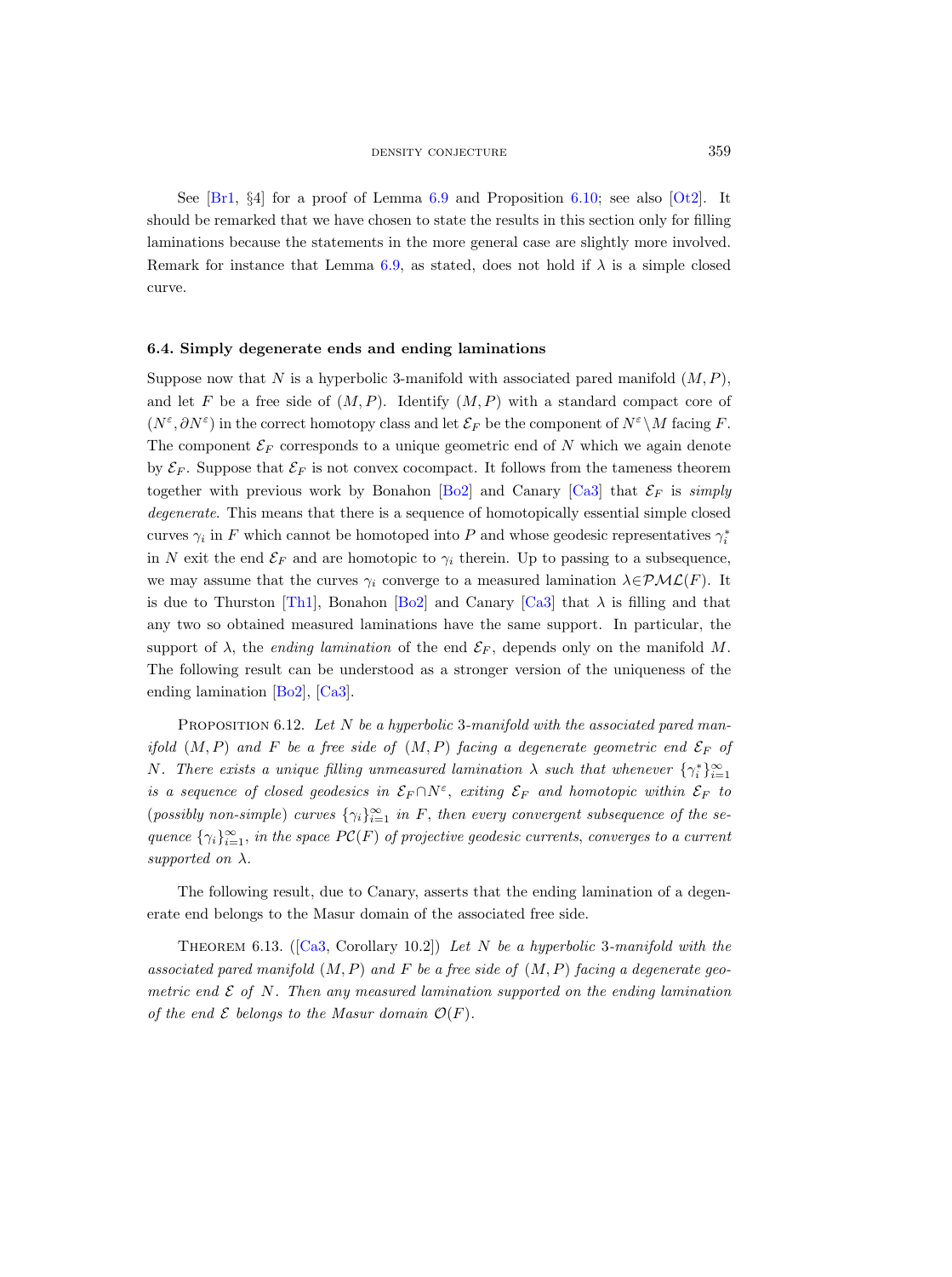See [Br1, §4] for a proof of Lemma 6.9 and Proposition 6.10; see also [Ot2]. It should be remarked that we have chosen to state the results in this section only for filling laminations because the statements in the more general case are slightly more involved. Remark for instance that Lemma 6.9, as stated, does not hold if $\lambda$ is a simple closed curve.

### 6.4. Simply degenerate ends and ending laminations

Suppose now that $N$ is a hyperbolic 3-manifold with associated pared manifold $(M,P)$, and let $F$ be a free side of $(M,P)$. Identify $(M,P)$ with a standard compact core of $(N^\varepsilon, \partial N^\varepsilon)$ in the correct homotopy class and let $\mathcal{E}_F$ be the component of $N^\varepsilon \setminus M$ facing $F$. The component $\mathcal{E}_F$ corresponds to a unique geometric end of $N$ which we again denote by $\mathcal{E}_F$. Suppose that $\mathcal{E}_F$ is not convex cocompact. It follows from the tameness theorem together with previous work by Bonahon [Bo2] and Canary [Ca3] that $\mathcal{E}_F$ is *simply degenerate*. This means that there is a sequence of homotopically essential simple closed curves $\gamma_i$ in $F$ which cannot be homotoped into $P$ and whose geodesic representatives $\gamma_i^*$ in $N$ exit the end $\mathcal{E}_F$ and are homotopic to $\gamma_i$ therein. Up to passing to a subsequence, we may assume that the curves $\gamma_i$ converge to a measured lamination $\lambda \in \mathcal{PML}(F)$. It is due to Thurston [Th1], Bonahon [Bo2] and Canary [Ca3] that $\lambda$ is filling and that any two so obtained measured laminations have the same support. In particular, the support of $\lambda$, the *ending lamination* of the end $\mathcal{E}_F$, depends only on the manifold $M$. The following result can be understood as a stronger version of the uniqueness of the ending lamination [Bo2], [Ca3].

Proposition 6.12. *Let $N$ be a hyperbolic 3-manifold with the associated pared manifold $(M,P)$ and $F$ be a free side of $(M,P)$ facing a degenerate geometric end $\mathcal{E}_F$ of $N$. There exists a unique filling unmeasured lamination $\lambda$ such that whenever $\{\gamma_i^*\}_{i=1}^\infty$ is a sequence of closed geodesics in $\mathcal{E}_F \cap N^\varepsilon$, exiting $\mathcal{E}_F$ and homotopic within $\mathcal{E}_F$ to (possibly non-simple) curves $\{\gamma_i\}_{i=1}^\infty$ in $F$, then every convergent subsequence of the sequence $\{\gamma_i\}_{i=1}^\infty$, in the space $\mathcal{PC}(F)$ of projective geodesic currents, converges to a current supported on $\lambda$.*

The following result, due to Canary, asserts that the ending lamination of a degenerate end belongs to the Masur domain of the associated free side.

Theorem 6.13. ([Ca3, Corollary 10.2]) *Let $N$ be a hyperbolic 3-manifold with the associated pared manifold $(M,P)$ and $F$ be a free side of $(M,P)$ facing a degenerate geometric end $\mathcal{E}$ of $N$. Then any measured lamination supported on the ending lamination of the end $\mathcal{E}$ belongs to the Masur domain $\mathcal{O}(F)$.*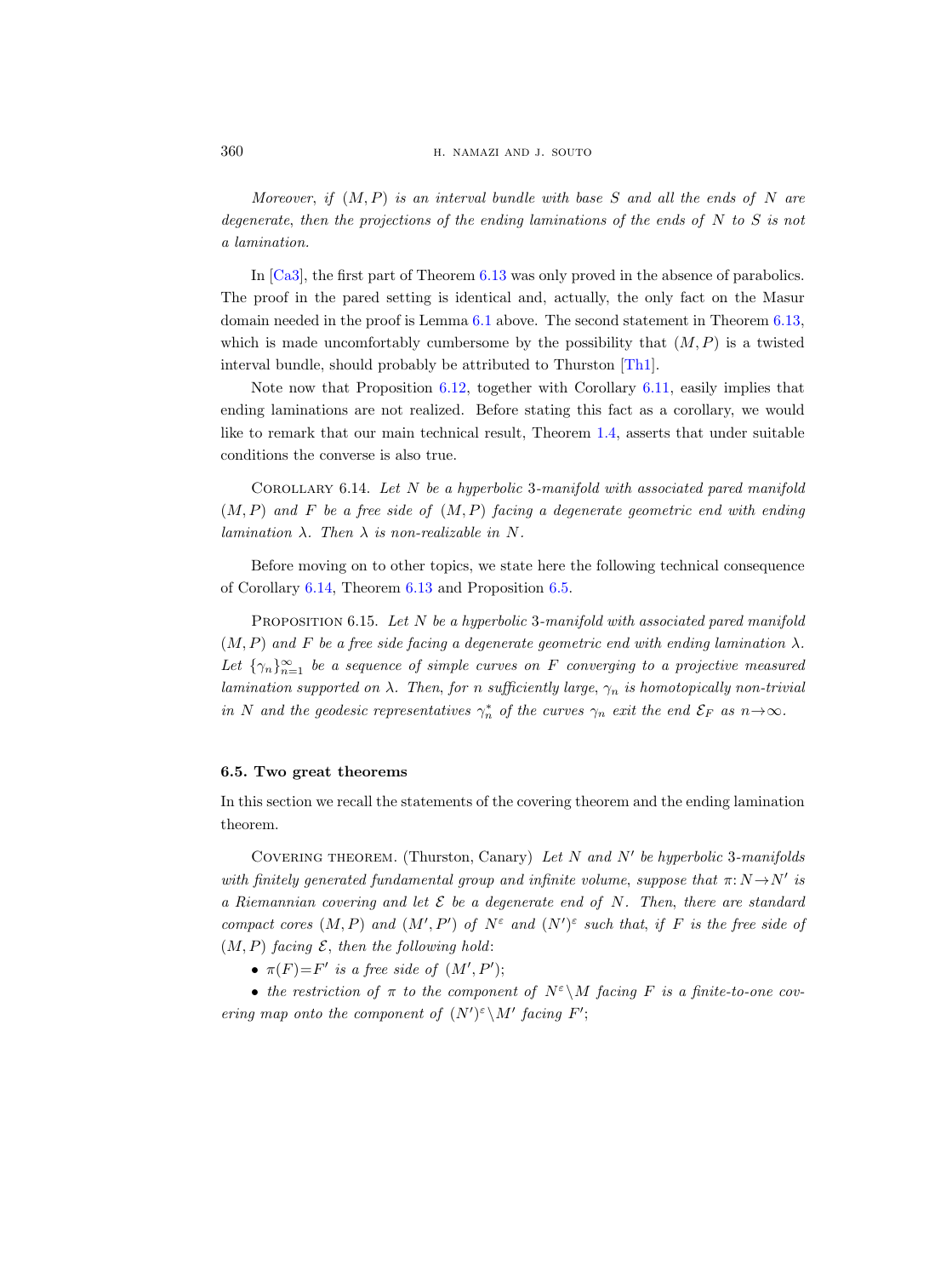*Moreover, if $(M,P)$ is an interval bundle with base $S$ and all the ends of $N$ are degenerate, then the projections of the ending laminations of the ends of $N$ to $S$ is not a lamination.*

In [Ca3], the first part of Theorem 6.13 was only proved in the absence of parabolics. The proof in the pared setting is identical and, actually, the only fact on the Masur domain needed in the proof is Lemma 6.1 above. The second statement in Theorem 6.13, which is made uncomfortably cumbersome by the possibility that $(M,P)$ is a twisted interval bundle, should probably be attributed to Thurston [Th1].

Note now that Proposition 6.12, together with Corollary 6.11, easily implies that ending laminations are not realized. Before stating this fact as a corollary, we would like to remark that our main technical result, Theorem 1.4, asserts that under suitable conditions the converse is also true.

Corollary 6.14. *Let $N$ be a hyperbolic 3-manifold with associated pared manifold $(M,P)$ and $F$ be a free side of $(M,P)$ facing a degenerate geometric end with ending lamination $\lambda$. Then $\lambda$ is non-realizable in $N$.*

Before moving on to other topics, we state here the following technical consequence of Corollary 6.14, Theorem 6.13 and Proposition 6.5.

Proposition 6.15. *Let $N$ be a hyperbolic 3-manifold with associated pared manifold $(M,P)$ and $F$ be a free side facing a degenerate geometric end with ending lamination $\lambda$. Let $\{\gamma_n\}_{n=1}^{\infty}$ be a sequence of simple curves on $F$ converging to a projective measured lamination supported on $\lambda$. Then, for $n$ sufficiently large, $\gamma_n$ is homotopically non-trivial in $N$ and the geodesic representatives $\gamma_n^*$ of the curves $\gamma_n$ exit the end $\mathcal{E}_F$ as $n\to\infty$.*

### 6.5. Two great theorems

In this section we recall the statements of the covering theorem and the ending lamination theorem.

Covering theorem. (Thurston, Canary) *Let $N$ and $N'$ be hyperbolic 3-manifolds with finitely generated fundamental group and infinite volume, suppose that $\pi\colon N\to N'$ is a Riemannian covering and let $\mathcal{E}$ be a degenerate end of $N$. Then, there are standard compact cores $(M,P)$ and $(M',P')$ of $N^{\varepsilon}$ and $(N')^{\varepsilon}$ such that, if $F$ is the free side of $(M,P)$ facing $\mathcal{E}$, then the following hold:*

- *$\pi(F)=F'$ is a free side of $(M',P')$;*
- *the restriction of $\pi$ to the component of $N^{\varepsilon}\setminus M$ facing $F$ is a finite-to-one covering map onto the component of $(N')^{\varepsilon}\setminus M'$ facing $F'$;*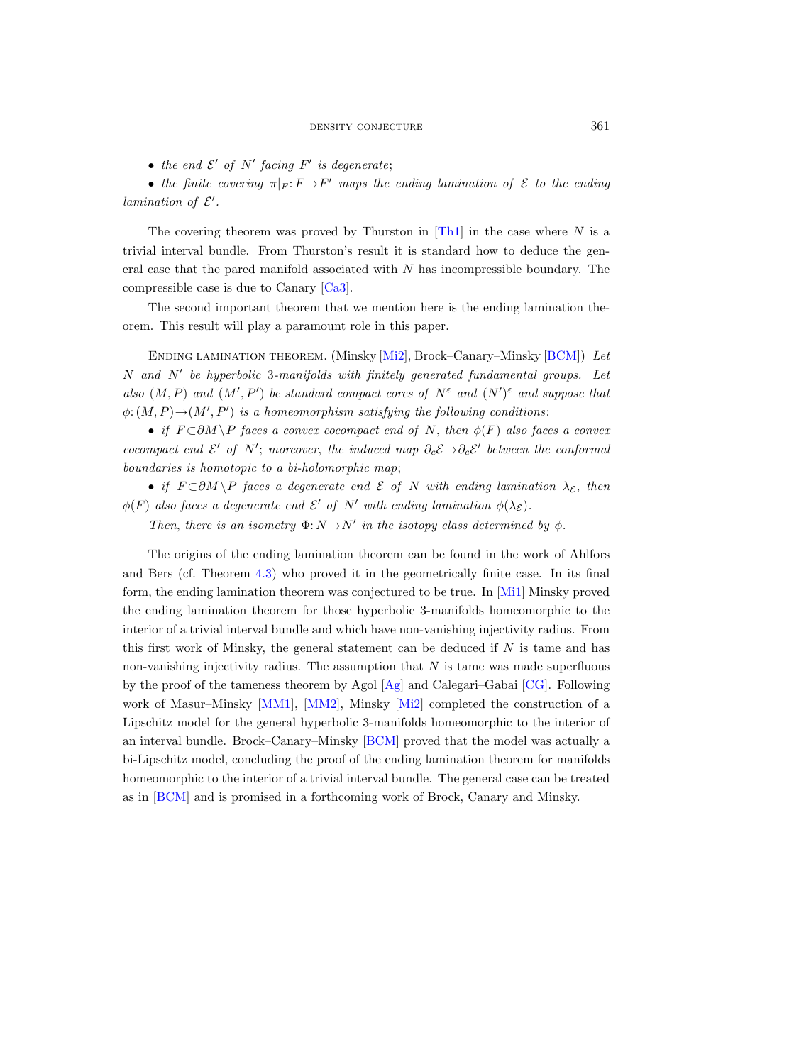- *the end $\mathcal{E}'$ of $N'$ facing $F'$ is degenerate*;
- *the finite covering $\pi|_F: F \to F'$ maps the ending lamination of $\mathcal{E}$ to the ending lamination of $\mathcal{E}'$.*

The covering theorem was proved by Thurston in [Th1] in the case where $N$ is a trivial interval bundle. From Thurston's result it is standard how to deduce the general case that the pared manifold associated with $N$ has incompressible boundary. The compressible case is due to Canary [Ca3].

The second important theorem that we mention here is the ending lamination theorem. This result will play a paramount role in this paper.

Ending lamination theorem. (Minsky [Mi2], Brock–Canary–Minsky [BCM]) *Let $N$ and $N'$ be hyperbolic 3-manifolds with finitely generated fundamental groups. Let also $(M, P)$ and $(M', P')$ be standard compact cores of $N^\varepsilon$ and $(N')^\varepsilon$ and suppose that $\phi: (M, P) \to (M', P')$ is a homeomorphism satisfying the following conditions*:

- *if $F \subset \partial M \setminus P$ faces a convex cocompact end of $N$, then $\phi(F)$ also faces a convex cocompact end $\mathcal{E}'$ of $N'$; moreover, the induced map $\partial_c \mathcal{E} \to \partial_c \mathcal{E}'$ between the conformal boundaries is homotopic to a bi-holomorphic map*;
- *if $F \subset \partial M \setminus P$ faces a degenerate end $\mathcal{E}$ of $N$ with ending lamination $\lambda_{\mathcal{E}}$, then $\phi(F)$ also faces a degenerate end $\mathcal{E}'$ of $N'$ with ending lamination $\phi(\lambda_{\mathcal{E}})$.*

*Then, there is an isometry $\Phi: N \to N'$ in the isotopy class determined by $\phi$.*

The origins of the ending lamination theorem can be found in the work of Ahlfors and Bers (cf. Theorem 4.3) who proved it in the geometrically finite case. In its final form, the ending lamination theorem was conjectured to be true. In [Mi1] Minsky proved the ending lamination theorem for those hyperbolic 3-manifolds homeomorphic to the interior of a trivial interval bundle and which have non-vanishing injectivity radius. From this first work of Minsky, the general statement can be deduced if $N$ is tame and has non-vanishing injectivity radius. The assumption that $N$ is tame was made superfluous by the proof of the tameness theorem by Agol [Ag] and Calegari–Gabai [CG]. Following work of Masur–Minsky [MM1], [MM2], Minsky [Mi2] completed the construction of a Lipschitz model for the general hyperbolic 3-manifolds homeomorphic to the interior of an interval bundle. Brock–Canary–Minsky [BCM] proved that the model was actually a bi-Lipschitz model, concluding the proof of the ending lamination theorem for manifolds homeomorphic to the interior of a trivial interval bundle. The general case can be treated as in [BCM] and is promised in a forthcoming work of Brock, Canary and Minsky.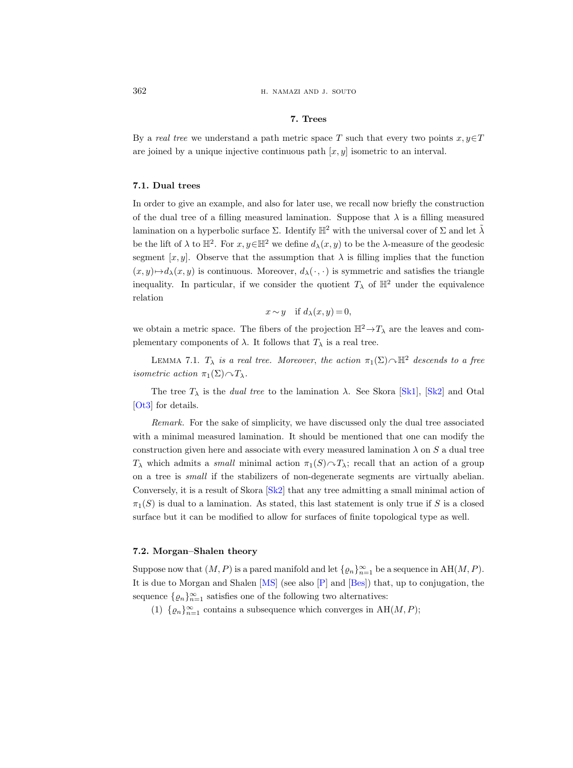## 7. Trees

By a *real tree* we understand a path metric space $T$ such that every two points $x, y \in T$ are joined by a unique injective continuous path $[x, y]$ isometric to an interval.

### 7.1. Dual trees

In order to give an example, and also for later use, we recall now briefly the construction of the dual tree of a filling measured lamination. Suppose that $\lambda$ is a filling measured lamination on a hyperbolic surface $\Sigma$. Identify $\mathbb{H}^2$ with the universal cover of $\Sigma$ and let $\tilde{\lambda}$ be the lift of $\lambda$ to $\mathbb{H}^2$. For $x, y \in \mathbb{H}^2$ we define $d_\lambda(x, y)$ to be the $\lambda$-measure of the geodesic segment $[x, y]$. Observe that the assumption that $\lambda$ is filling implies that the function $(x, y) \mapsto d_\lambda(x, y)$ is continuous. Moreover, $d_\lambda(\cdot, \cdot)$ is symmetric and satisfies the triangle inequality. In particular, if we consider the quotient $T_\lambda$ of $\mathbb{H}^2$ under the equivalence relation

$$x \sim y \quad \text{if } d_\lambda(x, y) = 0,$$

we obtain a metric space. The fibers of the projection $\mathbb{H}^2 \to T_\lambda$ are the leaves and complementary components of $\lambda$. It follows that $T_\lambda$ is a real tree.

LEMMA 7.1. *$T_\lambda$ is a real tree. Moreover, the action $\pi_1(\Sigma) \curvearrowright \mathbb{H}^2$ descends to a free isometric action $\pi_1(\Sigma) \curvearrowright T_\lambda$.*

The tree $T_\lambda$ is the *dual tree* to the lamination $\lambda$. See Skora [Sk1], [Sk2] and Otal [Ot3] for details.

*Remark.* For the sake of simplicity, we have discussed only the dual tree associated with a minimal measured lamination. It should be mentioned that one can modify the construction given here and associate with every measured lamination $\lambda$ on $S$ a dual tree $T_\lambda$ which admits a *small* minimal action $\pi_1(S) \curvearrowright T_\lambda$; recall that an action of a group on a tree is *small* if the stabilizers of non-degenerate segments are virtually abelian. Conversely, it is a result of Skora [Sk2] that any tree admitting a small minimal action of $\pi_1(S)$ is dual to a lamination. As stated, this last statement is only true if $S$ is a closed surface but it can be modified to allow for surfaces of finite topological type as well.

### 7.2. Morgan–Shalen theory

Suppose now that $(M, P)$ is a pared manifold and let $\{\varrho_n\}_{n=1}^\infty$ be a sequence in $\mathrm{AH}(M, P)$. It is due to Morgan and Shalen [MS] (see also [P] and [Bes]) that, up to conjugation, the sequence $\{\varrho_n\}_{n=1}^\infty$ satisfies one of the following two alternatives:

(1) $\{\varrho_n\}_{n=1}^\infty$ contains a subsequence which converges in $\mathrm{AH}(M, P)$;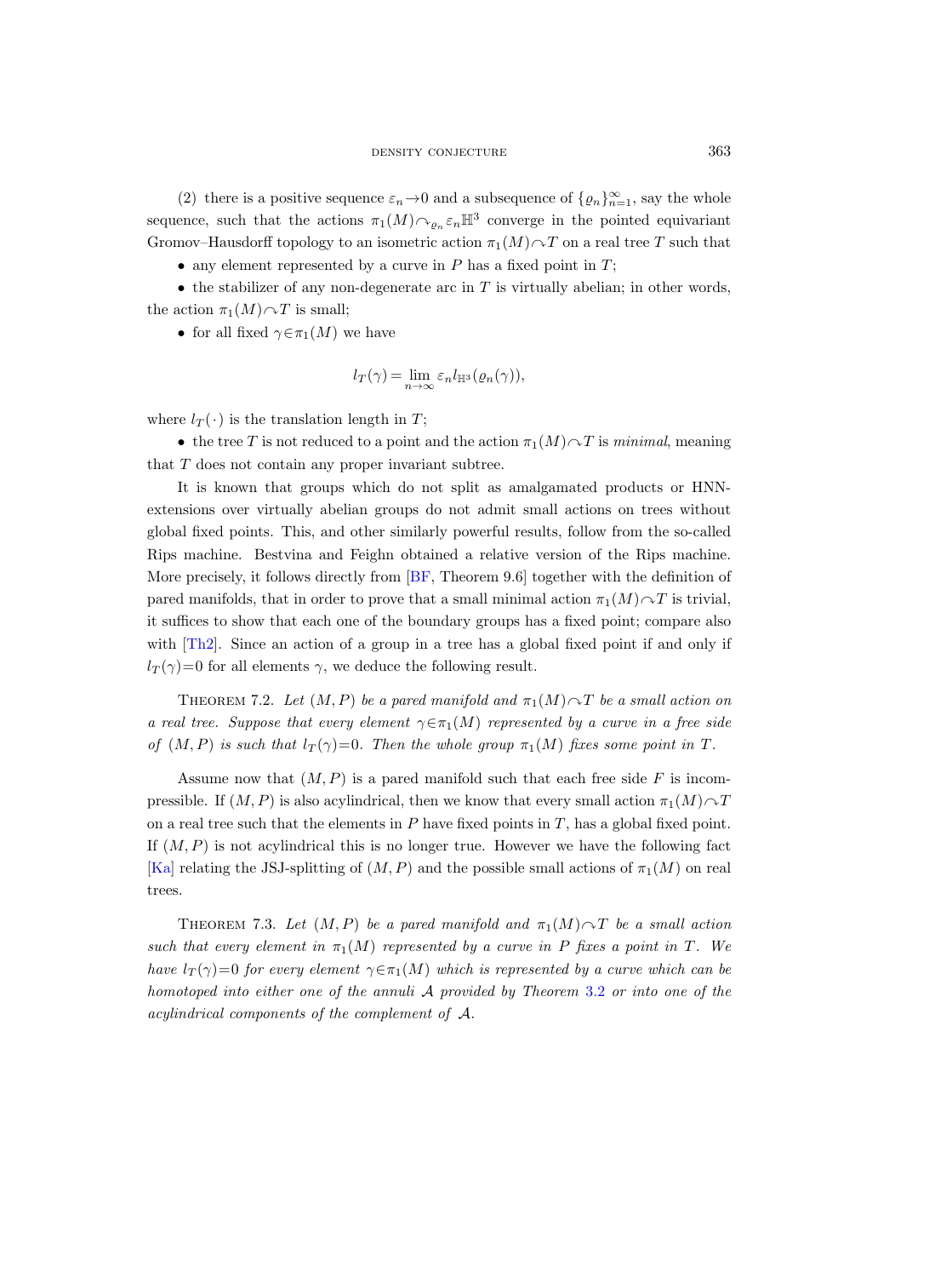(2) there is a positive sequence $\varepsilon_n \to 0$ and a subsequence of $\{\varrho_n\}_{n=1}^\infty$, say the whole sequence, such that the actions $\pi_1(M) \curvearrowright_{\varrho_n} \varepsilon_n \mathbb{H}^3$ converge in the pointed equivariant Gromov–Hausdorff topology to an isometric action $\pi_1(M) \curvearrowright T$ on a real tree $T$ such that

- any element represented by a curve in $P$ has a fixed point in $T$;
- the stabilizer of any non-degenerate arc in $T$ is virtually abelian; in other words, the action $\pi_1(M) \curvearrowright T$ is small;
- for all fixed $\gamma \in \pi_1(M)$ we have

$$l_T(\gamma) = \lim_{n\to\infty} \varepsilon_n l_{\mathbb{H}^3}(\varrho_n(\gamma)),$$

where $l_T(\cdot)$ is the translation length in $T$;

- the tree $T$ is not reduced to a point and the action $\pi_1(M) \curvearrowright T$ is *minimal*, meaning that $T$ does not contain any proper invariant subtree.

It is known that groups which do not split as amalgamated products or HNN-extensions over virtually abelian groups do not admit small actions on trees without global fixed points. This, and other similarly powerful results, follow from the so-called Rips machine. Bestvina and Feighn obtained a relative version of the Rips machine. More precisely, it follows directly from [BF, Theorem 9.6] together with the definition of pared manifolds, that in order to prove that a small minimal action $\pi_1(M) \curvearrowright T$ is trivial, it suffices to show that each one of the boundary groups has a fixed point; compare also with [Th2]. Since an action of a group in a tree has a global fixed point if and only if $l_T(\gamma)=0$ for all elements $\gamma$, we deduce the following result.

Theorem 7.2. *Let $(M,P)$ be a pared manifold and $\pi_1(M) \curvearrowright T$ be a small action on a real tree. Suppose that every element $\gamma \in \pi_1(M)$ represented by a curve in a free side of $(M,P)$ is such that $l_T(\gamma)=0$. Then the whole group $\pi_1(M)$ fixes some point in $T$.*

Assume now that $(M,P)$ is a pared manifold such that each free side $F$ is incompressible. If $(M,P)$ is also acylindrical, then we know that every small action $\pi_1(M) \curvearrowright T$ on a real tree such that the elements in $P$ have fixed points in $T$, has a global fixed point. If $(M,P)$ is not acylindrical this is no longer true. However we have the following fact [Ka] relating the JSJ-splitting of $(M,P)$ and the possible small actions of $\pi_1(M)$ on real trees.

Theorem 7.3. *Let $(M,P)$ be a pared manifold and $\pi_1(M) \curvearrowright T$ be a small action such that every element in $\pi_1(M)$ represented by a curve in $P$ fixes a point in $T$. We have $l_T(\gamma)=0$ for every element $\gamma \in \pi_1(M)$ which is represented by a curve which can be homotoped into either one of the annuli $\mathcal{A}$ provided by Theorem 3.2 or into one of the acylindrical components of the complement of $\mathcal{A}$.*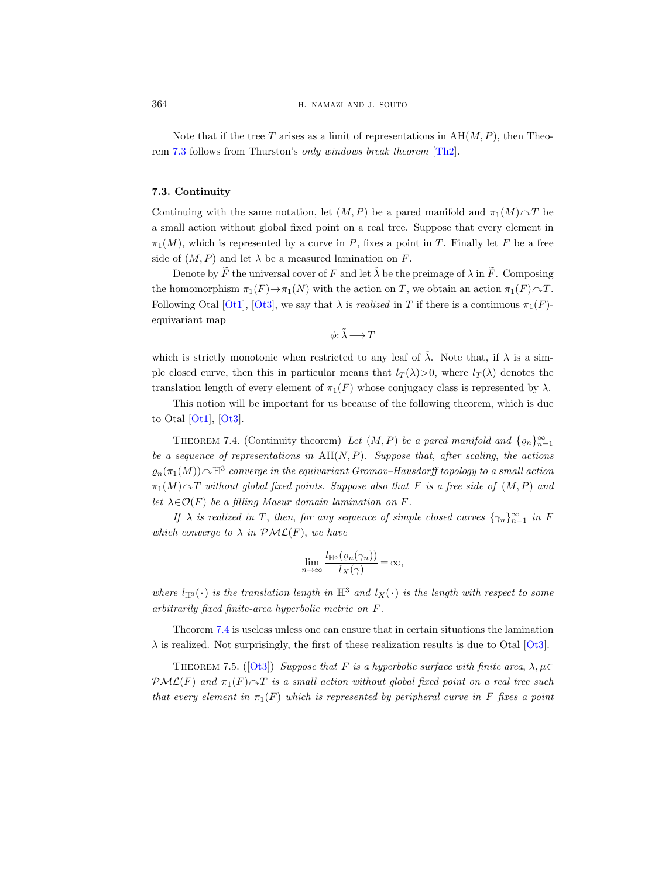Note that if the tree $T$ arises as a limit of representations in $\mathrm{AH}(M,P)$, then Theorem 7.3 follows from Thurston's *only windows break theorem* [Th2].

### 7.3. Continuity

Continuing with the same notation, let $(M,P)$ be a pared manifold and $\pi_1(M)\curvearrowright T$ be a small action without global fixed point on a real tree. Suppose that every element in $\pi_1(M)$, which is represented by a curve in $P$, fixes a point in $T$. Finally let $F$ be a free side of $(M,P)$ and let $\lambda$ be a measured lamination on $F$.

Denote by $\widetilde{F}$ the universal cover of $F$ and let $\tilde{\lambda}$ be the preimage of $\lambda$ in $\widetilde{F}$. Composing the homomorphism $\pi_1(F)\to\pi_1(N)$ with the action on $T$, we obtain an action $\pi_1(F)\curvearrowright T$. Following Otal [Ot1], [Ot3], we say that $\lambda$ is *realized* in $T$ if there is a continuous $\pi_1(F)$-equivariant map

$$\phi\colon \tilde{\lambda} \longrightarrow T$$

which is strictly monotonic when restricted to any leaf of $\tilde{\lambda}$. Note that, if $\lambda$ is a simple closed curve, then this in particular means that $l_T(\lambda)>0$, where $l_T(\lambda)$ denotes the translation length of every element of $\pi_1(F)$ whose conjugacy class is represented by $\lambda$.

This notion will be important for us because of the following theorem, which is due to Otal [Ot1], [Ot3].

Theorem 7.4. (Continuity theorem) *Let $(M,P)$ be a pared manifold and $\{\varrho_n\}_{n=1}^{\infty}$ be a sequence of representations in $\mathrm{AH}(N,P)$. Suppose that, after scaling, the actions $\varrho_n(\pi_1(M))\curvearrowright\mathbb{H}^3$ converge in the equivariant Gromov–Hausdorff topology to a small action $\pi_1(M)\curvearrowright T$ without global fixed points. Suppose also that $F$ is a free side of $(M,P)$ and let $\lambda\in\mathcal{O}(F)$ be a filling Masur domain lamination on $F$.*

*If $\lambda$ is realized in $T$, then, for any sequence of simple closed curves $\{\gamma_n\}_{n=1}^{\infty}$ in $F$ which converge to $\lambda$ in $\mathcal{PML}(F)$, we have*

$$\lim_{n\to\infty}\frac{l_{\mathbb{H}^3}(\varrho_n(\gamma_n))}{l_X(\gamma)}=\infty,$$

*where $l_{\mathbb{H}^3}(\cdot)$ is the translation length in $\mathbb{H}^3$ and $l_X(\cdot)$ is the length with respect to some arbitrarily fixed finite-area hyperbolic metric on $F$.*

Theorem 7.4 is useless unless one can ensure that in certain situations the lamination $\lambda$ is realized. Not surprisingly, the first of these realization results is due to Otal [Ot3].

Theorem 7.5. ([Ot3]) *Suppose that $F$ is a hyperbolic surface with finite area, $\lambda,\mu\in\mathcal{PML}(F)$ and $\pi_1(F)\curvearrowright T$ is a small action without global fixed point on a real tree such that every element in $\pi_1(F)$ which is represented by peripheral curve in $F$ fixes a point*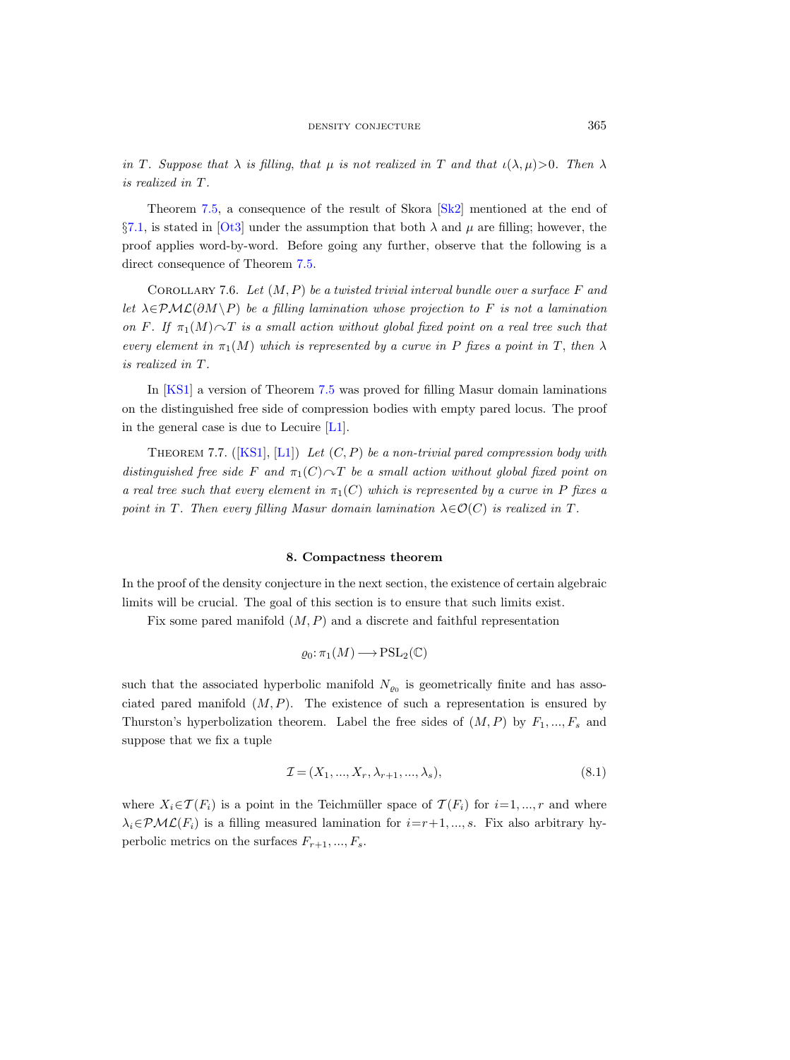*in $T$. Suppose that $\lambda$ is filling, that $\mu$ is not realized in $T$ and that $\iota(\lambda,\mu)>0$. Then $\lambda$ is realized in $T$.*

Theorem 7.5, a consequence of the result of Skora [Sk2] mentioned at the end of §7.1, is stated in [Ot3] under the assumption that both $\lambda$ and $\mu$ are filling; however, the proof applies word-by-word. Before going any further, observe that the following is a direct consequence of Theorem 7.5.

Corollary 7.6. *Let $(M,P)$ be a twisted trivial interval bundle over a surface $F$ and let $\lambda\in\mathcal{PML}(\partial M\setminus P)$ be a filling lamination whose projection to $F$ is not a lamination on $F$. If $\pi_1(M)\curvearrowright T$ is a small action without global fixed point on a real tree such that every element in $\pi_1(M)$ which is represented by a curve in $P$ fixes a point in $T$, then $\lambda$ is realized in $T$.*

In [KS1] a version of Theorem 7.5 was proved for filling Masur domain laminations on the distinguished free side of compression bodies with empty pared locus. The proof in the general case is due to Lecuire [L1].

Theorem 7.7. ([KS1], [L1]) *Let $(C,P)$ be a non-trivial pared compression body with distinguished free side $F$ and $\pi_1(C)\curvearrowright T$ be a small action without global fixed point on a real tree such that every element in $\pi_1(C)$ which is represented by a curve in $P$ fixes a point in $T$. Then every filling Masur domain lamination $\lambda\in\mathcal{O}(C)$ is realized in $T$.*

## 8. Compactness theorem

In the proof of the density conjecture in the next section, the existence of certain algebraic limits will be crucial. The goal of this section is to ensure that such limits exist.

Fix some pared manifold $(M,P)$ and a discrete and faithful representation

$$\varrho_0\colon\pi_1(M)\longrightarrow \mathrm{PSL}_2(\mathbb{C})$$

such that the associated hyperbolic manifold $N_{\varrho_0}$ is geometrically finite and has associated pared manifold $(M,P)$. The existence of such a representation is ensured by Thurston's hyperbolization theorem. Label the free sides of $(M,P)$ by $F_1,...,F_s$ and suppose that we fix a tuple

$$\mathcal{I}=(X_1,...,X_r,\lambda_{r+1},...,\lambda_s),\tag{8.1}$$

where $X_i\in\mathcal{T}(F_i)$ is a point in the Teichmüller space of $\mathcal{T}(F_i)$ for $i=1,...,r$ and where $\lambda_i\in\mathcal{PML}(F_i)$ is a filling measured lamination for $i=r+1,...,s$. Fix also arbitrary hyperbolic metrics on the surfaces $F_{r+1},...,F_s$.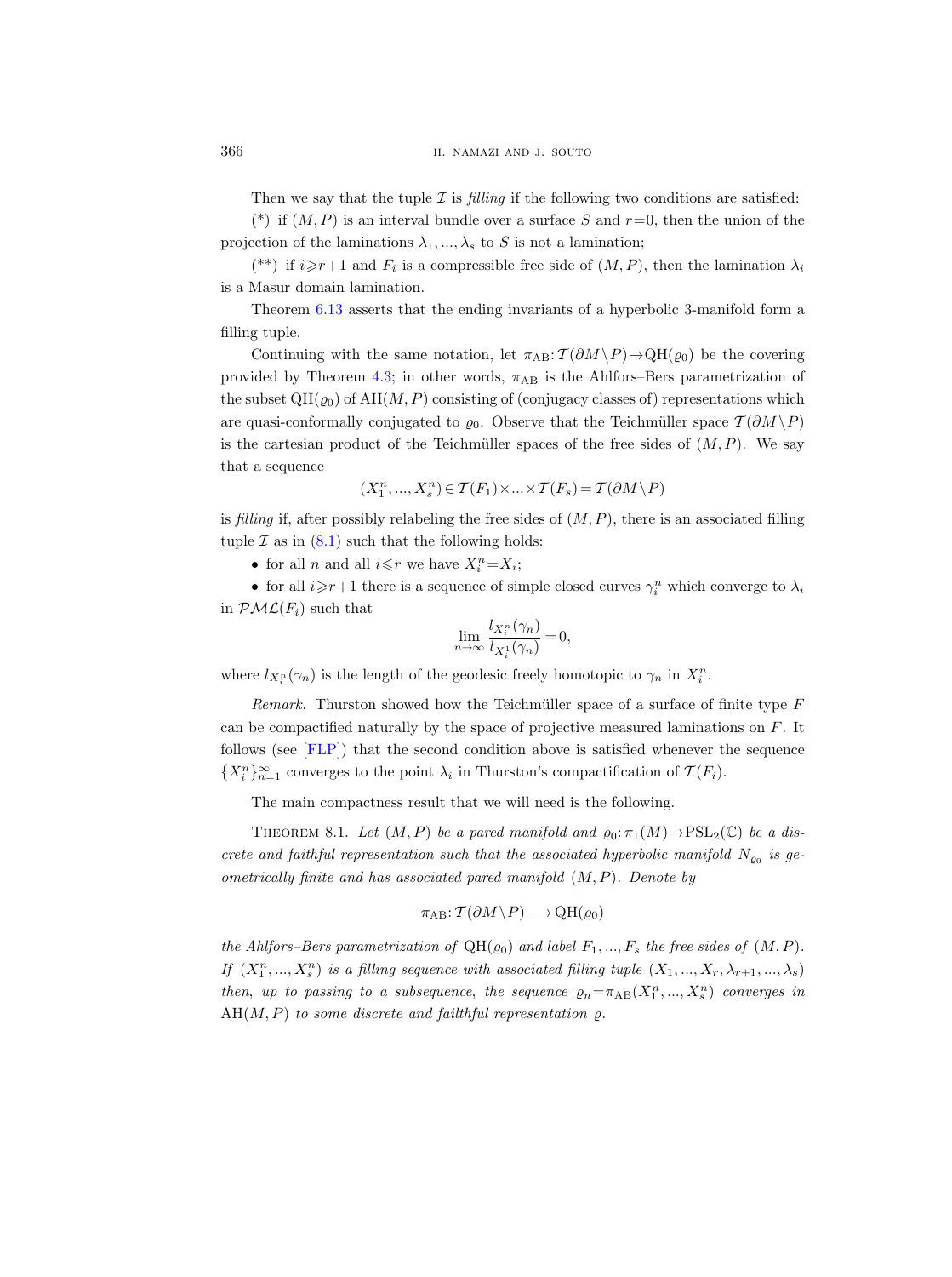Then we say that the tuple $\mathcal{I}$ is *filling* if the following two conditions are satisfied:

(\*) if $(M,P)$ is an interval bundle over a surface $S$ and $r=0$, then the union of the projection of the laminations $\lambda_1, ..., \lambda_s$ to $S$ is not a lamination;

(\*\*) if $i \geqslant r+1$ and $F_i$ is a compressible free side of $(M,P)$, then the lamination $\lambda_i$ is a Masur domain lamination.

Theorem 6.13 asserts that the ending invariants of a hyperbolic 3-manifold form a filling tuple.

Continuing with the same notation, let $\pi_{\mathrm{AB}}: \mathcal{T}(\partial M \setminus P) \to \mathrm{QH}(\varrho_0)$ be the covering provided by Theorem 4.3; in other words, $\pi_{\mathrm{AB}}$ is the Ahlfors–Bers parametrization of the subset $\mathrm{QH}(\varrho_0)$ of $\mathrm{AH}(M,P)$ consisting of (conjugacy classes of) representations which are quasi-conformally conjugated to $\varrho_0$. Observe that the Teichmüller space $\mathcal{T}(\partial M \setminus P)$ is the cartesian product of the Teichmüller spaces of the free sides of $(M,P)$. We say that a sequence

$$(X_1^n, ..., X_s^n) \in \mathcal{T}(F_1) \times ... \times \mathcal{T}(F_s) = \mathcal{T}(\partial M \setminus P)$$

is *filling* if, after possibly relabeling the free sides of $(M,P)$, there is an associated filling tuple $\mathcal{I}$ as in (8.1) such that the following holds:

- for all $n$ and all $i \leqslant r$ we have $X_i^n = X_i$;
- for all $i \geqslant r+1$ there is a sequence of simple closed curves $\gamma_i^n$ which converge to $\lambda_i$ in $\mathcal{PML}(F_i)$ such that

$$\lim_{n\to\infty} \frac{l_{X_i^n}(\gamma_n)}{l_{X_i^1}(\gamma_n)} = 0,$$

where $l_{X_i^n}(\gamma_n)$ is the length of the geodesic freely homotopic to $\gamma_n$ in $X_i^n$.

*Remark.* Thurston showed how the Teichmüller space of a surface of finite type $F$ can be compactified naturally by the space of projective measured laminations on $F$. It follows (see [FLP]) that the second condition above is satisfied whenever the sequence $\{X_i^n\}_{n=1}^{\infty}$ converges to the point $\lambda_i$ in Thurston's compactification of $\mathcal{T}(F_i)$.

The main compactness result that we will need is the following.

Theorem 8.1. *Let $(M,P)$ be a pared manifold and $\varrho_0: \pi_1(M) \to \mathrm{PSL}_2(\mathbb{C})$ be a discrete and faithful representation such that the associated hyperbolic manifold $N_{\varrho_0}$ is geometrically finite and has associated pared manifold $(M,P)$. Denote by*

$$\pi_{\mathrm{AB}}: \mathcal{T}(\partial M \setminus P) \longrightarrow \mathrm{QH}(\varrho_0)$$

*the Ahlfors–Bers parametrization of $\mathrm{QH}(\varrho_0)$ and label $F_1, ..., F_s$ the free sides of $(M,P)$. If $(X_1^n, ..., X_s^n)$ is a filling sequence with associated filling tuple $(X_1, ..., X_r, \lambda_{r+1}, ..., \lambda_s)$ then, up to passing to a subsequence, the sequence $\varrho_n = \pi_{\mathrm{AB}}(X_1^n, ..., X_s^n)$ converges in $\mathrm{AH}(M,P)$ to some discrete and faithful representation $\varrho$.*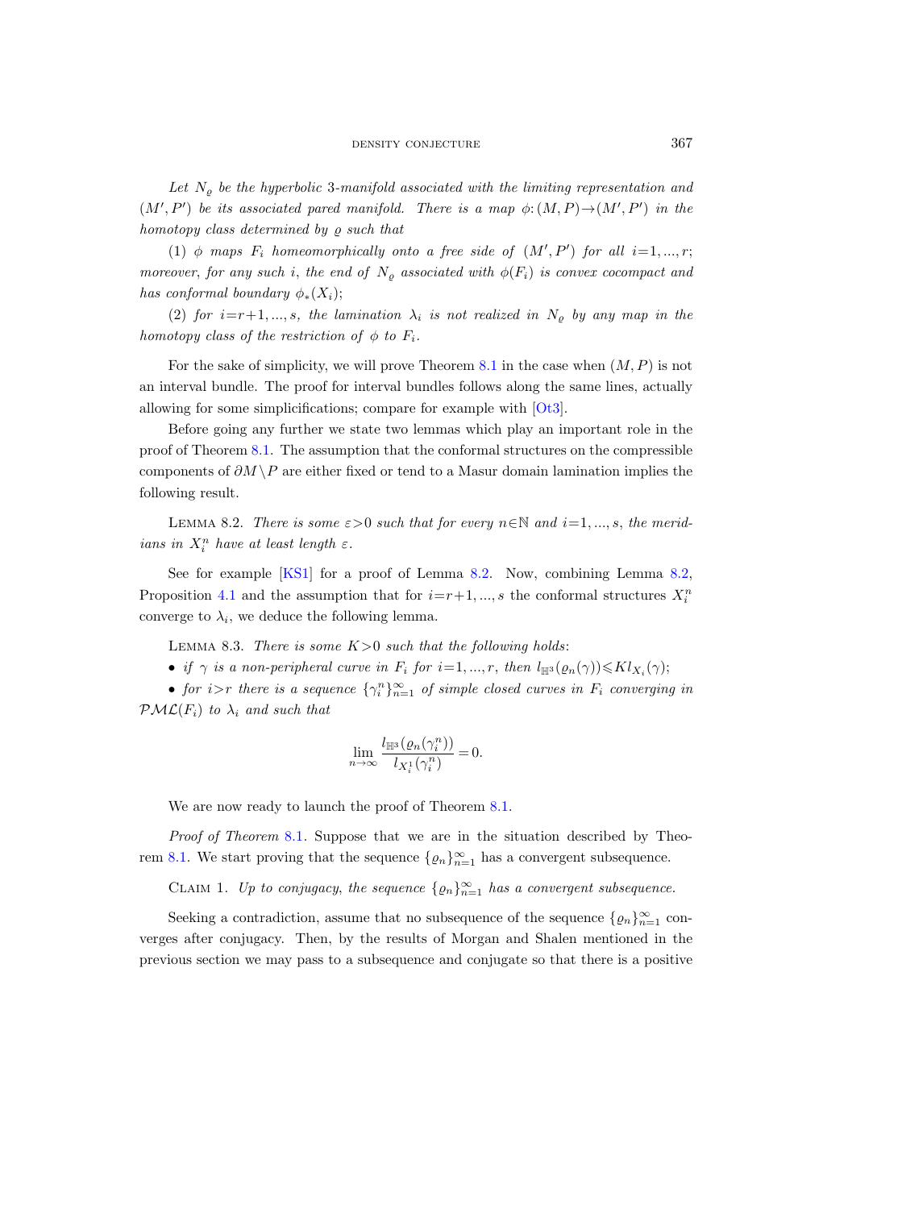*Let $N_\varrho$ be the hyperbolic 3-manifold associated with the limiting representation and $(M', P')$ be its associated pared manifold. There is a map $\phi: (M, P) \to (M', P')$ in the homotopy class determined by $\varrho$ such that*

*(1) $\phi$ maps $F_i$ homeomorphically onto a free side of $(M', P')$ for all $i=1, ..., r$; moreover, for any such $i$, the end of $N_\varrho$ associated with $\phi(F_i)$ is convex cocompact and has conformal boundary $\phi_*(X_i)$;*

*(2) for $i=r+1, ..., s$, the lamination $\lambda_i$ is not realized in $N_\varrho$ by any map in the homotopy class of the restriction of $\phi$ to $F_i$.*

For the sake of simplicity, we will prove Theorem 8.1 in the case when $(M, P)$ is not an interval bundle. The proof for interval bundles follows along the same lines, actually allowing for some simplifications; compare for example with [Ot3].

Before going any further we state two lemmas which play an important role in the proof of Theorem 8.1. The assumption that the conformal structures on the compressible components of $\partial M \setminus P$ are either fixed or tend to a Masur domain lamination implies the following result.

Lemma 8.2. *There is some $\varepsilon>0$ such that for every $n \in \mathbb{N}$ and $i=1, ..., s$, the meridians in $X_i^n$ have at least length $\varepsilon$.*

See for example [KS1] for a proof of Lemma 8.2. Now, combining Lemma 8.2, Proposition 4.1 and the assumption that for $i=r+1, ..., s$ the conformal structures $X_i^n$ converge to $\lambda_i$, we deduce the following lemma.

Lemma 8.3. *There is some $K>0$ such that the following holds:*

- *if $\gamma$ is a non-peripheral curve in $F_i$ for $i=1, ..., r$, then $l_{\mathbb{H}^3}(\varrho_n(\gamma)) \leqslant K l_{X_i}(\gamma)$;*
- *for $i>r$ there is a sequence $\{\gamma_i^n\}_{n=1}^\infty$ of simple closed curves in $F_i$ converging in $\mathcal{PML}(F_i)$ to $\lambda_i$ and such that*

$$\lim_{n\to\infty} \frac{l_{\mathbb{H}^3}(\varrho_n(\gamma_i^n))}{l_{X_i^1}(\gamma_i^n)} = 0.$$

We are now ready to launch the proof of Theorem 8.1.

*Proof of Theorem* 8.1. Suppose that we are in the situation described by Theorem 8.1. We start proving that the sequence $\{\varrho_n\}_{n=1}^\infty$ has a convergent subsequence.

Claim 1. *Up to conjugacy, the sequence $\{\varrho_n\}_{n=1}^\infty$ has a convergent subsequence.*

Seeking a contradiction, assume that no subsequence of the sequence $\{\varrho_n\}_{n=1}^\infty$ converges after conjugacy. Then, by the results of Morgan and Shalen mentioned in the previous section we may pass to a subsequence and conjugate so that there is a positive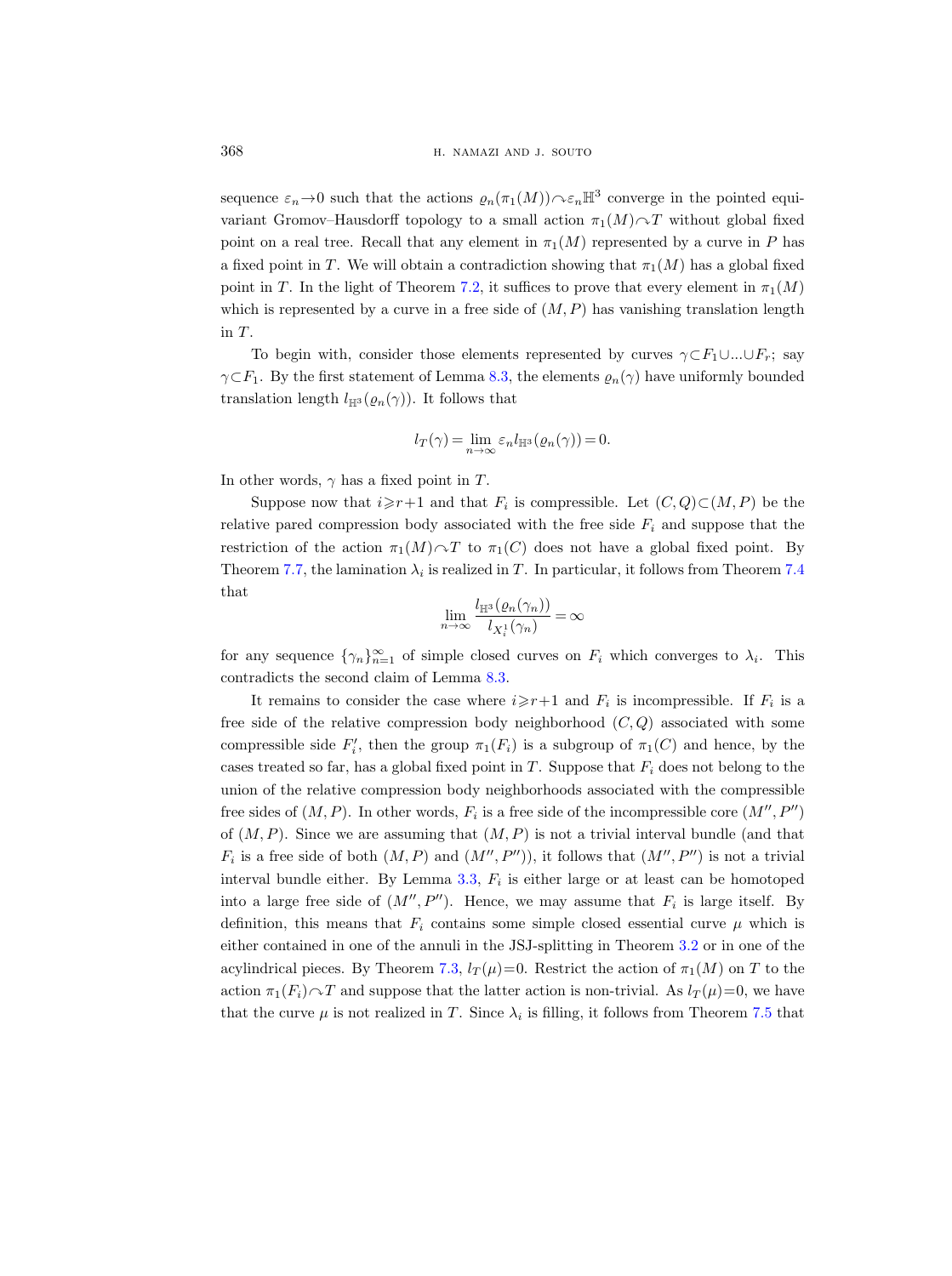sequence $\varepsilon_n \to 0$ such that the actions $\varrho_n(\pi_1(M)) \curvearrowright \varepsilon_n \mathbb{H}^3$ converge in the pointed equivariant Gromov–Hausdorff topology to a small action $\pi_1(M) \curvearrowright T$ without global fixed point on a real tree. Recall that any element in $\pi_1(M)$ represented by a curve in $P$ has a fixed point in $T$. We will obtain a contradiction showing that $\pi_1(M)$ has a global fixed point in $T$. In the light of Theorem 7.2, it suffices to prove that every element in $\pi_1(M)$ which is represented by a curve in a free side of $(M, P)$ has vanishing translation length in $T$.

To begin with, consider those elements represented by curves $\gamma \subset F_1 \cup ... \cup F_r$; say $\gamma \subset F_1$. By the first statement of Lemma 8.3, the elements $\varrho_n(\gamma)$ have uniformly bounded translation length $l_{\mathbb{H}^3}(\varrho_n(\gamma))$. It follows that

$$l_T(\gamma) = \lim_{n \to \infty} \varepsilon_n l_{\mathbb{H}^3}(\varrho_n(\gamma)) = 0.$$

In other words, $\gamma$ has a fixed point in $T$.

Suppose now that $i \geqslant r+1$ and that $F_i$ is compressible. Let $(C, Q) \subset (M, P)$ be the relative pared compression body associated with the free side $F_i$ and suppose that the restriction of the action $\pi_1(M) \curvearrowright T$ to $\pi_1(C)$ does not have a global fixed point. By Theorem 7.7, the lamination $\lambda_i$ is realized in $T$. In particular, it follows from Theorem 7.4 that

$$\lim_{n \to \infty} \frac{l_{\mathbb{H}^3}(\varrho_n(\gamma_n))}{l_{X_i^1}(\gamma_n)} = \infty$$

for any sequence $\{\gamma_n\}_{n=1}^{\infty}$ of simple closed curves on $F_i$ which converges to $\lambda_i$. This contradicts the second claim of Lemma 8.3.

It remains to consider the case where $i \geqslant r+1$ and $F_i$ is incompressible. If $F_i$ is a free side of the relative compression body neighborhood $(C, Q)$ associated with some compressible side $F_i'$, then the group $\pi_1(F_i)$ is a subgroup of $\pi_1(C)$ and hence, by the cases treated so far, has a global fixed point in $T$. Suppose that $F_i$ does not belong to the union of the relative compression body neighborhoods associated with the compressible free sides of $(M, P)$. In other words, $F_i$ is a free side of the incompressible core $(M'', P'')$ of $(M, P)$. Since we are assuming that $(M, P)$ is not a trivial interval bundle (and that $F_i$ is a free side of both $(M, P)$ and $(M'', P'')$), it follows that $(M'', P'')$ is not a trivial interval bundle either. By Lemma 3.3, $F_i$ is either large or at least can be homotoped into a large free side of $(M'', P'')$. Hence, we may assume that $F_i$ is large itself. By definition, this means that $F_i$ contains some simple closed essential curve $\mu$ which is either contained in one of the annuli in the JSJ-splitting in Theorem 3.2 or in one of the acylindrical pieces. By Theorem 7.3, $l_T(\mu) = 0$. Restrict the action of $\pi_1(M)$ on $T$ to the action $\pi_1(F_i) \curvearrowright T$ and suppose that the latter action is non-trivial. As $l_T(\mu) = 0$, we have that the curve $\mu$ is not realized in $T$. Since $\lambda_i$ is filling, it follows from Theorem 7.5 that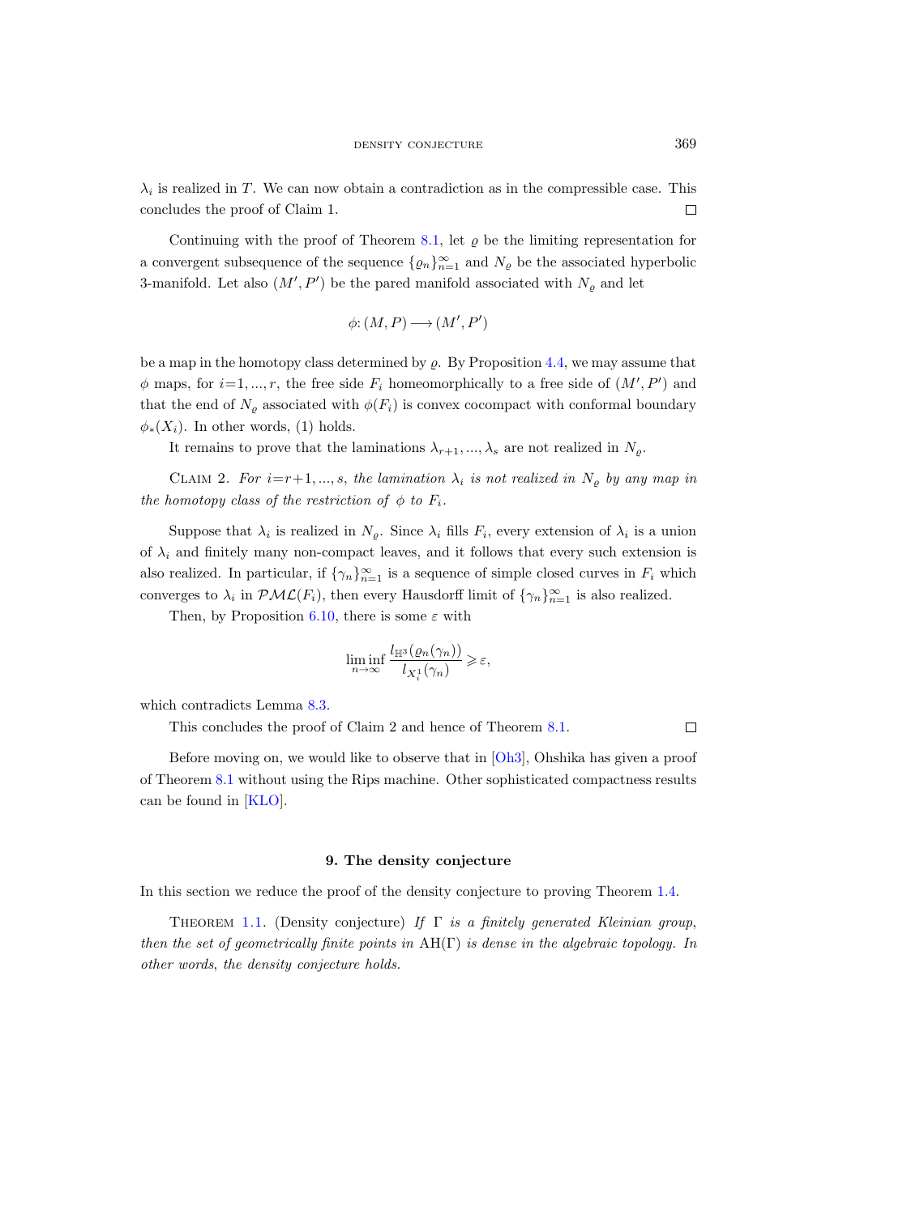$\lambda_i$ is realized in $T$. We can now obtain a contradiction as in the compressible case. This concludes the proof of Claim 1. □

Continuing with the proof of Theorem 8.1, let $\varrho$ be the limiting representation for a convergent subsequence of the sequence $\{\varrho_n\}_{n=1}^{\infty}$ and $N_\varrho$ be the associated hyperbolic 3-manifold. Let also $(M', P')$ be the pared manifold associated with $N_\varrho$ and let

$$\phi: (M, P) \longrightarrow (M', P')$$

be a map in the homotopy class determined by $\varrho$. By Proposition 4.4, we may assume that $\phi$ maps, for $i=1, ..., r$, the free side $F_i$ homeomorphically to a free side of $(M', P')$ and that the end of $N_\varrho$ associated with $\phi(F_i)$ is convex cocompact with conformal boundary $\phi_*(X_i)$. In other words, (1) holds.

It remains to prove that the laminations $\lambda_{r+1}, ..., \lambda_s$ are not realized in $N_\varrho$.

Claim 2. *For $i=r+1, ..., s$, the lamination $\lambda_i$ is not realized in $N_\varrho$ by any map in the homotopy class of the restriction of $\phi$ to $F_i$.*

Suppose that $\lambda_i$ is realized in $N_\varrho$. Since $\lambda_i$ fills $F_i$, every extension of $\lambda_i$ is a union of $\lambda_i$ and finitely many non-compact leaves, and it follows that every such extension is also realized. In particular, if $\{\gamma_n\}_{n=1}^{\infty}$ is a sequence of simple closed curves in $F_i$ which converges to $\lambda_i$ in $\mathcal{PML}(F_i)$, then every Hausdorff limit of $\{\gamma_n\}_{n=1}^{\infty}$ is also realized.

Then, by Proposition 6.10, there is some $\varepsilon$ with

$$\liminf_{n\to\infty} \frac{l_{\mathbb{H}^3}(\varrho_n(\gamma_n))}{l_{X_i^1}(\gamma_n)} \geqslant \varepsilon,$$

which contradicts Lemma 8.3.

This concludes the proof of Claim 2 and hence of Theorem 8.1. □

Before moving on, we would like to observe that in [Oh3], Ohshika has given a proof of Theorem 8.1 without using the Rips machine. Other sophisticated compactness results can be found in [KLO].

## 9. The density conjecture

In this section we reduce the proof of the density conjecture to proving Theorem 1.4.

Theorem 1.1. (Density conjecture) *If $\Gamma$ is a finitely generated Kleinian group, then the set of geometrically finite points in* $\mathrm{AH}(\Gamma)$ *is dense in the algebraic topology. In other words, the density conjecture holds.*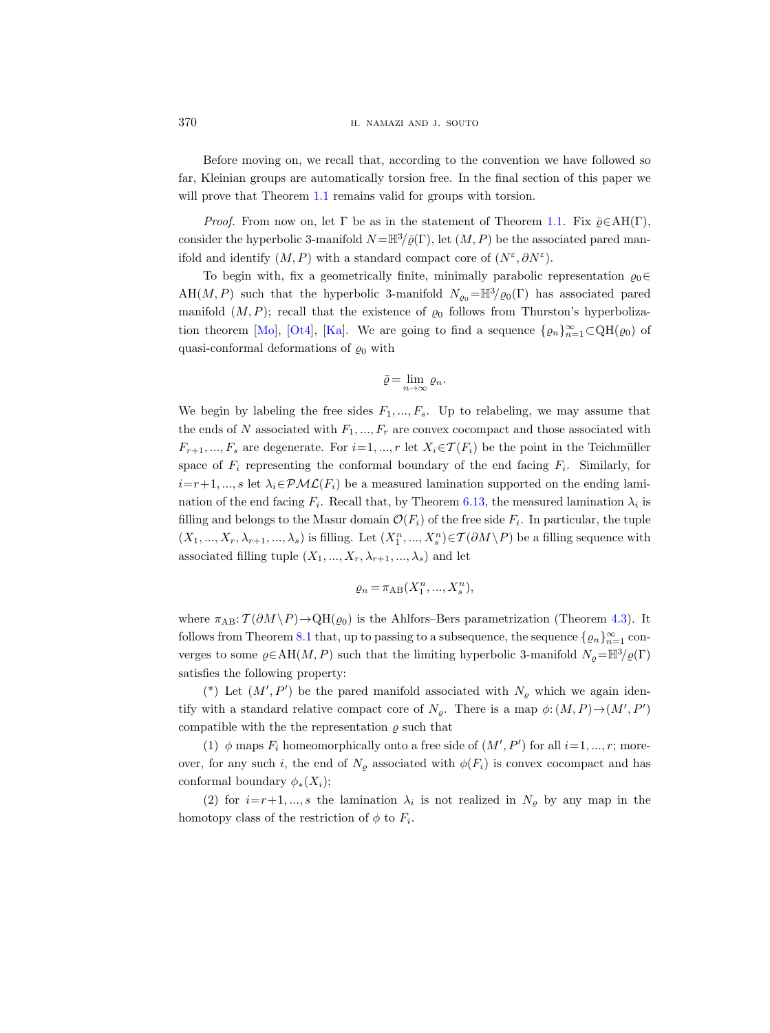Before moving on, we recall that, according to the convention we have followed so far, Kleinian groups are automatically torsion free. In the final section of this paper we will prove that Theorem 1.1 remains valid for groups with torsion.

*Proof.* From now on, let $\Gamma$ be as in the statement of Theorem 1.1. Fix $\bar{\varrho}\in\mathrm{AH}(\Gamma)$, consider the hyperbolic 3-manifold $N=\mathbb{H}^3/\bar{\varrho}(\Gamma)$, let $(M,P)$ be the associated pared manifold and identify $(M,P)$ with a standard compact core of $(N^\varepsilon,\partial N^\varepsilon)$.

To begin with, fix a geometrically finite, minimally parabolic representation $\varrho_0\in\mathrm{AH}(M,P)$ such that the hyperbolic 3-manifold $N_{\varrho_0}=\mathbb{H}^3/\varrho_0(\Gamma)$ has associated pared manifold $(M,P)$; recall that the existence of $\varrho_0$ follows from Thurston's hyperbolization theorem [Mo], [Ot4], [Ka]. We are going to find a sequence $\{\varrho_n\}_{n=1}^\infty\subset\mathrm{QH}(\varrho_0)$ of quasi-conformal deformations of $\varrho_0$ with

$$\bar{\varrho}=\lim_{n\to\infty}\varrho_n.$$

We begin by labeling the free sides $F_1,...,F_s$. Up to relabeling, we may assume that the ends of $N$ associated with $F_1,...,F_r$ are convex cocompact and those associated with $F_{r+1},...,F_s$ are degenerate. For $i=1,...,r$ let $X_i\in\mathcal{T}(F_i)$ be the point in the Teichmüller space of $F_i$ representing the conformal boundary of the end facing $F_i$. Similarly, for $i=r+1,...,s$ let $\lambda_i\in\mathcal{PML}(F_i)$ be a measured lamination supported on the ending lamination of the end facing $F_i$. Recall that, by Theorem 6.13, the measured lamination $\lambda_i$ is filling and belongs to the Masur domain $\mathcal{O}(F_i)$ of the free side $F_i$. In particular, the tuple $(X_1,...,X_r,\lambda_{r+1},...,\lambda_s)$ is filling. Let $(X_1^n,...,X_s^n)\in\mathcal{T}(\partial M\setminus P)$ be a filling sequence with associated filling tuple $(X_1,...,X_r,\lambda_{r+1},...,\lambda_s)$ and let

$$\varrho_n=\pi_{\mathrm{AB}}(X_1^n,...,X_s^n),$$

where $\pi_{\mathrm{AB}}:\mathcal{T}(\partial M\setminus P)\to\mathrm{QH}(\varrho_0)$ is the Ahlfors–Bers parametrization (Theorem 4.3). It follows from Theorem 8.1 that, up to passing to a subsequence, the sequence $\{\varrho_n\}_{n=1}^\infty$ converges to some $\varrho\in\mathrm{AH}(M,P)$ such that the limiting hyperbolic 3-manifold $N_\varrho=\mathbb{H}^3/\varrho(\Gamma)$ satisfies the following property:

(\*) Let $(M',P')$ be the pared manifold associated with $N_\varrho$ which we again identify with a standard relative compact core of $N_\varrho$. There is a map $\phi:(M,P)\to(M',P')$ compatible with the the representation $\varrho$ such that

(1) $\phi$ maps $F_i$ homeomorphically onto a free side of $(M',P')$ for all $i=1,...,r$; moreover, for any such $i$, the end of $N_\varrho$ associated with $\phi(F_i)$ is convex cocompact and has conformal boundary $\phi_*(X_i)$;

(2) for $i=r+1,...,s$ the lamination $\lambda_i$ is not realized in $N_\varrho$ by any map in the homotopy class of the restriction of $\phi$ to $F_i$.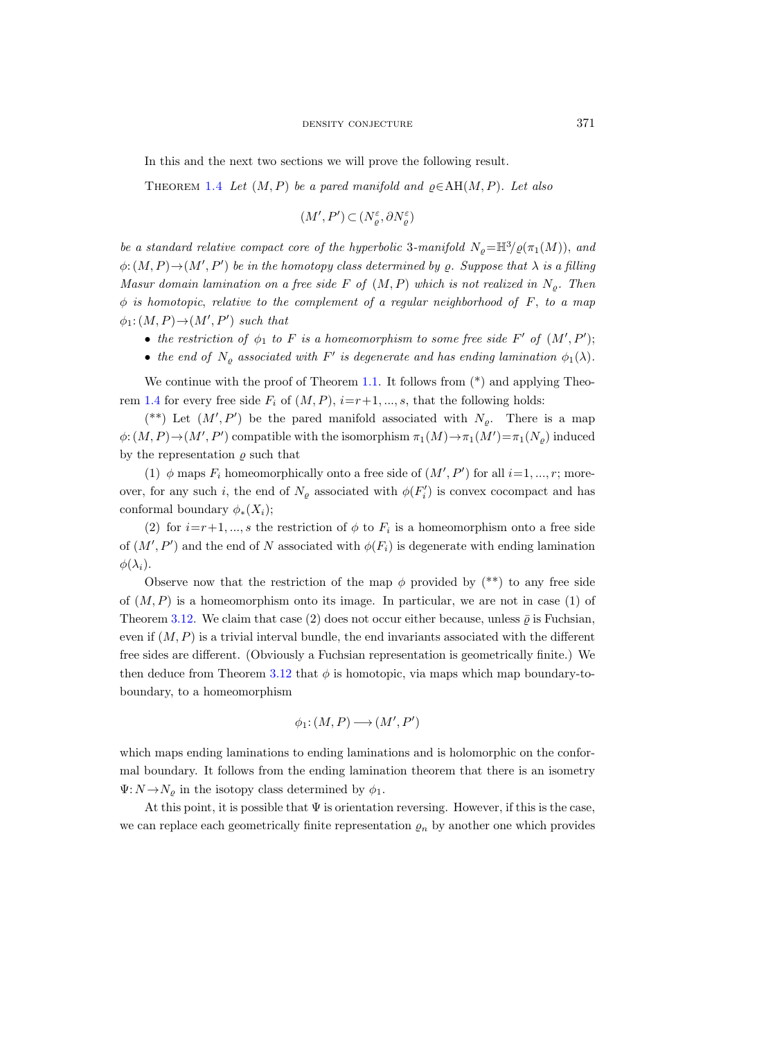In this and the next two sections we will prove the following result.

Theorem 1.4 *Let $(M,P)$ be a pared manifold and $\varrho\in\mathrm{AH}(M,P)$. Let also*

$$(M',P')\subset(N^\varepsilon_\varrho,\partial N^\varepsilon_\varrho)$$

*be a standard relative compact core of the hyperbolic 3-manifold $N_\varrho=\mathbb{H}^3/\varrho(\pi_1(M))$, and $\phi:(M,P)\to(M',P')$ be in the homotopy class determined by $\varrho$. Suppose that $\lambda$ is a filling Masur domain lamination on a free side $F$ of $(M,P)$ which is not realized in $N_\varrho$. Then $\phi$ is homotopic, relative to the complement of a regular neighborhood of $F$, to a map $\phi_1:(M,P)\to(M',P')$ such that*

- *the restriction of $\phi_1$ to $F$ is a homeomorphism to some free side $F'$ of $(M',P')$;*
- *the end of $N_\varrho$ associated with $F'$ is degenerate and has ending lamination $\phi_1(\lambda)$.*

We continue with the proof of Theorem 1.1. It follows from (*) and applying Theorem 1.4 for every free side $F_i$ of $(M,P)$, $i=r+1,...,s$, that the following holds:

(**) Let $(M',P')$ be the pared manifold associated with $N_\varrho$. There is a map $\phi:(M,P)\to(M',P')$ compatible with the isomorphism $\pi_1(M)\to\pi_1(M')=\pi_1(N_\varrho)$ induced by the representation $\varrho$ such that

(1) $\phi$ maps $F_i$ homeomorphically onto a free side of $(M',P')$ for all $i=1,...,r$; moreover, for any such $i$, the end of $N_\varrho$ associated with $\phi(F_i')$ is convex cocompact and has conformal boundary $\phi_*(X_i)$;

(2) for $i=r+1,...,s$ the restriction of $\phi$ to $F_i$ is a homeomorphism onto a free side of $(M',P')$ and the end of $N$ associated with $\phi(F_i)$ is degenerate with ending lamination $\phi(\lambda_i)$.

Observe now that the restriction of the map $\phi$ provided by (**) to any free side of $(M,P)$ is a homeomorphism onto its image. In particular, we are not in case (1) of Theorem 3.12. We claim that case (2) does not occur either because, unless $\bar\varrho$ is Fuchsian, even if $(M,P)$ is a trivial interval bundle, the end invariants associated with the different free sides are different. (Obviously a Fuchsian representation is geometrically finite.) We then deduce from Theorem 3.12 that $\phi$ is homotopic, via maps which map boundary-to-boundary, to a homeomorphism

$$\phi_1:(M,P)\longrightarrow(M',P')$$

which maps ending laminations to ending laminations and is holomorphic on the conformal boundary. It follows from the ending lamination theorem that there is an isometry $\Psi:N\to N_\varrho$ in the isotopy class determined by $\phi_1$.

At this point, it is possible that $\Psi$ is orientation reversing. However, if this is the case, we can replace each geometrically finite representation $\varrho_n$ by another one which provides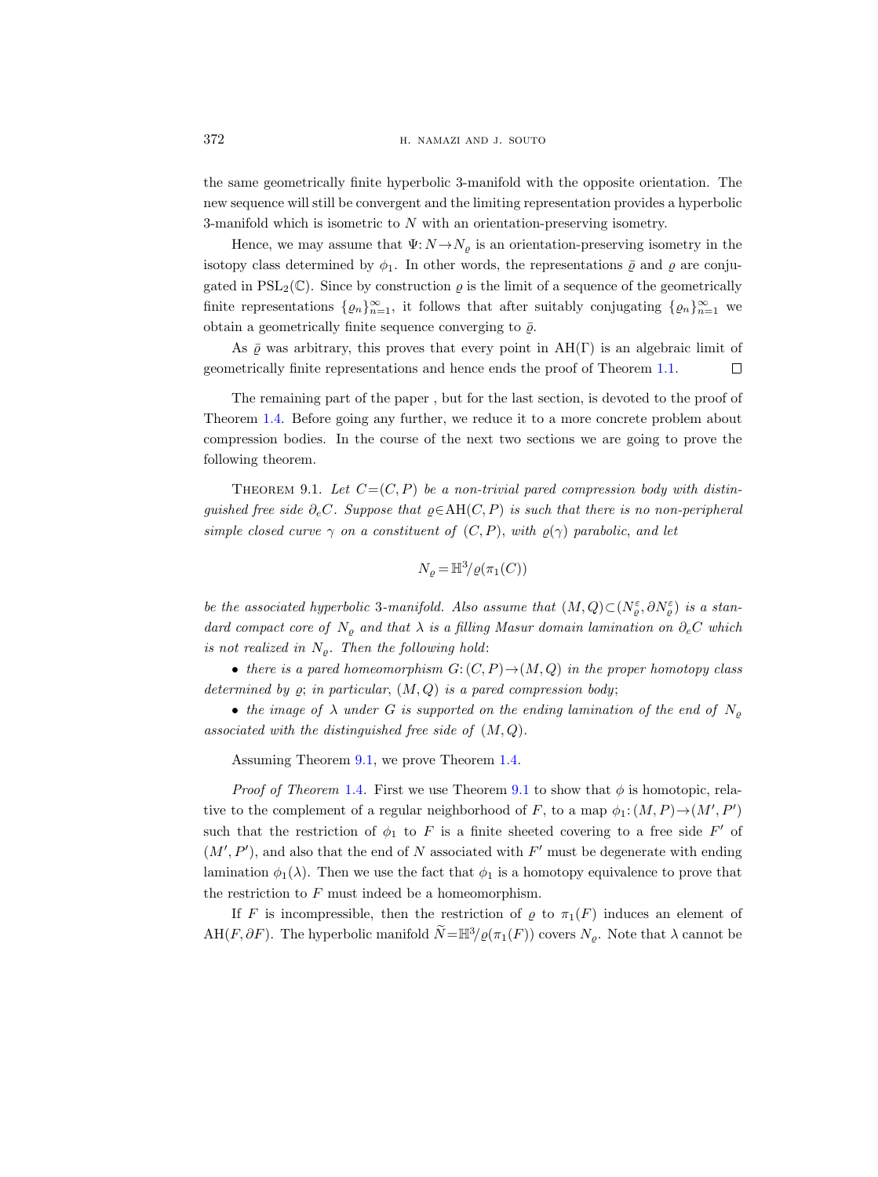the same geometrically finite hyperbolic 3-manifold with the opposite orientation. The new sequence will still be convergent and the limiting representation provides a hyperbolic 3-manifold which is isometric to $N$ with an orientation-preserving isometry.

Hence, we may assume that $\Psi: N \to N_\varrho$ is an orientation-preserving isometry in the isotopy class determined by $\phi_1$. In other words, the representations $\bar{\varrho}$ and $\varrho$ are conjugated in $\mathrm{PSL}_2(\mathbb{C})$. Since by construction $\varrho$ is the limit of a sequence of the geometrically finite representations $\{\varrho_n\}_{n=1}^\infty$, it follows that after suitably conjugating $\{\varrho_n\}_{n=1}^\infty$ we obtain a geometrically finite sequence converging to $\bar{\varrho}$.

As $\bar{\varrho}$ was arbitrary, this proves that every point in $\mathrm{AH}(\Gamma)$ is an algebraic limit of geometrically finite representations and hence ends the proof of Theorem 1.1. □

The remaining part of the paper , but for the last section, is devoted to the proof of Theorem 1.4. Before going any further, we reduce it to a more concrete problem about compression bodies. In the course of the next two sections we are going to prove the following theorem.

Theorem 9.1. *Let $C=(C,P)$ be a non-trivial pared compression body with distinguished free side $\partial_e C$. Suppose that $\varrho \in \mathrm{AH}(C,P)$ is such that there is no non-peripheral simple closed curve $\gamma$ on a constituent of $(C,P)$, with $\varrho(\gamma)$ parabolic, and let*

$$N_\varrho = \mathbb{H}^3/\varrho(\pi_1(C))$$

*be the associated hyperbolic 3-manifold. Also assume that $(M,Q) \subset (N_\varrho^\varepsilon, \partial N_\varrho^\varepsilon)$ is a standard compact core of $N_\varrho$ and that $\lambda$ is a filling Masur domain lamination on $\partial_e C$ which is not realized in $N_\varrho$. Then the following hold*:

- *there is a pared homeomorphism $G: (C,P) \to (M,Q)$ in the proper homotopy class determined by $\varrho$; in particular, $(M,Q)$ is a pared compression body*;
- *the image of $\lambda$ under $G$ is supported on the ending lamination of the end of $N_\varrho$ associated with the distinguished free side of $(M,Q)$.*

Assuming Theorem 9.1, we prove Theorem 1.4.

*Proof of Theorem* 1.4. First we use Theorem 9.1 to show that $\phi$ is homotopic, relative to the complement of a regular neighborhood of $F$, to a map $\phi_1: (M,P) \to (M',P')$ such that the restriction of $\phi_1$ to $F$ is a finite sheeted covering to a free side $F'$ of $(M',P')$, and also that the end of $N$ associated with $F'$ must be degenerate with ending lamination $\phi_1(\lambda)$. Then we use the fact that $\phi_1$ is a homotopy equivalence to prove that the restriction to $F$ must indeed be a homeomorphism.

If $F$ is incompressible, then the restriction of $\varrho$ to $\pi_1(F)$ induces an element of $\mathrm{AH}(F, \partial F)$. The hyperbolic manifold $\widetilde{N} = \mathbb{H}^3/\varrho(\pi_1(F))$ covers $N_\varrho$. Note that $\lambda$ cannot be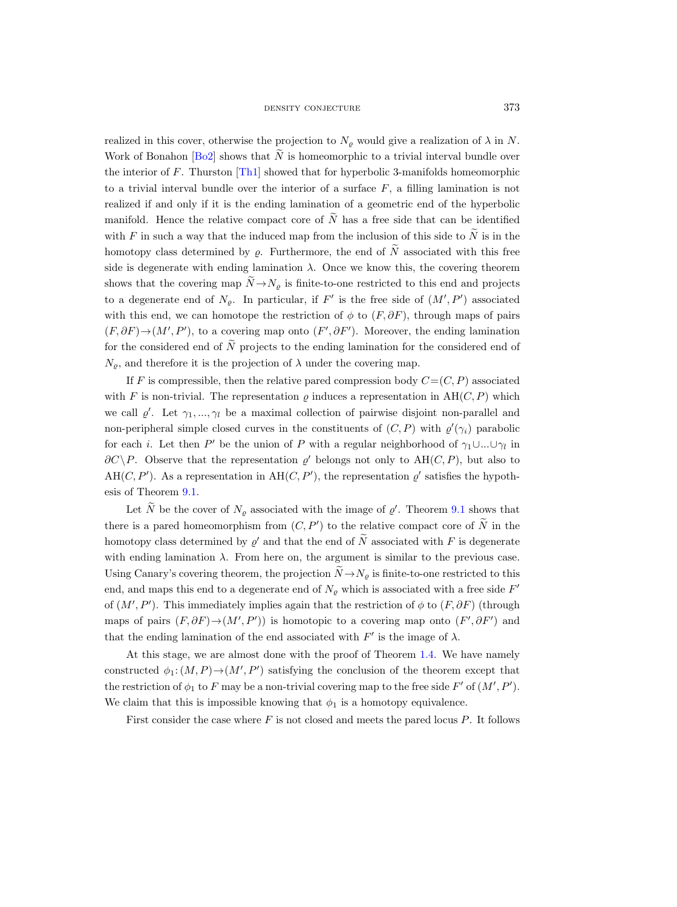realized in this cover, otherwise the projection to $N_\varrho$ would give a realization of $\lambda$ in $N$. Work of Bonahon [Bo2] shows that $\widetilde{N}$ is homeomorphic to a trivial interval bundle over the interior of $F$. Thurston [Th1] showed that for hyperbolic 3-manifolds homeomorphic to a trivial interval bundle over the interior of a surface $F$, a filling lamination is not realized if and only if it is the ending lamination of a geometric end of the hyperbolic manifold. Hence the relative compact core of $\widetilde{N}$ has a free side that can be identified with $F$ in such a way that the induced map from the inclusion of this side to $\widetilde{N}$ is in the homotopy class determined by $\varrho$. Furthermore, the end of $\widetilde{N}$ associated with this free side is degenerate with ending lamination $\lambda$. Once we know this, the covering theorem shows that the covering map $\widetilde{N} \to N_\varrho$ is finite-to-one restricted to this end and projects to a degenerate end of $N_\varrho$. In particular, if $F'$ is the free side of $(M', P')$ associated with this end, we can homotope the restriction of $\phi$ to $(F, \partial F)$, through maps of pairs $(F, \partial F) \to (M', P')$, to a covering map onto $(F', \partial F')$. Moreover, the ending lamination for the considered end of $\widetilde{N}$ projects to the ending lamination for the considered end of $N_\varrho$, and therefore it is the projection of $\lambda$ under the covering map.

If $F$ is compressible, then the relative pared compression body $C = (C, P)$ associated with $F$ is non-trivial. The representation $\varrho$ induces a representation in $\mathrm{AH}(C, P)$ which we call $\varrho'$. Let $\gamma_1, ..., \gamma_l$ be a maximal collection of pairwise disjoint non-parallel and non-peripheral simple closed curves in the constituents of $(C, P)$ with $\varrho'(\gamma_i)$ parabolic for each $i$. Let then $P'$ be the union of $P$ with a regular neighborhood of $\gamma_1 \cup ... \cup \gamma_l$ in $\partial C \setminus P$. Observe that the representation $\varrho'$ belongs not only to $\mathrm{AH}(C, P)$, but also to $\mathrm{AH}(C, P')$. As a representation in $\mathrm{AH}(C, P')$, the representation $\varrho'$ satisfies the hypothesis of Theorem 9.1.

Let $\widetilde{N}$ be the cover of $N_\varrho$ associated with the image of $\varrho'$. Theorem 9.1 shows that there is a pared homeomorphism from $(C, P')$ to the relative compact core of $\widetilde{N}$ in the homotopy class determined by $\varrho'$ and that the end of $\widetilde{N}$ associated with $F$ is degenerate with ending lamination $\lambda$. From here on, the argument is similar to the previous case. Using Canary's covering theorem, the projection $\widetilde{N} \to N_\varrho$ is finite-to-one restricted to this end, and maps this end to a degenerate end of $N_\varrho$ which is associated with a free side $F'$ of $(M', P')$. This immediately implies again that the restriction of $\phi$ to $(F, \partial F)$ (through maps of pairs $(F, \partial F) \to (M', P')$) is homotopic to a covering map onto $(F', \partial F')$ and that the ending lamination of the end associated with $F'$ is the image of $\lambda$.

At this stage, we are almost done with the proof of Theorem 1.4. We have namely constructed $\phi_1 : (M, P) \to (M', P')$ satisfying the conclusion of the theorem except that the restriction of $\phi_1$ to $F$ may be a non-trivial covering map to the free side $F'$ of $(M', P')$. We claim that this is impossible knowing that $\phi_1$ is a homotopy equivalence.

First consider the case where $F$ is not closed and meets the pared locus $P$. It follows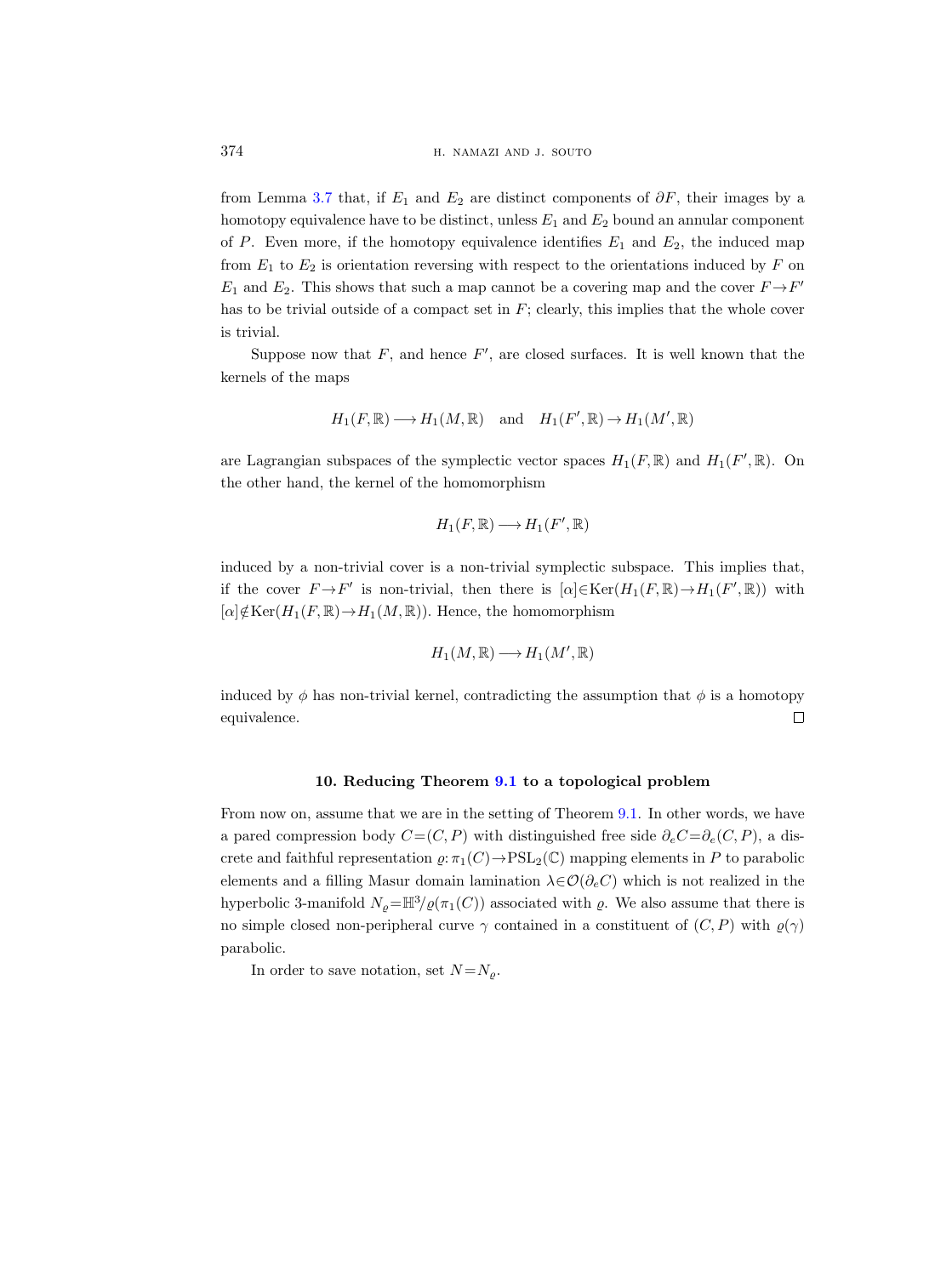from Lemma 3.7 that, if $E_1$ and $E_2$ are distinct components of $\partial F$, their images by a homotopy equivalence have to be distinct, unless $E_1$ and $E_2$ bound an annular component of $P$. Even more, if the homotopy equivalence identifies $E_1$ and $E_2$, the induced map from $E_1$ to $E_2$ is orientation reversing with respect to the orientations induced by $F$ on $E_1$ and $E_2$. This shows that such a map cannot be a covering map and the cover $F\to F'$ has to be trivial outside of a compact set in $F$; clearly, this implies that the whole cover is trivial.

Suppose now that $F$, and hence $F'$, are closed surfaces. It is well known that the kernels of the maps

$$H_1(F,\mathbb{R})\longrightarrow H_1(M,\mathbb{R}) \quad \text{and} \quad H_1(F',\mathbb{R})\to H_1(M',\mathbb{R})$$

are Lagrangian subspaces of the symplectic vector spaces $H_1(F,\mathbb{R})$ and $H_1(F',\mathbb{R})$. On the other hand, the kernel of the homomorphism

$$H_1(F,\mathbb{R})\longrightarrow H_1(F',\mathbb{R})$$

induced by a non-trivial cover is a non-trivial symplectic subspace. This implies that, if the cover $F\to F'$ is non-trivial, then there is $[\alpha]\in\operatorname{Ker}(H_1(F,\mathbb{R})\to H_1(F',\mathbb{R}))$ with $[\alpha]\notin\operatorname{Ker}(H_1(F,\mathbb{R})\to H_1(M,\mathbb{R}))$. Hence, the homomorphism

$$H_1(M,\mathbb{R})\longrightarrow H_1(M',\mathbb{R})$$

induced by $\phi$ has non-trivial kernel, contradicting the assumption that $\phi$ is a homotopy equivalence. $\square$

## 10. Reducing Theorem 9.1 to a topological problem

From now on, assume that we are in the setting of Theorem 9.1. In other words, we have a pared compression body $C=(C,P)$ with distinguished free side $\partial_e C=\partial_e(C,P)$, a discrete and faithful representation $\varrho\colon\pi_1(C)\to\mathrm{PSL}_2(\mathbb{C})$ mapping elements in $P$ to parabolic elements and a filling Masur domain lamination $\lambda\in\mathcal{O}(\partial_e C)$ which is not realized in the hyperbolic 3-manifold $N_\varrho=\mathbb{H}^3/\varrho(\pi_1(C))$ associated with $\varrho$. We also assume that there is no simple closed non-peripheral curve $\gamma$ contained in a constituent of $(C,P)$ with $\varrho(\gamma)$ parabolic.

In order to save notation, set $N=N_\varrho$.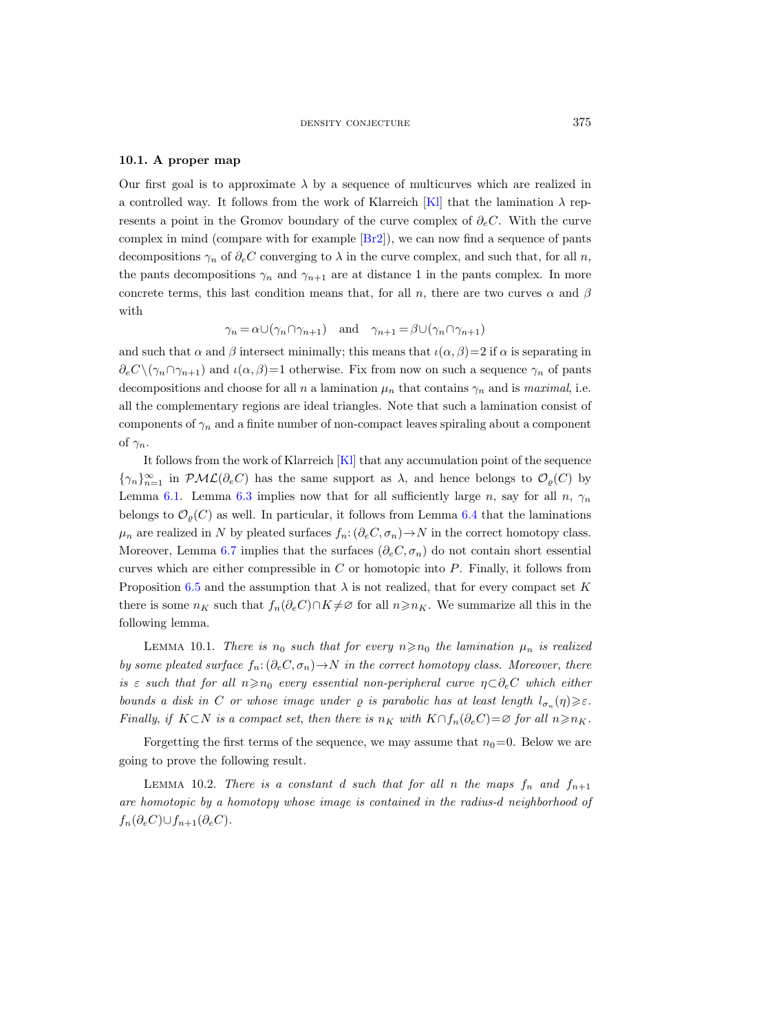### 10.1. A proper map

Our first goal is to approximate $\lambda$ by a sequence of multicurves which are realized in a controlled way. It follows from the work of Klarreich [Kl] that the lamination $\lambda$ represents a point in the Gromov boundary of the curve complex of $\partial_e C$. With the curve complex in mind (compare with for example [Br2]), we can now find a sequence of pants decompositions $\gamma_n$ of $\partial_e C$ converging to $\lambda$ in the curve complex, and such that, for all $n$, the pants decompositions $\gamma_n$ and $\gamma_{n+1}$ are at distance 1 in the pants complex. In more concrete terms, this last condition means that, for all $n$, there are two curves $\alpha$ and $\beta$ with

$$\gamma_n = \alpha \cup (\gamma_n \cap \gamma_{n+1}) \quad \text{and} \quad \gamma_{n+1} = \beta \cup (\gamma_n \cap \gamma_{n+1})$$

and such that $\alpha$ and $\beta$ intersect minimally; this means that $\iota(\alpha,\beta)=2$ if $\alpha$ is separating in $\partial_e C \setminus (\gamma_n \cap \gamma_{n+1})$ and $\iota(\alpha,\beta)=1$ otherwise. Fix from now on such a sequence $\gamma_n$ of pants decompositions and choose for all $n$ a lamination $\mu_n$ that contains $\gamma_n$ and is *maximal*, i.e. all the complementary regions are ideal triangles. Note that such a lamination consist of components of $\gamma_n$ and a finite number of non-compact leaves spiraling about a component of $\gamma_n$.

It follows from the work of Klarreich [Kl] that any accumulation point of the sequence $\{\gamma_n\}_{n=1}^{\infty}$ in $\mathcal{PML}(\partial_e C)$ has the same support as $\lambda$, and hence belongs to $\mathcal{O}_\varrho(C)$ by Lemma 6.1. Lemma 6.3 implies now that for all sufficiently large $n$, say for all $n$, $\gamma_n$ belongs to $\mathcal{O}_\varrho(C)$ as well. In particular, it follows from Lemma 6.4 that the laminations $\mu_n$ are realized in $N$ by pleated surfaces $f_n: (\partial_e C, \sigma_n) \to N$ in the correct homotopy class. Moreover, Lemma 6.7 implies that the surfaces $(\partial_e C, \sigma_n)$ do not contain short essential curves which are either compressible in $C$ or homotopic into $P$. Finally, it follows from Proposition 6.5 and the assumption that $\lambda$ is not realized, that for every compact set $K$ there is some $n_K$ such that $f_n(\partial_e C) \cap K \neq \varnothing$ for all $n \geqslant n_K$. We summarize all this in the following lemma.

Lemma 10.1. *There is $n_0$ such that for every $n \geqslant n_0$ the lamination $\mu_n$ is realized by some pleated surface $f_n: (\partial_e C, \sigma_n) \to N$ in the correct homotopy class. Moreover, there is $\varepsilon$ such that for all $n \geqslant n_0$ every essential non-peripheral curve $\eta \subset \partial_e C$ which either bounds a disk in $C$ or whose image under $\varrho$ is parabolic has at least length $l_{\sigma_n}(\eta) \geqslant \varepsilon$. Finally, if $K \subset N$ is a compact set, then there is $n_K$ with $K \cap f_n(\partial_e C) = \varnothing$ for all $n \geqslant n_K$.*

Forgetting the first terms of the sequence, we may assume that $n_0 = 0$. Below we are going to prove the following result.

Lemma 10.2. *There is a constant $d$ such that for all $n$ the maps $f_n$ and $f_{n+1}$ are homotopic by a homotopy whose image is contained in the radius-$d$ neighborhood of $f_n(\partial_e C) \cup f_{n+1}(\partial_e C)$.*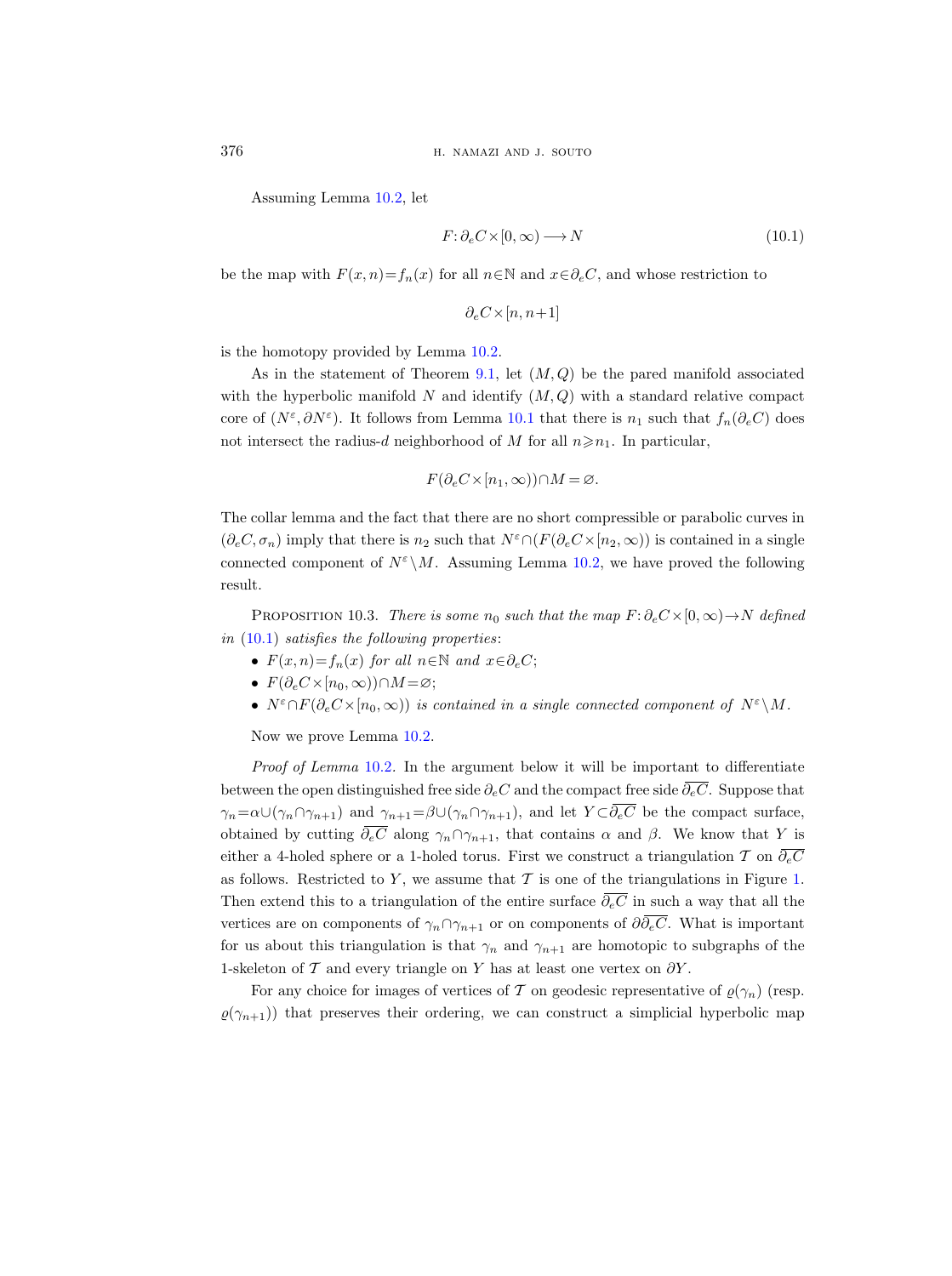Assuming Lemma 10.2, let

$$F\colon \partial_e C\times[0,\infty)\longrightarrow N \tag{10.1}$$

be the map with $F(x,n)=f_n(x)$ for all $n\in\mathbb{N}$ and $x\in\partial_e C$, and whose restriction to

$$\partial_e C\times[n,n+1]$$

is the homotopy provided by Lemma 10.2.

As in the statement of Theorem 9.1, let $(M,Q)$ be the pared manifold associated with the hyperbolic manifold $N$ and identify $(M,Q)$ with a standard relative compact core of $(N^\varepsilon,\partial N^\varepsilon)$. It follows from Lemma 10.1 that there is $n_1$ such that $f_n(\partial_e C)$ does not intersect the radius-$d$ neighborhood of $M$ for all $n\geqslant n_1$. In particular,

$$F(\partial_e C\times[n_1,\infty))\cap M=\varnothing.$$

The collar lemma and the fact that there are no short compressible or parabolic curves in $(\partial_e C,\sigma_n)$ imply that there is $n_2$ such that $N^\varepsilon\cap(F(\partial_e C\times[n_2,\infty))$ is contained in a single connected component of $N^\varepsilon\setminus M$. Assuming Lemma 10.2, we have proved the following result.

Proposition 10.3. *There is some $n_0$ such that the map $F\colon\partial_e C\times[0,\infty)\rightarrow N$ defined in* (10.1) *satisfies the following properties*:

- *$F(x,n)=f_n(x)$ for all $n\in\mathbb{N}$ and $x\in\partial_e C$;*
- *$F(\partial_e C\times[n_0,\infty))\cap M=\varnothing$;*
- *$N^\varepsilon\cap F(\partial_e C\times[n_0,\infty))$ is contained in a single connected component of $N^\varepsilon\setminus M$.*

Now we prove Lemma 10.2.

*Proof of Lemma* 10.2. In the argument below it will be important to differentiate between the open distinguished free side $\partial_e C$ and the compact free side $\overline{\partial_e C}$. Suppose that $\gamma_n=\alpha\cup(\gamma_n\cap\gamma_{n+1})$ and $\gamma_{n+1}=\beta\cup(\gamma_n\cap\gamma_{n+1})$, and let $Y\subset\overline{\partial_e C}$ be the compact surface, obtained by cutting $\overline{\partial_e C}$ along $\gamma_n\cap\gamma_{n+1}$, that contains $\alpha$ and $\beta$. We know that $Y$ is either a 4-holed sphere or a 1-holed torus. First we construct a triangulation $\mathcal{T}$ on $\overline{\partial_e C}$ as follows. Restricted to $Y$, we assume that $\mathcal{T}$ is one of the triangulations in Figure 1. Then extend this to a triangulation of the entire surface $\overline{\partial_e C}$ in such a way that all the vertices are on components of $\gamma_n\cap\gamma_{n+1}$ or on components of $\partial\overline{\partial_e C}$. What is important for us about this triangulation is that $\gamma_n$ and $\gamma_{n+1}$ are homotopic to subgraphs of the 1-skeleton of $\mathcal{T}$ and every triangle on $Y$ has at least one vertex on $\partial Y$.

For any choice for images of vertices of $\mathcal{T}$ on geodesic representative of $\varrho(\gamma_n)$ (resp. $\varrho(\gamma_{n+1})$) that preserves their ordering, we can construct a simplicial hyperbolic map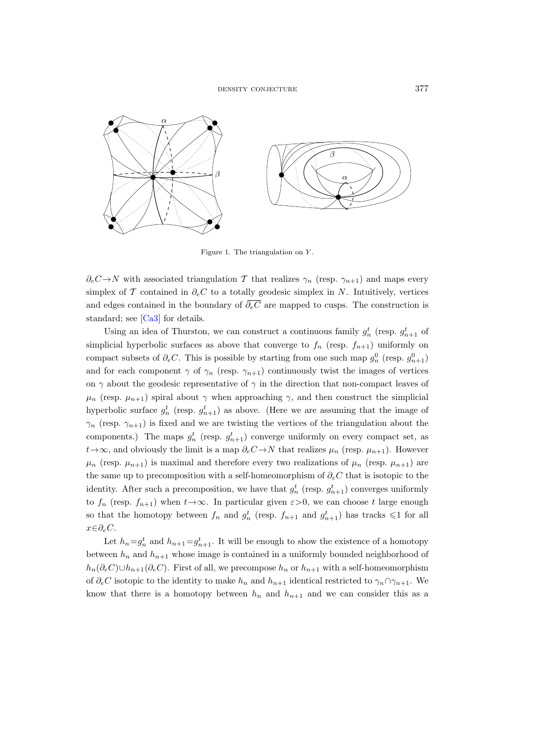Figure 1. The triangulation on $Y$.

$\partial_e C \to N$ with associated triangulation $\mathcal{T}$ that realizes $\gamma_n$ (resp. $\gamma_{n+1}$) and maps every simplex of $\mathcal{T}$ contained in $\partial_e C$ to a totally geodesic simplex in $N$. Intuitively, vertices and edges contained in the boundary of $\overline{\partial_e C}$ are mapped to cusps. The construction is standard; see [Ca3] for details.

Using an idea of Thurston, we can construct a continuous family $g_n^t$ (resp. $g_{n+1}^t$ of simplicial hyperbolic surfaces as above that converge to $f_n$ (resp. $f_{n+1}$) uniformly on compact subsets of $\partial_e C$. This is possible by starting from one such map $g_n^0$ (resp. $g_{n+1}^0$) and for each component $\gamma$ of $\gamma_n$ (resp. $\gamma_{n+1}$) continuously twist the images of vertices on $\gamma$ about the geodesic representative of $\gamma$ in the direction that non-compact leaves of $\mu_n$ (resp. $\mu_{n+1}$) spiral about $\gamma$ when approaching $\gamma$, and then construct the simplicial hyperbolic surface $g_n^t$ (resp. $g_{n+1}^t$) as above. (Here we are assuming that the image of $\gamma_n$ (resp. $\gamma_{n+1}$) is fixed and we are twisting the vertices of the triangulation about the components.) The maps $g_n^t$ (resp. $g_{n+1}^t$) converge uniformly on every compact set, as $t \to \infty$, and obviously the limit is a map $\partial_e C \to N$ that realizes $\mu_n$ (resp. $\mu_{n+1}$). However $\mu_n$ (resp. $\mu_{n+1}$) is maximal and therefore every two realizations of $\mu_n$ (resp. $\mu_{n+1}$) are the same up to precomposition with a self-homeomorphism of $\partial_e C$ that is isotopic to the identity. After such a precomposition, we have that $g_n^t$ (resp. $g_{n+1}^t$) converges uniformly to $f_n$ (resp. $f_{n+1}$) when $t \to \infty$. In particular given $\varepsilon > 0$, we can choose $t$ large enough so that the homotopy between $f_n$ and $g_n^t$ (resp. $f_{n+1}$ and $g_{n+1}^t$) has tracks $\leqslant 1$ for all $x \in \partial_e C$.

Let $h_n = g_n^t$ and $h_{n+1} = g_{n+1}^t$. It will be enough to show the existence of a homotopy between $h_n$ and $h_{n+1}$ whose image is contained in a uniformly bounded neighborhood of $h_n(\partial_e C) \cup h_{n+1}(\partial_e C)$. First of all, we precompose $h_n$ or $h_{n+1}$ with a self-homeomorphism of $\partial_e C$ isotopic to the identity to make $h_n$ and $h_{n+1}$ identical restricted to $\gamma_n \cap \gamma_{n+1}$. We know that there is a homotopy between $h_n$ and $h_{n+1}$ and we can consider this as a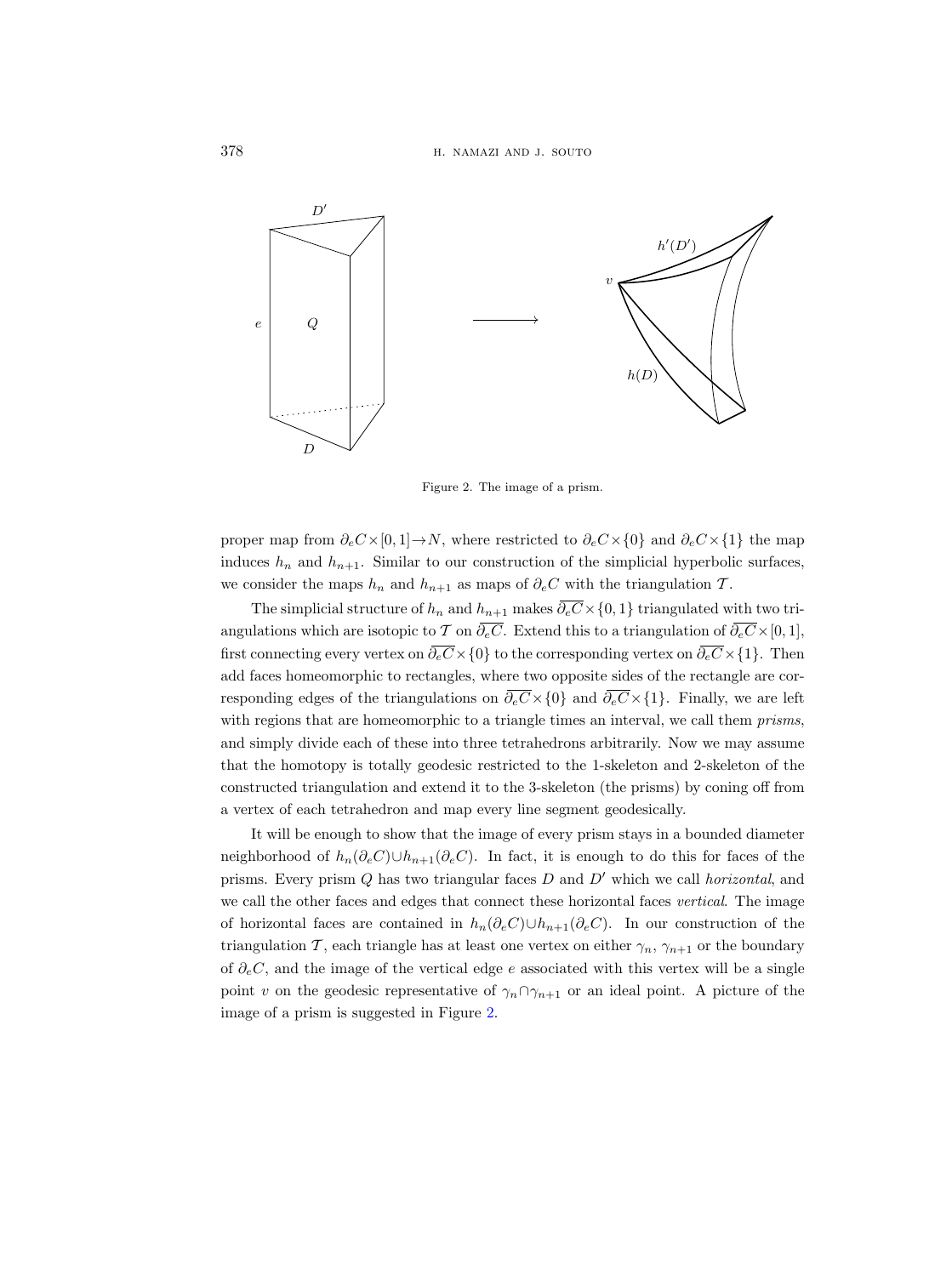Figure 2. The image of a prism.

proper map from $\partial_e C\times[0,1]\to N$, where restricted to $\partial_e C\times\{0\}$ and $\partial_e C\times\{1\}$ the map induces $h_n$ and $h_{n+1}$. Similar to our construction of the simplicial hyperbolic surfaces, we consider the maps $h_n$ and $h_{n+1}$ as maps of $\partial_e C$ with the triangulation $\mathcal{T}$.

The simplicial structure of $h_n$ and $h_{n+1}$ makes $\overline{\partial_e C}\times\{0,1\}$ triangulated with two triangulations which are isotopic to $\mathcal{T}$ on $\overline{\partial_e C}$. Extend this to a triangulation of $\overline{\partial_e C}\times[0,1]$, first connecting every vertex on $\overline{\partial_e C}\times\{0\}$ to the corresponding vertex on $\overline{\partial_e C}\times\{1\}$. Then add faces homeomorphic to rectangles, where two opposite sides of the rectangle are corresponding edges of the triangulations on $\overline{\partial_e C}\times\{0\}$ and $\overline{\partial_e C}\times\{1\}$. Finally, we are left with regions that are homeomorphic to a triangle times an interval, we call them *prisms*, and simply divide each of these into three tetrahedrons arbitrarily. Now we may assume that the homotopy is totally geodesic restricted to the 1-skeleton and 2-skeleton of the constructed triangulation and extend it to the 3-skeleton (the prisms) by coning off from a vertex of each tetrahedron and map every line segment geodesically.

It will be enough to show that the image of every prism stays in a bounded diameter neighborhood of $h_n(\partial_e C)\cup h_{n+1}(\partial_e C)$. In fact, it is enough to do this for faces of the prisms. Every prism $Q$ has two triangular faces $D$ and $D'$ which we call *horizontal*, and we call the other faces and edges that connect these horizontal faces *vertical*. The image of horizontal faces are contained in $h_n(\partial_e C)\cup h_{n+1}(\partial_e C)$. In our construction of the triangulation $\mathcal{T}$, each triangle has at least one vertex on either $\gamma_n$, $\gamma_{n+1}$ or the boundary of $\partial_e C$, and the image of the vertical edge $e$ associated with this vertex will be a single point $v$ on the geodesic representative of $\gamma_n\cap\gamma_{n+1}$ or an ideal point. A picture of the image of a prism is suggested in Figure 2.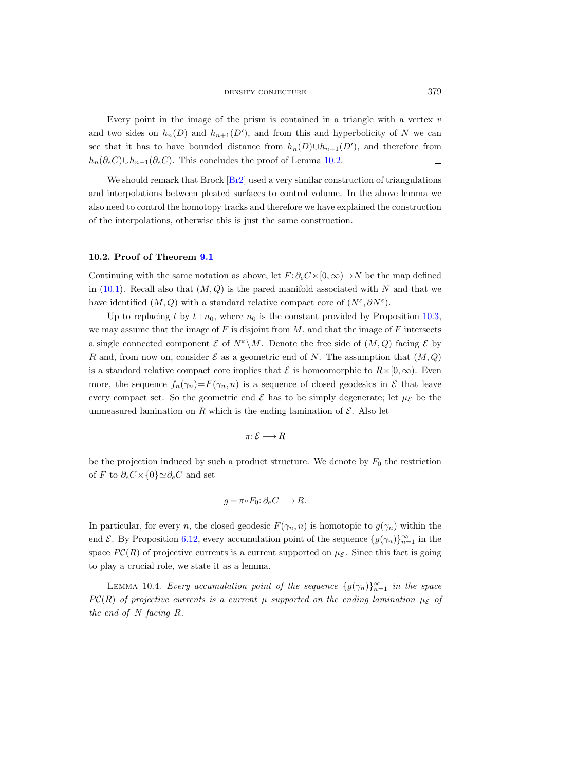Every point in the image of the prism is contained in a triangle with a vertex $v$ and two sides on $h_n(D)$ and $h_{n+1}(D')$, and from this and hyperbolicity of $N$ we can see that it has to have bounded distance from $h_n(D)\cup h_{n+1}(D')$, and therefore from $h_n(\partial_e C)\cup h_{n+1}(\partial_e C)$. This concludes the proof of Lemma 10.2. □

We should remark that Brock [Br2] used a very similar construction of triangulations and interpolations between pleated surfaces to control volume. In the above lemma we also need to control the homotopy tracks and therefore we have explained the construction of the interpolations, otherwise this is just the same construction.

### 10.2. Proof of Theorem 9.1

Continuing with the same notation as above, let $F\colon \partial_e C\times[0,\infty)\to N$ be the map defined in (10.1). Recall also that $(M,Q)$ is the pared manifold associated with $N$ and that we have identified $(M,Q)$ with a standard relative compact core of $(N^\varepsilon, \partial N^\varepsilon)$.

Up to replacing $t$ by $t+n_0$, where $n_0$ is the constant provided by Proposition 10.3, we may assume that the image of $F$ is disjoint from $M$, and that the image of $F$ intersects a single connected component $\mathcal{E}$ of $N^\varepsilon\setminus M$. Denote the free side of $(M,Q)$ facing $\mathcal{E}$ by $R$ and, from now on, consider $\mathcal{E}$ as a geometric end of $N$. The assumption that $(M,Q)$ is a standard relative compact core implies that $\mathcal{E}$ is homeomorphic to $R\times[0,\infty)$. Even more, the sequence $f_n(\gamma_n)=F(\gamma_n,n)$ is a sequence of closed geodesics in $\mathcal{E}$ that leave every compact set. So the geometric end $\mathcal{E}$ has to be simply degenerate; let $\mu_{\mathcal{E}}$ be the unmeasured lamination on $R$ which is the ending lamination of $\mathcal{E}$. Also let

$$\pi\colon \mathcal{E}\longrightarrow R$$

be the projection induced by such a product structure. We denote by $F_0$ the restriction of $F$ to $\partial_e C\times\{0\}\simeq\partial_e C$ and set

$$g=\pi\circ F_0\colon \partial_e C\longrightarrow R.$$

In particular, for every $n$, the closed geodesic $F(\gamma_n,n)$ is homotopic to $g(\gamma_n)$ within the end $\mathcal{E}$. By Proposition 6.12, every accumulation point of the sequence $\{g(\gamma_n)\}_{n=1}^\infty$ in the space $\mathcal{PC}(R)$ of projective currents is a current supported on $\mu_{\mathcal{E}}$. Since this fact is going to play a crucial role, we state it as a lemma.

Lemma 10.4. *Every accumulation point of the sequence $\{g(\gamma_n)\}_{n=1}^\infty$ in the space $\mathcal{PC}(R)$ of projective currents is a current $\mu$ supported on the ending lamination $\mu_{\mathcal{E}}$ of the end of $N$ facing $R$.*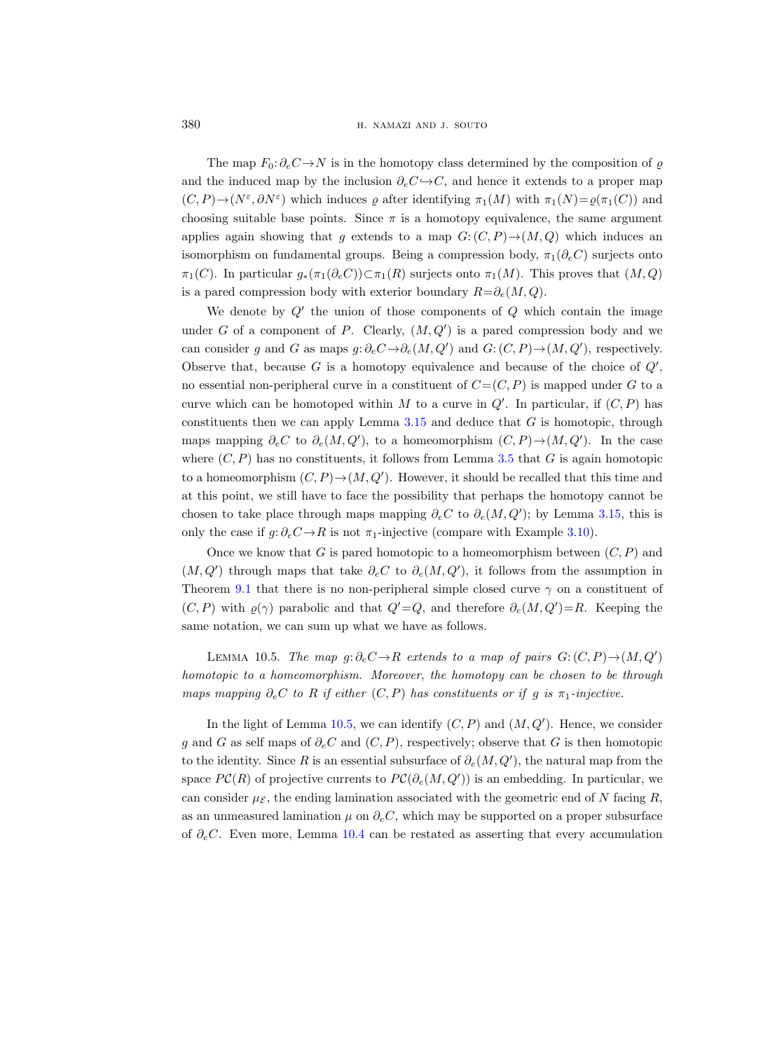The map $F_0: \partial_e C \to N$ is in the homotopy class determined by the composition of $\varrho$ and the induced map by the inclusion $\partial_e C \hookrightarrow C$, and hence it extends to a proper map $(C, P) \to (N^\varepsilon, \partial N^\varepsilon)$ which induces $\varrho$ after identifying $\pi_1(M)$ with $\pi_1(N) = \varrho(\pi_1(C))$ and choosing suitable base points. Since $\pi$ is a homotopy equivalence, the same argument applies again showing that $g$ extends to a map $G: (C, P) \to (M, Q)$ which induces an isomorphism on fundamental groups. Being a compression body, $\pi_1(\partial_e C)$ surjects onto $\pi_1(C)$. In particular $g_*(\pi_1(\partial_e C)) \subset \pi_1(R)$ surjects onto $\pi_1(M)$. This proves that $(M, Q)$ is a pared compression body with exterior boundary $R = \partial_e(M, Q)$.

We denote by $Q'$ the union of those components of $Q$ which contain the image under $G$ of a component of $P$. Clearly, $(M, Q')$ is a pared compression body and we can consider $g$ and $G$ as maps $g: \partial_e C \to \partial_e(M, Q')$ and $G: (C, P) \to (M, Q')$, respectively. Observe that, because $G$ is a homotopy equivalence and because of the choice of $Q'$, no essential non-peripheral curve in a constituent of $C = (C, P)$ is mapped under $G$ to a curve which can be homotoped within $M$ to a curve in $Q'$. In particular, if $(C, P)$ has constituents then we can apply Lemma 3.15 and deduce that $G$ is homotopic, through maps mapping $\partial_e C$ to $\partial_e(M, Q')$, to a homeomorphism $(C, P) \to (M, Q')$. In the case where $(C, P)$ has no constituents, it follows from Lemma 3.5 that $G$ is again homotopic to a homeomorphism $(C, P) \to (M, Q')$. However, it should be recalled that this time and at this point, we still have to face the possibility that perhaps the homotopy cannot be chosen to take place through maps mapping $\partial_e C$ to $\partial_e(M, Q')$; by Lemma 3.15, this is only the case if $g: \partial_e C \to R$ is not $\pi_1$-injective (compare with Example 3.10).

Once we know that $G$ is pared homotopic to a homeomorphism between $(C, P)$ and $(M, Q')$ through maps that take $\partial_e C$ to $\partial_e(M, Q')$, it follows from the assumption in Theorem 9.1 that there is no non-peripheral simple closed curve $\gamma$ on a constituent of $(C, P)$ with $\varrho(\gamma)$ parabolic and that $Q' = Q$, and therefore $\partial_e(M, Q') = R$. Keeping the same notation, we can sum up what we have as follows.

Lemma 10.5. *The map $g: \partial_e C \to R$ extends to a map of pairs $G: (C, P) \to (M, Q')$ homotopic to a homeomorphism. Moreover, the homotopy can be chosen to be through maps mapping $\partial_e C$ to $R$ if either $(C, P)$ has constituents or if $g$ is $\pi_1$-injective.*

In the light of Lemma 10.5, we can identify $(C, P)$ and $(M, Q')$. Hence, we consider $g$ and $G$ as self maps of $\partial_e C$ and $(C, P)$, respectively; observe that $G$ is then homotopic to the identity. Since $R$ is an essential subsurface of $\partial_e(M, Q')$, the natural map from the space $P\mathcal{C}(R)$ of projective currents to $P\mathcal{C}(\partial_e(M, Q'))$ is an embedding. In particular, we can consider $\mu_{\mathcal{E}}$, the ending lamination associated with the geometric end of $N$ facing $R$, as an unmeasured lamination $\mu$ on $\partial_e C$, which may be supported on a proper subsurface of $\partial_e C$. Even more, Lemma 10.4 can be restated as asserting that every accumulation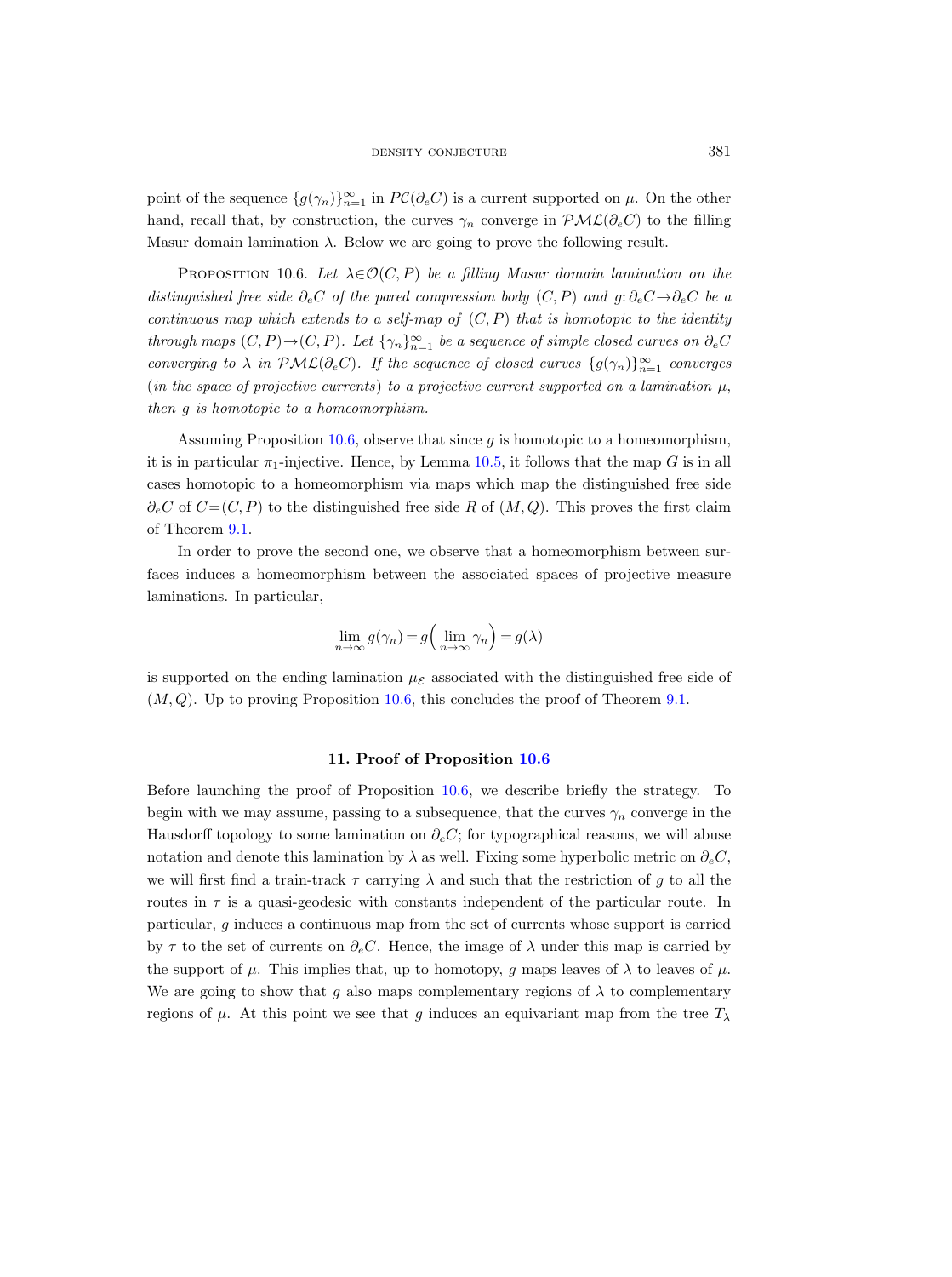point of the sequence $\{g(\gamma_n)\}_{n=1}^\infty$ in $P\mathcal{C}(\partial_e C)$ is a current supported on $\mu$. On the other hand, recall that, by construction, the curves $\gamma_n$ converge in $\mathcal{PML}(\partial_e C)$ to the filling Masur domain lamination $\lambda$. Below we are going to prove the following result.

Proposition 10.6. *Let $\lambda \in \mathcal{O}(C, P)$ be a filling Masur domain lamination on the distinguished free side $\partial_e C$ of the pared compression body $(C, P)$ and $g: \partial_e C \to \partial_e C$ be a continuous map which extends to a self-map of $(C, P)$ that is homotopic to the identity through maps $(C, P) \to (C, P)$. Let $\{\gamma_n\}_{n=1}^\infty$ be a sequence of simple closed curves on $\partial_e C$ converging to $\lambda$ in $\mathcal{PML}(\partial_e C)$. If the sequence of closed curves $\{g(\gamma_n)\}_{n=1}^\infty$ converges* (*in the space of projective currents*) *to a projective current supported on a lamination $\mu$, then $g$ is homotopic to a homeomorphism.*

Assuming Proposition 10.6, observe that since $g$ is homotopic to a homeomorphism, it is in particular $\pi_1$-injective. Hence, by Lemma 10.5, it follows that the map $G$ is in all cases homotopic to a homeomorphism via maps which map the distinguished free side $\partial_e C$ of $C = (C, P)$ to the distinguished free side $R$ of $(M, Q)$. This proves the first claim of Theorem 9.1.

In order to prove the second one, we observe that a homeomorphism between surfaces induces a homeomorphism between the associated spaces of projective measure laminations. In particular,

$$\lim_{n\to\infty} g(\gamma_n) = g\Big(\lim_{n\to\infty} \gamma_n\Big) = g(\lambda)$$

is supported on the ending lamination $\mu_{\mathcal{E}}$ associated with the distinguished free side of $(M, Q)$. Up to proving Proposition 10.6, this concludes the proof of Theorem 9.1.

## 11. Proof of Proposition 10.6

Before launching the proof of Proposition 10.6, we describe briefly the strategy. To begin with we may assume, passing to a subsequence, that the curves $\gamma_n$ converge in the Hausdorff topology to some lamination on $\partial_e C$; for typographical reasons, we will abuse notation and denote this lamination by $\lambda$ as well. Fixing some hyperbolic metric on $\partial_e C$, we will first find a train-track $\tau$ carrying $\lambda$ and such that the restriction of $g$ to all the routes in $\tau$ is a quasi-geodesic with constants independent of the particular route. In particular, $g$ induces a continuous map from the set of currents whose support is carried by $\tau$ to the set of currents on $\partial_e C$. Hence, the image of $\lambda$ under this map is carried by the support of $\mu$. This implies that, up to homotopy, $g$ maps leaves of $\lambda$ to leaves of $\mu$. We are going to show that $g$ also maps complementary regions of $\lambda$ to complementary regions of $\mu$. At this point we see that $g$ induces an equivariant map from the tree $T_\lambda$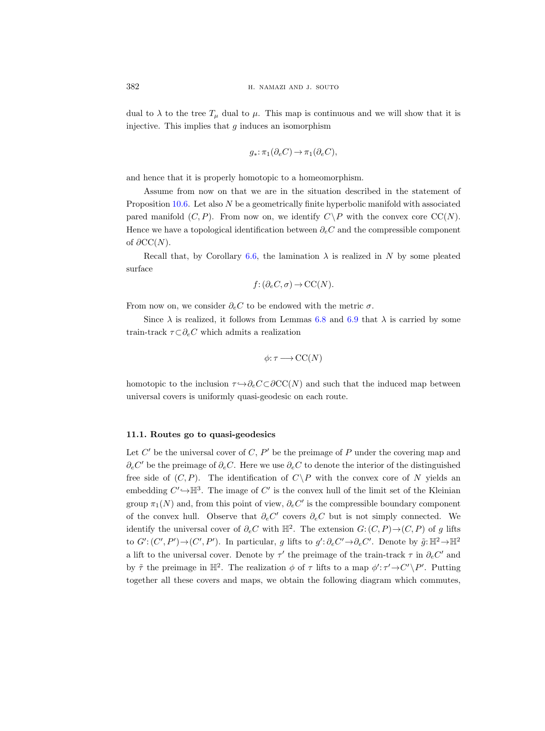dual to $\lambda$ to the tree $T_\mu$ dual to $\mu$. This map is continuous and we will show that it is injective. This implies that $g$ induces an isomorphism

$$g_*: \pi_1(\partial_e C) \to \pi_1(\partial_e C),$$

and hence that it is properly homotopic to a homeomorphism.

Assume from now on that we are in the situation described in the statement of Proposition 10.6. Let also $N$ be a geometrically finite hyperbolic manifold with associated pared manifold $(C, P)$. From now on, we identify $C \setminus P$ with the convex core $\mathrm{CC}(N)$. Hence we have a topological identification between $\partial_e C$ and the compressible component of $\partial \mathrm{CC}(N)$.

Recall that, by Corollary 6.6, the lamination $\lambda$ is realized in $N$ by some pleated surface

$$f: (\partial_e C, \sigma) \to \mathrm{CC}(N).$$

From now on, we consider $\partial_e C$ to be endowed with the metric $\sigma$.

Since $\lambda$ is realized, it follows from Lemmas 6.8 and 6.9 that $\lambda$ is carried by some train-track $\tau \subset \partial_e C$ which admits a realization

$$\phi: \tau \longrightarrow \mathrm{CC}(N)$$

homotopic to the inclusion $\tau \hookrightarrow \partial_e C \subset \partial \mathrm{CC}(N)$ and such that the induced map between universal covers is uniformly quasi-geodesic on each route.

### 11.1. Routes go to quasi-geodesics

Let $C'$ be the universal cover of $C$, $P'$ be the preimage of $P$ under the covering map and $\partial_e C'$ be the preimage of $\partial_e C$. Here we use $\partial_e C$ to denote the interior of the distinguished free side of $(C, P)$. The identification of $C \setminus P$ with the convex core of $N$ yields an embedding $C' \hookrightarrow \mathbb{H}^3$. The image of $C'$ is the convex hull of the limit set of the Kleinian group $\pi_1(N)$ and, from this point of view, $\partial_e C'$ is the compressible boundary component of the convex hull. Observe that $\partial_e C'$ covers $\partial_e C$ but is not simply connected. We identify the universal cover of $\partial_e C$ with $\mathbb{H}^2$. The extension $G: (C, P) \to (C, P)$ of $g$ lifts to $G': (C', P') \to (C', P')$. In particular, $g$ lifts to $g': \partial_e C' \to \partial_e C'$. Denote by $\tilde{g}: \mathbb{H}^2 \to \mathbb{H}^2$ a lift to the universal cover. Denote by $\tau'$ the preimage of the train-track $\tau$ in $\partial_e C'$ and by $\tilde{\tau}$ the preimage in $\mathbb{H}^2$. The realization $\phi$ of $\tau$ lifts to a map $\phi': \tau' \to C' \setminus P'$. Putting together all these covers and maps, we obtain the following diagram which commutes,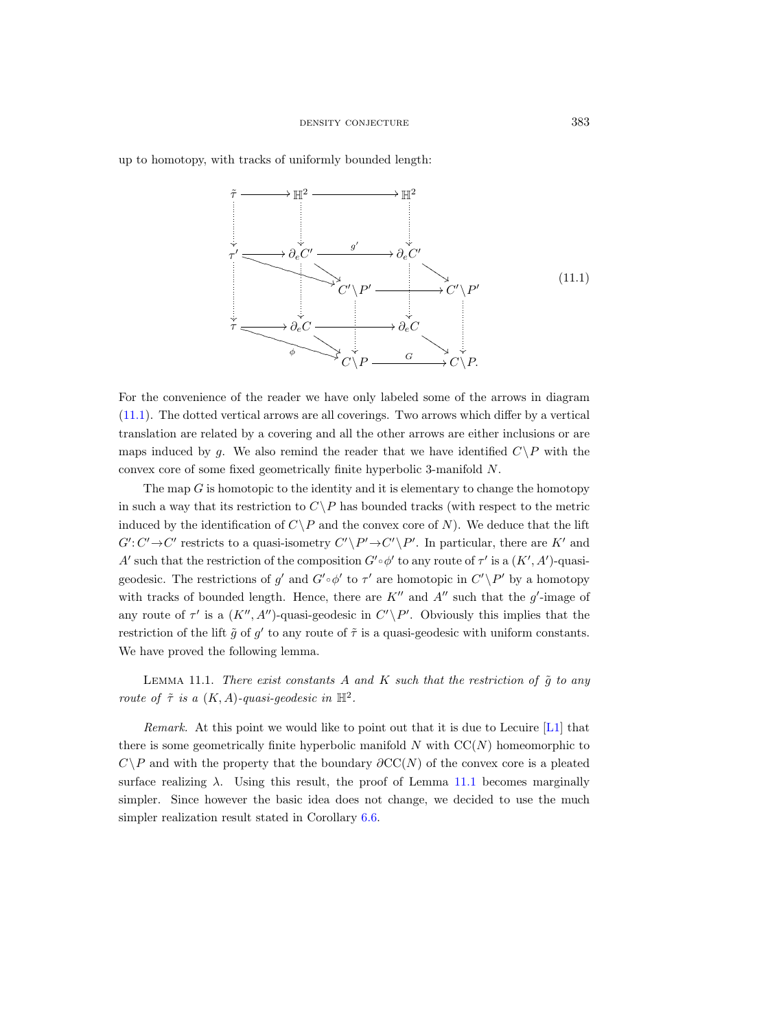up to homotopy, with tracks of uniformly bounded length:

$$
\begin{array}{ccccccc}
\tilde{\tau} & \longrightarrow & \mathbb{H}^2 & \longrightarrow & \mathbb{H}^2 & & \\
\vdots & & \vdots & & \vdots & & \\
\tau' & \longrightarrow & \partial_e C' & \xrightarrow{\;g'\;} & \partial_e C' & & \\
& \searrow & & \searrow & & \searrow & \\
& & & C' \backslash P' & \longrightarrow & & C' \backslash P' \\
\vdots & & \vdots & \vdots & \vdots & & \vdots \\
\tau & \longrightarrow & \partial_e C & \longrightarrow & \partial_e C & & \\
& \searrow^{\phi} & & \searrow & & \searrow & \\
& & & C \backslash P & \xrightarrow{\;G\;} & & C \backslash P.
\end{array}
\tag{11.1}
$$

For the convenience of the reader we have only labeled some of the arrows in diagram (11.1). The dotted vertical arrows are all coverings. Two arrows which differ by a vertical translation are related by a covering and all the other arrows are either inclusions or are maps induced by $g$. We also remind the reader that we have identified $C \backslash P$ with the convex core of some fixed geometrically finite hyperbolic 3-manifold $N$.

The map $G$ is homotopic to the identity and it is elementary to change the homotopy in such a way that its restriction to $C \backslash P$ has bounded tracks (with respect to the metric induced by the identification of $C \backslash P$ and the convex core of $N$). We deduce that the lift $G' \colon C' \to C'$ restricts to a quasi-isometry $C' \backslash P' \to C' \backslash P'$. In particular, there are $K'$ and $A'$ such that the restriction of the composition $G' \circ \phi'$ to any route of $\tau'$ is a $(K', A')$-quasi-geodesic. The restrictions of $g'$ and $G' \circ \phi'$ to $\tau'$ are homotopic in $C' \backslash P'$ by a homotopy with tracks of bounded length. Hence, there are $K''$ and $A''$ such that the $g'$-image of any route of $\tau'$ is a $(K'', A'')$-quasi-geodesic in $C' \backslash P'$. Obviously this implies that the restriction of the lift $\tilde{g}$ of $g'$ to any route of $\tilde{\tau}$ is a quasi-geodesic with uniform constants. We have proved the following lemma.

Lemma 11.1. *There exist constants $A$ and $K$ such that the restriction of $\tilde{g}$ to any route of $\tilde{\tau}$ is a $(K, A)$-quasi-geodesic in $\mathbb{H}^2$.*

*Remark.* At this point we would like to point out that it is due to Lecuire [L1] that there is some geometrically finite hyperbolic manifold $N$ with $\mathrm{CC}(N)$ homeomorphic to $C \backslash P$ and with the property that the boundary $\partial \mathrm{CC}(N)$ of the convex core is a pleated surface realizing $\lambda$. Using this result, the proof of Lemma 11.1 becomes marginally simpler. Since however the basic idea does not change, we decided to use the much simpler realization result stated in Corollary 6.6.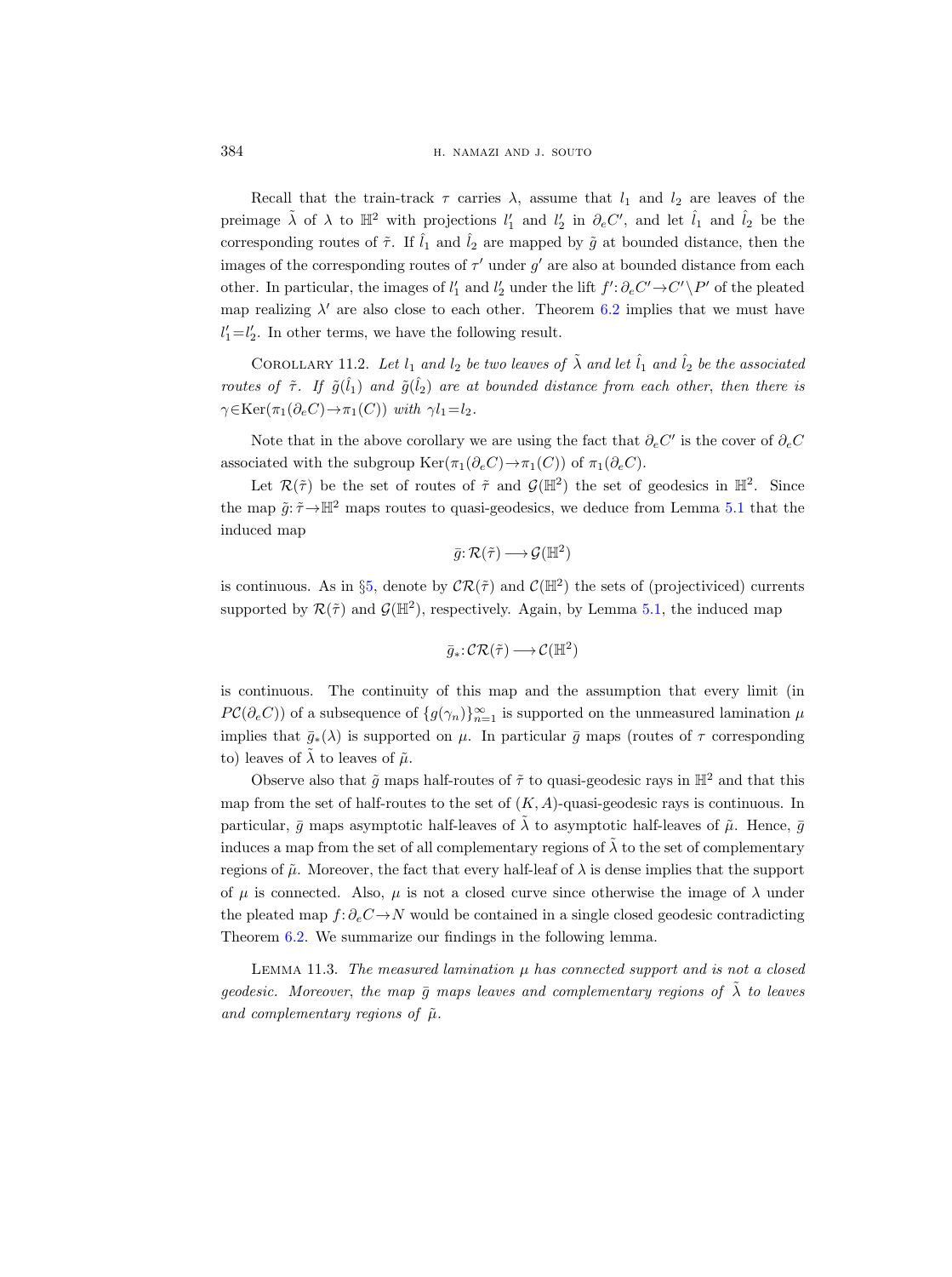Recall that the train-track $\tau$ carries $\lambda$, assume that $l_1$ and $l_2$ are leaves of the preimage $\tilde{\lambda}$ of $\lambda$ to $\mathbb{H}^2$ with projections $l_1'$ and $l_2'$ in $\partial_e C'$, and let $\hat{l}_1$ and $\hat{l}_2$ be the corresponding routes of $\tilde{\tau}$. If $\hat{l}_1$ and $\hat{l}_2$ are mapped by $\tilde{g}$ at bounded distance, then the images of the corresponding routes of $\tau'$ under $g'$ are also at bounded distance from each other. In particular, the images of $l_1'$ and $l_2'$ under the lift $f' \colon \partial_e C' \to C' \setminus P'$ of the pleated map realizing $\lambda'$ are also close to each other. Theorem 6.2 implies that we must have $l_1' = l_2'$. In other terms, we have the following result.

Corollary 11.2. *Let $l_1$ and $l_2$ be two leaves of $\tilde{\lambda}$ and let $\hat{l}_1$ and $\hat{l}_2$ be the associated routes of $\tilde{\tau}$. If $\tilde{g}(\hat{l}_1)$ and $\tilde{g}(\hat{l}_2)$ are at bounded distance from each other, then there is $\gamma \in \operatorname{Ker}(\pi_1(\partial_e C) \to \pi_1(C))$ with $\gamma l_1 = l_2$.*

Note that in the above corollary we are using the fact that $\partial_e C'$ is the cover of $\partial_e C$ associated with the subgroup $\operatorname{Ker}(\pi_1(\partial_e C) \to \pi_1(C))$ of $\pi_1(\partial_e C)$.

Let $\mathcal{R}(\tilde{\tau})$ be the set of routes of $\tilde{\tau}$ and $\mathcal{G}(\mathbb{H}^2)$ the set of geodesics in $\mathbb{H}^2$. Since the map $\tilde{g} \colon \tilde{\tau} \to \mathbb{H}^2$ maps routes to quasi-geodesics, we deduce from Lemma 5.1 that the induced map

$$\bar{g} \colon \mathcal{R}(\tilde{\tau}) \longrightarrow \mathcal{G}(\mathbb{H}^2)$$

is continuous. As in §5, denote by $\mathcal{CR}(\tilde{\tau})$ and $\mathcal{C}(\mathbb{H}^2)$ the sets of (projectiviced) currents supported by $\mathcal{R}(\tilde{\tau})$ and $\mathcal{G}(\mathbb{H}^2)$, respectively. Again, by Lemma 5.1, the induced map

$$\bar{g}_* \colon \mathcal{CR}(\tilde{\tau}) \longrightarrow \mathcal{C}(\mathbb{H}^2)$$

is continuous. The continuity of this map and the assumption that every limit (in $P\mathcal{C}(\partial_e C)$) of a subsequence of $\{g(\gamma_n)\}_{n=1}^{\infty}$ is supported on the unmeasured lamination $\mu$ implies that $\bar{g}_*(\lambda)$ is supported on $\mu$. In particular $\bar{g}$ maps (routes of $\tau$ corresponding to) leaves of $\tilde{\lambda}$ to leaves of $\tilde{\mu}$.

Observe also that $\tilde{g}$ maps half-routes of $\tilde{\tau}$ to quasi-geodesic rays in $\mathbb{H}^2$ and that this map from the set of half-routes to the set of $(K, A)$-quasi-geodesic rays is continuous. In particular, $\bar{g}$ maps asymptotic half-leaves of $\tilde{\lambda}$ to asymptotic half-leaves of $\tilde{\mu}$. Hence, $\bar{g}$ induces a map from the set of all complementary regions of $\tilde{\lambda}$ to the set of complementary regions of $\tilde{\mu}$. Moreover, the fact that every half-leaf of $\lambda$ is dense implies that the support of $\mu$ is connected. Also, $\mu$ is not a closed curve since otherwise the image of $\lambda$ under the pleated map $f \colon \partial_e C \to N$ would be contained in a single closed geodesic contradicting Theorem 6.2. We summarize our findings in the following lemma.

Lemma 11.3. *The measured lamination $\mu$ has connected support and is not a closed geodesic. Moreover, the map $\bar{g}$ maps leaves and complementary regions of $\tilde{\lambda}$ to leaves and complementary regions of $\tilde{\mu}$.*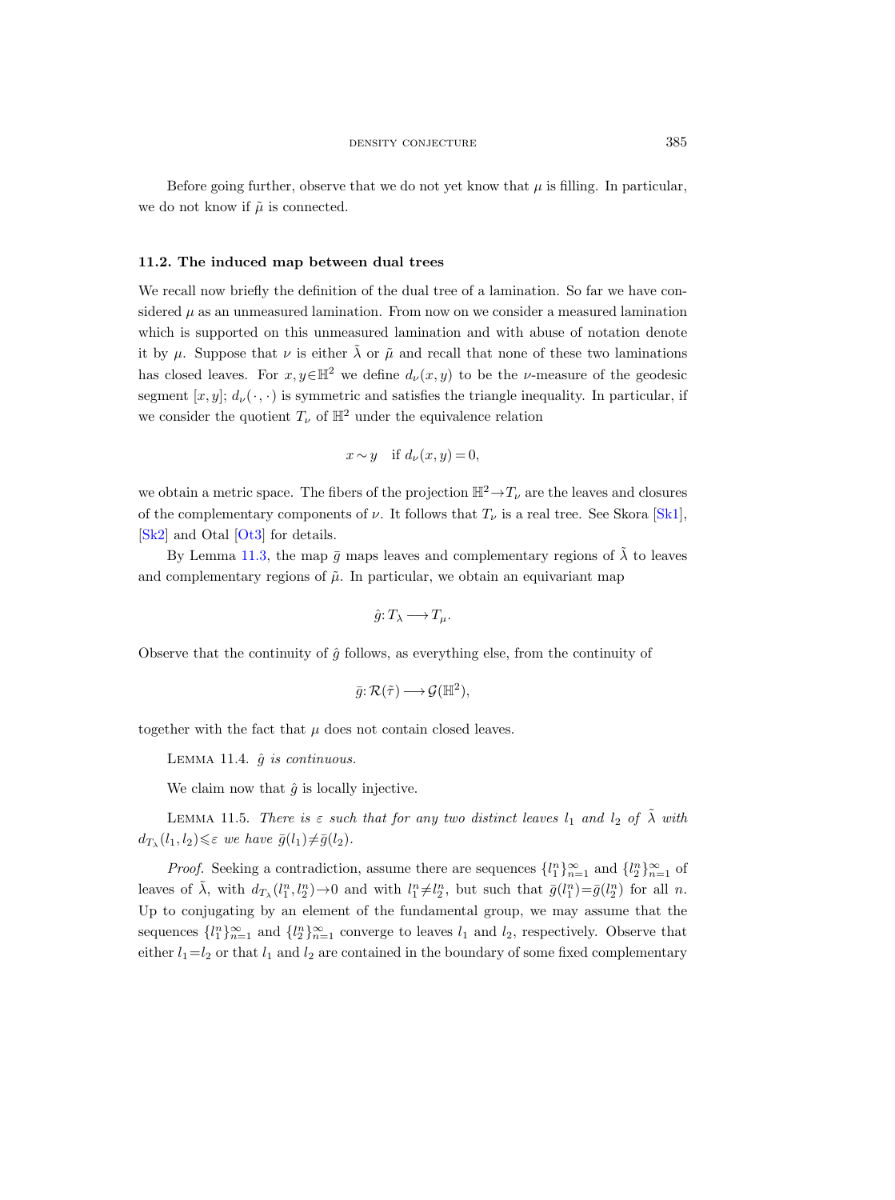Before going further, observe that we do not yet know that $\mu$ is filling. In particular, we do not know if $\tilde{\mu}$ is connected.

### 11.2. The induced map between dual trees

We recall now briefly the definition of the dual tree of a lamination. So far we have considered $\mu$ as an unmeasured lamination. From now on we consider a measured lamination which is supported on this unmeasured lamination and with abuse of notation denote it by $\mu$. Suppose that $\nu$ is either $\tilde{\lambda}$ or $\tilde{\mu}$ and recall that none of these two laminations has closed leaves. For $x, y \in \mathbb{H}^2$ we define $d_\nu(x, y)$ to be the $\nu$-measure of the geodesic segment $[x, y]$; $d_\nu(\cdot, \cdot)$ is symmetric and satisfies the triangle inequality. In particular, if we consider the quotient $T_\nu$ of $\mathbb{H}^2$ under the equivalence relation

$$x \sim y \quad \text{if } d_\nu(x, y) = 0,$$

we obtain a metric space. The fibers of the projection $\mathbb{H}^2 \to T_\nu$ are the leaves and closures of the complementary components of $\nu$. It follows that $T_\nu$ is a real tree. See Skora [Sk1], [Sk2] and Otal [Ot3] for details.

By Lemma 11.3, the map $\bar{g}$ maps leaves and complementary regions of $\tilde{\lambda}$ to leaves and complementary regions of $\tilde{\mu}$. In particular, we obtain an equivariant map

$$\hat{g}: T_\lambda \longrightarrow T_\mu.$$

Observe that the continuity of $\hat{g}$ follows, as everything else, from the continuity of

$$\bar{g}: \mathcal{R}(\tilde{\tau}) \longrightarrow \mathcal{G}(\mathbb{H}^2),$$

together with the fact that $\mu$ does not contain closed leaves.

Lemma 11.4. *$\hat{g}$ is continuous.*

We claim now that $\hat{g}$ is locally injective.

Lemma 11.5. *There is $\varepsilon$ such that for any two distinct leaves $l_1$ and $l_2$ of $\tilde{\lambda}$ with $d_{T_\lambda}(l_1, l_2) \leqslant \varepsilon$ we have $\bar{g}(l_1) \neq \bar{g}(l_2)$.*

*Proof.* Seeking a contradiction, assume there are sequences $\{l_1^n\}_{n=1}^\infty$ and $\{l_2^n\}_{n=1}^\infty$ of leaves of $\tilde{\lambda}$, with $d_{T_\lambda}(l_1^n, l_2^n) \to 0$ and with $l_1^n \neq l_2^n$, but such that $\bar{g}(l_1^n) = \bar{g}(l_2^n)$ for all $n$. Up to conjugating by an element of the fundamental group, we may assume that the sequences $\{l_1^n\}_{n=1}^\infty$ and $\{l_2^n\}_{n=1}^\infty$ converge to leaves $l_1$ and $l_2$, respectively. Observe that either $l_1 = l_2$ or that $l_1$ and $l_2$ are contained in the boundary of some fixed complementary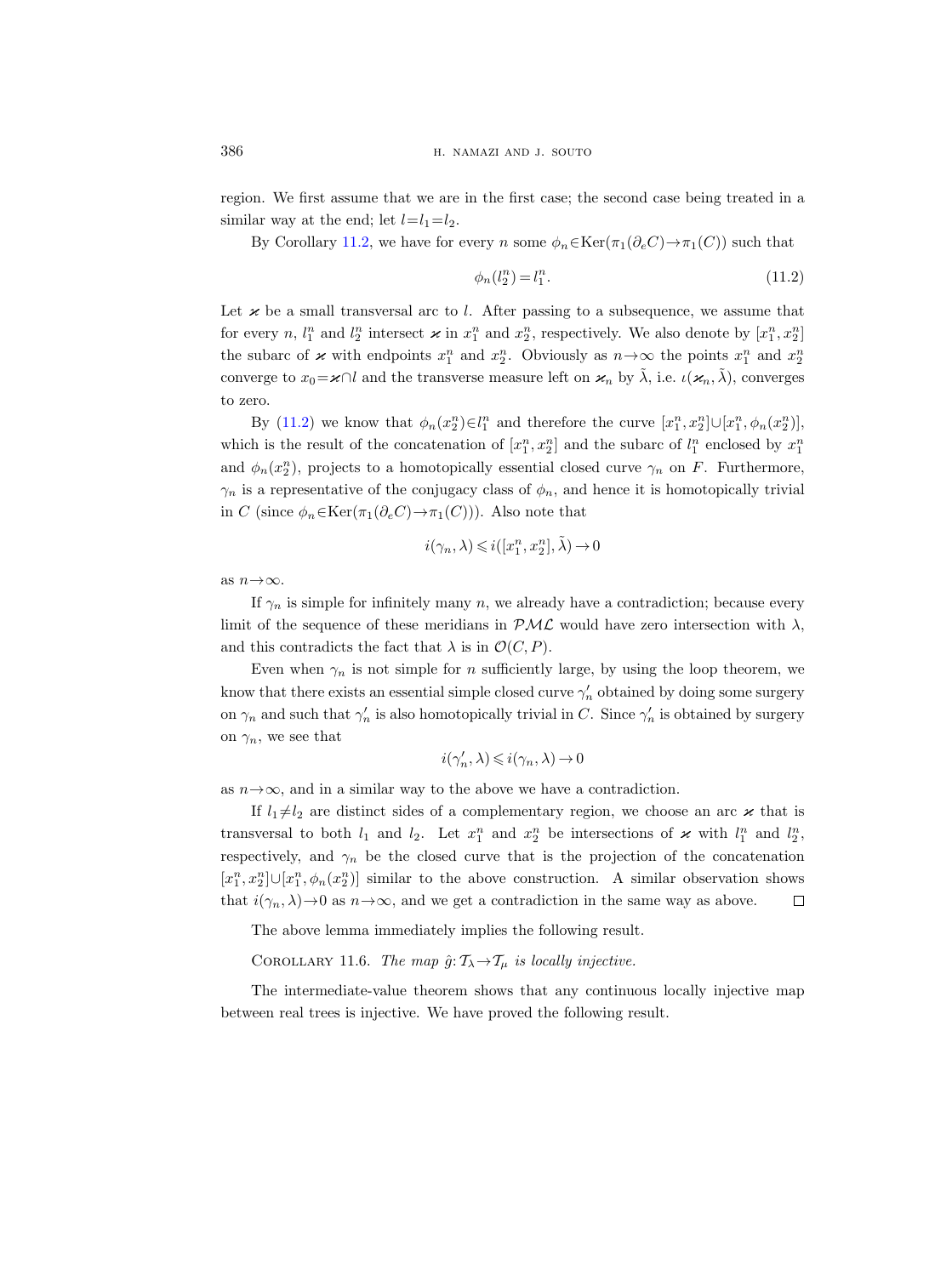region. We first assume that we are in the first case; the second case being treated in a similar way at the end; let $l=l_1=l_2$.

By Corollary 11.2, we have for every $n$ some $\phi_n \in \operatorname{Ker}(\pi_1(\partial_e C) \to \pi_1(C))$ such that

$$\phi_n(l_2^n) = l_1^n. \tag{11.2}$$

Let $\varkappa$ be a small transversal arc to $l$. After passing to a subsequence, we assume that for every $n$, $l_1^n$ and $l_2^n$ intersect $\varkappa$ in $x_1^n$ and $x_2^n$, respectively. We also denote by $[x_1^n, x_2^n]$ the subarc of $\varkappa$ with endpoints $x_1^n$ and $x_2^n$. Obviously as $n \to \infty$ the points $x_1^n$ and $x_2^n$ converge to $x_0 = \varkappa \cap l$ and the transverse measure left on $\varkappa_n$ by $\tilde{\lambda}$, i.e. $\iota(\varkappa_n, \tilde{\lambda})$, converges to zero.

By (11.2) we know that $\phi_n(x_2^n) \in l_1^n$ and therefore the curve $[x_1^n, x_2^n] \cup [x_1^n, \phi_n(x_2^n)]$, which is the result of the concatenation of $[x_1^n, x_2^n]$ and the subarc of $l_1^n$ enclosed by $x_1^n$ and $\phi_n(x_2^n)$, projects to a homotopically essential closed curve $\gamma_n$ on $F$. Furthermore, $\gamma_n$ is a representative of the conjugacy class of $\phi_n$, and hence it is homotopically trivial in $C$ (since $\phi_n \in \operatorname{Ker}(\pi_1(\partial_e C) \to \pi_1(C))$). Also note that

$$i(\gamma_n, \lambda) \leqslant i([x_1^n, x_2^n], \tilde{\lambda}) \to 0$$

as $n \to \infty$.

If $\gamma_n$ is simple for infinitely many $n$, we already have a contradiction; because every limit of the sequence of these meridians in $\mathcal{PML}$ would have zero intersection with $\lambda$, and this contradicts the fact that $\lambda$ is in $\mathcal{O}(C, P)$.

Even when $\gamma_n$ is not simple for $n$ sufficiently large, by using the loop theorem, we know that there exists an essential simple closed curve $\gamma_n'$ obtained by doing some surgery on $\gamma_n$ and such that $\gamma_n'$ is also homotopically trivial in $C$. Since $\gamma_n'$ is obtained by surgery on $\gamma_n$, we see that

$$i(\gamma_n', \lambda) \leqslant i(\gamma_n, \lambda) \to 0$$

as $n \to \infty$, and in a similar way to the above we have a contradiction.

If $l_1 \neq l_2$ are distinct sides of a complementary region, we choose an arc $\varkappa$ that is transversal to both $l_1$ and $l_2$. Let $x_1^n$ and $x_2^n$ be intersections of $\varkappa$ with $l_1^n$ and $l_2^n$, respectively, and $\gamma_n$ be the closed curve that is the projection of the concatenation $[x_1^n, x_2^n] \cup [x_1^n, \phi_n(x_2^n)]$ similar to the above construction. A similar observation shows that $i(\gamma_n, \lambda) \to 0$ as $n \to \infty$, and we get a contradiction in the same way as above. □

The above lemma immediately implies the following result.

Corollary 11.6. *The map $\hat{g}: \mathcal{T}_\lambda \to \mathcal{T}_\mu$ is locally injective.*

The intermediate-value theorem shows that any continuous locally injective map between real trees is injective. We have proved the following result.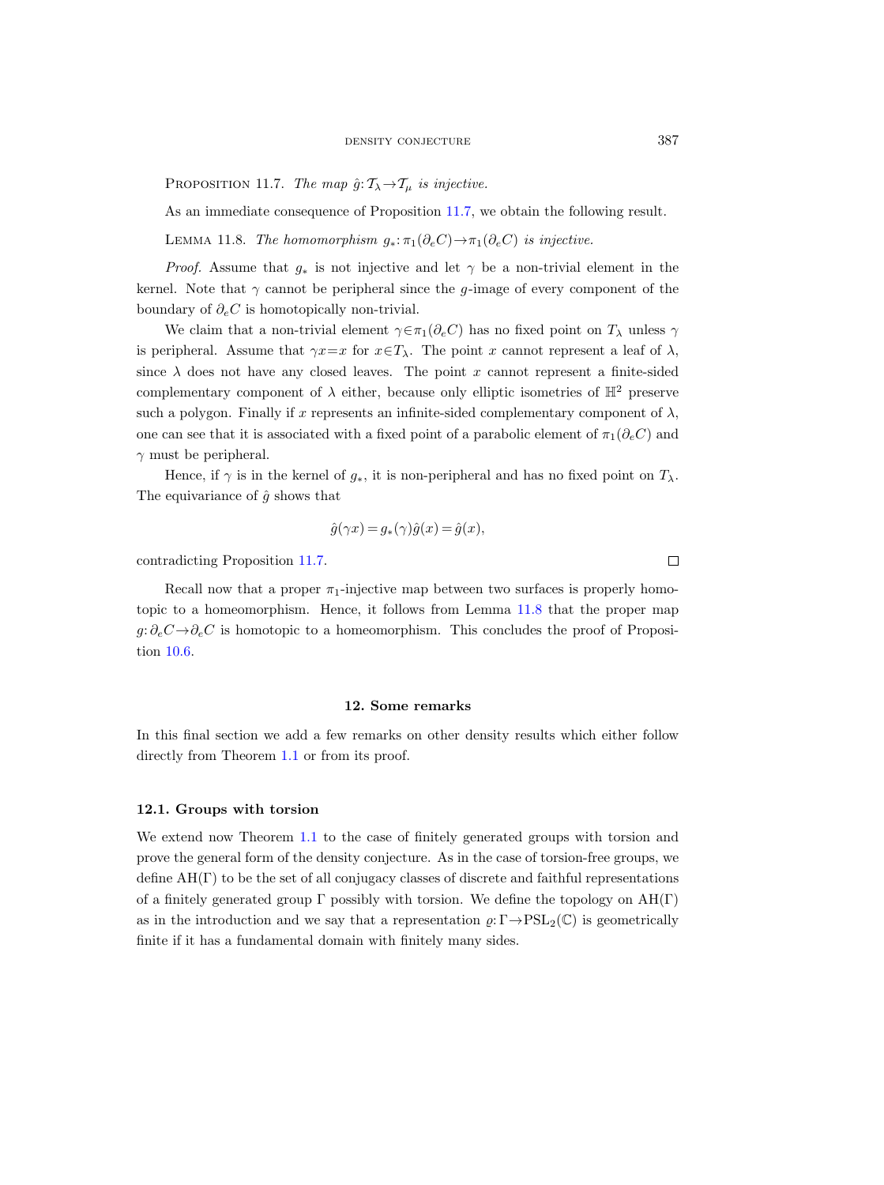Proposition 11.7. *The map $\hat{g}\colon \mathcal{T}_\lambda \to \mathcal{T}_\mu$ is injective.*

As an immediate consequence of Proposition 11.7, we obtain the following result.

Lemma 11.8. *The homomorphism $g_*\colon \pi_1(\partial_e C) \to \pi_1(\partial_e C)$ is injective.*

*Proof.* Assume that $g_*$ is not injective and let $\gamma$ be a non-trivial element in the kernel. Note that $\gamma$ cannot be peripheral since the $g$-image of every component of the boundary of $\partial_e C$ is homotopically non-trivial.

We claim that a non-trivial element $\gamma \in \pi_1(\partial_e C)$ has no fixed point on $T_\lambda$ unless $\gamma$ is peripheral. Assume that $\gamma x = x$ for $x \in T_\lambda$. The point $x$ cannot represent a leaf of $\lambda$, since $\lambda$ does not have any closed leaves. The point $x$ cannot represent a finite-sided complementary component of $\lambda$ either, because only elliptic isometries of $\mathbb{H}^2$ preserve such a polygon. Finally if $x$ represents an infinite-sided complementary component of $\lambda$, one can see that it is associated with a fixed point of a parabolic element of $\pi_1(\partial_e C)$ and $\gamma$ must be peripheral.

Hence, if $\gamma$ is in the kernel of $g_*$, it is non-peripheral and has no fixed point on $T_\lambda$. The equivariance of $\hat{g}$ shows that

$$\hat{g}(\gamma x) = g_*(\gamma)\hat{g}(x) = \hat{g}(x),$$

contradicting Proposition 11.7. $\square$

Recall now that a proper $\pi_1$-injective map between two surfaces is properly homotopic to a homeomorphism. Hence, it follows from Lemma 11.8 that the proper map $g\colon \partial_e C \to \partial_e C$ is homotopic to a homeomorphism. This concludes the proof of Proposition 10.6.

## 12. Some remarks

In this final section we add a few remarks on other density results which either follow directly from Theorem 1.1 or from its proof.

### 12.1. Groups with torsion

We extend now Theorem 1.1 to the case of finitely generated groups with torsion and prove the general form of the density conjecture. As in the case of torsion-free groups, we define $\mathrm{AH}(\Gamma)$ to be the set of all conjugacy classes of discrete and faithful representations of a finitely generated group $\Gamma$ possibly with torsion. We define the topology on $\mathrm{AH}(\Gamma)$ as in the introduction and we say that a representation $\varrho\colon \Gamma \to \mathrm{PSL}_2(\mathbb{C})$ is geometrically finite if it has a fundamental domain with finitely many sides.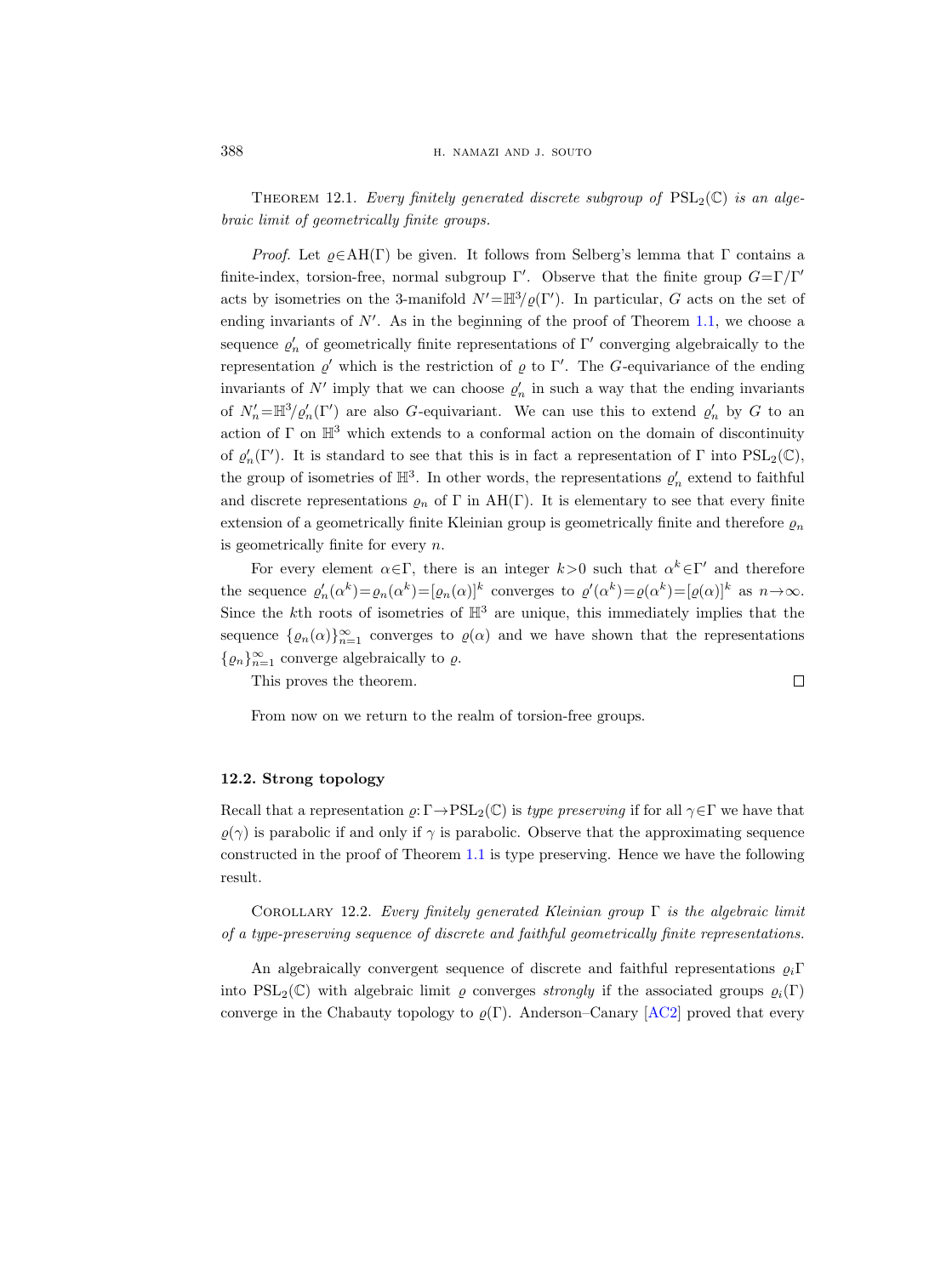Theorem 12.1. *Every finitely generated discrete subgroup of* $\mathrm{PSL}_2(\mathbb{C})$ *is an algebraic limit of geometrically finite groups.*

*Proof.* Let $\varrho \in \mathrm{AH}(\Gamma)$ be given. It follows from Selberg's lemma that $\Gamma$ contains a finite-index, torsion-free, normal subgroup $\Gamma'$. Observe that the finite group $G=\Gamma/\Gamma'$ acts by isometries on the 3-manifold $N'=\mathbb{H}^3/\varrho(\Gamma')$. In particular, $G$ acts on the set of ending invariants of $N'$. As in the beginning of the proof of Theorem 1.1, we choose a sequence $\varrho'_n$ of geometrically finite representations of $\Gamma'$ converging algebraically to the representation $\varrho'$ which is the restriction of $\varrho$ to $\Gamma'$. The $G$-equivariance of the ending invariants of $N'$ imply that we can choose $\varrho'_n$ in such a way that the ending invariants of $N'_n=\mathbb{H}^3/\varrho'_n(\Gamma')$ are also $G$-equivariant. We can use this to extend $\varrho'_n$ by $G$ to an action of $\Gamma$ on $\mathbb{H}^3$ which extends to a conformal action on the domain of discontinuity of $\varrho'_n(\Gamma')$. It is standard to see that this is in fact a representation of $\Gamma$ into $\mathrm{PSL}_2(\mathbb{C})$, the group of isometries of $\mathbb{H}^3$. In other words, the representations $\varrho'_n$ extend to faithful and discrete representations $\varrho_n$ of $\Gamma$ in $\mathrm{AH}(\Gamma)$. It is elementary to see that every finite extension of a geometrically finite Kleinian group is geometrically finite and therefore $\varrho_n$ is geometrically finite for every $n$.

For every element $\alpha \in \Gamma$, there is an integer $k>0$ such that $\alpha^k \in \Gamma'$ and therefore the sequence $\varrho'_n(\alpha^k)=\varrho_n(\alpha^k)=[\varrho_n(\alpha)]^k$ converges to $\varrho'(\alpha^k)=\varrho(\alpha^k)=[\varrho(\alpha)]^k$ as $n\to\infty$. Since the $k$th roots of isometries of $\mathbb{H}^3$ are unique, this immediately implies that the sequence $\{\varrho_n(\alpha)\}_{n=1}^\infty$ converges to $\varrho(\alpha)$ and we have shown that the representations $\{\varrho_n\}_{n=1}^\infty$ converge algebraically to $\varrho$.

This proves the theorem. $\square$

From now on we return to the realm of torsion-free groups.

### 12.2. Strong topology

Recall that a representation $\varrho\colon\Gamma\to\mathrm{PSL}_2(\mathbb{C})$ is *type preserving* if for all $\gamma\in\Gamma$ we have that $\varrho(\gamma)$ is parabolic if and only if $\gamma$ is parabolic. Observe that the approximating sequence constructed in the proof of Theorem 1.1 is type preserving. Hence we have the following result.

Corollary 12.2. *Every finitely generated Kleinian group* $\Gamma$ *is the algebraic limit of a type-preserving sequence of discrete and faithful geometrically finite representations.*

An algebraically convergent sequence of discrete and faithful representations $\varrho_i\Gamma$ into $\mathrm{PSL}_2(\mathbb{C})$ with algebraic limit $\varrho$ converges *strongly* if the associated groups $\varrho_i(\Gamma)$ converge in the Chabauty topology to $\varrho(\Gamma)$. Anderson–Canary [AC2] proved that every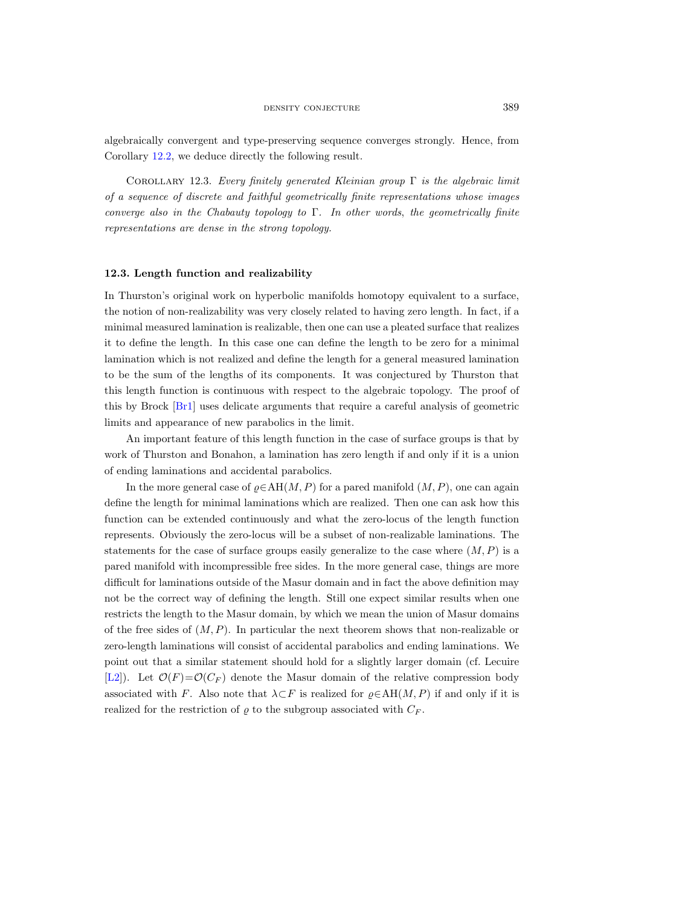algebraically convergent and type-preserving sequence converges strongly. Hence, from Corollary 12.2, we deduce directly the following result.

Corollary 12.3. *Every finitely generated Kleinian group $\Gamma$ is the algebraic limit of a sequence of discrete and faithful geometrically finite representations whose images converge also in the Chabauty topology to $\Gamma$. In other words, the geometrically finite representations are dense in the strong topology.*

### 12.3. Length function and realizability

In Thurston's original work on hyperbolic manifolds homotopy equivalent to a surface, the notion of non-realizability was very closely related to having zero length. In fact, if a minimal measured lamination is realizable, then one can use a pleated surface that realizes it to define the length. In this case one can define the length to be zero for a minimal lamination which is not realized and define the length for a general measured lamination to be the sum of the lengths of its components. It was conjectured by Thurston that this length function is continuous with respect to the algebraic topology. The proof of this by Brock [Br1] uses delicate arguments that require a careful analysis of geometric limits and appearance of new parabolics in the limit.

An important feature of this length function in the case of surface groups is that by work of Thurston and Bonahon, a lamination has zero length if and only if it is a union of ending laminations and accidental parabolics.

In the more general case of $\varrho\in\mathrm{AH}(M,P)$ for a pared manifold $(M,P)$, one can again define the length for minimal laminations which are realized. Then one can ask how this function can be extended continuously and what the zero-locus of the length function represents. Obviously the zero-locus will be a subset of non-realizable laminations. The statements for the case of surface groups easily generalize to the case where $(M,P)$ is a pared manifold with incompressible free sides. In the more general case, things are more difficult for laminations outside of the Masur domain and in fact the above definition may not be the correct way of defining the length. Still one expect similar results when one restricts the length to the Masur domain, by which we mean the union of Masur domains of the free sides of $(M,P)$. In particular the next theorem shows that non-realizable or zero-length laminations will consist of accidental parabolics and ending laminations. We point out that a similar statement should hold for a slightly larger domain (cf. Lecuire [L2]). Let $\mathcal{O}(F)=\mathcal{O}(C_F)$ denote the Masur domain of the relative compression body associated with $F$. Also note that $\lambda\subset F$ is realized for $\varrho\in\mathrm{AH}(M,P)$ if and only if it is realized for the restriction of $\varrho$ to the subgroup associated with $C_F$.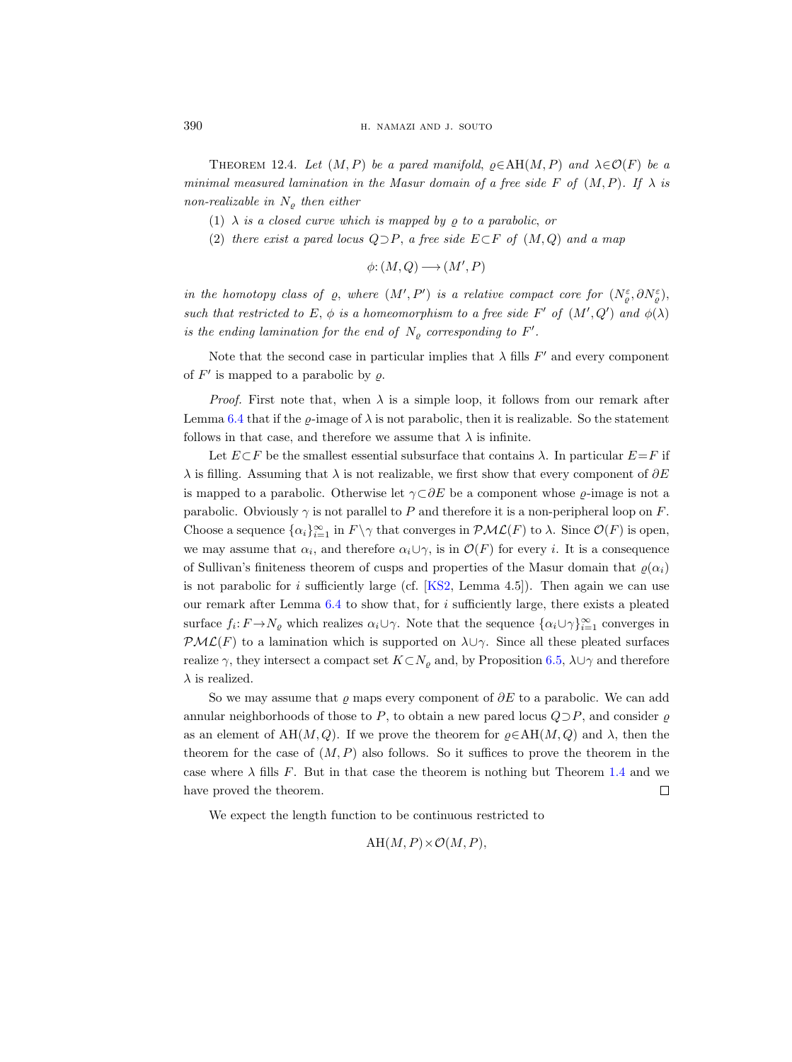**Theorem 12.4.** *Let $(M, P)$ be a pared manifold, $\varrho \in \mathrm{AH}(M, P)$ and $\lambda \in \mathcal{O}(F)$ be a minimal measured lamination in the Masur domain of a free side $F$ of $(M, P)$. If $\lambda$ is non-realizable in $N_\varrho$ then either*

(1) *$\lambda$ is a closed curve which is mapped by $\varrho$ to a parabolic, or*

(2) *there exist a pared locus $Q \supset P$, a free side $E \subset F$ of $(M, Q)$ and a map*

$$\phi: (M, Q) \longrightarrow (M', P)$$

*in the homotopy class of $\varrho$, where $(M', P')$ is a relative compact core for $(N_\varrho^\varepsilon, \partial N_\varrho^\varepsilon)$, such that restricted to $E$, $\phi$ is a homeomorphism to a free side $F'$ of $(M', Q')$ and $\phi(\lambda)$ is the ending lamination for the end of $N_\varrho$ corresponding to $F'$.*

Note that the second case in particular implies that $\lambda$ fills $F'$ and every component of $F'$ is mapped to a parabolic by $\varrho$.

*Proof.* First note that, when $\lambda$ is a simple loop, it follows from our remark after Lemma 6.4 that if the $\varrho$-image of $\lambda$ is not parabolic, then it is realizable. So the statement follows in that case, and therefore we assume that $\lambda$ is infinite.

Let $E \subset F$ be the smallest essential subsurface that contains $\lambda$. In particular $E = F$ if $\lambda$ is filling. Assuming that $\lambda$ is not realizable, we first show that every component of $\partial E$ is mapped to a parabolic. Otherwise let $\gamma \subset \partial E$ be a component whose $\varrho$-image is not a parabolic. Obviously $\gamma$ is not parallel to $P$ and therefore it is a non-peripheral loop on $F$. Choose a sequence $\{\alpha_i\}_{i=1}^\infty$ in $F \setminus \gamma$ that converges in $\mathcal{PML}(F)$ to $\lambda$. Since $\mathcal{O}(F)$ is open, we may assume that $\alpha_i$, and therefore $\alpha_i \cup \gamma$, is in $\mathcal{O}(F)$ for every $i$. It is a consequence of Sullivan's finiteness theorem of cusps and properties of the Masur domain that $\varrho(\alpha_i)$ is not parabolic for $i$ sufficiently large (cf. [KS2, Lemma 4.5]). Then again we can use our remark after Lemma 6.4 to show that, for $i$ sufficiently large, there exists a pleated surface $f_i: F \to N_\varrho$ which realizes $\alpha_i \cup \gamma$. Note that the sequence $\{\alpha_i \cup \gamma\}_{i=1}^\infty$ converges in $\mathcal{PML}(F)$ to a lamination which is supported on $\lambda \cup \gamma$. Since all these pleated surfaces realize $\gamma$, they intersect a compact set $K \subset N_\varrho$ and, by Proposition 6.5, $\lambda \cup \gamma$ and therefore $\lambda$ is realized.

So we may assume that $\varrho$ maps every component of $\partial E$ to a parabolic. We can add annular neighborhoods of those to $P$, to obtain a new pared locus $Q \supset P$, and consider $\varrho$ as an element of $\mathrm{AH}(M, Q)$. If we prove the theorem for $\varrho \in \mathrm{AH}(M, Q)$ and $\lambda$, then the theorem for the case of $(M, P)$ also follows. So it suffices to prove the theorem in the case where $\lambda$ fills $F$. But in that case the theorem is nothing but Theorem 1.4 and we have proved the theorem. $\square$

We expect the length function to be continuous restricted to

$$\mathrm{AH}(M, P) \times \mathcal{O}(M, P),$$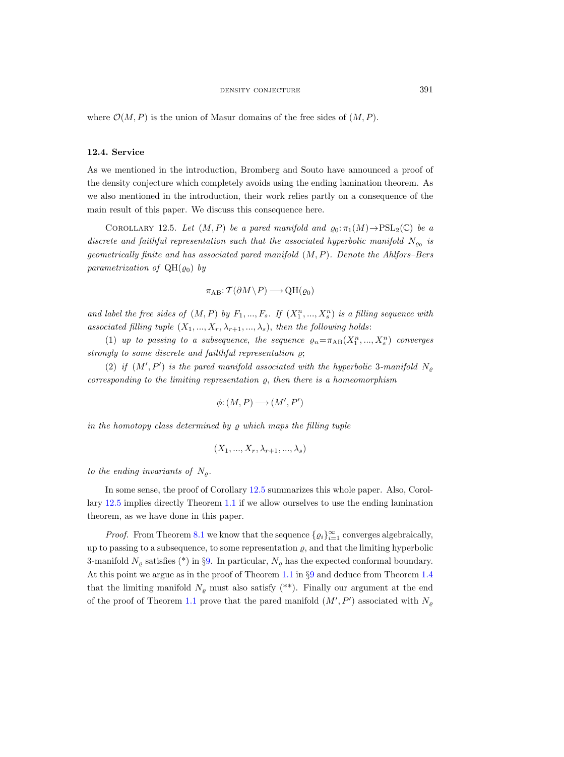where $\mathcal{O}(M, P)$ is the union of Masur domains of the free sides of $(M, P)$.

### 12.4. Service

As we mentioned in the introduction, Bromberg and Souto have announced a proof of the density conjecture which completely avoids using the ending lamination theorem. As we also mentioned in the introduction, their work relies partly on a consequence of the main result of this paper. We discuss this consequence here.

Corollary 12.5. *Let $(M, P)$ be a pared manifold and $\varrho_0: \pi_1(M) \to \mathrm{PSL}_2(\mathbb{C})$ be a discrete and faithful representation such that the associated hyperbolic manifold $N_{\varrho_0}$ is geometrically finite and has associated pared manifold $(M, P)$. Denote the Ahlfors–Bers parametrization of $\mathrm{QH}(\varrho_0)$ by*

$$\pi_{\mathrm{AB}}: \mathcal{T}(\partial M \setminus P) \longrightarrow \mathrm{QH}(\varrho_0)$$

*and label the free sides of $(M, P)$ by $F_1, ..., F_s$. If $(X_1^n, ..., X_s^n)$ is a filling sequence with associated filling tuple $(X_1, ..., X_r, \lambda_{r+1}, ..., \lambda_s)$, then the following holds*:

(1) *up to passing to a subsequence, the sequence $\varrho_n = \pi_{\mathrm{AB}}(X_1^n, ..., X_s^n)$ converges strongly to some discrete and faithful representation $\varrho$*;

(2) *if $(M', P')$ is the pared manifold associated with the hyperbolic 3-manifold $N_\varrho$ corresponding to the limiting representation $\varrho$, then there is a homeomorphism*

$$\phi: (M, P) \longrightarrow (M', P')$$

*in the homotopy class determined by $\varrho$ which maps the filling tuple*

$$(X_1, ..., X_r, \lambda_{r+1}, ..., \lambda_s)$$

*to the ending invariants of $N_\varrho$.*

In some sense, the proof of Corollary 12.5 summarizes this whole paper. Also, Corollary 12.5 implies directly Theorem 1.1 if we allow ourselves to use the ending lamination theorem, as we have done in this paper.

*Proof.* From Theorem 8.1 we know that the sequence $\{\varrho_i\}_{i=1}^{\infty}$ converges algebraically, up to passing to a subsequence, to some representation $\varrho$, and that the limiting hyperbolic 3-manifold $N_\varrho$ satisfies (*) in §9. In particular, $N_\varrho$ has the expected conformal boundary. At this point we argue as in the proof of Theorem 1.1 in §9 and deduce from Theorem 1.4 that the limiting manifold $N_\varrho$ must also satisfy (**). Finally our argument at the end of the proof of Theorem 1.1 prove that the pared manifold $(M', P')$ associated with $N_\varrho$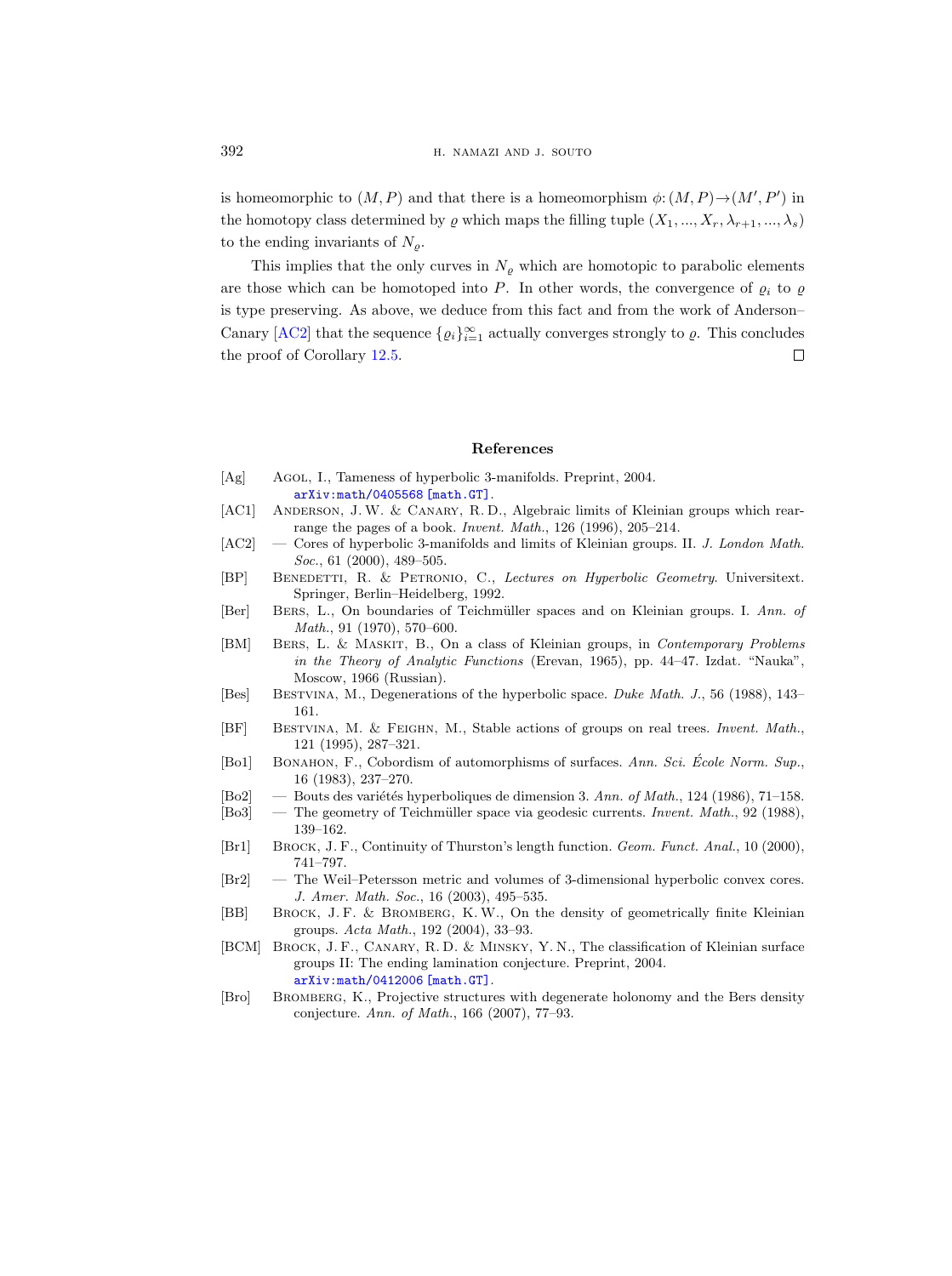is homeomorphic to $(M, P)$ and that there is a homeomorphism $\phi: (M, P) \to (M', P')$ in the homotopy class determined by $\varrho$ which maps the filling tuple $(X_1, ..., X_r, \lambda_{r+1}, ..., \lambda_s)$ to the ending invariants of $N_\varrho$.

This implies that the only curves in $N_\varrho$ which are homotopic to parabolic elements are those which can be homotoped into $P$. In other words, the convergence of $\varrho_i$ to $\varrho$ is type preserving. As above, we deduce from this fact and from the work of Anderson–Canary [AC2] that the sequence $\{\varrho_i\}_{i=1}^{\infty}$ actually converges strongly to $\varrho$. This concludes the proof of Corollary 12.5. □

## References

[Ag] Agol, I., Tameness of hyperbolic 3-manifolds. Preprint, 2004. arXiv:math/0405568 [math.GT].

[AC1] Anderson, J. W. & Canary, R. D., Algebraic limits of Kleinian groups which rearrange the pages of a book. *Invent. Math.*, 126 (1996), 205–214.

[AC2] — Cores of hyperbolic 3-manifolds and limits of Kleinian groups. II. *J. London Math. Soc.*, 61 (2000), 489–505.

[BP] Benedetti, R. & Petronio, C., *Lectures on Hyperbolic Geometry*. Universitext. Springer, Berlin–Heidelberg, 1992.

[Ber] Bers, L., On boundaries of Teichmüller spaces and on Kleinian groups. I. *Ann. of Math.*, 91 (1970), 570–600.

[BM] Bers, L. & Maskit, B., On a class of Kleinian groups, in *Contemporary Problems in the Theory of Analytic Functions* (Erevan, 1965), pp. 44–47. Izdat. "Nauka", Moscow, 1966 (Russian).

[Bes] Bestvina, M., Degenerations of the hyperbolic space. *Duke Math. J.*, 56 (1988), 143–161.

[BF] Bestvina, M. & Feighn, M., Stable actions of groups on real trees. *Invent. Math.*, 121 (1995), 287–321.

[Bo1] Bonahon, F., Cobordism of automorphisms of surfaces. *Ann. Sci. École Norm. Sup.*, 16 (1983), 237–270.

[Bo2] — Bouts des variétés hyperboliques de dimension 3. *Ann. of Math.*, 124 (1986), 71–158.

[Bo3] — The geometry of Teichmüller space via geodesic currents. *Invent. Math.*, 92 (1988), 139–162.

[Br1] Brock, J. F., Continuity of Thurston's length function. *Geom. Funct. Anal.*, 10 (2000), 741–797.

[Br2] — The Weil–Petersson metric and volumes of 3-dimensional hyperbolic convex cores. *J. Amer. Math. Soc.*, 16 (2003), 495–535.

[BB] Brock, J. F. & Bromberg, K. W., On the density of geometrically finite Kleinian groups. *Acta Math.*, 192 (2004), 33–93.

[BCM] Brock, J. F., Canary, R. D. & Minsky, Y. N., The classification of Kleinian surface groups II: The ending lamination conjecture. Preprint, 2004. arXiv:math/0412006 [math.GT].

[Bro] Bromberg, K., Projective structures with degenerate holonomy and the Bers density conjecture. *Ann. of Math.*, 166 (2007), 77–93.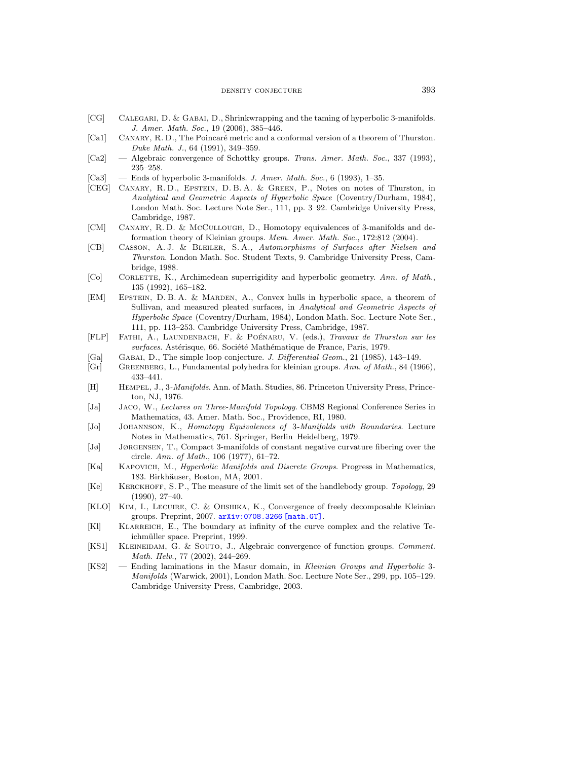[CG] Calegari, D. & Gabai, D., Shrinkwrapping and the taming of hyperbolic 3-manifolds. *J. Amer. Math. Soc.*, 19 (2006), 385–446.

[Ca1] Canary, R. D., The Poincaré metric and a conformal version of a theorem of Thurston. *Duke Math. J.*, 64 (1991), 349–359.

[Ca2] — Algebraic convergence of Schottky groups. *Trans. Amer. Math. Soc.*, 337 (1993), 235–258.

[Ca3] — Ends of hyperbolic 3-manifolds. *J. Amer. Math. Soc.*, 6 (1993), 1–35.

[CEG] Canary, R. D., Epstein, D. B. A. & Green, P., Notes on notes of Thurston, in *Analytical and Geometric Aspects of Hyperbolic Space* (Coventry/Durham, 1984), London Math. Soc. Lecture Note Ser., 111, pp. 3–92. Cambridge University Press, Cambridge, 1987.

[CM] Canary, R. D. & McCullough, D., Homotopy equivalences of 3-manifolds and deformation theory of Kleinian groups. *Mem. Amer. Math. Soc.*, 172:812 (2004).

[CB] Casson, A. J. & Bleiler, S. A., *Automorphisms of Surfaces after Nielsen and Thurston*. London Math. Soc. Student Texts, 9. Cambridge University Press, Cambridge, 1988.

[Co] Corlette, K., Archimedean superrigidity and hyperbolic geometry. *Ann. of Math.*, 135 (1992), 165–182.

[EM] Epstein, D. B. A. & Marden, A., Convex hulls in hyperbolic space, a theorem of Sullivan, and measured pleated surfaces, in *Analytical and Geometric Aspects of Hyperbolic Space* (Coventry/Durham, 1984), London Math. Soc. Lecture Note Ser., 111, pp. 113–253. Cambridge University Press, Cambridge, 1987.

[FLP] Fathi, A., Laundenbach, F. & Poénaru, V. (eds.), *Travaux de Thurston sur les surfaces*. Astérisque, 66. Société Mathématique de France, Paris, 1979.

[Ga] Gabai, D., The simple loop conjecture. *J. Differential Geom.*, 21 (1985), 143–149.

[Gr] Greenberg, L., Fundamental polyhedra for kleinian groups. *Ann. of Math.*, 84 (1966), 433–441.

[H] Hempel, J., *3-Manifolds*. Ann. of Math. Studies, 86. Princeton University Press, Princeton, NJ, 1976.

[Ja] Jaco, W., *Lectures on Three-Manifold Topology*. CBMS Regional Conference Series in Mathematics, 43. Amer. Math. Soc., Providence, RI, 1980.

[Jo] Johannson, K., *Homotopy Equivalences of 3-Manifolds with Boundaries*. Lecture Notes in Mathematics, 761. Springer, Berlin–Heidelberg, 1979.

[Jø] Jørgensen, T., Compact 3-manifolds of constant negative curvature fibering over the circle. *Ann. of Math.*, 106 (1977), 61–72.

[Ka] Kapovich, M., *Hyperbolic Manifolds and Discrete Groups*. Progress in Mathematics, 183. Birkhäuser, Boston, MA, 2001.

[Ke] Kerckhoff, S. P., The measure of the limit set of the handlebody group. *Topology*, 29 (1990), 27–40.

[KLO] Kim, I., Lecuire, C. & Ohshika, K., Convergence of freely decomposable Kleinian groups. Preprint, 2007. arXiv:0708.3266 [math.GT].

[Kl] Klarreich, E., The boundary at infinity of the curve complex and the relative Teichmüller space. Preprint, 1999.

[KS1] Kleineidam, G. & Souto, J., Algebraic convergence of function groups. *Comment. Math. Helv.*, 77 (2002), 244–269.

[KS2] — Ending laminations in the Masur domain, in *Kleinian Groups and Hyperbolic 3-Manifolds* (Warwick, 2001), London Math. Soc. Lecture Note Ser., 299, pp. 105–129. Cambridge University Press, Cambridge, 2003.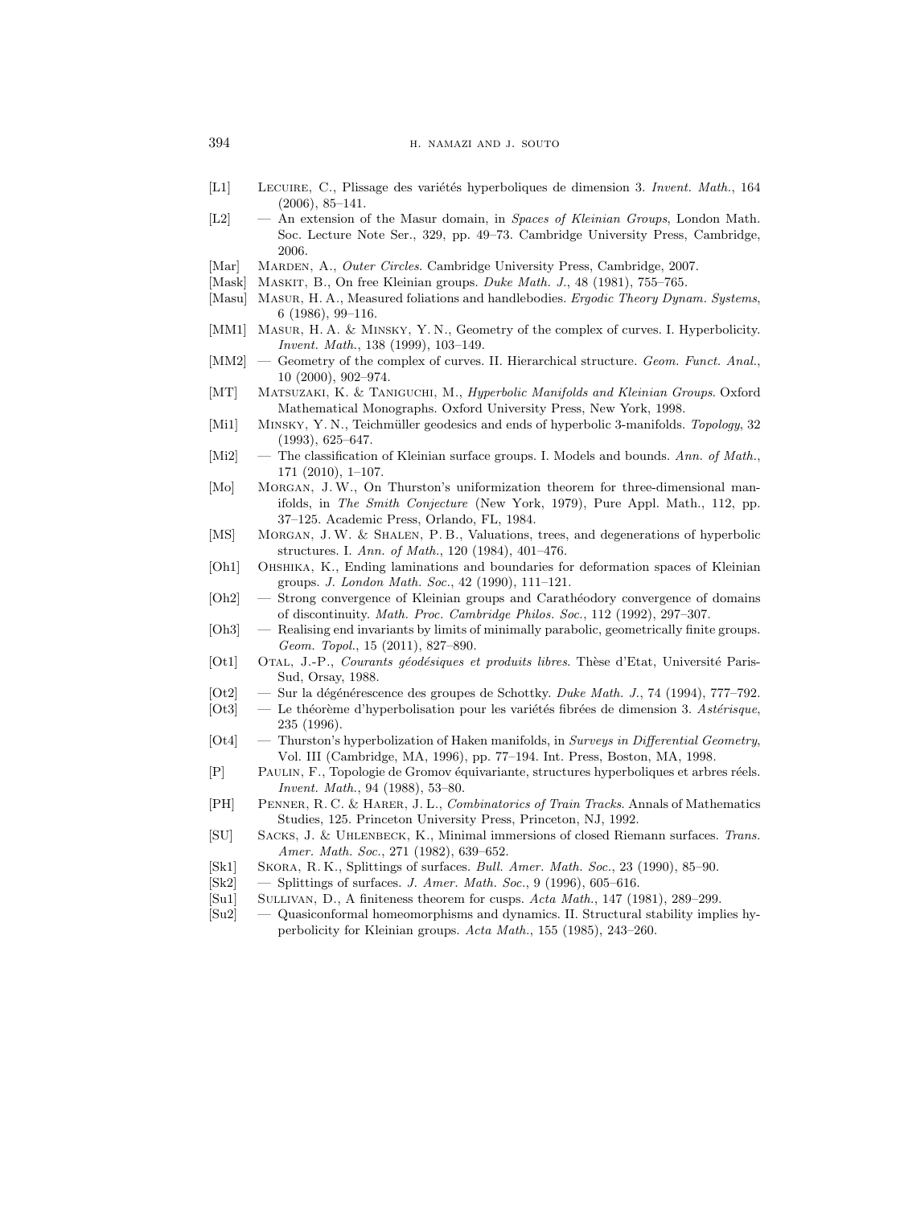- [L1] Lecuire, C., Plissage des variétés hyperboliques de dimension 3. *Invent. Math.*, 164 (2006), 85–141.
- [L2] — An extension of the Masur domain, in *Spaces of Kleinian Groups*, London Math. Soc. Lecture Note Ser., 329, pp. 49–73. Cambridge University Press, Cambridge, 2006.
- [Mar] Marden, A., *Outer Circles*. Cambridge University Press, Cambridge, 2007.
- [Mask] Maskit, B., On free Kleinian groups. *Duke Math. J.*, 48 (1981), 755–765.
- [Masu] Masur, H. A., Measured foliations and handlebodies. *Ergodic Theory Dynam. Systems*, 6 (1986), 99–116.
- [MM1] Masur, H. A. & Minsky, Y. N., Geometry of the complex of curves. I. Hyperbolicity. *Invent. Math.*, 138 (1999), 103–149.
- [MM2] — Geometry of the complex of curves. II. Hierarchical structure. *Geom. Funct. Anal.*, 10 (2000), 902–974.
- [MT] Matsuzaki, K. & Taniguchi, M., *Hyperbolic Manifolds and Kleinian Groups*. Oxford Mathematical Monographs. Oxford University Press, New York, 1998.
- [Mi1] Minsky, Y. N., Teichmüller geodesics and ends of hyperbolic 3-manifolds. *Topology*, 32 (1993), 625–647.
- [Mi2] — The classification of Kleinian surface groups. I. Models and bounds. *Ann. of Math.*, 171 (2010), 1–107.
- [Mo] Morgan, J. W., On Thurston's uniformization theorem for three-dimensional manifolds, in *The Smith Conjecture* (New York, 1979), Pure Appl. Math., 112, pp. 37–125. Academic Press, Orlando, FL, 1984.
- [MS] Morgan, J. W. & Shalen, P. B., Valuations, trees, and degenerations of hyperbolic structures. I. *Ann. of Math.*, 120 (1984), 401–476.
- [Oh1] Ohshika, K., Ending laminations and boundaries for deformation spaces of Kleinian groups. *J. London Math. Soc.*, 42 (1990), 111–121.
- [Oh2] — Strong convergence of Kleinian groups and Carathéodory convergence of domains of discontinuity. *Math. Proc. Cambridge Philos. Soc.*, 112 (1992), 297–307.
- [Oh3] — Realising end invariants by limits of minimally parabolic, geometrically finite groups. *Geom. Topol.*, 15 (2011), 827–890.
- [Ot1] Otal, J.-P., *Courants géodésiques et produits libres*. Thèse d'Etat, Université Paris-Sud, Orsay, 1988.
- [Ot2] — Sur la dégénérescence des groupes de Schottky. *Duke Math. J.*, 74 (1994), 777–792.
- [Ot3] — Le théorème d'hyperbolisation pour les variétés fibrées de dimension 3. *Astérisque*, 235 (1996).
- [Ot4] — Thurston's hyperbolization of Haken manifolds, in *Surveys in Differential Geometry*, Vol. III (Cambridge, MA, 1996), pp. 77–194. Int. Press, Boston, MA, 1998.
- [P] Paulin, F., Topologie de Gromov équivariante, structures hyperboliques et arbres réels. *Invent. Math.*, 94 (1988), 53–80.
- [PH] Penner, R. C. & Harer, J. L., *Combinatorics of Train Tracks*. Annals of Mathematics Studies, 125. Princeton University Press, Princeton, NJ, 1992.
- [SU] Sacks, J. & Uhlenbeck, K., Minimal immersions of closed Riemann surfaces. *Trans. Amer. Math. Soc.*, 271 (1982), 639–652.
- [Sk1] Skora, R. K., Splittings of surfaces. *Bull. Amer. Math. Soc.*, 23 (1990), 85–90.
- [Sk2] — Splittings of surfaces. *J. Amer. Math. Soc.*, 9 (1996), 605–616.
- [Su1] Sullivan, D., A finiteness theorem for cusps. *Acta Math.*, 147 (1981), 289–299.
- [Su2] — Quasiconformal homeomorphisms and dynamics. II. Structural stability implies hyperbolicity for Kleinian groups. *Acta Math.*, 155 (1985), 243–260.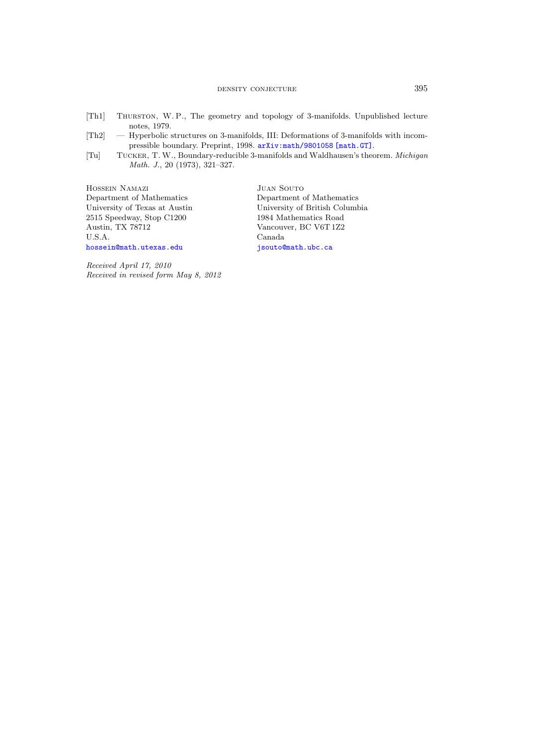[Th1] Thurston, W. P., The geometry and topology of 3-manifolds. Unpublished lecture notes, 1979.

[Th2] — Hyperbolic structures on 3-manifolds, III: Deformations of 3-manifolds with incompressible boundary. Preprint, 1998. arXiv:math/9801058 [math.GT].

[Tu] Tucker, T. W., Boundary-reducible 3-manifolds and Waldhausen's theorem. *Michigan Math. J.*, 20 (1973), 321–327.

Hossein Namazi
Department of Mathematics
University of Texas at Austin
2515 Speedway, Stop C1200
Austin, TX 78712
U.S.A.
hossein@math.utexas.edu

Juan Souto
Department of Mathematics
University of British Columbia
1984 Mathematics Road
Vancouver, BC V6T 1Z2
Canada
jsouto@math.ubc.ca

*Received April 17, 2010*
*Received in revised form May 8, 2012*